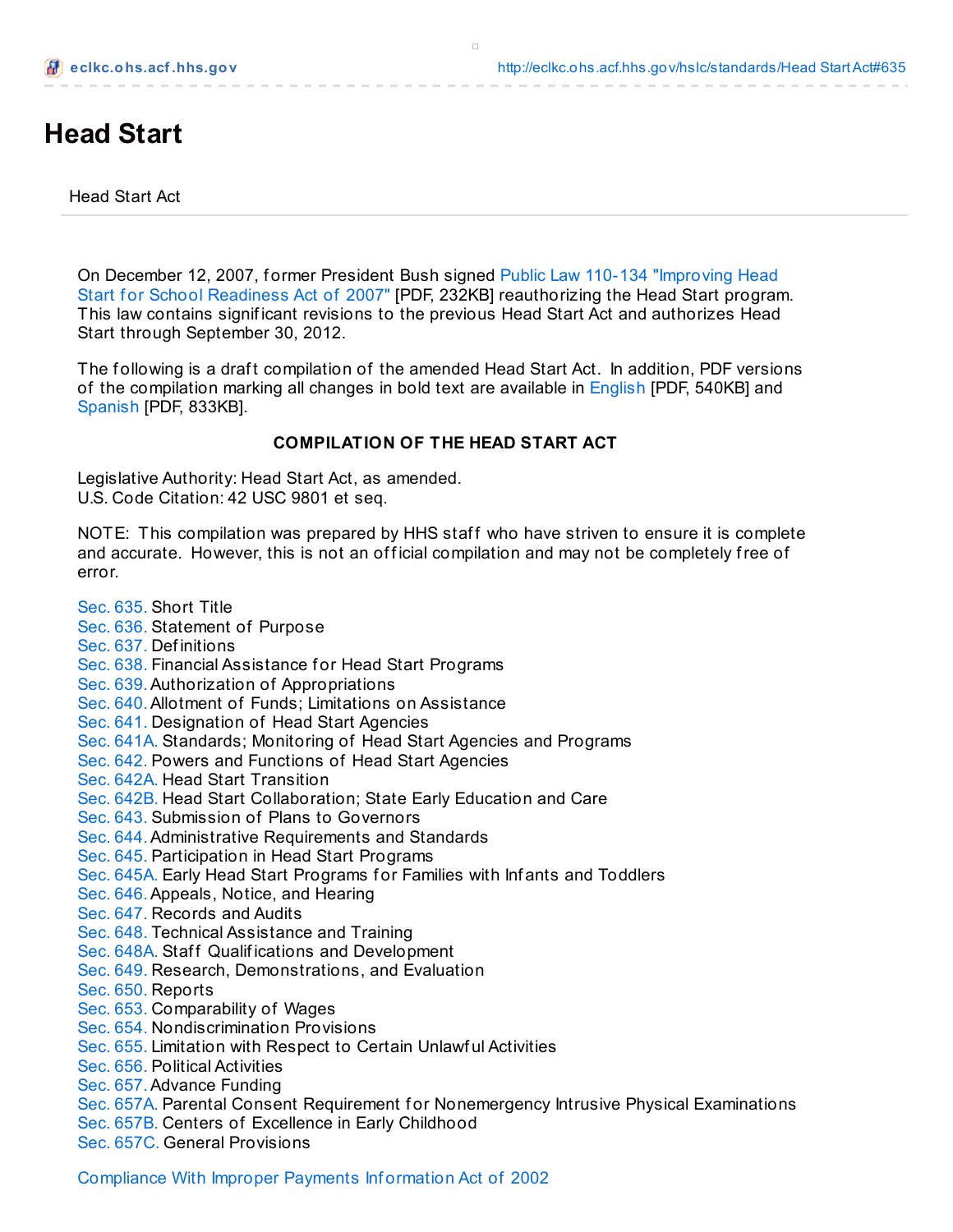# Head Start

Head Start Act

On December 12, 2007, former President Bush signed Public Law 110-134 "Improving Head Start for School Readiness Act of 2007" [PDF, 232KB] reauthorizing the Head Start program. This law contains significant revisions to the previous Head Start Act and authorizes Head Start through September 30, 2012.

The following is a draft compilation of the amended Head Start Act. In addition, PDF versions of the compilation marking all changes in bold text are available in English [PDF, 540KB] and Spanish [PDF, 833KB].

**COMPILATION OF THE HEAD START ACT**

Legislative Authority: Head Start Act, as amended.
U.S. Code Citation: 42 USC 9801 et seq.

NOTE: This compilation was prepared by HHS staff who have striven to ensure it is complete and accurate. However, this is not an official compilation and may not be completely free of error.

Sec. 635. Short Title
Sec. 636. Statement of Purpose
Sec. 637. Definitions
Sec. 638. Financial Assistance for Head Start Programs
Sec. 639. Authorization of Appropriations
Sec. 640. Allotment of Funds; Limitations on Assistance
Sec. 641. Designation of Head Start Agencies
Sec. 641A. Standards; Monitoring of Head Start Agencies and Programs
Sec. 642. Powers and Functions of Head Start Agencies
Sec. 642A. Head Start Transition
Sec. 642B. Head Start Collaboration; State Early Education and Care
Sec. 643. Submission of Plans to Governors
Sec. 644. Administrative Requirements and Standards
Sec. 645. Participation in Head Start Programs
Sec. 645A. Early Head Start Programs for Families with Infants and Toddlers
Sec. 646. Appeals, Notice, and Hearing
Sec. 647. Records and Audits
Sec. 648. Technical Assistance and Training
Sec. 648A. Staff Qualifications and Development
Sec. 649. Research, Demonstrations, and Evaluation
Sec. 650. Reports
Sec. 653. Comparability of Wages
Sec. 654. Nondiscrimination Provisions
Sec. 655. Limitation with Respect to Certain Unlawful Activities
Sec. 656. Political Activities
Sec. 657. Advance Funding
Sec. 657A. Parental Consent Requirement for Nonemergency Intrusive Physical Examinations
Sec. 657B. Centers of Excellence in Early Childhood
Sec. 657C. General Provisions

Compliance With Improper Payments Information Act of 2002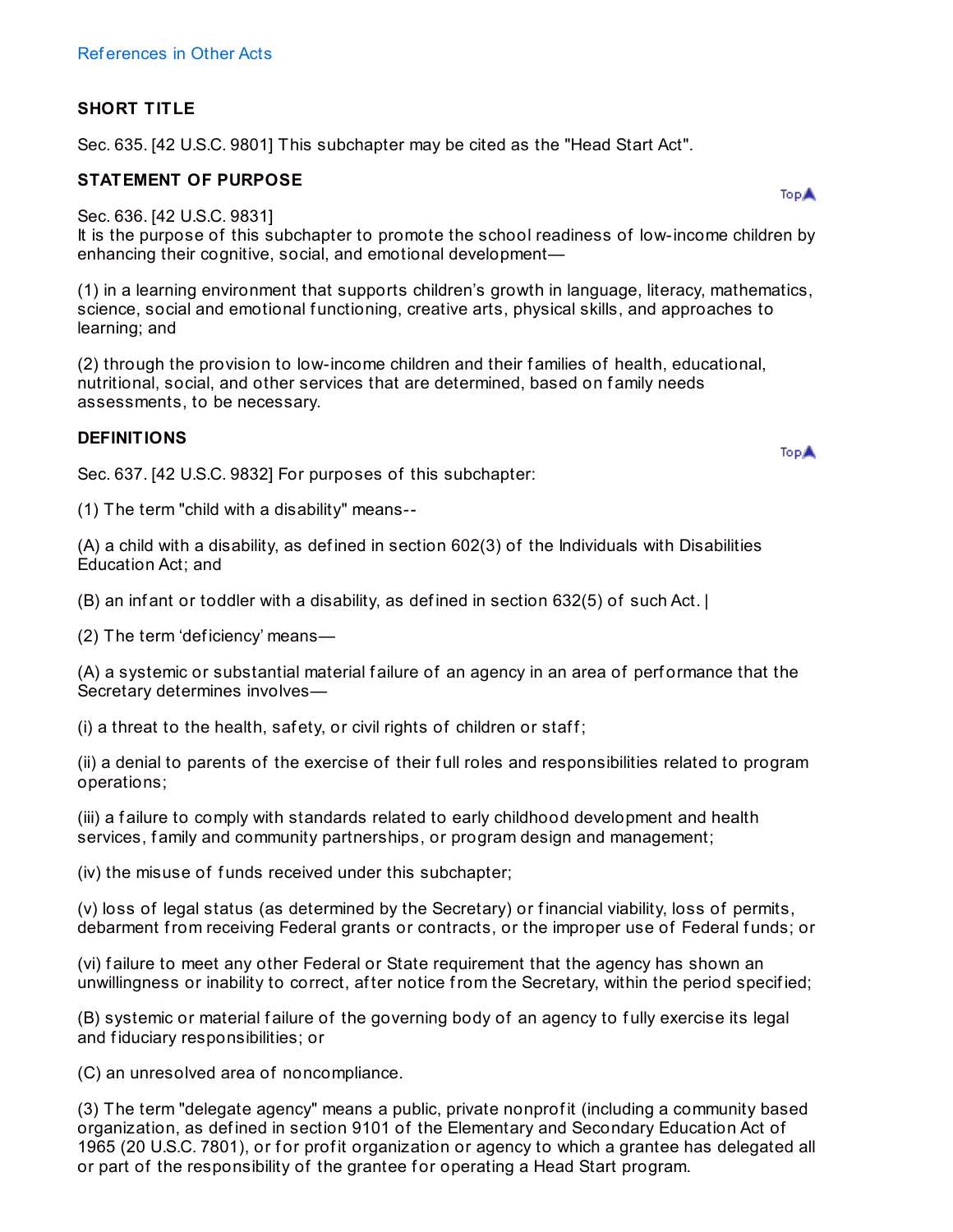References in Other Acts

**SHORT TITLE**

Sec. 635. [42 U.S.C. 9801] This subchapter may be cited as the "Head Start Act".

**STATEMENT OF PURPOSE**

Sec. 636. [42 U.S.C. 9831]
It is the purpose of this subchapter to promote the school readiness of low-income children by enhancing their cognitive, social, and emotional development—

(1) in a learning environment that supports children's growth in language, literacy, mathematics, science, social and emotional functioning, creative arts, physical skills, and approaches to learning; and

(2) through the provision to low-income children and their families of health, educational, nutritional, social, and other services that are determined, based on family needs assessments, to be necessary.

**DEFINITIONS**

Sec. 637. [42 U.S.C. 9832] For purposes of this subchapter:

(1) The term "child with a disability" means--

(A) a child with a disability, as defined in section 602(3) of the Individuals with Disabilities Education Act; and

(B) an infant or toddler with a disability, as defined in section 632(5) of such Act. |

(2) The term 'deficiency' means—

(A) a systemic or substantial material failure of an agency in an area of performance that the Secretary determines involves—

(i) a threat to the health, safety, or civil rights of children or staff;

(ii) a denial to parents of the exercise of their full roles and responsibilities related to program operations;

(iii) a failure to comply with standards related to early childhood development and health services, family and community partnerships, or program design and management;

(iv) the misuse of funds received under this subchapter;

(v) loss of legal status (as determined by the Secretary) or financial viability, loss of permits, debarment from receiving Federal grants or contracts, or the improper use of Federal funds; or

(vi) failure to meet any other Federal or State requirement that the agency has shown an unwillingness or inability to correct, after notice from the Secretary, within the period specified;

(B) systemic or material failure of the governing body of an agency to fully exercise its legal and fiduciary responsibilities; or

(C) an unresolved area of noncompliance.

(3) The term "delegate agency" means a public, private nonprofit (including a community based organization, as defined in section 9101 of the Elementary and Secondary Education Act of 1965 (20 U.S.C. 7801), or for profit organization or agency to which a grantee has delegated all or part of the responsibility of the grantee for operating a Head Start program.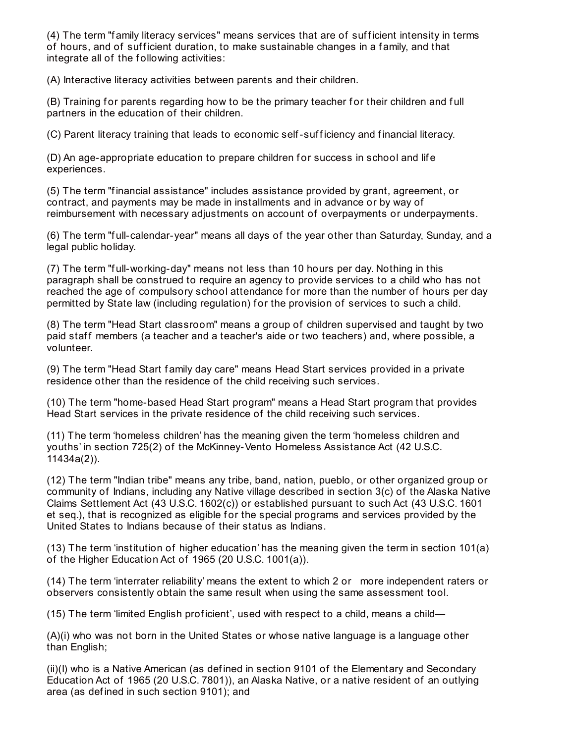(4) The term "family literacy services" means services that are of sufficient intensity in terms of hours, and of sufficient duration, to make sustainable changes in a family, and that integrate all of the following activities:

(A) Interactive literacy activities between parents and their children.

(B) Training for parents regarding how to be the primary teacher for their children and full partners in the education of their children.

(C) Parent literacy training that leads to economic self-sufficiency and financial literacy.

(D) An age-appropriate education to prepare children for success in school and life experiences.

(5) The term "financial assistance" includes assistance provided by grant, agreement, or contract, and payments may be made in installments and in advance or by way of reimbursement with necessary adjustments on account of overpayments or underpayments.

(6) The term "full-calendar-year" means all days of the year other than Saturday, Sunday, and a legal public holiday.

(7) The term "full-working-day" means not less than 10 hours per day. Nothing in this paragraph shall be construed to require an agency to provide services to a child who has not reached the age of compulsory school attendance for more than the number of hours per day permitted by State law (including regulation) for the provision of services to such a child.

(8) The term "Head Start classroom" means a group of children supervised and taught by two paid staff members (a teacher and a teacher's aide or two teachers) and, where possible, a volunteer.

(9) The term "Head Start family day care" means Head Start services provided in a private residence other than the residence of the child receiving such services.

(10) The term "home-based Head Start program" means a Head Start program that provides Head Start services in the private residence of the child receiving such services.

(11) The term 'homeless children' has the meaning given the term 'homeless children and youths' in section 725(2) of the McKinney-Vento Homeless Assistance Act (42 U.S.C. 11434a(2)).

(12) The term "Indian tribe" means any tribe, band, nation, pueblo, or other organized group or community of Indians, including any Native village described in section 3(c) of the Alaska Native Claims Settlement Act (43 U.S.C. 1602(c)) or established pursuant to such Act (43 U.S.C. 1601 et seq.), that is recognized as eligible for the special programs and services provided by the United States to Indians because of their status as Indians.

(13) The term 'institution of higher education' has the meaning given the term in section 101(a) of the Higher Education Act of 1965 (20 U.S.C. 1001(a)).

(14) The term 'interrater reliability' means the extent to which 2 or more independent raters or observers consistently obtain the same result when using the same assessment tool.

(15) The term 'limited English proficient', used with respect to a child, means a child—

(A)(i) who was not born in the United States or whose native language is a language other than English;

(ii)(I) who is a Native American (as defined in section 9101 of the Elementary and Secondary Education Act of 1965 (20 U.S.C. 7801)), an Alaska Native, or a native resident of an outlying area (as defined in such section 9101); and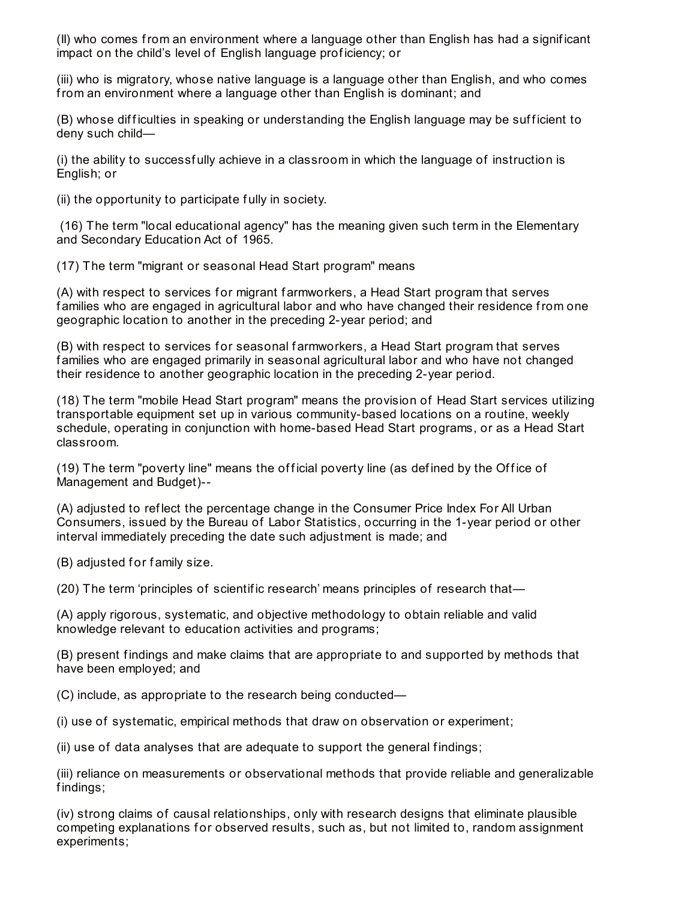(II) who comes from an environment where a language other than English has had a significant impact on the child’s level of English language proficiency; or

(iii) who is migratory, whose native language is a language other than English, and who comes from an environment where a language other than English is dominant; and

(B) whose difficulties in speaking or understanding the English language may be sufficient to deny such child—

(i) the ability to successfully achieve in a classroom in which the language of instruction is English; or

(ii) the opportunity to participate fully in society.

(16) The term "local educational agency" has the meaning given such term in the Elementary and Secondary Education Act of 1965.

(17) The term "migrant or seasonal Head Start program" means

(A) with respect to services for migrant farmworkers, a Head Start program that serves families who are engaged in agricultural labor and who have changed their residence from one geographic location to another in the preceding 2-year period; and

(B) with respect to services for seasonal farmworkers, a Head Start program that serves families who are engaged primarily in seasonal agricultural labor and who have not changed their residence to another geographic location in the preceding 2-year period.

(18) The term "mobile Head Start program" means the provision of Head Start services utilizing transportable equipment set up in various community-based locations on a routine, weekly schedule, operating in conjunction with home-based Head Start programs, or as a Head Start classroom.

(19) The term "poverty line" means the official poverty line (as defined by the Office of Management and Budget)--

(A) adjusted to reflect the percentage change in the Consumer Price Index For All Urban Consumers, issued by the Bureau of Labor Statistics, occurring in the 1-year period or other interval immediately preceding the date such adjustment is made; and

(B) adjusted for family size.

(20) The term ‘principles of scientific research’ means principles of research that—

(A) apply rigorous, systematic, and objective methodology to obtain reliable and valid knowledge relevant to education activities and programs;

(B) present findings and make claims that are appropriate to and supported by methods that have been employed; and

(C) include, as appropriate to the research being conducted—

(i) use of systematic, empirical methods that draw on observation or experiment;

(ii) use of data analyses that are adequate to support the general findings;

(iii) reliance on measurements or observational methods that provide reliable and generalizable findings;

(iv) strong claims of causal relationships, only with research designs that eliminate plausible competing explanations for observed results, such as, but not limited to, random assignment experiments;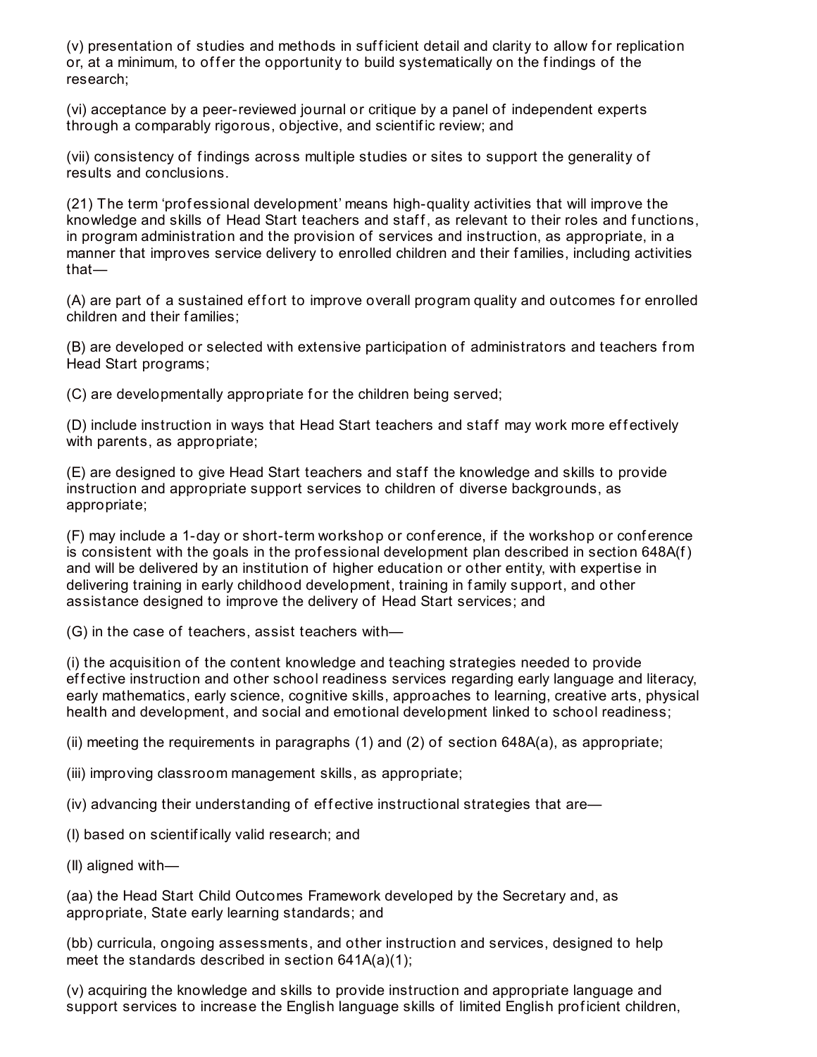(v) presentation of studies and methods in sufficient detail and clarity to allow for replication or, at a minimum, to offer the opportunity to build systematically on the findings of the research;

(vi) acceptance by a peer-reviewed journal or critique by a panel of independent experts through a comparably rigorous, objective, and scientific review; and

(vii) consistency of findings across multiple studies or sites to support the generality of results and conclusions.

(21) The term 'professional development' means high-quality activities that will improve the knowledge and skills of Head Start teachers and staff, as relevant to their roles and functions, in program administration and the provision of services and instruction, as appropriate, in a manner that improves service delivery to enrolled children and their families, including activities that—

(A) are part of a sustained effort to improve overall program quality and outcomes for enrolled children and their families;

(B) are developed or selected with extensive participation of administrators and teachers from Head Start programs;

(C) are developmentally appropriate for the children being served;

(D) include instruction in ways that Head Start teachers and staff may work more effectively with parents, as appropriate;

(E) are designed to give Head Start teachers and staff the knowledge and skills to provide instruction and appropriate support services to children of diverse backgrounds, as appropriate;

(F) may include a 1-day or short-term workshop or conference, if the workshop or conference is consistent with the goals in the professional development plan described in section 648A(f) and will be delivered by an institution of higher education or other entity, with expertise in delivering training in early childhood development, training in family support, and other assistance designed to improve the delivery of Head Start services; and

(G) in the case of teachers, assist teachers with—

(i) the acquisition of the content knowledge and teaching strategies needed to provide effective instruction and other school readiness services regarding early language and literacy, early mathematics, early science, cognitive skills, approaches to learning, creative arts, physical health and development, and social and emotional development linked to school readiness;

(ii) meeting the requirements in paragraphs (1) and (2) of section 648A(a), as appropriate;

(iii) improving classroom management skills, as appropriate;

(iv) advancing their understanding of effective instructional strategies that are—

(I) based on scientifically valid research; and

(II) aligned with—

(aa) the Head Start Child Outcomes Framework developed by the Secretary and, as appropriate, State early learning standards; and

(bb) curricula, ongoing assessments, and other instruction and services, designed to help meet the standards described in section 641A(a)(1);

(v) acquiring the knowledge and skills to provide instruction and appropriate language and support services to increase the English language skills of limited English proficient children,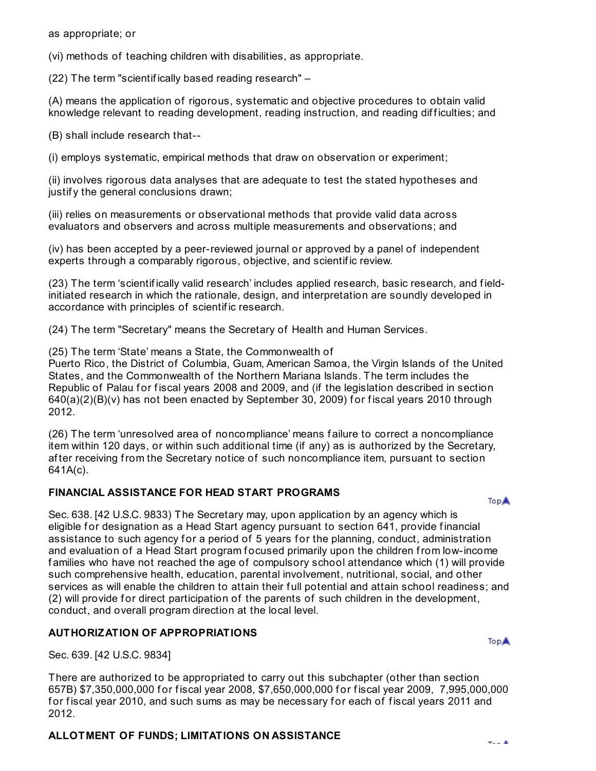as appropriate; or

(vi) methods of teaching children with disabilities, as appropriate.

(22) The term "scientifically based reading research" –

(A) means the application of rigorous, systematic and objective procedures to obtain valid knowledge relevant to reading development, reading instruction, and reading difficulties; and

(B) shall include research that--

(i) employs systematic, empirical methods that draw on observation or experiment;

(ii) involves rigorous data analyses that are adequate to test the stated hypotheses and justify the general conclusions drawn;

(iii) relies on measurements or observational methods that provide valid data across evaluators and observers and across multiple measurements and observations; and

(iv) has been accepted by a peer-reviewed journal or approved by a panel of independent experts through a comparably rigorous, objective, and scientific review.

(23) The term 'scientifically valid research' includes applied research, basic research, and field-initiated research in which the rationale, design, and interpretation are soundly developed in accordance with principles of scientific research.

(24) The term "Secretary" means the Secretary of Health and Human Services.

(25) The term 'State' means a State, the Commonwealth of Puerto Rico, the District of Columbia, Guam, American Samoa, the Virgin Islands of the United States, and the Commonwealth of the Northern Mariana Islands. The term includes the Republic of Palau for fiscal years 2008 and 2009, and (if the legislation described in section 640(a)(2)(B)(v) has not been enacted by September 30, 2009) for fiscal years 2010 through 2012.

(26) The term 'unresolved area of noncompliance' means failure to correct a noncompliance item within 120 days, or within such additional time (if any) as is authorized by the Secretary, after receiving from the Secretary notice of such noncompliance item, pursuant to section 641A(c).

**FINANCIAL ASSISTANCE FOR HEAD START PROGRAMS**

Sec. 638. [42 U.S.C. 9833) The Secretary may, upon application by an agency which is eligible for designation as a Head Start agency pursuant to section 641, provide financial assistance to such agency for a period of 5 years for the planning, conduct, administration and evaluation of a Head Start program focused primarily upon the children from low-income families who have not reached the age of compulsory school attendance which (1) will provide such comprehensive health, education, parental involvement, nutritional, social, and other services as will enable the children to attain their full potential and attain school readiness; and (2) will provide for direct participation of the parents of such children in the development, conduct, and overall program direction at the local level.

**AUTHORIZATION OF APPROPRIATIONS**

Sec. 639. [42 U.S.C. 9834]

There are authorized to be appropriated to carry out this subchapter (other than section 657B) $7,350,000,000 for fiscal year 2008, $7,650,000,000 for fiscal year 2009, 7,995,000,000 for fiscal year 2010, and such sums as may be necessary for each of fiscal years 2011 and 2012.

**ALLOTMENT OF FUNDS; LIMITATIONS ON ASSISTANCE**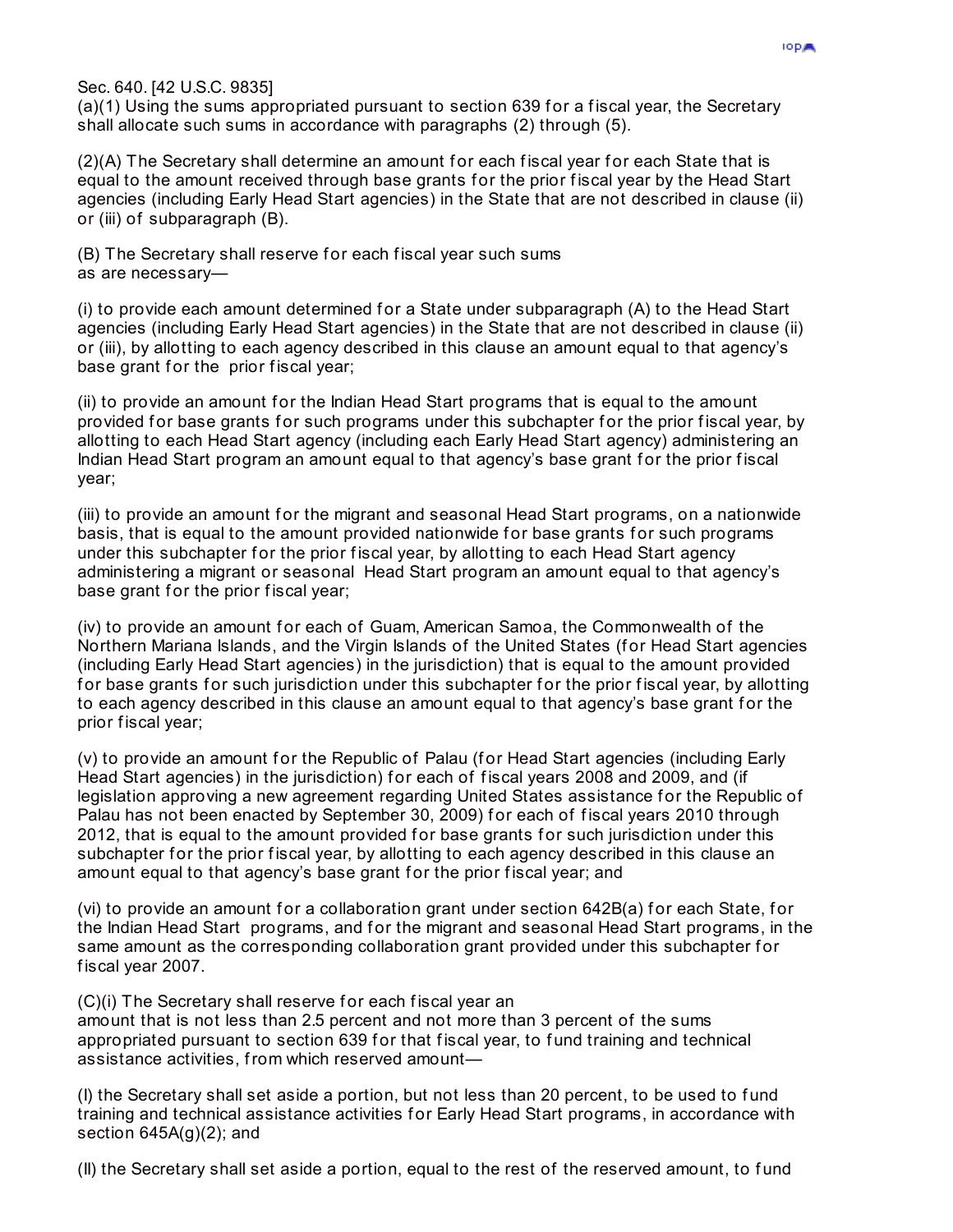Sec. 640. [42 U.S.C. 9835]

(a)(1) Using the sums appropriated pursuant to section 639 for a fiscal year, the Secretary shall allocate such sums in accordance with paragraphs (2) through (5).

(2)(A) The Secretary shall determine an amount for each fiscal year for each State that is equal to the amount received through base grants for the prior fiscal year by the Head Start agencies (including Early Head Start agencies) in the State that are not described in clause (ii) or (iii) of subparagraph (B).

(B) The Secretary shall reserve for each fiscal year such sums as are necessary—

(i) to provide each amount determined for a State under subparagraph (A) to the Head Start agencies (including Early Head Start agencies) in the State that are not described in clause (ii) or (iii), by allotting to each agency described in this clause an amount equal to that agency's base grant for the prior fiscal year;

(ii) to provide an amount for the Indian Head Start programs that is equal to the amount provided for base grants for such programs under this subchapter for the prior fiscal year, by allotting to each Head Start agency (including each Early Head Start agency) administering an Indian Head Start program an amount equal to that agency's base grant for the prior fiscal year;

(iii) to provide an amount for the migrant and seasonal Head Start programs, on a nationwide basis, that is equal to the amount provided nationwide for base grants for such programs under this subchapter for the prior fiscal year, by allotting to each Head Start agency administering a migrant or seasonal Head Start program an amount equal to that agency's base grant for the prior fiscal year;

(iv) to provide an amount for each of Guam, American Samoa, the Commonwealth of the Northern Mariana Islands, and the Virgin Islands of the United States (for Head Start agencies (including Early Head Start agencies) in the jurisdiction) that is equal to the amount provided for base grants for such jurisdiction under this subchapter for the prior fiscal year, by allotting to each agency described in this clause an amount equal to that agency's base grant for the prior fiscal year;

(v) to provide an amount for the Republic of Palau (for Head Start agencies (including Early Head Start agencies) in the jurisdiction) for each of fiscal years 2008 and 2009, and (if legislation approving a new agreement regarding United States assistance for the Republic of Palau has not been enacted by September 30, 2009) for each of fiscal years 2010 through 2012, that is equal to the amount provided for base grants for such jurisdiction under this subchapter for the prior fiscal year, by allotting to each agency described in this clause an amount equal to that agency's base grant for the prior fiscal year; and

(vi) to provide an amount for a collaboration grant under section 642B(a) for each State, for the Indian Head Start programs, and for the migrant and seasonal Head Start programs, in the same amount as the corresponding collaboration grant provided under this subchapter for fiscal year 2007.

(C)(i) The Secretary shall reserve for each fiscal year an amount that is not less than 2.5 percent and not more than 3 percent of the sums appropriated pursuant to section 639 for that fiscal year, to fund training and technical assistance activities, from which reserved amount—

(I) the Secretary shall set aside a portion, but not less than 20 percent, to be used to fund training and technical assistance activities for Early Head Start programs, in accordance with section 645A(g)(2); and

(II) the Secretary shall set aside a portion, equal to the rest of the reserved amount, to fund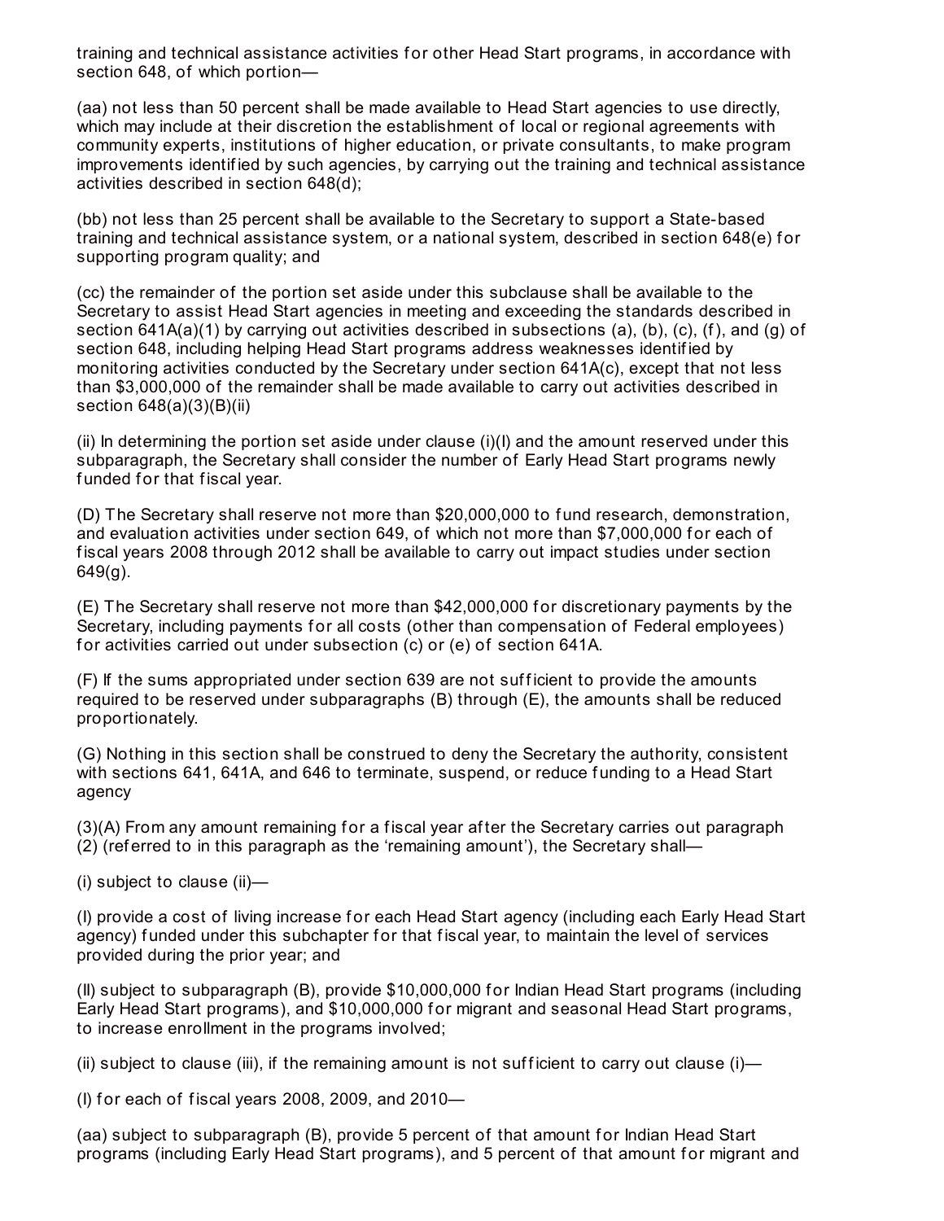training and technical assistance activities for other Head Start programs, in accordance with section 648, of which portion—

(aa) not less than 50 percent shall be made available to Head Start agencies to use directly, which may include at their discretion the establishment of local or regional agreements with community experts, institutions of higher education, or private consultants, to make program improvements identified by such agencies, by carrying out the training and technical assistance activities described in section 648(d);

(bb) not less than 25 percent shall be available to the Secretary to support a State-based training and technical assistance system, or a national system, described in section 648(e) for supporting program quality; and

(cc) the remainder of the portion set aside under this subclause shall be available to the Secretary to assist Head Start agencies in meeting and exceeding the standards described in section 641A(a)(1) by carrying out activities described in subsections (a), (b), (c), (f), and (g) of section 648, including helping Head Start programs address weaknesses identified by monitoring activities conducted by the Secretary under section 641A(c), except that not less than $3,000,000 of the remainder shall be made available to carry out activities described in section 648(a)(3)(B)(ii)

(ii) In determining the portion set aside under clause (i)(I) and the amount reserved under this subparagraph, the Secretary shall consider the number of Early Head Start programs newly funded for that fiscal year.

(D) The Secretary shall reserve not more than $20,000,000 to fund research, demonstration, and evaluation activities under section 649, of which not more than $7,000,000 for each of fiscal years 2008 through 2012 shall be available to carry out impact studies under section 649(g).

(E) The Secretary shall reserve not more than $42,000,000 for discretionary payments by the Secretary, including payments for all costs (other than compensation of Federal employees) for activities carried out under subsection (c) or (e) of section 641A.

(F) If the sums appropriated under section 639 are not sufficient to provide the amounts required to be reserved under subparagraphs (B) through (E), the amounts shall be reduced proportionately.

(G) Nothing in this section shall be construed to deny the Secretary the authority, consistent with sections 641, 641A, and 646 to terminate, suspend, or reduce funding to a Head Start agency

(3)(A) From any amount remaining for a fiscal year after the Secretary carries out paragraph (2) (referred to in this paragraph as the 'remaining amount'), the Secretary shall—

(i) subject to clause (ii)—

(I) provide a cost of living increase for each Head Start agency (including each Early Head Start agency) funded under this subchapter for that fiscal year, to maintain the level of services provided during the prior year; and

(II) subject to subparagraph (B), provide $10,000,000 for Indian Head Start programs (including Early Head Start programs), and $10,000,000 for migrant and seasonal Head Start programs, to increase enrollment in the programs involved;

(ii) subject to clause (iii), if the remaining amount is not sufficient to carry out clause (i)—

(I) for each of fiscal years 2008, 2009, and 2010—

(aa) subject to subparagraph (B), provide 5 percent of that amount for Indian Head Start programs (including Early Head Start programs), and 5 percent of that amount for migrant and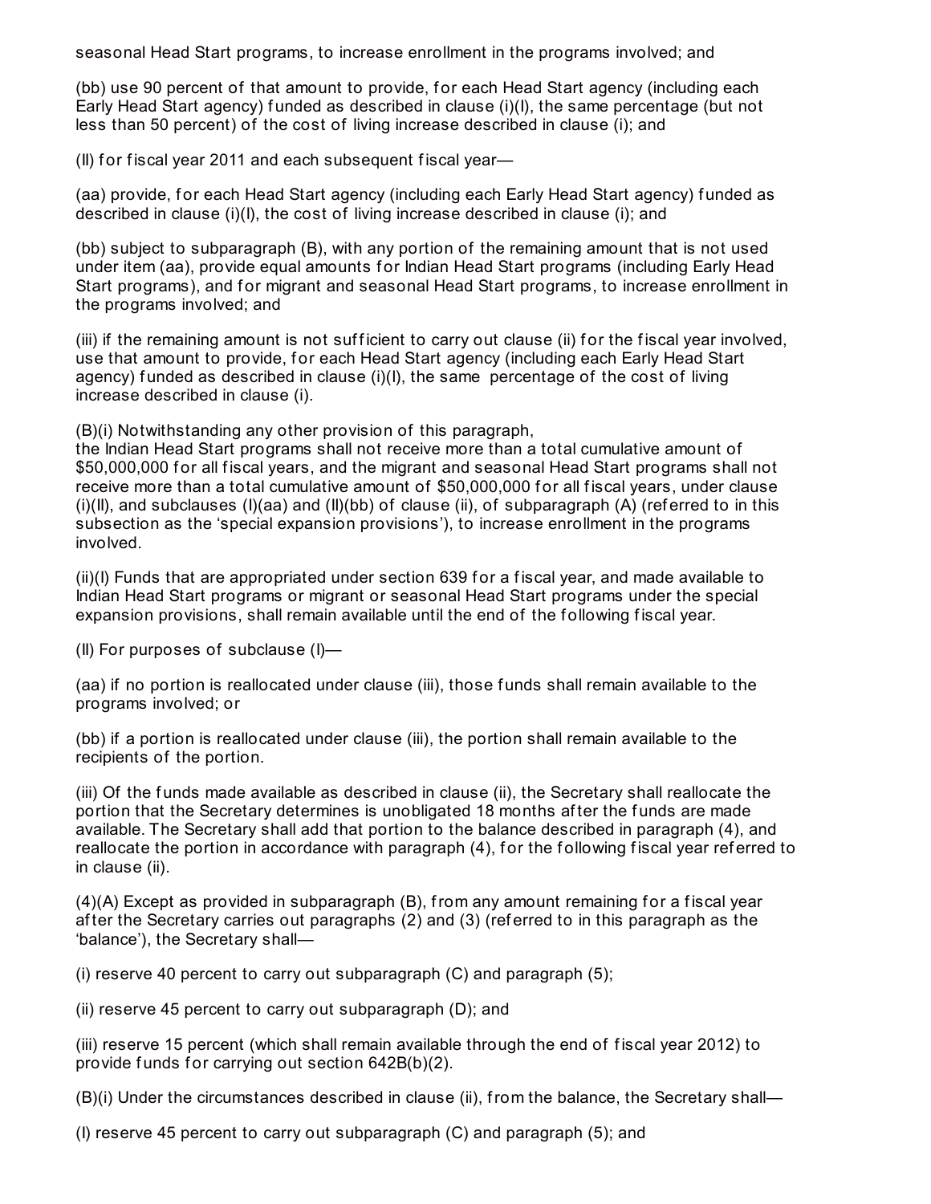seasonal Head Start programs, to increase enrollment in the programs involved; and

(bb) use 90 percent of that amount to provide, for each Head Start agency (including each Early Head Start agency) funded as described in clause (i)(I), the same percentage (but not less than 50 percent) of the cost of living increase described in clause (i); and

(II) for fiscal year 2011 and each subsequent fiscal year—

(aa) provide, for each Head Start agency (including each Early Head Start agency) funded as described in clause (i)(I), the cost of living increase described in clause (i); and

(bb) subject to subparagraph (B), with any portion of the remaining amount that is not used under item (aa), provide equal amounts for Indian Head Start programs (including Early Head Start programs), and for migrant and seasonal Head Start programs, to increase enrollment in the programs involved; and

(iii) if the remaining amount is not sufficient to carry out clause (ii) for the fiscal year involved, use that amount to provide, for each Head Start agency (including each Early Head Start agency) funded as described in clause (i)(I), the same percentage of the cost of living increase described in clause (i).

(B)(i) Notwithstanding any other provision of this paragraph,
the Indian Head Start programs shall not receive more than a total cumulative amount of $50,000,000 for all fiscal years, and the migrant and seasonal Head Start programs shall not receive more than a total cumulative amount of $50,000,000 for all fiscal years, under clause (i)(II), and subclauses (I)(aa) and (II)(bb) of clause (ii), of subparagraph (A) (referred to in this subsection as the 'special expansion provisions'), to increase enrollment in the programs involved.

(ii)(I) Funds that are appropriated under section 639 for a fiscal year, and made available to Indian Head Start programs or migrant or seasonal Head Start programs under the special expansion provisions, shall remain available until the end of the following fiscal year.

(II) For purposes of subclause (I)—

(aa) if no portion is reallocated under clause (iii), those funds shall remain available to the programs involved; or

(bb) if a portion is reallocated under clause (iii), the portion shall remain available to the recipients of the portion.

(iii) Of the funds made available as described in clause (ii), the Secretary shall reallocate the portion that the Secretary determines is unobligated 18 months after the funds are made available. The Secretary shall add that portion to the balance described in paragraph (4), and reallocate the portion in accordance with paragraph (4), for the following fiscal year referred to in clause (ii).

(4)(A) Except as provided in subparagraph (B), from any amount remaining for a fiscal year after the Secretary carries out paragraphs (2) and (3) (referred to in this paragraph as the 'balance'), the Secretary shall—

(i) reserve 40 percent to carry out subparagraph (C) and paragraph (5);

(ii) reserve 45 percent to carry out subparagraph (D); and

(iii) reserve 15 percent (which shall remain available through the end of fiscal year 2012) to provide funds for carrying out section 642B(b)(2).

(B)(i) Under the circumstances described in clause (ii), from the balance, the Secretary shall—

(I) reserve 45 percent to carry out subparagraph (C) and paragraph (5); and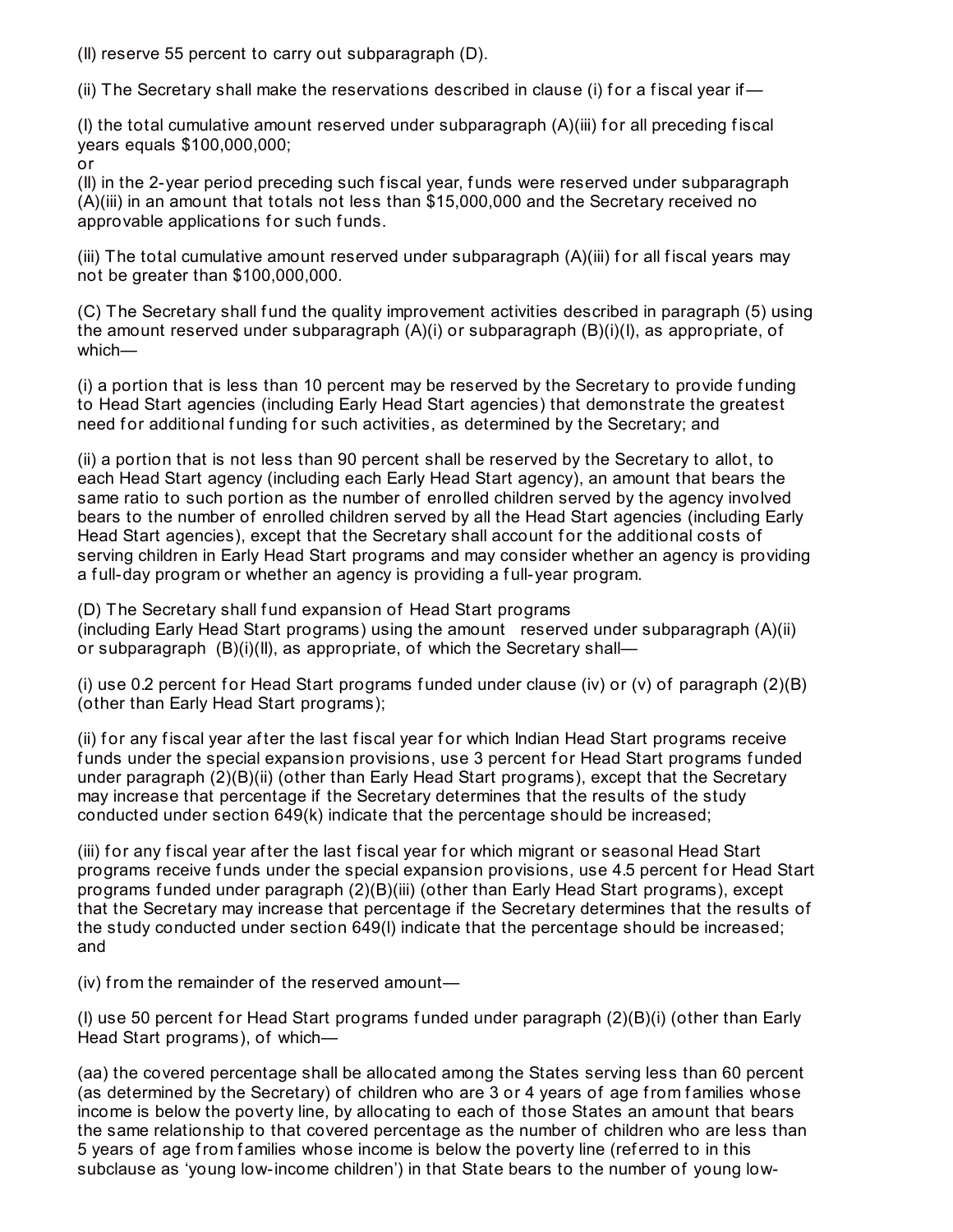(II) reserve 55 percent to carry out subparagraph (D).

(ii) The Secretary shall make the reservations described in clause (i) for a fiscal year if—

(I) the total cumulative amount reserved under subparagraph (A)(iii) for all preceding fiscal years equals $100,000,000;
or
(II) in the 2-year period preceding such fiscal year, funds were reserved under subparagraph (A)(iii) in an amount that totals not less than $15,000,000 and the Secretary received no approvable applications for such funds.

(iii) The total cumulative amount reserved under subparagraph (A)(iii) for all fiscal years may not be greater than $100,000,000.

(C) The Secretary shall fund the quality improvement activities described in paragraph (5) using the amount reserved under subparagraph (A)(i) or subparagraph (B)(i)(I), as appropriate, of which—

(i) a portion that is less than 10 percent may be reserved by the Secretary to provide funding to Head Start agencies (including Early Head Start agencies) that demonstrate the greatest need for additional funding for such activities, as determined by the Secretary; and

(ii) a portion that is not less than 90 percent shall be reserved by the Secretary to allot, to each Head Start agency (including each Early Head Start agency), an amount that bears the same ratio to such portion as the number of enrolled children served by the agency involved bears to the number of enrolled children served by all the Head Start agencies (including Early Head Start agencies), except that the Secretary shall account for the additional costs of serving children in Early Head Start programs and may consider whether an agency is providing a full-day program or whether an agency is providing a full-year program.

(D) The Secretary shall fund expansion of Head Start programs (including Early Head Start programs) using the amount reserved under subparagraph (A)(ii) or subparagraph (B)(i)(II), as appropriate, of which the Secretary shall—

(i) use 0.2 percent for Head Start programs funded under clause (iv) or (v) of paragraph (2)(B) (other than Early Head Start programs);

(ii) for any fiscal year after the last fiscal year for which Indian Head Start programs receive funds under the special expansion provisions, use 3 percent for Head Start programs funded under paragraph (2)(B)(ii) (other than Early Head Start programs), except that the Secretary may increase that percentage if the Secretary determines that the results of the study conducted under section 649(k) indicate that the percentage should be increased;

(iii) for any fiscal year after the last fiscal year for which migrant or seasonal Head Start programs receive funds under the special expansion provisions, use 4.5 percent for Head Start programs funded under paragraph (2)(B)(iii) (other than Early Head Start programs), except that the Secretary may increase that percentage if the Secretary determines that the results of the study conducted under section 649(l) indicate that the percentage should be increased; and

(iv) from the remainder of the reserved amount—

(I) use 50 percent for Head Start programs funded under paragraph (2)(B)(i) (other than Early Head Start programs), of which—

(aa) the covered percentage shall be allocated among the States serving less than 60 percent (as determined by the Secretary) of children who are 3 or 4 years of age from families whose income is below the poverty line, by allocating to each of those States an amount that bears the same relationship to that covered percentage as the number of children who are less than 5 years of age from families whose income is below the poverty line (referred to in this subclause as 'young low-income children') in that State bears to the number of young low-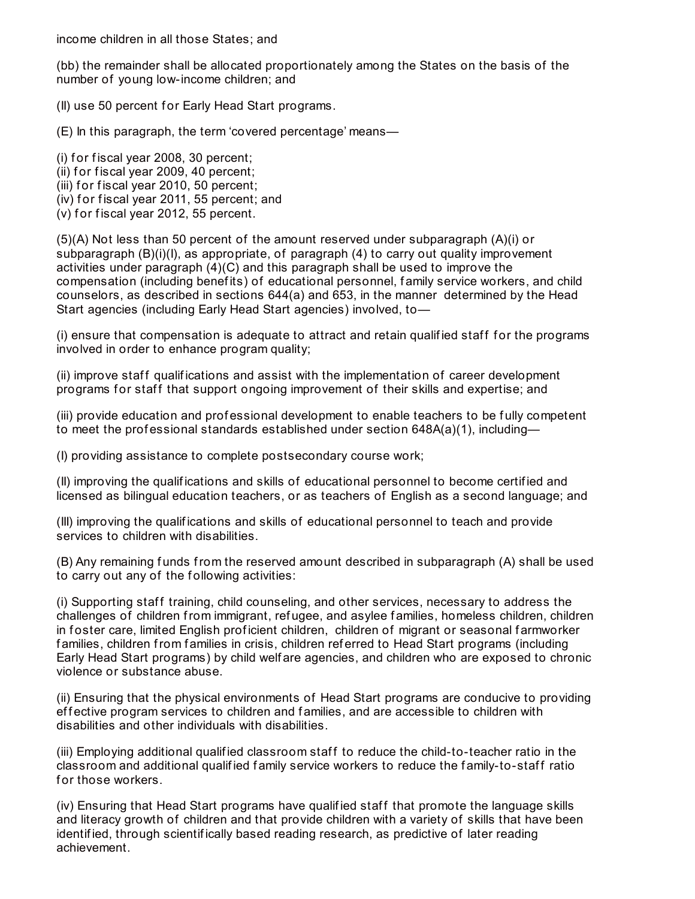income children in all those States; and

(bb) the remainder shall be allocated proportionately among the States on the basis of the number of young low-income children; and

(II) use 50 percent for Early Head Start programs.

(E) In this paragraph, the term 'covered percentage' means—

(i) for fiscal year 2008, 30 percent;
(ii) for fiscal year 2009, 40 percent;
(iii) for fiscal year 2010, 50 percent;
(iv) for fiscal year 2011, 55 percent; and
(v) for fiscal year 2012, 55 percent.

(5)(A) Not less than 50 percent of the amount reserved under subparagraph (A)(i) or subparagraph (B)(i)(I), as appropriate, of paragraph (4) to carry out quality improvement activities under paragraph (4)(C) and this paragraph shall be used to improve the compensation (including benefits) of educational personnel, family service workers, and child counselors, as described in sections 644(a) and 653, in the manner determined by the Head Start agencies (including Early Head Start agencies) involved, to—

(i) ensure that compensation is adequate to attract and retain qualified staff for the programs involved in order to enhance program quality;

(ii) improve staff qualifications and assist with the implementation of career development programs for staff that support ongoing improvement of their skills and expertise; and

(iii) provide education and professional development to enable teachers to be fully competent to meet the professional standards established under section 648A(a)(1), including—

(I) providing assistance to complete postsecondary course work;

(II) improving the qualifications and skills of educational personnel to become certified and licensed as bilingual education teachers, or as teachers of English as a second language; and

(III) improving the qualifications and skills of educational personnel to teach and provide services to children with disabilities.

(B) Any remaining funds from the reserved amount described in subparagraph (A) shall be used to carry out any of the following activities:

(i) Supporting staff training, child counseling, and other services, necessary to address the challenges of children from immigrant, refugee, and asylee families, homeless children, children in foster care, limited English proficient children, children of migrant or seasonal farmworker families, children from families in crisis, children referred to Head Start programs (including Early Head Start programs) by child welfare agencies, and children who are exposed to chronic violence or substance abuse.

(ii) Ensuring that the physical environments of Head Start programs are conducive to providing effective program services to children and families, and are accessible to children with disabilities and other individuals with disabilities.

(iii) Employing additional qualified classroom staff to reduce the child-to-teacher ratio in the classroom and additional qualified family service workers to reduce the family-to-staff ratio for those workers.

(iv) Ensuring that Head Start programs have qualified staff that promote the language skills and literacy growth of children and that provide children with a variety of skills that have been identified, through scientifically based reading research, as predictive of later reading achievement.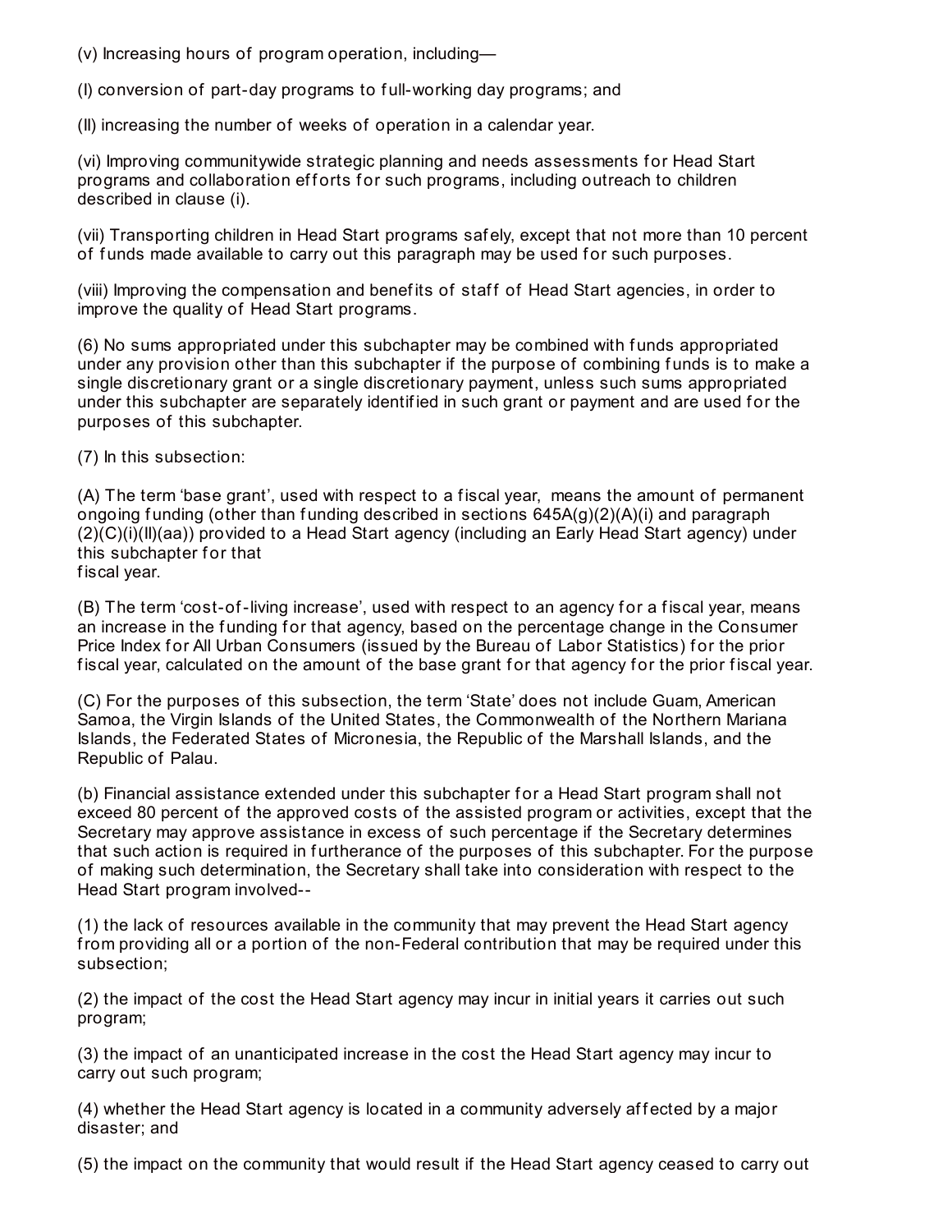(v) Increasing hours of program operation, including—

(I) conversion of part-day programs to full-working day programs; and

(II) increasing the number of weeks of operation in a calendar year.

(vi) Improving communitywide strategic planning and needs assessments for Head Start programs and collaboration efforts for such programs, including outreach to children described in clause (i).

(vii) Transporting children in Head Start programs safely, except that not more than 10 percent of funds made available to carry out this paragraph may be used for such purposes.

(viii) Improving the compensation and benefits of staff of Head Start agencies, in order to improve the quality of Head Start programs.

(6) No sums appropriated under this subchapter may be combined with funds appropriated under any provision other than this subchapter if the purpose of combining funds is to make a single discretionary grant or a single discretionary payment, unless such sums appropriated under this subchapter are separately identified in such grant or payment and are used for the purposes of this subchapter.

(7) In this subsection:

(A) The term 'base grant', used with respect to a fiscal year, means the amount of permanent ongoing funding (other than funding described in sections 645A(g)(2)(A)(i) and paragraph (2)(C)(i)(II)(aa)) provided to a Head Start agency (including an Early Head Start agency) under this subchapter for that fiscal year.

(B) The term 'cost-of-living increase', used with respect to an agency for a fiscal year, means an increase in the funding for that agency, based on the percentage change in the Consumer Price Index for All Urban Consumers (issued by the Bureau of Labor Statistics) for the prior fiscal year, calculated on the amount of the base grant for that agency for the prior fiscal year.

(C) For the purposes of this subsection, the term 'State' does not include Guam, American Samoa, the Virgin Islands of the United States, the Commonwealth of the Northern Mariana Islands, the Federated States of Micronesia, the Republic of the Marshall Islands, and the Republic of Palau.

(b) Financial assistance extended under this subchapter for a Head Start program shall not exceed 80 percent of the approved costs of the assisted program or activities, except that the Secretary may approve assistance in excess of such percentage if the Secretary determines that such action is required in furtherance of the purposes of this subchapter. For the purpose of making such determination, the Secretary shall take into consideration with respect to the Head Start program involved--

(1) the lack of resources available in the community that may prevent the Head Start agency from providing all or a portion of the non-Federal contribution that may be required under this subsection;

(2) the impact of the cost the Head Start agency may incur in initial years it carries out such program;

(3) the impact of an unanticipated increase in the cost the Head Start agency may incur to carry out such program;

(4) whether the Head Start agency is located in a community adversely affected by a major disaster; and

(5) the impact on the community that would result if the Head Start agency ceased to carry out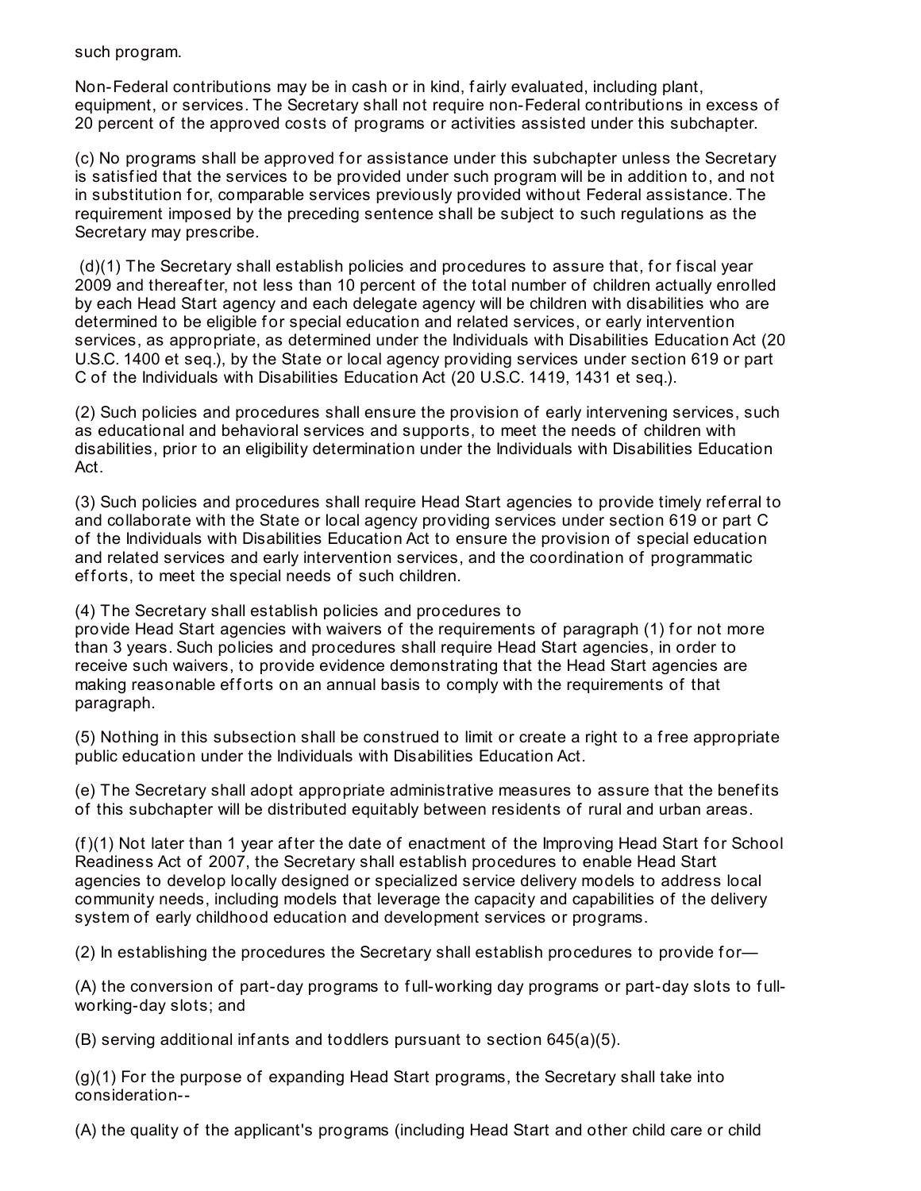such program.

Non-Federal contributions may be in cash or in kind, fairly evaluated, including plant, equipment, or services. The Secretary shall not require non-Federal contributions in excess of 20 percent of the approved costs of programs or activities assisted under this subchapter.

(c) No programs shall be approved for assistance under this subchapter unless the Secretary is satisfied that the services to be provided under such program will be in addition to, and not in substitution for, comparable services previously provided without Federal assistance. The requirement imposed by the preceding sentence shall be subject to such regulations as the Secretary may prescribe.

(d)(1) The Secretary shall establish policies and procedures to assure that, for fiscal year 2009 and thereafter, not less than 10 percent of the total number of children actually enrolled by each Head Start agency and each delegate agency will be children with disabilities who are determined to be eligible for special education and related services, or early intervention services, as appropriate, as determined under the Individuals with Disabilities Education Act (20 U.S.C. 1400 et seq.), by the State or local agency providing services under section 619 or part C of the Individuals with Disabilities Education Act (20 U.S.C. 1419, 1431 et seq.).

(2) Such policies and procedures shall ensure the provision of early intervening services, such as educational and behavioral services and supports, to meet the needs of children with disabilities, prior to an eligibility determination under the Individuals with Disabilities Education Act.

(3) Such policies and procedures shall require Head Start agencies to provide timely referral to and collaborate with the State or local agency providing services under section 619 or part C of the Individuals with Disabilities Education Act to ensure the provision of special education and related services and early intervention services, and the coordination of programmatic efforts, to meet the special needs of such children.

(4) The Secretary shall establish policies and procedures to provide Head Start agencies with waivers of the requirements of paragraph (1) for not more than 3 years. Such policies and procedures shall require Head Start agencies, in order to receive such waivers, to provide evidence demonstrating that the Head Start agencies are making reasonable efforts on an annual basis to comply with the requirements of that paragraph.

(5) Nothing in this subsection shall be construed to limit or create a right to a free appropriate public education under the Individuals with Disabilities Education Act.

(e) The Secretary shall adopt appropriate administrative measures to assure that the benefits of this subchapter will be distributed equitably between residents of rural and urban areas.

(f)(1) Not later than 1 year after the date of enactment of the Improving Head Start for School Readiness Act of 2007, the Secretary shall establish procedures to enable Head Start agencies to develop locally designed or specialized service delivery models to address local community needs, including models that leverage the capacity and capabilities of the delivery system of early childhood education and development services or programs.

(2) In establishing the procedures the Secretary shall establish procedures to provide for—

(A) the conversion of part-day programs to full-working day programs or part-day slots to full-working-day slots; and

(B) serving additional infants and toddlers pursuant to section 645(a)(5).

(g)(1) For the purpose of expanding Head Start programs, the Secretary shall take into consideration--

(A) the quality of the applicant's programs (including Head Start and other child care or child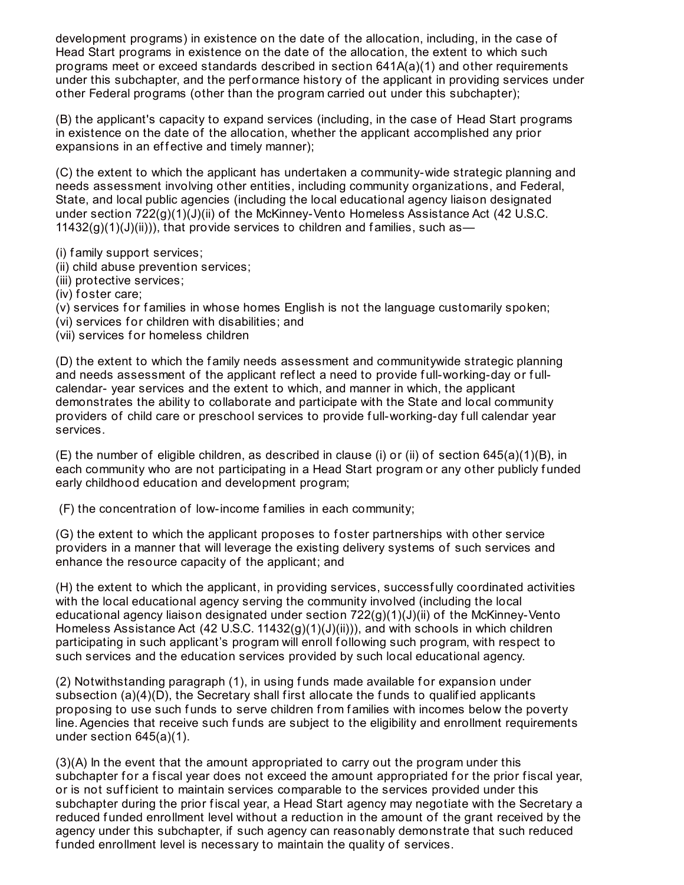development programs) in existence on the date of the allocation, including, in the case of Head Start programs in existence on the date of the allocation, the extent to which such programs meet or exceed standards described in section 641A(a)(1) and other requirements under this subchapter, and the performance history of the applicant in providing services under other Federal programs (other than the program carried out under this subchapter);

(B) the applicant's capacity to expand services (including, in the case of Head Start programs in existence on the date of the allocation, whether the applicant accomplished any prior expansions in an effective and timely manner);

(C) the extent to which the applicant has undertaken a community-wide strategic planning and needs assessment involving other entities, including community organizations, and Federal, State, and local public agencies (including the local educational agency liaison designated under section 722(g)(1)(J)(ii) of the McKinney-Vento Homeless Assistance Act (42 U.S.C. 11432(g)(1)(J)(ii))), that provide services to children and families, such as—

(i) family support services;
(ii) child abuse prevention services;
(iii) protective services;
(iv) foster care;
(v) services for families in whose homes English is not the language customarily spoken;
(vi) services for children with disabilities; and
(vii) services for homeless children

(D) the extent to which the family needs assessment and communitywide strategic planning and needs assessment of the applicant reflect a need to provide full-working-day or full-calendar- year services and the extent to which, and manner in which, the applicant demonstrates the ability to collaborate and participate with the State and local community providers of child care or preschool services to provide full-working-day full calendar year services.

(E) the number of eligible children, as described in clause (i) or (ii) of section 645(a)(1)(B), in each community who are not participating in a Head Start program or any other publicly funded early childhood education and development program;

(F) the concentration of low-income families in each community;

(G) the extent to which the applicant proposes to foster partnerships with other service providers in a manner that will leverage the existing delivery systems of such services and enhance the resource capacity of the applicant; and

(H) the extent to which the applicant, in providing services, successfully coordinated activities with the local educational agency serving the community involved (including the local educational agency liaison designated under section 722(g)(1)(J)(ii) of the McKinney-Vento Homeless Assistance Act (42 U.S.C. 11432(g)(1)(J)(ii))), and with schools in which children participating in such applicant's program will enroll following such program, with respect to such services and the education services provided by such local educational agency.

(2) Notwithstanding paragraph (1), in using funds made available for expansion under subsection (a)(4)(D), the Secretary shall first allocate the funds to qualified applicants proposing to use such funds to serve children from families with incomes below the poverty line. Agencies that receive such funds are subject to the eligibility and enrollment requirements under section 645(a)(1).

(3)(A) In the event that the amount appropriated to carry out the program under this subchapter for a fiscal year does not exceed the amount appropriated for the prior fiscal year, or is not sufficient to maintain services comparable to the services provided under this subchapter during the prior fiscal year, a Head Start agency may negotiate with the Secretary a reduced funded enrollment level without a reduction in the amount of the grant received by the agency under this subchapter, if such agency can reasonably demonstrate that such reduced funded enrollment level is necessary to maintain the quality of services.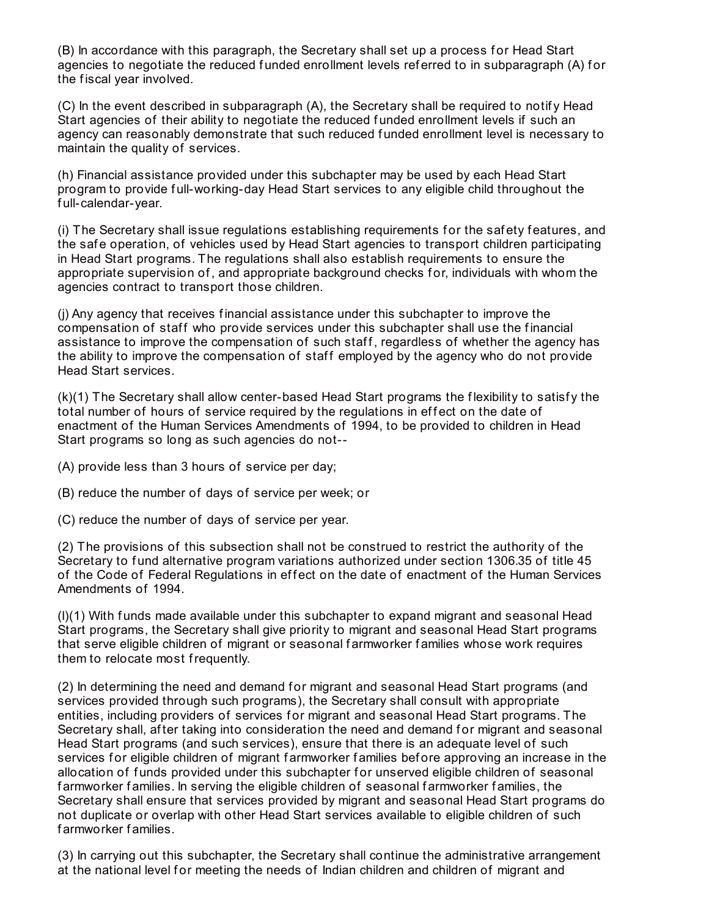(B) In accordance with this paragraph, the Secretary shall set up a process for Head Start agencies to negotiate the reduced funded enrollment levels referred to in subparagraph (A) for the fiscal year involved.

(C) In the event described in subparagraph (A), the Secretary shall be required to notify Head Start agencies of their ability to negotiate the reduced funded enrollment levels if such an agency can reasonably demonstrate that such reduced funded enrollment level is necessary to maintain the quality of services.

(h) Financial assistance provided under this subchapter may be used by each Head Start program to provide full-working-day Head Start services to any eligible child throughout the full-calendar-year.

(i) The Secretary shall issue regulations establishing requirements for the safety features, and the safe operation, of vehicles used by Head Start agencies to transport children participating in Head Start programs. The regulations shall also establish requirements to ensure the appropriate supervision of, and appropriate background checks for, individuals with whom the agencies contract to transport those children.

(j) Any agency that receives financial assistance under this subchapter to improve the compensation of staff who provide services under this subchapter shall use the financial assistance to improve the compensation of such staff, regardless of whether the agency has the ability to improve the compensation of staff employed by the agency who do not provide Head Start services.

(k)(1) The Secretary shall allow center-based Head Start programs the flexibility to satisfy the total number of hours of service required by the regulations in effect on the date of enactment of the Human Services Amendments of 1994, to be provided to children in Head Start programs so long as such agencies do not--

(A) provide less than 3 hours of service per day;

(B) reduce the number of days of service per week; or

(C) reduce the number of days of service per year.

(2) The provisions of this subsection shall not be construed to restrict the authority of the Secretary to fund alternative program variations authorized under section 1306.35 of title 45 of the Code of Federal Regulations in effect on the date of enactment of the Human Services Amendments of 1994.

(l)(1) With funds made available under this subchapter to expand migrant and seasonal Head Start programs, the Secretary shall give priority to migrant and seasonal Head Start programs that serve eligible children of migrant or seasonal farmworker families whose work requires them to relocate most frequently.

(2) In determining the need and demand for migrant and seasonal Head Start programs (and services provided through such programs), the Secretary shall consult with appropriate entities, including providers of services for migrant and seasonal Head Start programs. The Secretary shall, after taking into consideration the need and demand for migrant and seasonal Head Start programs (and such services), ensure that there is an adequate level of such services for eligible children of migrant farmworker families before approving an increase in the allocation of funds provided under this subchapter for unserved eligible children of seasonal farmworker families. In serving the eligible children of seasonal farmworker families, the Secretary shall ensure that services provided by migrant and seasonal Head Start programs do not duplicate or overlap with other Head Start services available to eligible children of such farmworker families.

(3) In carrying out this subchapter, the Secretary shall continue the administrative arrangement at the national level for meeting the needs of Indian children and children of migrant and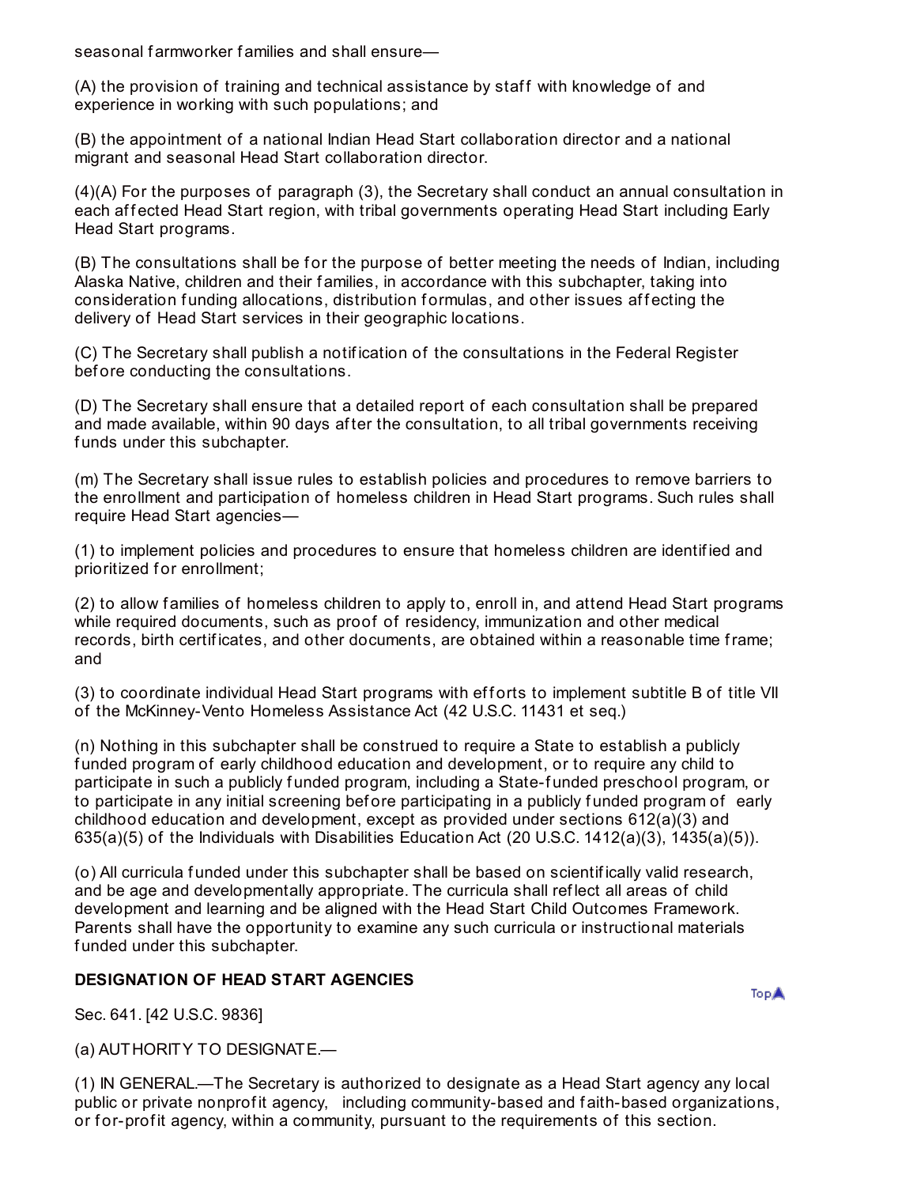seasonal farmworker families and shall ensure—

(A) the provision of training and technical assistance by staff with knowledge of and experience in working with such populations; and

(B) the appointment of a national Indian Head Start collaboration director and a national migrant and seasonal Head Start collaboration director.

(4)(A) For the purposes of paragraph (3), the Secretary shall conduct an annual consultation in each affected Head Start region, with tribal governments operating Head Start including Early Head Start programs.

(B) The consultations shall be for the purpose of better meeting the needs of Indian, including Alaska Native, children and their families, in accordance with this subchapter, taking into consideration funding allocations, distribution formulas, and other issues affecting the delivery of Head Start services in their geographic locations.

(C) The Secretary shall publish a notification of the consultations in the Federal Register before conducting the consultations.

(D) The Secretary shall ensure that a detailed report of each consultation shall be prepared and made available, within 90 days after the consultation, to all tribal governments receiving funds under this subchapter.

(m) The Secretary shall issue rules to establish policies and procedures to remove barriers to the enrollment and participation of homeless children in Head Start programs. Such rules shall require Head Start agencies—

(1) to implement policies and procedures to ensure that homeless children are identified and prioritized for enrollment;

(2) to allow families of homeless children to apply to, enroll in, and attend Head Start programs while required documents, such as proof of residency, immunization and other medical records, birth certificates, and other documents, are obtained within a reasonable time frame; and

(3) to coordinate individual Head Start programs with efforts to implement subtitle B of title VII of the McKinney-Vento Homeless Assistance Act (42 U.S.C. 11431 et seq.)

(n) Nothing in this subchapter shall be construed to require a State to establish a publicly funded program of early childhood education and development, or to require any child to participate in such a publicly funded program, including a State-funded preschool program, or to participate in any initial screening before participating in a publicly funded program of early childhood education and development, except as provided under sections 612(a)(3) and 635(a)(5) of the Individuals with Disabilities Education Act (20 U.S.C. 1412(a)(3), 1435(a)(5)).

(o) All curricula funded under this subchapter shall be based on scientifically valid research, and be age and developmentally appropriate. The curricula shall reflect all areas of child development and learning and be aligned with the Head Start Child Outcomes Framework. Parents shall have the opportunity to examine any such curricula or instructional materials funded under this subchapter.

**DESIGNATION OF HEAD START AGENCIES**

Sec. 641. [42 U.S.C. 9836]

(a) AUTHORITY TO DESIGNATE.—

(1) IN GENERAL.—The Secretary is authorized to designate as a Head Start agency any local public or private nonprofit agency, including community-based and faith-based organizations, or for-profit agency, within a community, pursuant to the requirements of this section.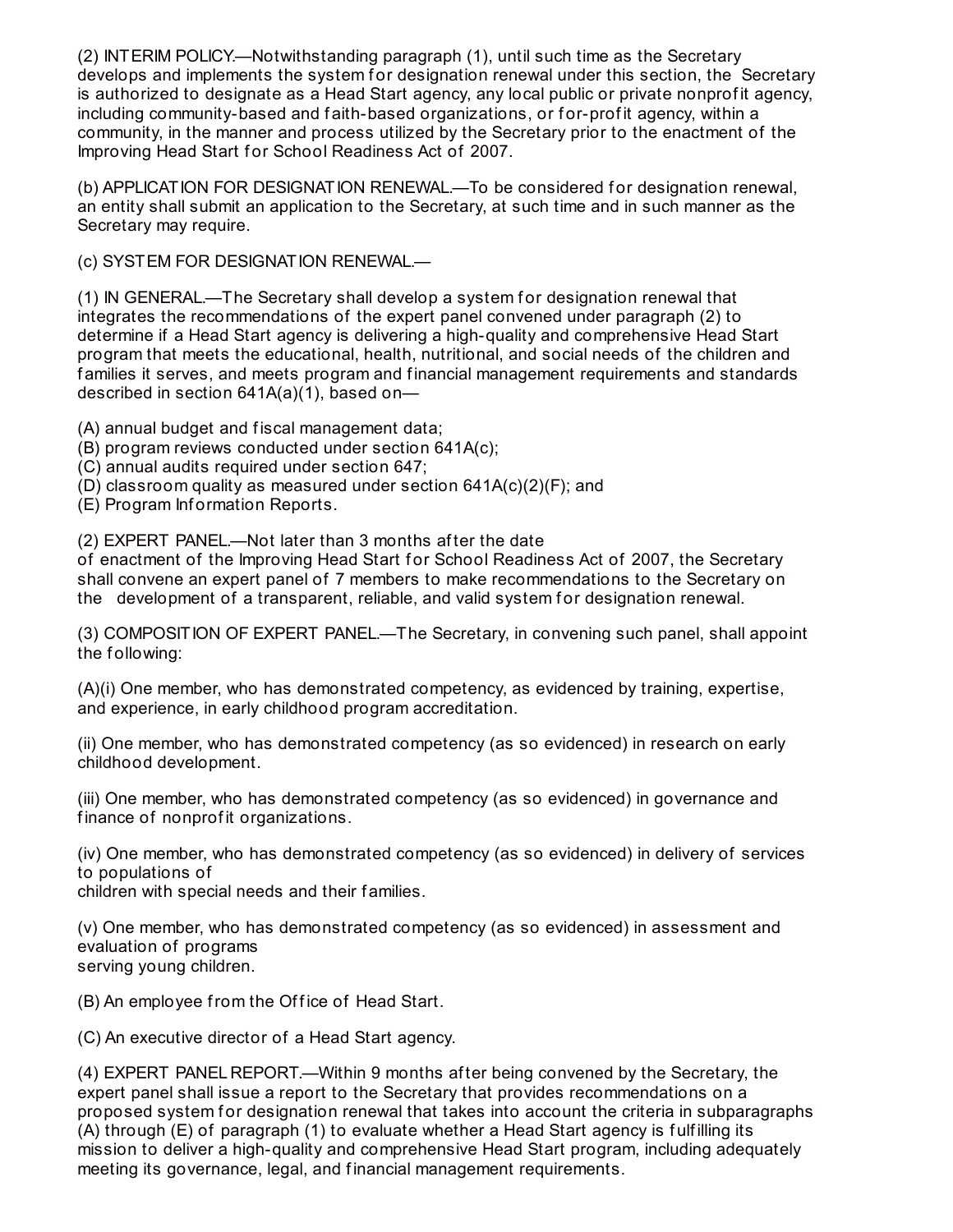(2) INTERIM POLICY.—Notwithstanding paragraph (1), until such time as the Secretary develops and implements the system for designation renewal under this section, the Secretary is authorized to designate as a Head Start agency, any local public or private nonprofit agency, including community-based and faith-based organizations, or for-profit agency, within a community, in the manner and process utilized by the Secretary prior to the enactment of the Improving Head Start for School Readiness Act of 2007.

(b) APPLICATION FOR DESIGNATION RENEWAL.—To be considered for designation renewal, an entity shall submit an application to the Secretary, at such time and in such manner as the Secretary may require.

(c) SYSTEM FOR DESIGNATION RENEWAL.—

(1) IN GENERAL.—The Secretary shall develop a system for designation renewal that integrates the recommendations of the expert panel convened under paragraph (2) to determine if a Head Start agency is delivering a high-quality and comprehensive Head Start program that meets the educational, health, nutritional, and social needs of the children and families it serves, and meets program and financial management requirements and standards described in section 641A(a)(1), based on—

(A) annual budget and fiscal management data;
(B) program reviews conducted under section 641A(c);
(C) annual audits required under section 647;
(D) classroom quality as measured under section 641A(c)(2)(F); and
(E) Program Information Reports.

(2) EXPERT PANEL.—Not later than 3 months after the date of enactment of the Improving Head Start for School Readiness Act of 2007, the Secretary shall convene an expert panel of 7 members to make recommendations to the Secretary on the development of a transparent, reliable, and valid system for designation renewal.

(3) COMPOSITION OF EXPERT PANEL.—The Secretary, in convening such panel, shall appoint the following:

(A)(i) One member, who has demonstrated competency, as evidenced by training, expertise, and experience, in early childhood program accreditation.

(ii) One member, who has demonstrated competency (as so evidenced) in research on early childhood development.

(iii) One member, who has demonstrated competency (as so evidenced) in governance and finance of nonprofit organizations.

(iv) One member, who has demonstrated competency (as so evidenced) in delivery of services to populations of children with special needs and their families.

(v) One member, who has demonstrated competency (as so evidenced) in assessment and evaluation of programs serving young children.

(B) An employee from the Office of Head Start.

(C) An executive director of a Head Start agency.

(4) EXPERT PANEL REPORT.—Within 9 months after being convened by the Secretary, the expert panel shall issue a report to the Secretary that provides recommendations on a proposed system for designation renewal that takes into account the criteria in subparagraphs (A) through (E) of paragraph (1) to evaluate whether a Head Start agency is fulfilling its mission to deliver a high-quality and comprehensive Head Start program, including adequately meeting its governance, legal, and financial management requirements.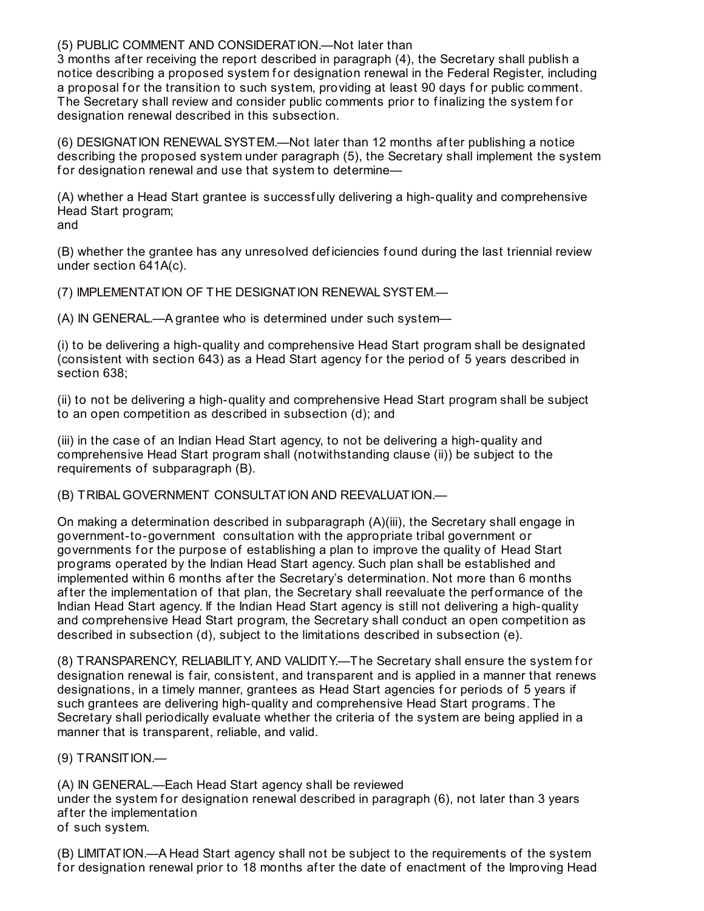(5) PUBLIC COMMENT AND CONSIDERATION.—Not later than 3 months after receiving the report described in paragraph (4), the Secretary shall publish a notice describing a proposed system for designation renewal in the Federal Register, including a proposal for the transition to such system, providing at least 90 days for public comment. The Secretary shall review and consider public comments prior to finalizing the system for designation renewal described in this subsection.

(6) DESIGNATION RENEWAL SYSTEM.—Not later than 12 months after publishing a notice describing the proposed system under paragraph (5), the Secretary shall implement the system for designation renewal and use that system to determine—

(A) whether a Head Start grantee is successfully delivering a high-quality and comprehensive Head Start program;
and

(B) whether the grantee has any unresolved deficiencies found during the last triennial review under section 641A(c).

(7) IMPLEMENTATION OF THE DESIGNATION RENEWAL SYSTEM.—

(A) IN GENERAL.—A grantee who is determined under such system—

(i) to be delivering a high-quality and comprehensive Head Start program shall be designated (consistent with section 643) as a Head Start agency for the period of 5 years described in section 638;

(ii) to not be delivering a high-quality and comprehensive Head Start program shall be subject to an open competition as described in subsection (d); and

(iii) in the case of an Indian Head Start agency, to not be delivering a high-quality and comprehensive Head Start program shall (notwithstanding clause (ii)) be subject to the requirements of subparagraph (B).

(B) TRIBAL GOVERNMENT CONSULTATION AND REEVALUATION.—

On making a determination described in subparagraph (A)(iii), the Secretary shall engage in government-to-government consultation with the appropriate tribal government or governments for the purpose of establishing a plan to improve the quality of Head Start programs operated by the Indian Head Start agency. Such plan shall be established and implemented within 6 months after the Secretary's determination. Not more than 6 months after the implementation of that plan, the Secretary shall reevaluate the performance of the Indian Head Start agency. If the Indian Head Start agency is still not delivering a high-quality and comprehensive Head Start program, the Secretary shall conduct an open competition as described in subsection (d), subject to the limitations described in subsection (e).

(8) TRANSPARENCY, RELIABILITY, AND VALIDITY.—The Secretary shall ensure the system for designation renewal is fair, consistent, and transparent and is applied in a manner that renews designations, in a timely manner, grantees as Head Start agencies for periods of 5 years if such grantees are delivering high-quality and comprehensive Head Start programs. The Secretary shall periodically evaluate whether the criteria of the system are being applied in a manner that is transparent, reliable, and valid.

(9) TRANSITION.—

(A) IN GENERAL.—Each Head Start agency shall be reviewed under the system for designation renewal described in paragraph (6), not later than 3 years after the implementation of such system.

(B) LIMITATION.—A Head Start agency shall not be subject to the requirements of the system for designation renewal prior to 18 months after the date of enactment of the Improving Head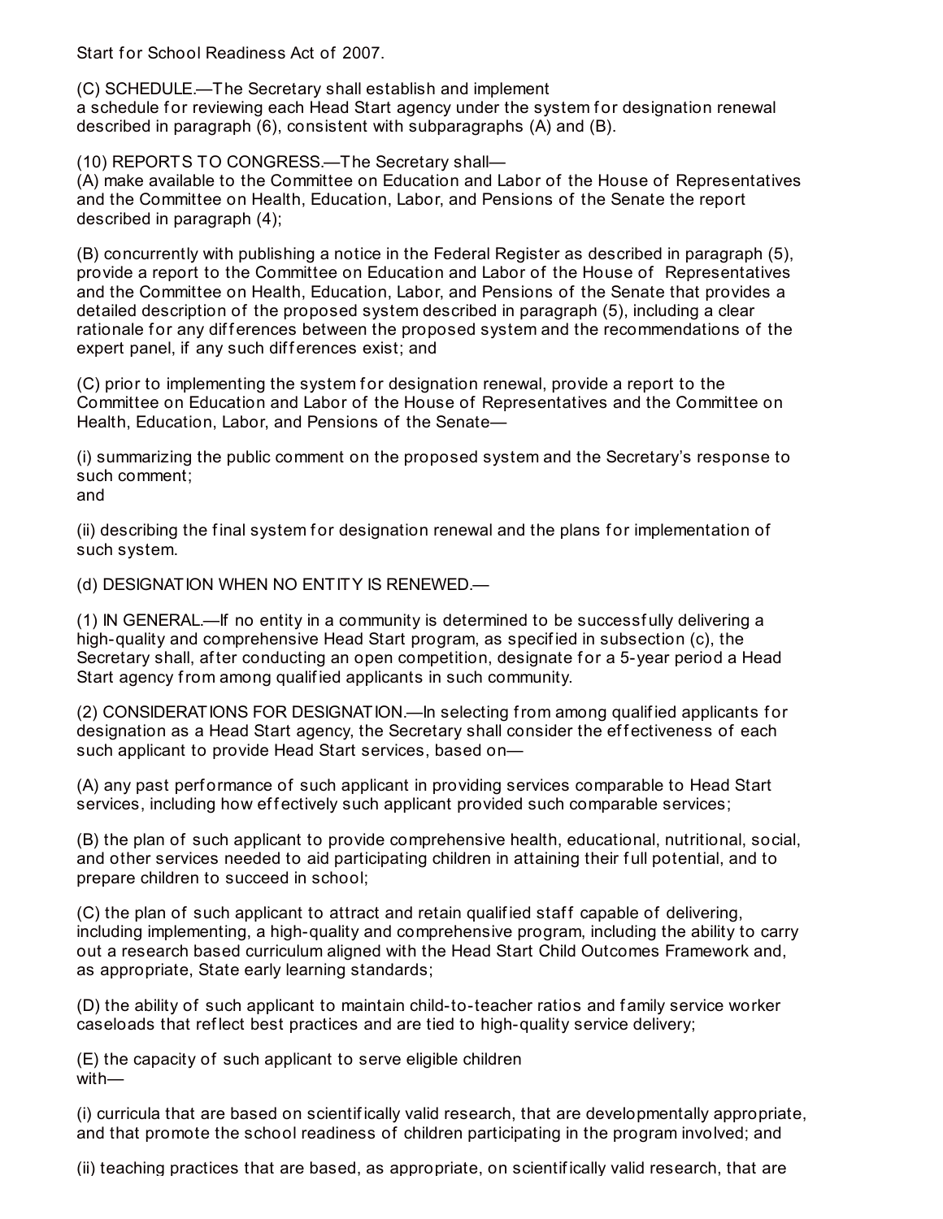Start for School Readiness Act of 2007.

(C) SCHEDULE.—The Secretary shall establish and implement a schedule for reviewing each Head Start agency under the system for designation renewal described in paragraph (6), consistent with subparagraphs (A) and (B).

(10) REPORTS TO CONGRESS.—The Secretary shall—

(A) make available to the Committee on Education and Labor of the House of Representatives and the Committee on Health, Education, Labor, and Pensions of the Senate the report described in paragraph (4);

(B) concurrently with publishing a notice in the Federal Register as described in paragraph (5), provide a report to the Committee on Education and Labor of the House of Representatives and the Committee on Health, Education, Labor, and Pensions of the Senate that provides a detailed description of the proposed system described in paragraph (5), including a clear rationale for any differences between the proposed system and the recommendations of the expert panel, if any such differences exist; and

(C) prior to implementing the system for designation renewal, provide a report to the Committee on Education and Labor of the House of Representatives and the Committee on Health, Education, Labor, and Pensions of the Senate—

(i) summarizing the public comment on the proposed system and the Secretary's response to such comment;
and

(ii) describing the final system for designation renewal and the plans for implementation of such system.

(d) DESIGNATION WHEN NO ENTITY IS RENEWED.—

(1) IN GENERAL.—If no entity in a community is determined to be successfully delivering a high-quality and comprehensive Head Start program, as specified in subsection (c), the Secretary shall, after conducting an open competition, designate for a 5-year period a Head Start agency from among qualified applicants in such community.

(2) CONSIDERATIONS FOR DESIGNATION.—In selecting from among qualified applicants for designation as a Head Start agency, the Secretary shall consider the effectiveness of each such applicant to provide Head Start services, based on—

(A) any past performance of such applicant in providing services comparable to Head Start services, including how effectively such applicant provided such comparable services;

(B) the plan of such applicant to provide comprehensive health, educational, nutritional, social, and other services needed to aid participating children in attaining their full potential, and to prepare children to succeed in school;

(C) the plan of such applicant to attract and retain qualified staff capable of delivering, including implementing, a high-quality and comprehensive program, including the ability to carry out a research based curriculum aligned with the Head Start Child Outcomes Framework and, as appropriate, State early learning standards;

(D) the ability of such applicant to maintain child-to-teacher ratios and family service worker caseloads that reflect best practices and are tied to high-quality service delivery;

(E) the capacity of such applicant to serve eligible children with—

(i) curricula that are based on scientifically valid research, that are developmentally appropriate, and that promote the school readiness of children participating in the program involved; and

(ii) teaching practices that are based, as appropriate, on scientifically valid research, that are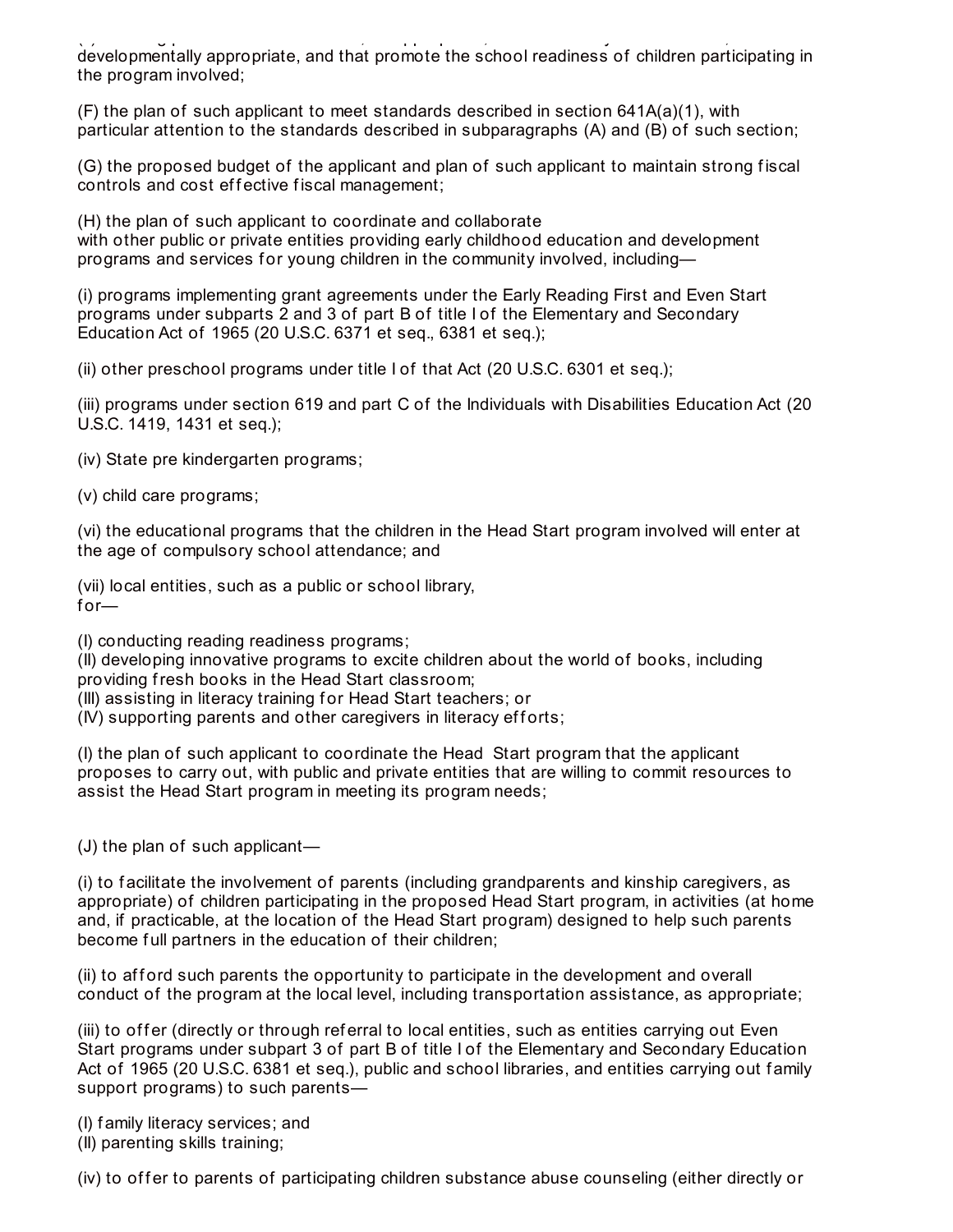developmentally appropriate, and that promote the school readiness of children participating in the program involved;

(F) the plan of such applicant to meet standards described in section 641A(a)(1), with particular attention to the standards described in subparagraphs (A) and (B) of such section;

(G) the proposed budget of the applicant and plan of such applicant to maintain strong fiscal controls and cost effective fiscal management;

(H) the plan of such applicant to coordinate and collaborate with other public or private entities providing early childhood education and development programs and services for young children in the community involved, including—

(i) programs implementing grant agreements under the Early Reading First and Even Start programs under subparts 2 and 3 of part B of title I of the Elementary and Secondary Education Act of 1965 (20 U.S.C. 6371 et seq., 6381 et seq.);

(ii) other preschool programs under title I of that Act (20 U.S.C. 6301 et seq.);

(iii) programs under section 619 and part C of the Individuals with Disabilities Education Act (20 U.S.C. 1419, 1431 et seq.);

(iv) State pre kindergarten programs;

(v) child care programs;

(vi) the educational programs that the children in the Head Start program involved will enter at the age of compulsory school attendance; and

(vii) local entities, such as a public or school library, for—

(I) conducting reading readiness programs;
(II) developing innovative programs to excite children about the world of books, including providing fresh books in the Head Start classroom;
(III) assisting in literacy training for Head Start teachers; or
(IV) supporting parents and other caregivers in literacy efforts;

(I) the plan of such applicant to coordinate the Head Start program that the applicant proposes to carry out, with public and private entities that are willing to commit resources to assist the Head Start program in meeting its program needs;

(J) the plan of such applicant—

(i) to facilitate the involvement of parents (including grandparents and kinship caregivers, as appropriate) of children participating in the proposed Head Start program, in activities (at home and, if practicable, at the location of the Head Start program) designed to help such parents become full partners in the education of their children;

(ii) to afford such parents the opportunity to participate in the development and overall conduct of the program at the local level, including transportation assistance, as appropriate;

(iii) to offer (directly or through referral to local entities, such as entities carrying out Even Start programs under subpart 3 of part B of title I of the Elementary and Secondary Education Act of 1965 (20 U.S.C. 6381 et seq.), public and school libraries, and entities carrying out family support programs) to such parents—

(I) family literacy services; and
(II) parenting skills training;

(iv) to offer to parents of participating children substance abuse counseling (either directly or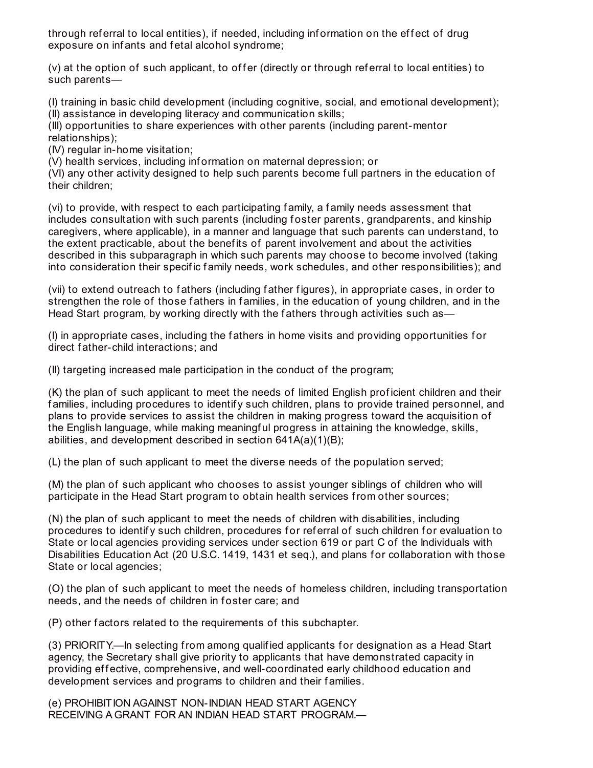through referral to local entities), if needed, including information on the effect of drug exposure on infants and fetal alcohol syndrome;

(v) at the option of such applicant, to offer (directly or through referral to local entities) to such parents—

(I) training in basic child development (including cognitive, social, and emotional development);
(II) assistance in developing literacy and communication skills;
(III) opportunities to share experiences with other parents (including parent-mentor relationships);
(IV) regular in-home visitation;
(V) health services, including information on maternal depression; or
(VI) any other activity designed to help such parents become full partners in the education of their children;

(vi) to provide, with respect to each participating family, a family needs assessment that includes consultation with such parents (including foster parents, grandparents, and kinship caregivers, where applicable), in a manner and language that such parents can understand, to the extent practicable, about the benefits of parent involvement and about the activities described in this subparagraph in which such parents may choose to become involved (taking into consideration their specific family needs, work schedules, and other responsibilities); and

(vii) to extend outreach to fathers (including father figures), in appropriate cases, in order to strengthen the role of those fathers in families, in the education of young children, and in the Head Start program, by working directly with the fathers through activities such as—

(I) in appropriate cases, including the fathers in home visits and providing opportunities for direct father-child interactions; and

(II) targeting increased male participation in the conduct of the program;

(K) the plan of such applicant to meet the needs of limited English proficient children and their families, including procedures to identify such children, plans to provide trained personnel, and plans to provide services to assist the children in making progress toward the acquisition of the English language, while making meaningful progress in attaining the knowledge, skills, abilities, and development described in section 641A(a)(1)(B);

(L) the plan of such applicant to meet the diverse needs of the population served;

(M) the plan of such applicant who chooses to assist younger siblings of children who will participate in the Head Start program to obtain health services from other sources;

(N) the plan of such applicant to meet the needs of children with disabilities, including procedures to identify such children, procedures for referral of such children for evaluation to State or local agencies providing services under section 619 or part C of the Individuals with Disabilities Education Act (20 U.S.C. 1419, 1431 et seq.), and plans for collaboration with those State or local agencies;

(O) the plan of such applicant to meet the needs of homeless children, including transportation needs, and the needs of children in foster care; and

(P) other factors related to the requirements of this subchapter.

(3) PRIORITY.—In selecting from among qualified applicants for designation as a Head Start agency, the Secretary shall give priority to applicants that have demonstrated capacity in providing effective, comprehensive, and well-coordinated early childhood education and development services and programs to children and their families.

(e) PROHIBITION AGAINST NON-INDIAN HEAD START AGENCY RECEIVING A GRANT FOR AN INDIAN HEAD START PROGRAM.—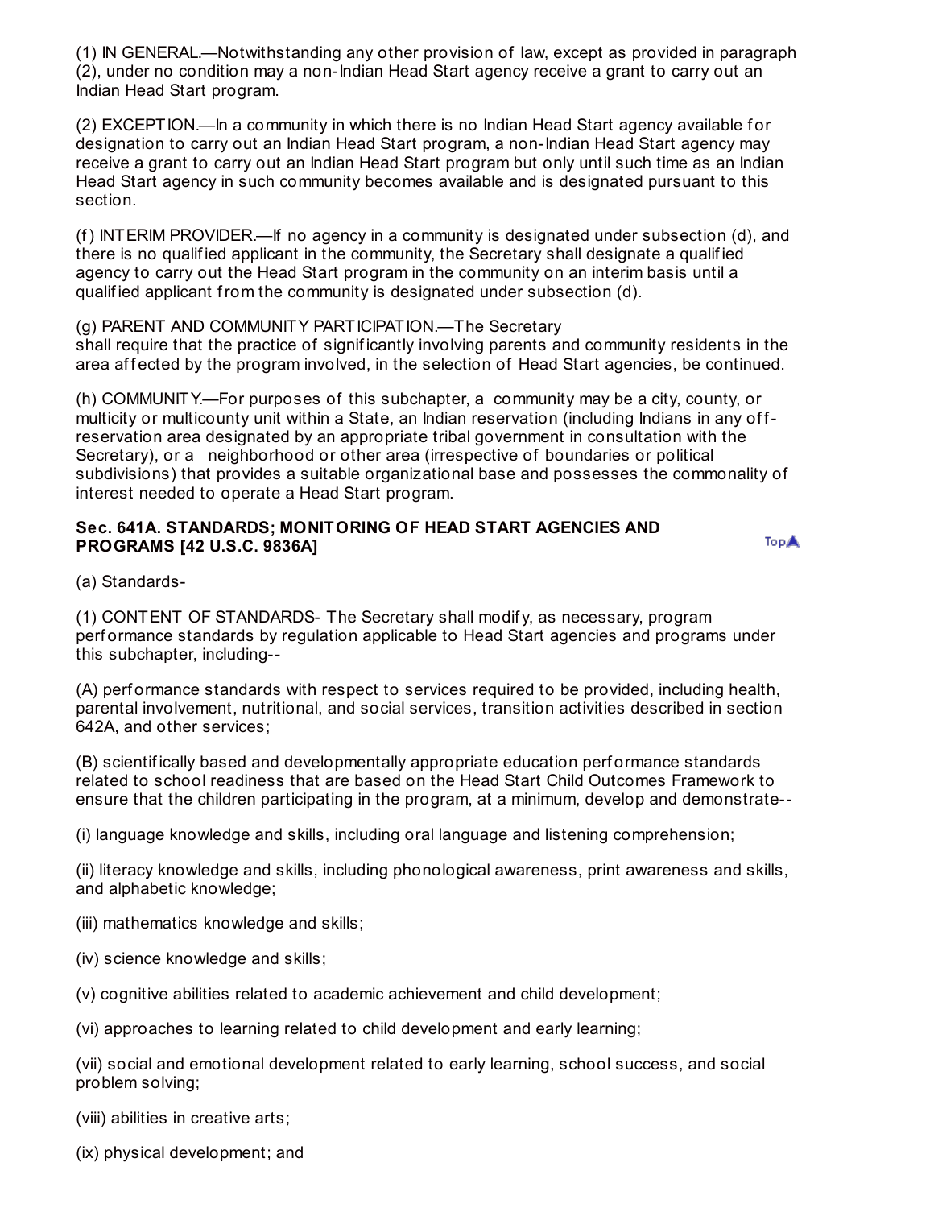(1) IN GENERAL.—Notwithstanding any other provision of law, except as provided in paragraph (2), under no condition may a non-Indian Head Start agency receive a grant to carry out an Indian Head Start program.

(2) EXCEPTION.—In a community in which there is no Indian Head Start agency available for designation to carry out an Indian Head Start program, a non-Indian Head Start agency may receive a grant to carry out an Indian Head Start program but only until such time as an Indian Head Start agency in such community becomes available and is designated pursuant to this section.

(f) INTERIM PROVIDER.—If no agency in a community is designated under subsection (d), and there is no qualified applicant in the community, the Secretary shall designate a qualified agency to carry out the Head Start program in the community on an interim basis until a qualified applicant from the community is designated under subsection (d).

(g) PARENT AND COMMUNITY PARTICIPATION.—The Secretary shall require that the practice of significantly involving parents and community residents in the area affected by the program involved, in the selection of Head Start agencies, be continued.

(h) COMMUNITY.—For purposes of this subchapter, a community may be a city, county, or multicity or multicounty unit within a State, an Indian reservation (including Indians in any off-reservation area designated by an appropriate tribal government in consultation with the Secretary), or a neighborhood or other area (irrespective of boundaries or political subdivisions) that provides a suitable organizational base and possesses the commonality of interest needed to operate a Head Start program.

### Sec. 641A. STANDARDS; MONITORING OF HEAD START AGENCIES AND PROGRAMS [42 U.S.C. 9836A]

(a) Standards-

(1) CONTENT OF STANDARDS- The Secretary shall modify, as necessary, program performance standards by regulation applicable to Head Start agencies and programs under this subchapter, including--

(A) performance standards with respect to services required to be provided, including health, parental involvement, nutritional, and social services, transition activities described in section 642A, and other services;

(B) scientifically based and developmentally appropriate education performance standards related to school readiness that are based on the Head Start Child Outcomes Framework to ensure that the children participating in the program, at a minimum, develop and demonstrate--

(i) language knowledge and skills, including oral language and listening comprehension;

(ii) literacy knowledge and skills, including phonological awareness, print awareness and skills, and alphabetic knowledge;

(iii) mathematics knowledge and skills;

(iv) science knowledge and skills;

(v) cognitive abilities related to academic achievement and child development;

(vi) approaches to learning related to child development and early learning;

(vii) social and emotional development related to early learning, school success, and social problem solving;

(viii) abilities in creative arts;

(ix) physical development; and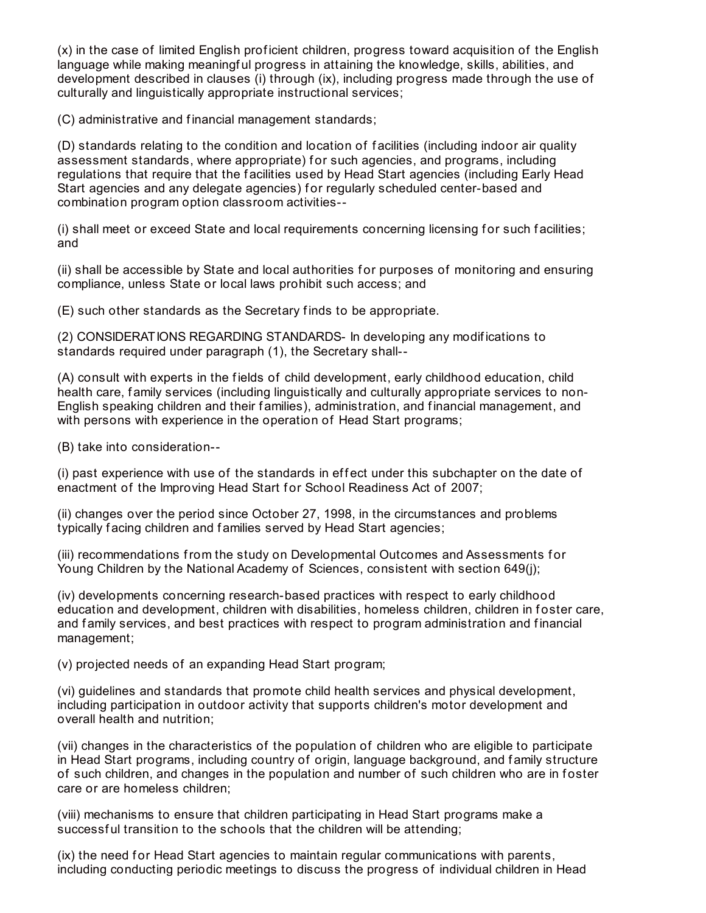(x) in the case of limited English proficient children, progress toward acquisition of the English language while making meaningful progress in attaining the knowledge, skills, abilities, and development described in clauses (i) through (ix), including progress made through the use of culturally and linguistically appropriate instructional services;

(C) administrative and financial management standards;

(D) standards relating to the condition and location of facilities (including indoor air quality assessment standards, where appropriate) for such agencies, and programs, including regulations that require that the facilities used by Head Start agencies (including Early Head Start agencies and any delegate agencies) for regularly scheduled center-based and combination program option classroom activities--

(i) shall meet or exceed State and local requirements concerning licensing for such facilities; and

(ii) shall be accessible by State and local authorities for purposes of monitoring and ensuring compliance, unless State or local laws prohibit such access; and

(E) such other standards as the Secretary finds to be appropriate.

(2) CONSIDERATIONS REGARDING STANDARDS- In developing any modifications to standards required under paragraph (1), the Secretary shall--

(A) consult with experts in the fields of child development, early childhood education, child health care, family services (including linguistically and culturally appropriate services to non-English speaking children and their families), administration, and financial management, and with persons with experience in the operation of Head Start programs;

(B) take into consideration--

(i) past experience with use of the standards in effect under this subchapter on the date of enactment of the Improving Head Start for School Readiness Act of 2007;

(ii) changes over the period since October 27, 1998, in the circumstances and problems typically facing children and families served by Head Start agencies;

(iii) recommendations from the study on Developmental Outcomes and Assessments for Young Children by the National Academy of Sciences, consistent with section 649(j);

(iv) developments concerning research-based practices with respect to early childhood education and development, children with disabilities, homeless children, children in foster care, and family services, and best practices with respect to program administration and financial management;

(v) projected needs of an expanding Head Start program;

(vi) guidelines and standards that promote child health services and physical development, including participation in outdoor activity that supports children's motor development and overall health and nutrition;

(vii) changes in the characteristics of the population of children who are eligible to participate in Head Start programs, including country of origin, language background, and family structure of such children, and changes in the population and number of such children who are in foster care or are homeless children;

(viii) mechanisms to ensure that children participating in Head Start programs make a successful transition to the schools that the children will be attending;

(ix) the need for Head Start agencies to maintain regular communications with parents, including conducting periodic meetings to discuss the progress of individual children in Head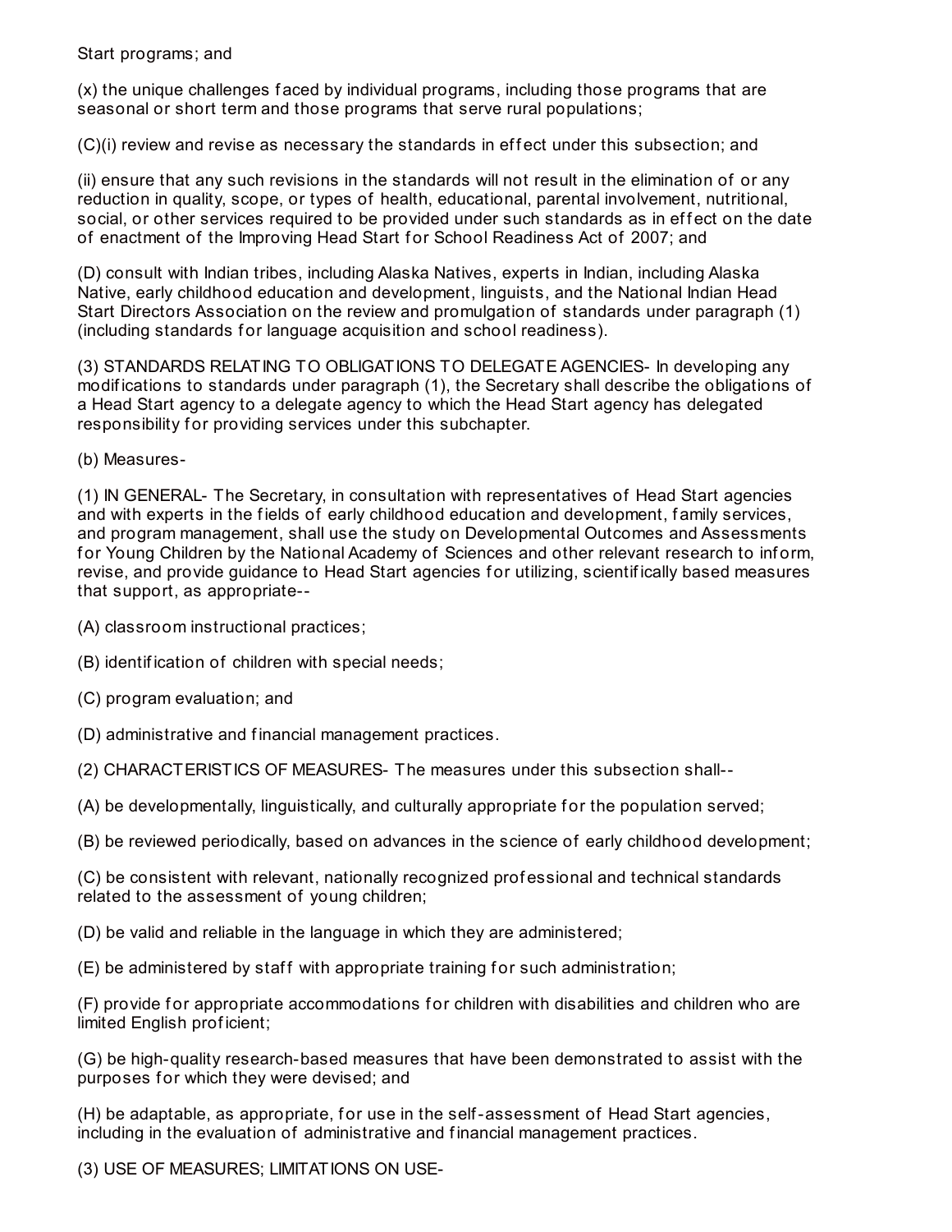Start programs; and

(x) the unique challenges faced by individual programs, including those programs that are seasonal or short term and those programs that serve rural populations;

(C)(i) review and revise as necessary the standards in effect under this subsection; and

(ii) ensure that any such revisions in the standards will not result in the elimination of or any reduction in quality, scope, or types of health, educational, parental involvement, nutritional, social, or other services required to be provided under such standards as in effect on the date of enactment of the Improving Head Start for School Readiness Act of 2007; and

(D) consult with Indian tribes, including Alaska Natives, experts in Indian, including Alaska Native, early childhood education and development, linguists, and the National Indian Head Start Directors Association on the review and promulgation of standards under paragraph (1) (including standards for language acquisition and school readiness).

(3) STANDARDS RELATING TO OBLIGATIONS TO DELEGATE AGENCIES- In developing any modifications to standards under paragraph (1), the Secretary shall describe the obligations of a Head Start agency to a delegate agency to which the Head Start agency has delegated responsibility for providing services under this subchapter.

(b) Measures-

(1) IN GENERAL- The Secretary, in consultation with representatives of Head Start agencies and with experts in the fields of early childhood education and development, family services, and program management, shall use the study on Developmental Outcomes and Assessments for Young Children by the National Academy of Sciences and other relevant research to inform, revise, and provide guidance to Head Start agencies for utilizing, scientifically based measures that support, as appropriate--

(A) classroom instructional practices;

(B) identification of children with special needs;

(C) program evaluation; and

(D) administrative and financial management practices.

(2) CHARACTERISTICS OF MEASURES- The measures under this subsection shall--

(A) be developmentally, linguistically, and culturally appropriate for the population served;

(B) be reviewed periodically, based on advances in the science of early childhood development;

(C) be consistent with relevant, nationally recognized professional and technical standards related to the assessment of young children;

(D) be valid and reliable in the language in which they are administered;

(E) be administered by staff with appropriate training for such administration;

(F) provide for appropriate accommodations for children with disabilities and children who are limited English proficient;

(G) be high-quality research-based measures that have been demonstrated to assist with the purposes for which they were devised; and

(H) be adaptable, as appropriate, for use in the self-assessment of Head Start agencies, including in the evaluation of administrative and financial management practices.

(3) USE OF MEASURES; LIMITATIONS ON USE-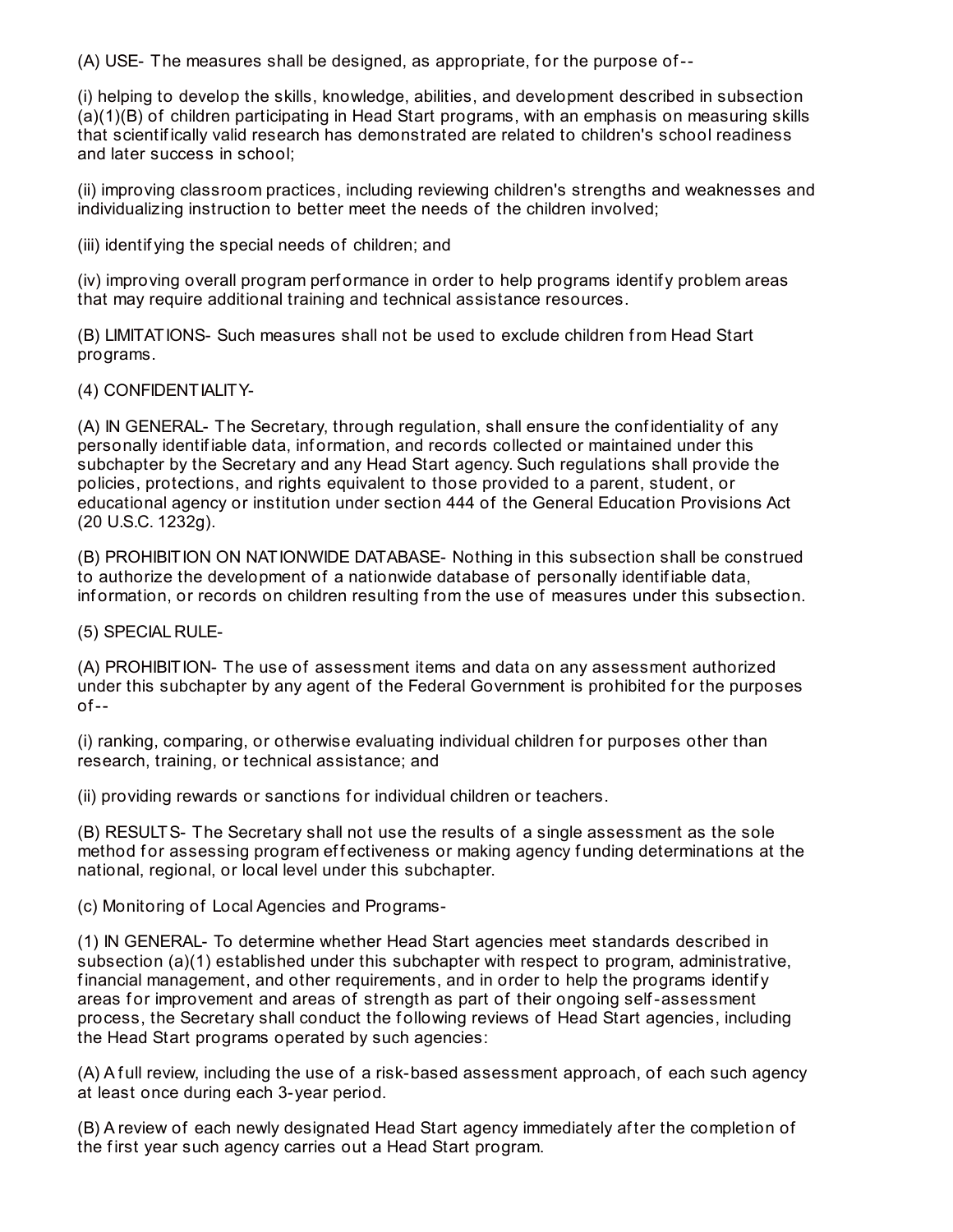(A) USE- The measures shall be designed, as appropriate, for the purpose of--

(i) helping to develop the skills, knowledge, abilities, and development described in subsection (a)(1)(B) of children participating in Head Start programs, with an emphasis on measuring skills that scientifically valid research has demonstrated are related to children's school readiness and later success in school;

(ii) improving classroom practices, including reviewing children's strengths and weaknesses and individualizing instruction to better meet the needs of the children involved;

(iii) identifying the special needs of children; and

(iv) improving overall program performance in order to help programs identify problem areas that may require additional training and technical assistance resources.

(B) LIMITATIONS- Such measures shall not be used to exclude children from Head Start programs.

(4) CONFIDENTIALITY-

(A) IN GENERAL- The Secretary, through regulation, shall ensure the confidentiality of any personally identifiable data, information, and records collected or maintained under this subchapter by the Secretary and any Head Start agency. Such regulations shall provide the policies, protections, and rights equivalent to those provided to a parent, student, or educational agency or institution under section 444 of the General Education Provisions Act (20 U.S.C. 1232g).

(B) PROHIBITION ON NATIONWIDE DATABASE- Nothing in this subsection shall be construed to authorize the development of a nationwide database of personally identifiable data, information, or records on children resulting from the use of measures under this subsection.

(5) SPECIAL RULE-

(A) PROHIBITION- The use of assessment items and data on any assessment authorized under this subchapter by any agent of the Federal Government is prohibited for the purposes of--

(i) ranking, comparing, or otherwise evaluating individual children for purposes other than research, training, or technical assistance; and

(ii) providing rewards or sanctions for individual children or teachers.

(B) RESULTS- The Secretary shall not use the results of a single assessment as the sole method for assessing program effectiveness or making agency funding determinations at the national, regional, or local level under this subchapter.

(c) Monitoring of Local Agencies and Programs-

(1) IN GENERAL- To determine whether Head Start agencies meet standards described in subsection (a)(1) established under this subchapter with respect to program, administrative, financial management, and other requirements, and in order to help the programs identify areas for improvement and areas of strength as part of their ongoing self-assessment process, the Secretary shall conduct the following reviews of Head Start agencies, including the Head Start programs operated by such agencies:

(A) A full review, including the use of a risk-based assessment approach, of each such agency at least once during each 3-year period.

(B) A review of each newly designated Head Start agency immediately after the completion of the first year such agency carries out a Head Start program.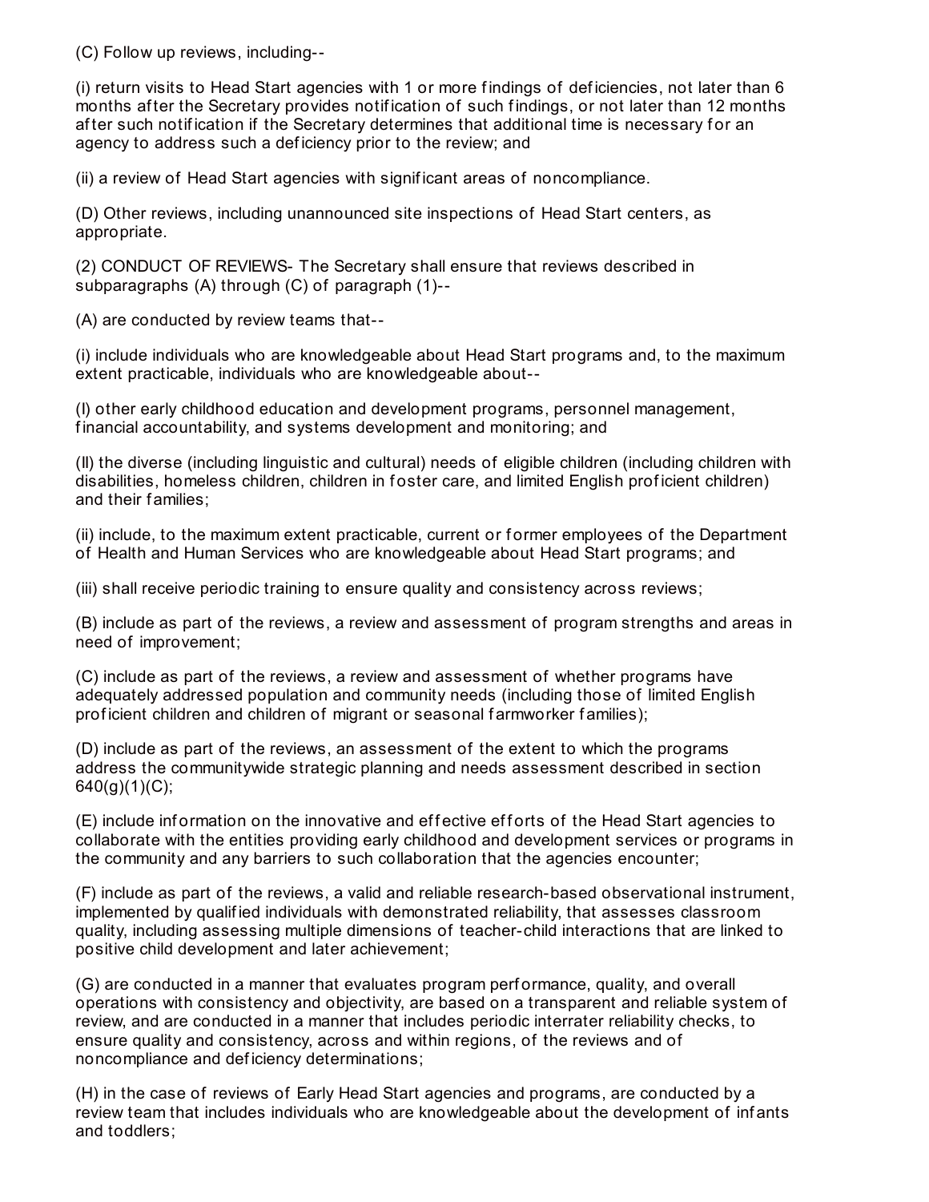(C) Follow up reviews, including--

(i) return visits to Head Start agencies with 1 or more findings of deficiencies, not later than 6 months after the Secretary provides notification of such findings, or not later than 12 months after such notification if the Secretary determines that additional time is necessary for an agency to address such a deficiency prior to the review; and

(ii) a review of Head Start agencies with significant areas of noncompliance.

(D) Other reviews, including unannounced site inspections of Head Start centers, as appropriate.

(2) CONDUCT OF REVIEWS- The Secretary shall ensure that reviews described in subparagraphs (A) through (C) of paragraph (1)--

(A) are conducted by review teams that--

(i) include individuals who are knowledgeable about Head Start programs and, to the maximum extent practicable, individuals who are knowledgeable about--

(I) other early childhood education and development programs, personnel management, financial accountability, and systems development and monitoring; and

(II) the diverse (including linguistic and cultural) needs of eligible children (including children with disabilities, homeless children, children in foster care, and limited English proficient children) and their families;

(ii) include, to the maximum extent practicable, current or former employees of the Department of Health and Human Services who are knowledgeable about Head Start programs; and

(iii) shall receive periodic training to ensure quality and consistency across reviews;

(B) include as part of the reviews, a review and assessment of program strengths and areas in need of improvement;

(C) include as part of the reviews, a review and assessment of whether programs have adequately addressed population and community needs (including those of limited English proficient children and children of migrant or seasonal farmworker families);

(D) include as part of the reviews, an assessment of the extent to which the programs address the communitywide strategic planning and needs assessment described in section 640(g)(1)(C);

(E) include information on the innovative and effective efforts of the Head Start agencies to collaborate with the entities providing early childhood and development services or programs in the community and any barriers to such collaboration that the agencies encounter;

(F) include as part of the reviews, a valid and reliable research-based observational instrument, implemented by qualified individuals with demonstrated reliability, that assesses classroom quality, including assessing multiple dimensions of teacher-child interactions that are linked to positive child development and later achievement;

(G) are conducted in a manner that evaluates program performance, quality, and overall operations with consistency and objectivity, are based on a transparent and reliable system of review, and are conducted in a manner that includes periodic interrater reliability checks, to ensure quality and consistency, across and within regions, of the reviews and of noncompliance and deficiency determinations;

(H) in the case of reviews of Early Head Start agencies and programs, are conducted by a review team that includes individuals who are knowledgeable about the development of infants and toddlers;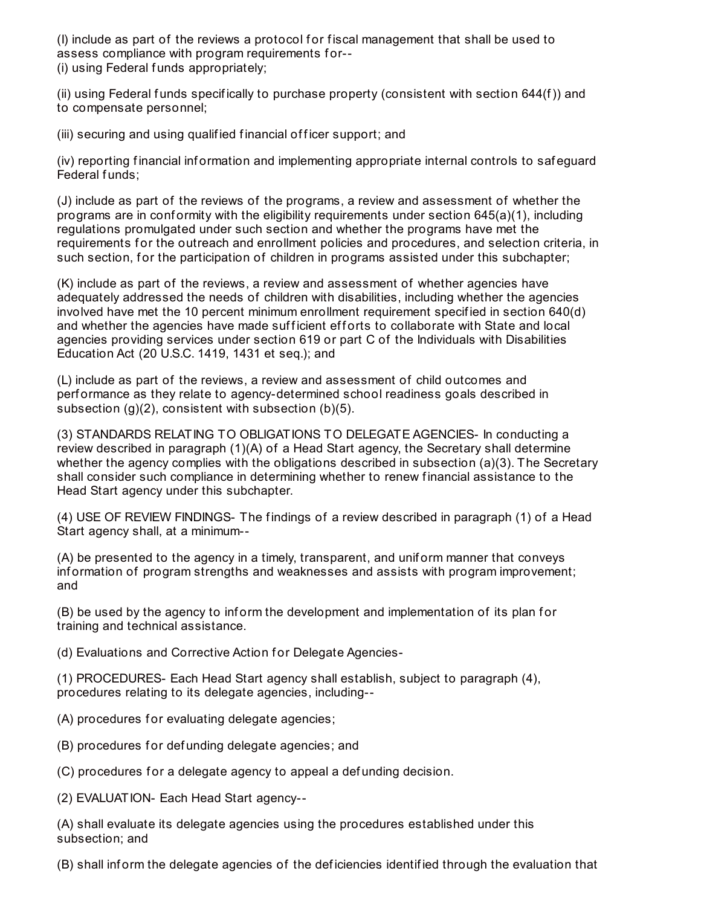(I) include as part of the reviews a protocol for fiscal management that shall be used to assess compliance with program requirements for--
(i) using Federal funds appropriately;

(ii) using Federal funds specifically to purchase property (consistent with section 644(f)) and to compensate personnel;

(iii) securing and using qualified financial officer support; and

(iv) reporting financial information and implementing appropriate internal controls to safeguard Federal funds;

(J) include as part of the reviews of the programs, a review and assessment of whether the programs are in conformity with the eligibility requirements under section 645(a)(1), including regulations promulgated under such section and whether the programs have met the requirements for the outreach and enrollment policies and procedures, and selection criteria, in such section, for the participation of children in programs assisted under this subchapter;

(K) include as part of the reviews, a review and assessment of whether agencies have adequately addressed the needs of children with disabilities, including whether the agencies involved have met the 10 percent minimum enrollment requirement specified in section 640(d) and whether the agencies have made sufficient efforts to collaborate with State and local agencies providing services under section 619 or part C of the Individuals with Disabilities Education Act (20 U.S.C. 1419, 1431 et seq.); and

(L) include as part of the reviews, a review and assessment of child outcomes and performance as they relate to agency-determined school readiness goals described in subsection (g)(2), consistent with subsection (b)(5).

(3) STANDARDS RELATING TO OBLIGATIONS TO DELEGATE AGENCIES- In conducting a review described in paragraph (1)(A) of a Head Start agency, the Secretary shall determine whether the agency complies with the obligations described in subsection (a)(3). The Secretary shall consider such compliance in determining whether to renew financial assistance to the Head Start agency under this subchapter.

(4) USE OF REVIEW FINDINGS- The findings of a review described in paragraph (1) of a Head Start agency shall, at a minimum--

(A) be presented to the agency in a timely, transparent, and uniform manner that conveys information of program strengths and weaknesses and assists with program improvement; and

(B) be used by the agency to inform the development and implementation of its plan for training and technical assistance.

(d) Evaluations and Corrective Action for Delegate Agencies-

(1) PROCEDURES- Each Head Start agency shall establish, subject to paragraph (4), procedures relating to its delegate agencies, including--

(A) procedures for evaluating delegate agencies;

(B) procedures for defunding delegate agencies; and

(C) procedures for a delegate agency to appeal a defunding decision.

(2) EVALUATION- Each Head Start agency--

(A) shall evaluate its delegate agencies using the procedures established under this subsection; and

(B) shall inform the delegate agencies of the deficiencies identified through the evaluation that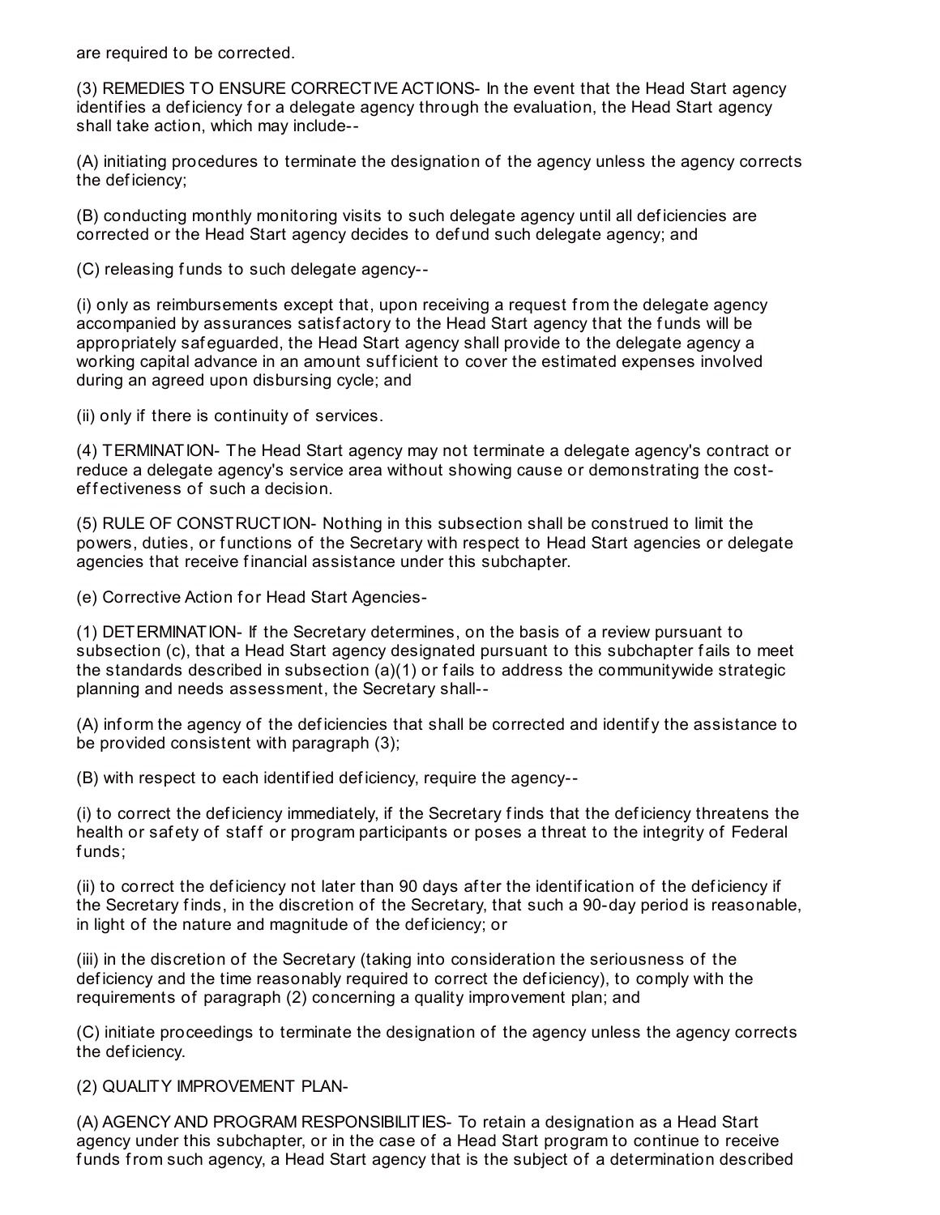are required to be corrected.

(3) REMEDIES TO ENSURE CORRECTIVE ACTIONS- In the event that the Head Start agency identifies a deficiency for a delegate agency through the evaluation, the Head Start agency shall take action, which may include--

(A) initiating procedures to terminate the designation of the agency unless the agency corrects the deficiency;

(B) conducting monthly monitoring visits to such delegate agency until all deficiencies are corrected or the Head Start agency decides to defund such delegate agency; and

(C) releasing funds to such delegate agency--

(i) only as reimbursements except that, upon receiving a request from the delegate agency accompanied by assurances satisfactory to the Head Start agency that the funds will be appropriately safeguarded, the Head Start agency shall provide to the delegate agency a working capital advance in an amount sufficient to cover the estimated expenses involved during an agreed upon disbursing cycle; and

(ii) only if there is continuity of services.

(4) TERMINATION- The Head Start agency may not terminate a delegate agency's contract or reduce a delegate agency's service area without showing cause or demonstrating the cost-effectiveness of such a decision.

(5) RULE OF CONSTRUCTION- Nothing in this subsection shall be construed to limit the powers, duties, or functions of the Secretary with respect to Head Start agencies or delegate agencies that receive financial assistance under this subchapter.

(e) Corrective Action for Head Start Agencies-

(1) DETERMINATION- If the Secretary determines, on the basis of a review pursuant to subsection (c), that a Head Start agency designated pursuant to this subchapter fails to meet the standards described in subsection (a)(1) or fails to address the communitywide strategic planning and needs assessment, the Secretary shall--

(A) inform the agency of the deficiencies that shall be corrected and identify the assistance to be provided consistent with paragraph (3);

(B) with respect to each identified deficiency, require the agency--

(i) to correct the deficiency immediately, if the Secretary finds that the deficiency threatens the health or safety of staff or program participants or poses a threat to the integrity of Federal funds;

(ii) to correct the deficiency not later than 90 days after the identification of the deficiency if the Secretary finds, in the discretion of the Secretary, that such a 90-day period is reasonable, in light of the nature and magnitude of the deficiency; or

(iii) in the discretion of the Secretary (taking into consideration the seriousness of the deficiency and the time reasonably required to correct the deficiency), to comply with the requirements of paragraph (2) concerning a quality improvement plan; and

(C) initiate proceedings to terminate the designation of the agency unless the agency corrects the deficiency.

(2) QUALITY IMPROVEMENT PLAN-

(A) AGENCY AND PROGRAM RESPONSIBILITIES- To retain a designation as a Head Start agency under this subchapter, or in the case of a Head Start program to continue to receive funds from such agency, a Head Start agency that is the subject of a determination described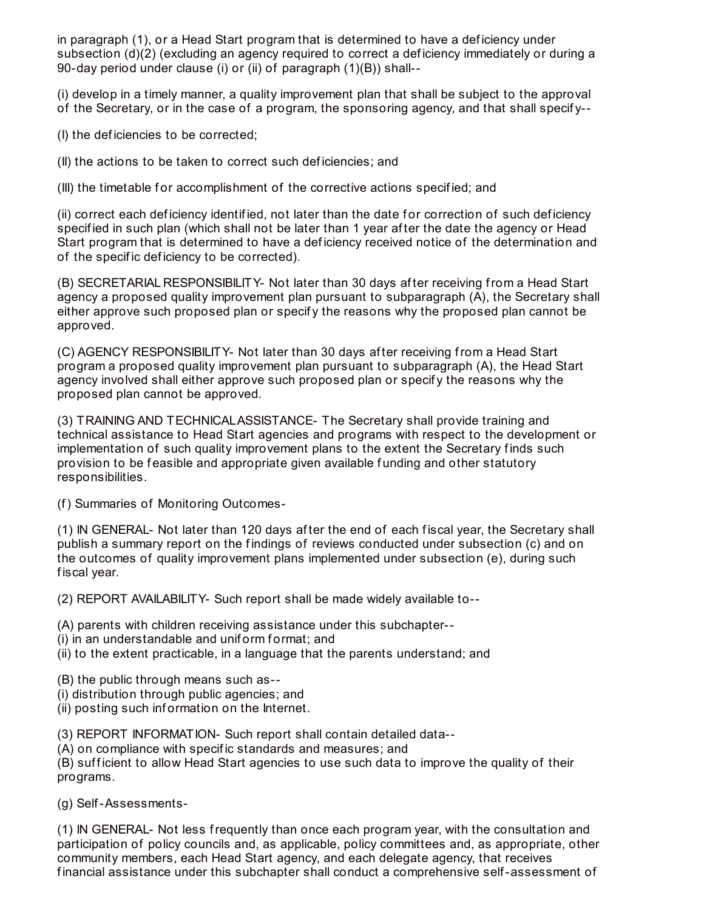in paragraph (1), or a Head Start program that is determined to have a deficiency under subsection (d)(2) (excluding an agency required to correct a deficiency immediately or during a 90-day period under clause (i) or (ii) of paragraph (1)(B)) shall--

(i) develop in a timely manner, a quality improvement plan that shall be subject to the approval of the Secretary, or in the case of a program, the sponsoring agency, and that shall specify--

(I) the deficiencies to be corrected;

(II) the actions to be taken to correct such deficiencies; and

(III) the timetable for accomplishment of the corrective actions specified; and

(ii) correct each deficiency identified, not later than the date for correction of such deficiency specified in such plan (which shall not be later than 1 year after the date the agency or Head Start program that is determined to have a deficiency received notice of the determination and of the specific deficiency to be corrected).

(B) SECRETARIAL RESPONSIBILITY- Not later than 30 days after receiving from a Head Start agency a proposed quality improvement plan pursuant to subparagraph (A), the Secretary shall either approve such proposed plan or specify the reasons why the proposed plan cannot be approved.

(C) AGENCY RESPONSIBILITY- Not later than 30 days after receiving from a Head Start program a proposed quality improvement plan pursuant to subparagraph (A), the Head Start agency involved shall either approve such proposed plan or specify the reasons why the proposed plan cannot be approved.

(3) TRAINING AND TECHNICAL ASSISTANCE- The Secretary shall provide training and technical assistance to Head Start agencies and programs with respect to the development or implementation of such quality improvement plans to the extent the Secretary finds such provision to be feasible and appropriate given available funding and other statutory responsibilities.

(f) Summaries of Monitoring Outcomes-

(1) IN GENERAL- Not later than 120 days after the end of each fiscal year, the Secretary shall publish a summary report on the findings of reviews conducted under subsection (c) and on the outcomes of quality improvement plans implemented under subsection (e), during such fiscal year.

(2) REPORT AVAILABILITY- Such report shall be made widely available to--

(A) parents with children receiving assistance under this subchapter--
(i) in an understandable and uniform format; and
(ii) to the extent practicable, in a language that the parents understand; and

(B) the public through means such as--
(i) distribution through public agencies; and
(ii) posting such information on the Internet.

(3) REPORT INFORMATION- Such report shall contain detailed data--
(A) on compliance with specific standards and measures; and
(B) sufficient to allow Head Start agencies to use such data to improve the quality of their programs.

(g) Self-Assessments-

(1) IN GENERAL- Not less frequently than once each program year, with the consultation and participation of policy councils and, as applicable, policy committees and, as appropriate, other community members, each Head Start agency, and each delegate agency, that receives financial assistance under this subchapter shall conduct a comprehensive self-assessment of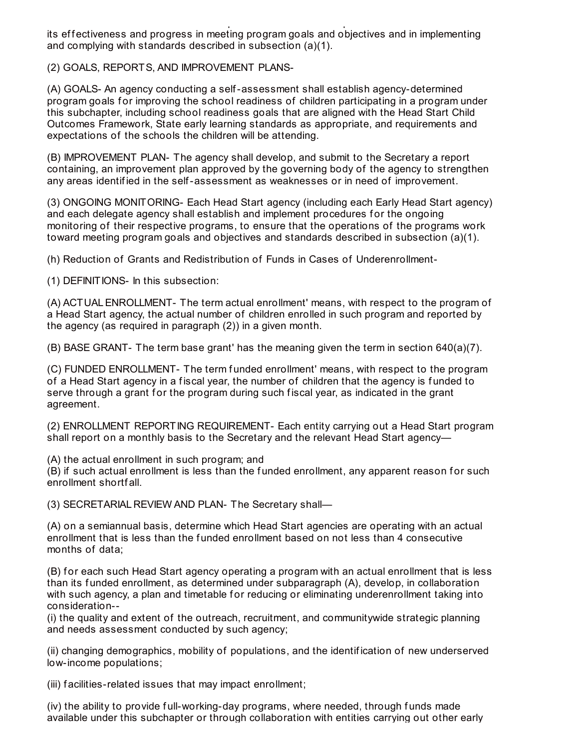its effectiveness and progress in meeting program goals and objectives and in implementing and complying with standards described in subsection (a)(1).

(2) GOALS, REPORTS, AND IMPROVEMENT PLANS-

(A) GOALS- An agency conducting a self-assessment shall establish agency-determined program goals for improving the school readiness of children participating in a program under this subchapter, including school readiness goals that are aligned with the Head Start Child Outcomes Framework, State early learning standards as appropriate, and requirements and expectations of the schools the children will be attending.

(B) IMPROVEMENT PLAN- The agency shall develop, and submit to the Secretary a report containing, an improvement plan approved by the governing body of the agency to strengthen any areas identified in the self-assessment as weaknesses or in need of improvement.

(3) ONGOING MONITORING- Each Head Start agency (including each Early Head Start agency) and each delegate agency shall establish and implement procedures for the ongoing monitoring of their respective programs, to ensure that the operations of the programs work toward meeting program goals and objectives and standards described in subsection (a)(1).

(h) Reduction of Grants and Redistribution of Funds in Cases of Underenrollment-

(1) DEFINITIONS- In this subsection:

(A) ACTUAL ENROLLMENT- The term actual enrollment' means, with respect to the program of a Head Start agency, the actual number of children enrolled in such program and reported by the agency (as required in paragraph (2)) in a given month.

(B) BASE GRANT- The term base grant' has the meaning given the term in section 640(a)(7).

(C) FUNDED ENROLLMENT- The term funded enrollment' means, with respect to the program of a Head Start agency in a fiscal year, the number of children that the agency is funded to serve through a grant for the program during such fiscal year, as indicated in the grant agreement.

(2) ENROLLMENT REPORTING REQUIREMENT- Each entity carrying out a Head Start program shall report on a monthly basis to the Secretary and the relevant Head Start agency—

(A) the actual enrollment in such program; and
(B) if such actual enrollment is less than the funded enrollment, any apparent reason for such enrollment shortfall.

(3) SECRETARIAL REVIEW AND PLAN- The Secretary shall—

(A) on a semiannual basis, determine which Head Start agencies are operating with an actual enrollment that is less than the funded enrollment based on not less than 4 consecutive months of data;

(B) for each such Head Start agency operating a program with an actual enrollment that is less than its funded enrollment, as determined under subparagraph (A), develop, in collaboration with such agency, a plan and timetable for reducing or eliminating underenrollment taking into consideration--
(i) the quality and extent of the outreach, recruitment, and communitywide strategic planning and needs assessment conducted by such agency;

(ii) changing demographics, mobility of populations, and the identification of new underserved low-income populations;

(iii) facilities-related issues that may impact enrollment;

(iv) the ability to provide full-working-day programs, where needed, through funds made available under this subchapter or through collaboration with entities carrying out other early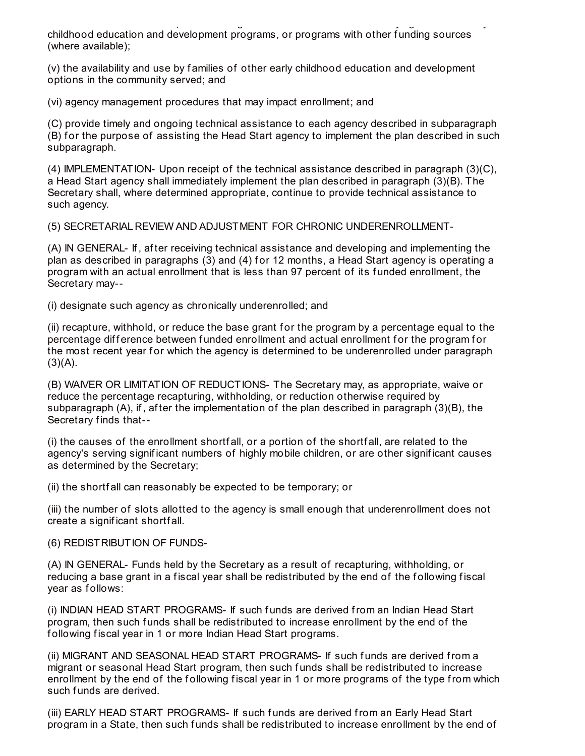childhood education and development programs, or programs with other funding sources (where available);

(v) the availability and use by families of other early childhood education and development options in the community served; and

(vi) agency management procedures that may impact enrollment; and

(C) provide timely and ongoing technical assistance to each agency described in subparagraph (B) for the purpose of assisting the Head Start agency to implement the plan described in such subparagraph.

(4) IMPLEMENTATION- Upon receipt of the technical assistance described in paragraph (3)(C), a Head Start agency shall immediately implement the plan described in paragraph (3)(B). The Secretary shall, where determined appropriate, continue to provide technical assistance to such agency.

(5) SECRETARIAL REVIEW AND ADJUSTMENT FOR CHRONIC UNDERENROLLMENT-

(A) IN GENERAL- If, after receiving technical assistance and developing and implementing the plan as described in paragraphs (3) and (4) for 12 months, a Head Start agency is operating a program with an actual enrollment that is less than 97 percent of its funded enrollment, the Secretary may--

(i) designate such agency as chronically underenrolled; and

(ii) recapture, withhold, or reduce the base grant for the program by a percentage equal to the percentage difference between funded enrollment and actual enrollment for the program for the most recent year for which the agency is determined to be underenrolled under paragraph (3)(A).

(B) WAIVER OR LIMITATION OF REDUCTIONS- The Secretary may, as appropriate, waive or reduce the percentage recapturing, withholding, or reduction otherwise required by subparagraph (A), if, after the implementation of the plan described in paragraph (3)(B), the Secretary finds that--

(i) the causes of the enrollment shortfall, or a portion of the shortfall, are related to the agency's serving significant numbers of highly mobile children, or are other significant causes as determined by the Secretary;

(ii) the shortfall can reasonably be expected to be temporary; or

(iii) the number of slots allotted to the agency is small enough that underenrollment does not create a significant shortfall.

(6) REDISTRIBUTION OF FUNDS-

(A) IN GENERAL- Funds held by the Secretary as a result of recapturing, withholding, or reducing a base grant in a fiscal year shall be redistributed by the end of the following fiscal year as follows:

(i) INDIAN HEAD START PROGRAMS- If such funds are derived from an Indian Head Start program, then such funds shall be redistributed to increase enrollment by the end of the following fiscal year in 1 or more Indian Head Start programs.

(ii) MIGRANT AND SEASONAL HEAD START PROGRAMS- If such funds are derived from a migrant or seasonal Head Start program, then such funds shall be redistributed to increase enrollment by the end of the following fiscal year in 1 or more programs of the type from which such funds are derived.

(iii) EARLY HEAD START PROGRAMS- If such funds are derived from an Early Head Start program in a State, then such funds shall be redistributed to increase enrollment by the end of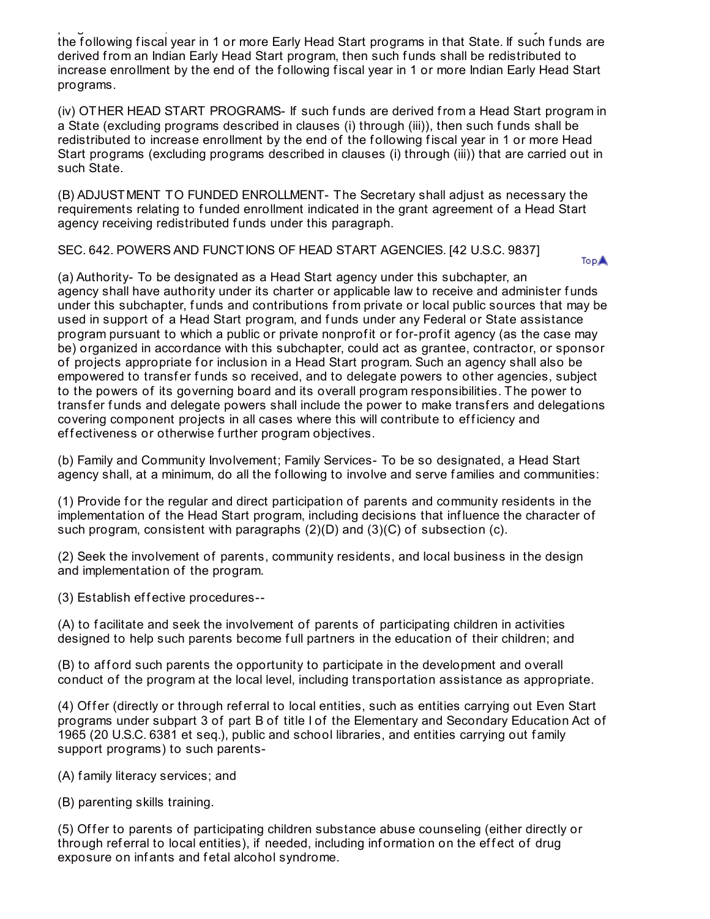the following fiscal year in 1 or more Early Head Start programs in that State. If such funds are derived from an Indian Early Head Start program, then such funds shall be redistributed to increase enrollment by the end of the following fiscal year in 1 or more Indian Early Head Start programs.

(iv) OTHER HEAD START PROGRAMS- If such funds are derived from a Head Start program in a State (excluding programs described in clauses (i) through (iii)), then such funds shall be redistributed to increase enrollment by the end of the following fiscal year in 1 or more Head Start programs (excluding programs described in clauses (i) through (iii)) that are carried out in such State.

(B) ADJUSTMENT TO FUNDED ENROLLMENT- The Secretary shall adjust as necessary the requirements relating to funded enrollment indicated in the grant agreement of a Head Start agency receiving redistributed funds under this paragraph.

SEC. 642. POWERS AND FUNCTIONS OF HEAD START AGENCIES. [42 U.S.C. 9837]

(a) Authority- To be designated as a Head Start agency under this subchapter, an agency shall have authority under its charter or applicable law to receive and administer funds under this subchapter, funds and contributions from private or local public sources that may be used in support of a Head Start program, and funds under any Federal or State assistance program pursuant to which a public or private nonprofit or for-profit agency (as the case may be) organized in accordance with this subchapter, could act as grantee, contractor, or sponsor of projects appropriate for inclusion in a Head Start program. Such an agency shall also be empowered to transfer funds so received, and to delegate powers to other agencies, subject to the powers of its governing board and its overall program responsibilities. The power to transfer funds and delegate powers shall include the power to make transfers and delegations covering component projects in all cases where this will contribute to efficiency and effectiveness or otherwise further program objectives.

(b) Family and Community Involvement; Family Services- To be so designated, a Head Start agency shall, at a minimum, do all the following to involve and serve families and communities:

(1) Provide for the regular and direct participation of parents and community residents in the implementation of the Head Start program, including decisions that influence the character of such program, consistent with paragraphs (2)(D) and (3)(C) of subsection (c).

(2) Seek the involvement of parents, community residents, and local business in the design and implementation of the program.

(3) Establish effective procedures--

(A) to facilitate and seek the involvement of parents of participating children in activities designed to help such parents become full partners in the education of their children; and

(B) to afford such parents the opportunity to participate in the development and overall conduct of the program at the local level, including transportation assistance as appropriate.

(4) Offer (directly or through referral to local entities, such as entities carrying out Even Start programs under subpart 3 of part B of title I of the Elementary and Secondary Education Act of 1965 (20 U.S.C. 6381 et seq.), public and school libraries, and entities carrying out family support programs) to such parents-

(A) family literacy services; and

(B) parenting skills training.

(5) Offer to parents of participating children substance abuse counseling (either directly or through referral to local entities), if needed, including information on the effect of drug exposure on infants and fetal alcohol syndrome.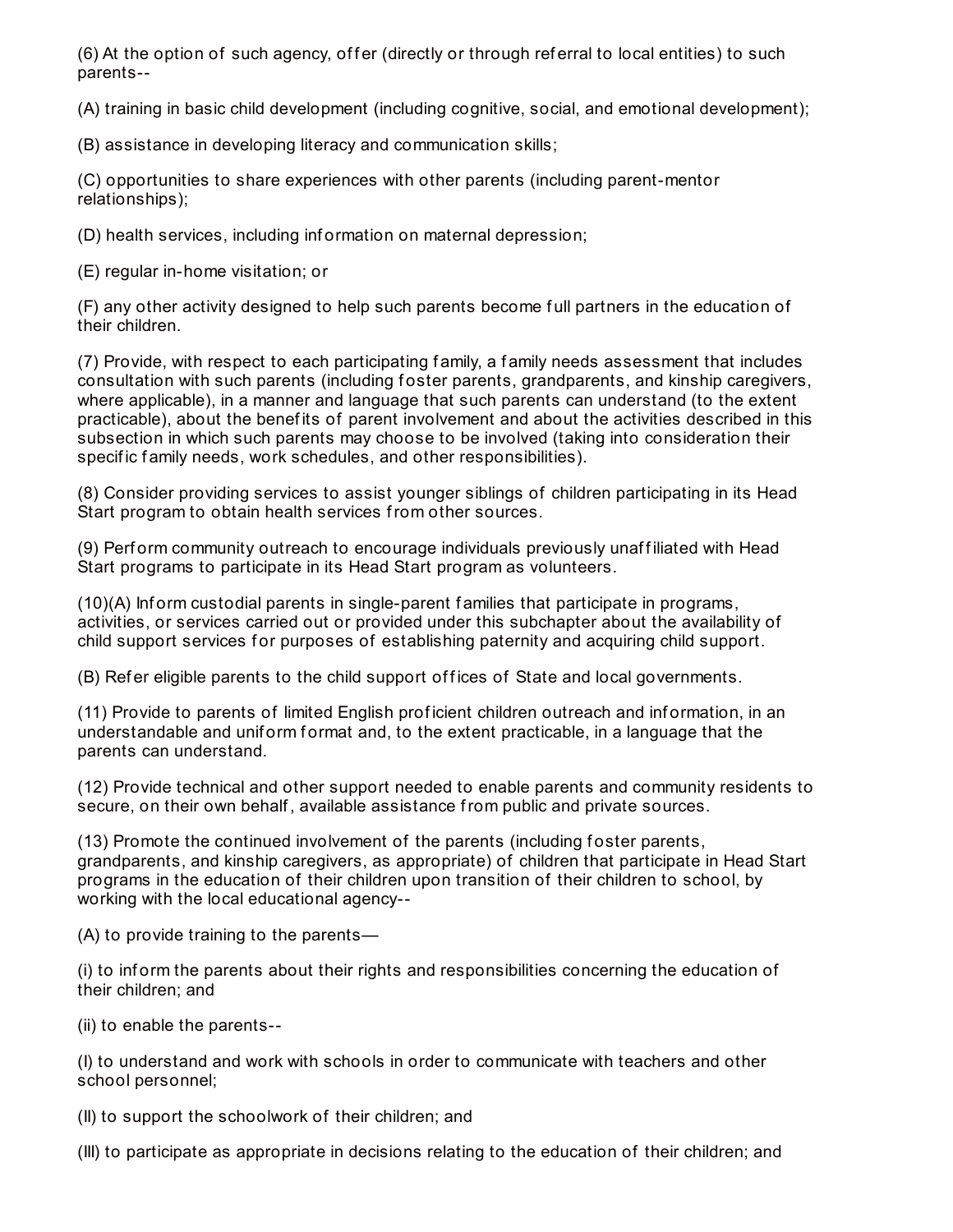(6) At the option of such agency, offer (directly or through referral to local entities) to such parents--

(A) training in basic child development (including cognitive, social, and emotional development);

(B) assistance in developing literacy and communication skills;

(C) opportunities to share experiences with other parents (including parent-mentor relationships);

(D) health services, including information on maternal depression;

(E) regular in-home visitation; or

(F) any other activity designed to help such parents become full partners in the education of their children.

(7) Provide, with respect to each participating family, a family needs assessment that includes consultation with such parents (including foster parents, grandparents, and kinship caregivers, where applicable), in a manner and language that such parents can understand (to the extent practicable), about the benefits of parent involvement and about the activities described in this subsection in which such parents may choose to be involved (taking into consideration their specific family needs, work schedules, and other responsibilities).

(8) Consider providing services to assist younger siblings of children participating in its Head Start program to obtain health services from other sources.

(9) Perform community outreach to encourage individuals previously unaffiliated with Head Start programs to participate in its Head Start program as volunteers.

(10)(A) Inform custodial parents in single-parent families that participate in programs, activities, or services carried out or provided under this subchapter about the availability of child support services for purposes of establishing paternity and acquiring child support.

(B) Refer eligible parents to the child support offices of State and local governments.

(11) Provide to parents of limited English proficient children outreach and information, in an understandable and uniform format and, to the extent practicable, in a language that the parents can understand.

(12) Provide technical and other support needed to enable parents and community residents to secure, on their own behalf, available assistance from public and private sources.

(13) Promote the continued involvement of the parents (including foster parents, grandparents, and kinship caregivers, as appropriate) of children that participate in Head Start programs in the education of their children upon transition of their children to school, by working with the local educational agency--

(A) to provide training to the parents—

(i) to inform the parents about their rights and responsibilities concerning the education of their children; and

(ii) to enable the parents--

(I) to understand and work with schools in order to communicate with teachers and other school personnel;

(II) to support the schoolwork of their children; and

(III) to participate as appropriate in decisions relating to the education of their children; and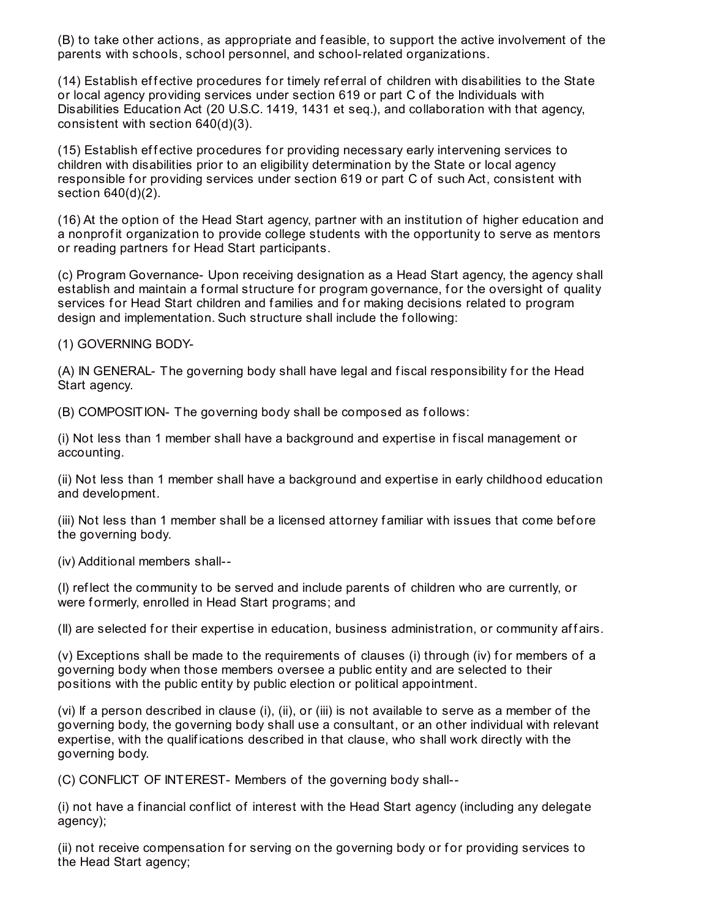(B) to take other actions, as appropriate and feasible, to support the active involvement of the parents with schools, school personnel, and school-related organizations.

(14) Establish effective procedures for timely referral of children with disabilities to the State or local agency providing services under section 619 or part C of the Individuals with Disabilities Education Act (20 U.S.C. 1419, 1431 et seq.), and collaboration with that agency, consistent with section 640(d)(3).

(15) Establish effective procedures for providing necessary early intervening services to children with disabilities prior to an eligibility determination by the State or local agency responsible for providing services under section 619 or part C of such Act, consistent with section 640(d)(2).

(16) At the option of the Head Start agency, partner with an institution of higher education and a nonprofit organization to provide college students with the opportunity to serve as mentors or reading partners for Head Start participants.

(c) Program Governance- Upon receiving designation as a Head Start agency, the agency shall establish and maintain a formal structure for program governance, for the oversight of quality services for Head Start children and families and for making decisions related to program design and implementation. Such structure shall include the following:

(1) GOVERNING BODY-

(A) IN GENERAL- The governing body shall have legal and fiscal responsibility for the Head Start agency.

(B) COMPOSITION- The governing body shall be composed as follows:

(i) Not less than 1 member shall have a background and expertise in fiscal management or accounting.

(ii) Not less than 1 member shall have a background and expertise in early childhood education and development.

(iii) Not less than 1 member shall be a licensed attorney familiar with issues that come before the governing body.

(iv) Additional members shall--

(I) reflect the community to be served and include parents of children who are currently, or were formerly, enrolled in Head Start programs; and

(II) are selected for their expertise in education, business administration, or community affairs.

(v) Exceptions shall be made to the requirements of clauses (i) through (iv) for members of a governing body when those members oversee a public entity and are selected to their positions with the public entity by public election or political appointment.

(vi) If a person described in clause (i), (ii), or (iii) is not available to serve as a member of the governing body, the governing body shall use a consultant, or an other individual with relevant expertise, with the qualifications described in that clause, who shall work directly with the governing body.

(C) CONFLICT OF INTEREST- Members of the governing body shall--

(i) not have a financial conflict of interest with the Head Start agency (including any delegate agency);

(ii) not receive compensation for serving on the governing body or for providing services to the Head Start agency;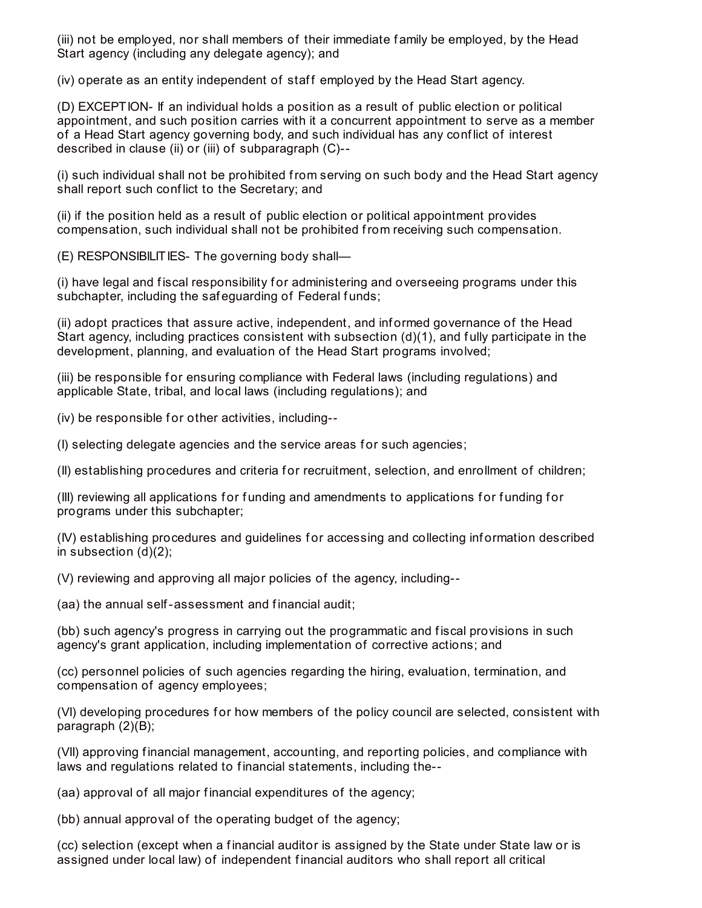(iii) not be employed, nor shall members of their immediate family be employed, by the Head Start agency (including any delegate agency); and

(iv) operate as an entity independent of staff employed by the Head Start agency.

(D) EXCEPTION- If an individual holds a position as a result of public election or political appointment, and such position carries with it a concurrent appointment to serve as a member of a Head Start agency governing body, and such individual has any conflict of interest described in clause (ii) or (iii) of subparagraph (C)--

(i) such individual shall not be prohibited from serving on such body and the Head Start agency shall report such conflict to the Secretary; and

(ii) if the position held as a result of public election or political appointment provides compensation, such individual shall not be prohibited from receiving such compensation.

(E) RESPONSIBILITIES- The governing body shall—

(i) have legal and fiscal responsibility for administering and overseeing programs under this subchapter, including the safeguarding of Federal funds;

(ii) adopt practices that assure active, independent, and informed governance of the Head Start agency, including practices consistent with subsection (d)(1), and fully participate in the development, planning, and evaluation of the Head Start programs involved;

(iii) be responsible for ensuring compliance with Federal laws (including regulations) and applicable State, tribal, and local laws (including regulations); and

(iv) be responsible for other activities, including--

(I) selecting delegate agencies and the service areas for such agencies;

(II) establishing procedures and criteria for recruitment, selection, and enrollment of children;

(III) reviewing all applications for funding and amendments to applications for funding for programs under this subchapter;

(IV) establishing procedures and guidelines for accessing and collecting information described in subsection (d)(2);

(V) reviewing and approving all major policies of the agency, including--

(aa) the annual self-assessment and financial audit;

(bb) such agency's progress in carrying out the programmatic and fiscal provisions in such agency's grant application, including implementation of corrective actions; and

(cc) personnel policies of such agencies regarding the hiring, evaluation, termination, and compensation of agency employees;

(VI) developing procedures for how members of the policy council are selected, consistent with paragraph (2)(B);

(VII) approving financial management, accounting, and reporting policies, and compliance with laws and regulations related to financial statements, including the--

(aa) approval of all major financial expenditures of the agency;

(bb) annual approval of the operating budget of the agency;

(cc) selection (except when a financial auditor is assigned by the State under State law or is assigned under local law) of independent financial auditors who shall report all critical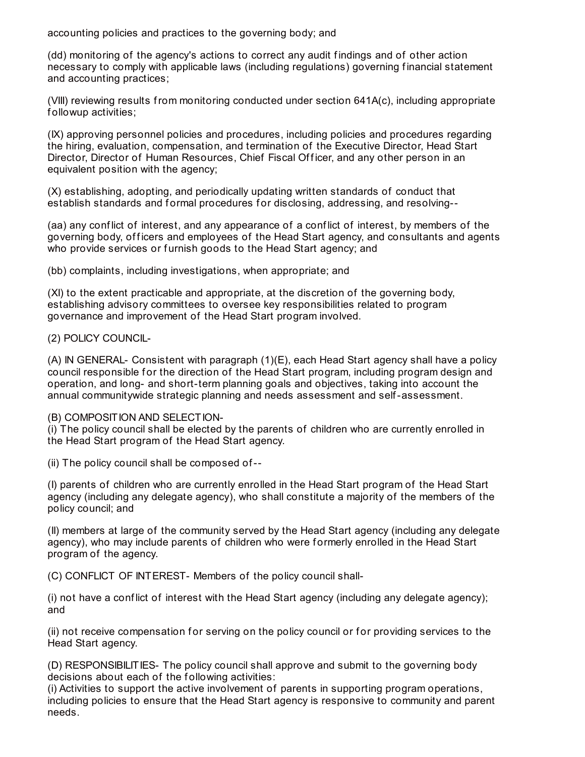accounting policies and practices to the governing body; and

(dd) monitoring of the agency's actions to correct any audit findings and of other action necessary to comply with applicable laws (including regulations) governing financial statement and accounting practices;

(VIII) reviewing results from monitoring conducted under section 641A(c), including appropriate followup activities;

(IX) approving personnel policies and procedures, including policies and procedures regarding the hiring, evaluation, compensation, and termination of the Executive Director, Head Start Director, Director of Human Resources, Chief Fiscal Officer, and any other person in an equivalent position with the agency;

(X) establishing, adopting, and periodically updating written standards of conduct that establish standards and formal procedures for disclosing, addressing, and resolving--

(aa) any conflict of interest, and any appearance of a conflict of interest, by members of the governing body, officers and employees of the Head Start agency, and consultants and agents who provide services or furnish goods to the Head Start agency; and

(bb) complaints, including investigations, when appropriate; and

(XI) to the extent practicable and appropriate, at the discretion of the governing body, establishing advisory committees to oversee key responsibilities related to program governance and improvement of the Head Start program involved.

(2) POLICY COUNCIL-

(A) IN GENERAL- Consistent with paragraph (1)(E), each Head Start agency shall have a policy council responsible for the direction of the Head Start program, including program design and operation, and long- and short-term planning goals and objectives, taking into account the annual communitywide strategic planning and needs assessment and self-assessment.

(B) COMPOSITION AND SELECTION-
(i) The policy council shall be elected by the parents of children who are currently enrolled in the Head Start program of the Head Start agency.

(ii) The policy council shall be composed of--

(I) parents of children who are currently enrolled in the Head Start program of the Head Start agency (including any delegate agency), who shall constitute a majority of the members of the policy council; and

(II) members at large of the community served by the Head Start agency (including any delegate agency), who may include parents of children who were formerly enrolled in the Head Start program of the agency.

(C) CONFLICT OF INTEREST- Members of the policy council shall-

(i) not have a conflict of interest with the Head Start agency (including any delegate agency); and

(ii) not receive compensation for serving on the policy council or for providing services to the Head Start agency.

(D) RESPONSIBILITIES- The policy council shall approve and submit to the governing body decisions about each of the following activities:
(i) Activities to support the active involvement of parents in supporting program operations, including policies to ensure that the Head Start agency is responsive to community and parent needs.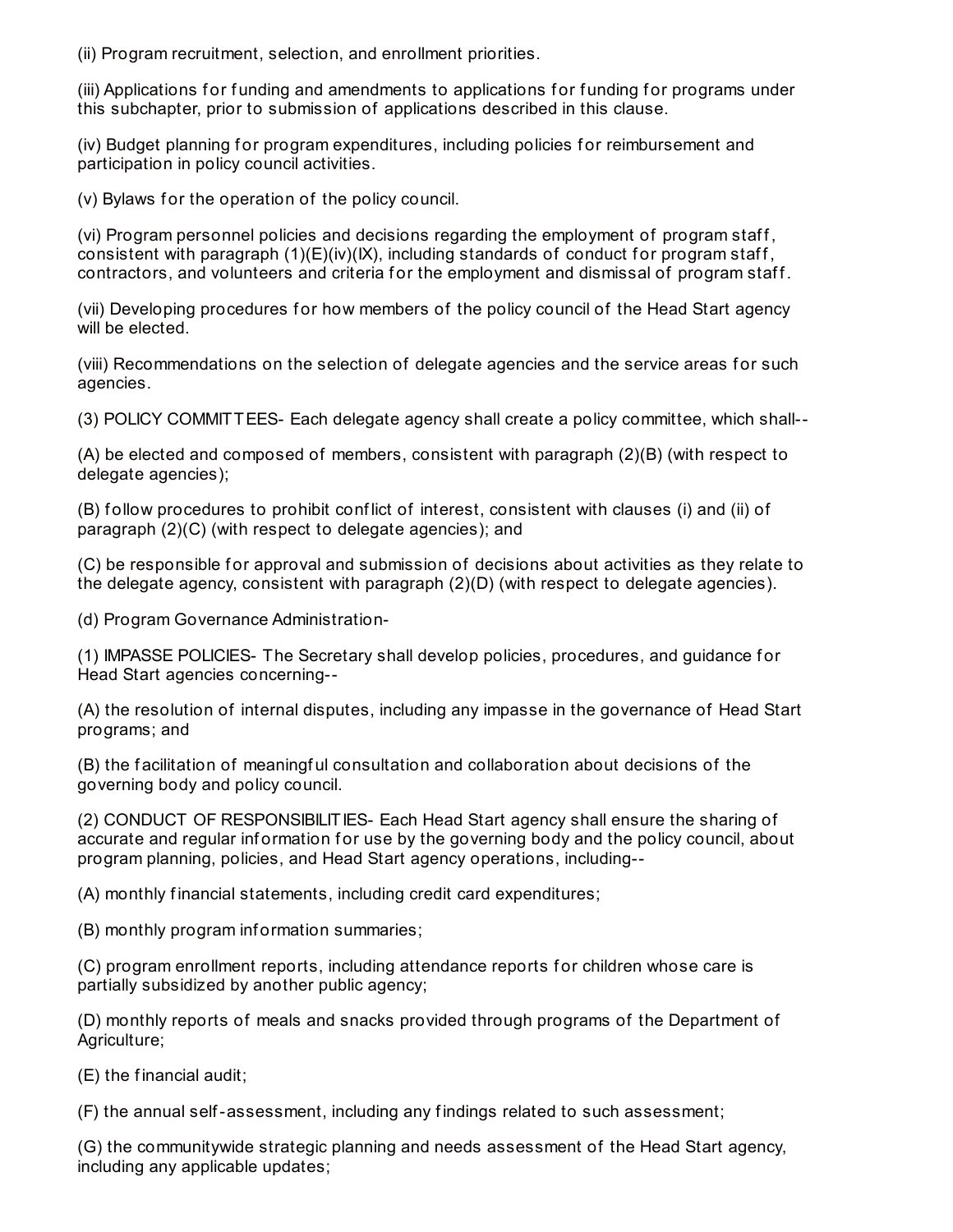(ii) Program recruitment, selection, and enrollment priorities.

(iii) Applications for funding and amendments to applications for funding for programs under this subchapter, prior to submission of applications described in this clause.

(iv) Budget planning for program expenditures, including policies for reimbursement and participation in policy council activities.

(v) Bylaws for the operation of the policy council.

(vi) Program personnel policies and decisions regarding the employment of program staff, consistent with paragraph (1)(E)(iv)(IX), including standards of conduct for program staff, contractors, and volunteers and criteria for the employment and dismissal of program staff.

(vii) Developing procedures for how members of the policy council of the Head Start agency will be elected.

(viii) Recommendations on the selection of delegate agencies and the service areas for such agencies.

(3) POLICY COMMITTEES- Each delegate agency shall create a policy committee, which shall--

(A) be elected and composed of members, consistent with paragraph (2)(B) (with respect to delegate agencies);

(B) follow procedures to prohibit conflict of interest, consistent with clauses (i) and (ii) of paragraph (2)(C) (with respect to delegate agencies); and

(C) be responsible for approval and submission of decisions about activities as they relate to the delegate agency, consistent with paragraph (2)(D) (with respect to delegate agencies).

(d) Program Governance Administration-

(1) IMPASSE POLICIES- The Secretary shall develop policies, procedures, and guidance for Head Start agencies concerning--

(A) the resolution of internal disputes, including any impasse in the governance of Head Start programs; and

(B) the facilitation of meaningful consultation and collaboration about decisions of the governing body and policy council.

(2) CONDUCT OF RESPONSIBILITIES- Each Head Start agency shall ensure the sharing of accurate and regular information for use by the governing body and the policy council, about program planning, policies, and Head Start agency operations, including--

(A) monthly financial statements, including credit card expenditures;

(B) monthly program information summaries;

(C) program enrollment reports, including attendance reports for children whose care is partially subsidized by another public agency;

(D) monthly reports of meals and snacks provided through programs of the Department of Agriculture;

(E) the financial audit;

(F) the annual self-assessment, including any findings related to such assessment;

(G) the communitywide strategic planning and needs assessment of the Head Start agency, including any applicable updates;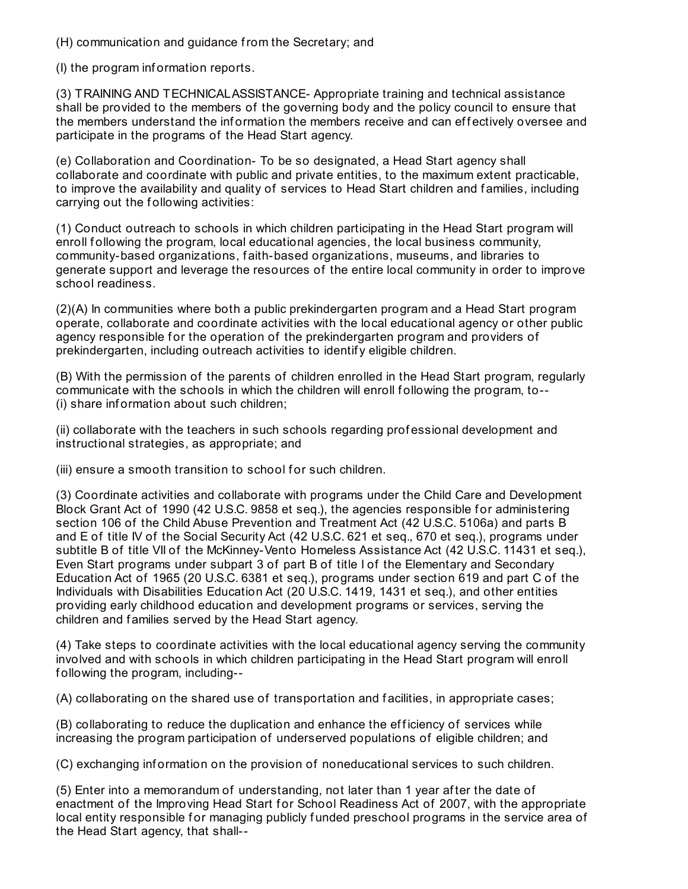(H) communication and guidance from the Secretary; and

(I) the program information reports.

(3) TRAINING AND TECHNICAL ASSISTANCE- Appropriate training and technical assistance shall be provided to the members of the governing body and the policy council to ensure that the members understand the information the members receive and can effectively oversee and participate in the programs of the Head Start agency.

(e) Collaboration and Coordination- To be so designated, a Head Start agency shall collaborate and coordinate with public and private entities, to the maximum extent practicable, to improve the availability and quality of services to Head Start children and families, including carrying out the following activities:

(1) Conduct outreach to schools in which children participating in the Head Start program will enroll following the program, local educational agencies, the local business community, community-based organizations, faith-based organizations, museums, and libraries to generate support and leverage the resources of the entire local community in order to improve school readiness.

(2)(A) In communities where both a public prekindergarten program and a Head Start program operate, collaborate and coordinate activities with the local educational agency or other public agency responsible for the operation of the prekindergarten program and providers of prekindergarten, including outreach activities to identify eligible children.

(B) With the permission of the parents of children enrolled in the Head Start program, regularly communicate with the schools in which the children will enroll following the program, to--
(i) share information about such children;

(ii) collaborate with the teachers in such schools regarding professional development and instructional strategies, as appropriate; and

(iii) ensure a smooth transition to school for such children.

(3) Coordinate activities and collaborate with programs under the Child Care and Development Block Grant Act of 1990 (42 U.S.C. 9858 et seq.), the agencies responsible for administering section 106 of the Child Abuse Prevention and Treatment Act (42 U.S.C. 5106a) and parts B and E of title IV of the Social Security Act (42 U.S.C. 621 et seq., 670 et seq.), programs under subtitle B of title VII of the McKinney-Vento Homeless Assistance Act (42 U.S.C. 11431 et seq.), Even Start programs under subpart 3 of part B of title I of the Elementary and Secondary Education Act of 1965 (20 U.S.C. 6381 et seq.), programs under section 619 and part C of the Individuals with Disabilities Education Act (20 U.S.C. 1419, 1431 et seq.), and other entities providing early childhood education and development programs or services, serving the children and families served by the Head Start agency.

(4) Take steps to coordinate activities with the local educational agency serving the community involved and with schools in which children participating in the Head Start program will enroll following the program, including--

(A) collaborating on the shared use of transportation and facilities, in appropriate cases;

(B) collaborating to reduce the duplication and enhance the efficiency of services while increasing the program participation of underserved populations of eligible children; and

(C) exchanging information on the provision of noneducational services to such children.

(5) Enter into a memorandum of understanding, not later than 1 year after the date of enactment of the Improving Head Start for School Readiness Act of 2007, with the appropriate local entity responsible for managing publicly funded preschool programs in the service area of the Head Start agency, that shall--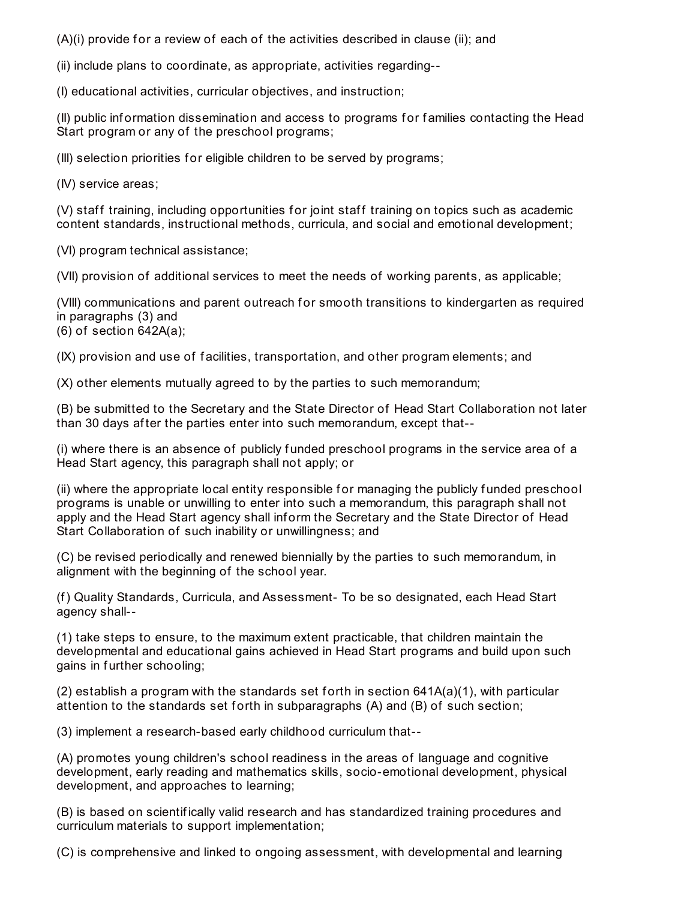(A)(i) provide for a review of each of the activities described in clause (ii); and

(ii) include plans to coordinate, as appropriate, activities regarding--

(I) educational activities, curricular objectives, and instruction;

(II) public information dissemination and access to programs for families contacting the Head Start program or any of the preschool programs;

(III) selection priorities for eligible children to be served by programs;

(IV) service areas;

(V) staff training, including opportunities for joint staff training on topics such as academic content standards, instructional methods, curricula, and social and emotional development;

(VI) program technical assistance;

(VII) provision of additional services to meet the needs of working parents, as applicable;

(VIII) communications and parent outreach for smooth transitions to kindergarten as required in paragraphs (3) and
(6) of section 642A(a);

(IX) provision and use of facilities, transportation, and other program elements; and

(X) other elements mutually agreed to by the parties to such memorandum;

(B) be submitted to the Secretary and the State Director of Head Start Collaboration not later than 30 days after the parties enter into such memorandum, except that--

(i) where there is an absence of publicly funded preschool programs in the service area of a Head Start agency, this paragraph shall not apply; or

(ii) where the appropriate local entity responsible for managing the publicly funded preschool programs is unable or unwilling to enter into such a memorandum, this paragraph shall not apply and the Head Start agency shall inform the Secretary and the State Director of Head Start Collaboration of such inability or unwillingness; and

(C) be revised periodically and renewed biennially by the parties to such memorandum, in alignment with the beginning of the school year.

(f) Quality Standards, Curricula, and Assessment- To be so designated, each Head Start agency shall--

(1) take steps to ensure, to the maximum extent practicable, that children maintain the developmental and educational gains achieved in Head Start programs and build upon such gains in further schooling;

(2) establish a program with the standards set forth in section 641A(a)(1), with particular attention to the standards set forth in subparagraphs (A) and (B) of such section;

(3) implement a research-based early childhood curriculum that--

(A) promotes young children's school readiness in the areas of language and cognitive development, early reading and mathematics skills, socio-emotional development, physical development, and approaches to learning;

(B) is based on scientifically valid research and has standardized training procedures and curriculum materials to support implementation;

(C) is comprehensive and linked to ongoing assessment, with developmental and learning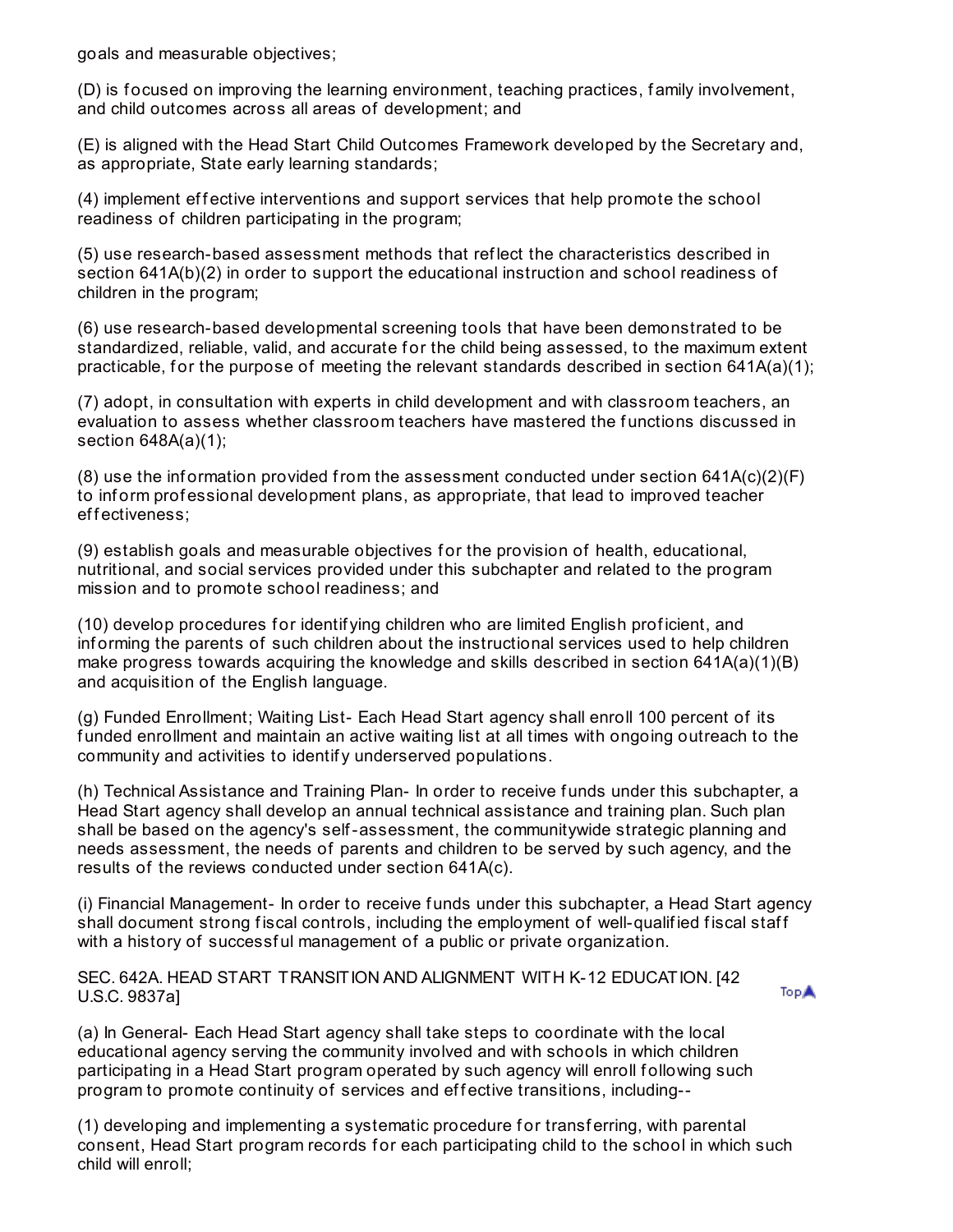goals and measurable objectives;

(D) is focused on improving the learning environment, teaching practices, family involvement, and child outcomes across all areas of development; and

(E) is aligned with the Head Start Child Outcomes Framework developed by the Secretary and, as appropriate, State early learning standards;

(4) implement effective interventions and support services that help promote the school readiness of children participating in the program;

(5) use research-based assessment methods that reflect the characteristics described in section 641A(b)(2) in order to support the educational instruction and school readiness of children in the program;

(6) use research-based developmental screening tools that have been demonstrated to be standardized, reliable, valid, and accurate for the child being assessed, to the maximum extent practicable, for the purpose of meeting the relevant standards described in section 641A(a)(1);

(7) adopt, in consultation with experts in child development and with classroom teachers, an evaluation to assess whether classroom teachers have mastered the functions discussed in section 648A(a)(1);

(8) use the information provided from the assessment conducted under section 641A(c)(2)(F) to inform professional development plans, as appropriate, that lead to improved teacher effectiveness;

(9) establish goals and measurable objectives for the provision of health, educational, nutritional, and social services provided under this subchapter and related to the program mission and to promote school readiness; and

(10) develop procedures for identifying children who are limited English proficient, and informing the parents of such children about the instructional services used to help children make progress towards acquiring the knowledge and skills described in section 641A(a)(1)(B) and acquisition of the English language.

(g) Funded Enrollment; Waiting List- Each Head Start agency shall enroll 100 percent of its funded enrollment and maintain an active waiting list at all times with ongoing outreach to the community and activities to identify underserved populations.

(h) Technical Assistance and Training Plan- In order to receive funds under this subchapter, a Head Start agency shall develop an annual technical assistance and training plan. Such plan shall be based on the agency's self-assessment, the communitywide strategic planning and needs assessment, the needs of parents and children to be served by such agency, and the results of the reviews conducted under section 641A(c).

(i) Financial Management- In order to receive funds under this subchapter, a Head Start agency shall document strong fiscal controls, including the employment of well-qualified fiscal staff with a history of successful management of a public or private organization.

SEC. 642A. HEAD START TRANSITION AND ALIGNMENT WITH K-12 EDUCATION. [42 U.S.C. 9837a]

(a) In General- Each Head Start agency shall take steps to coordinate with the local educational agency serving the community involved and with schools in which children participating in a Head Start program operated by such agency will enroll following such program to promote continuity of services and effective transitions, including--

(1) developing and implementing a systematic procedure for transferring, with parental consent, Head Start program records for each participating child to the school in which such child will enroll;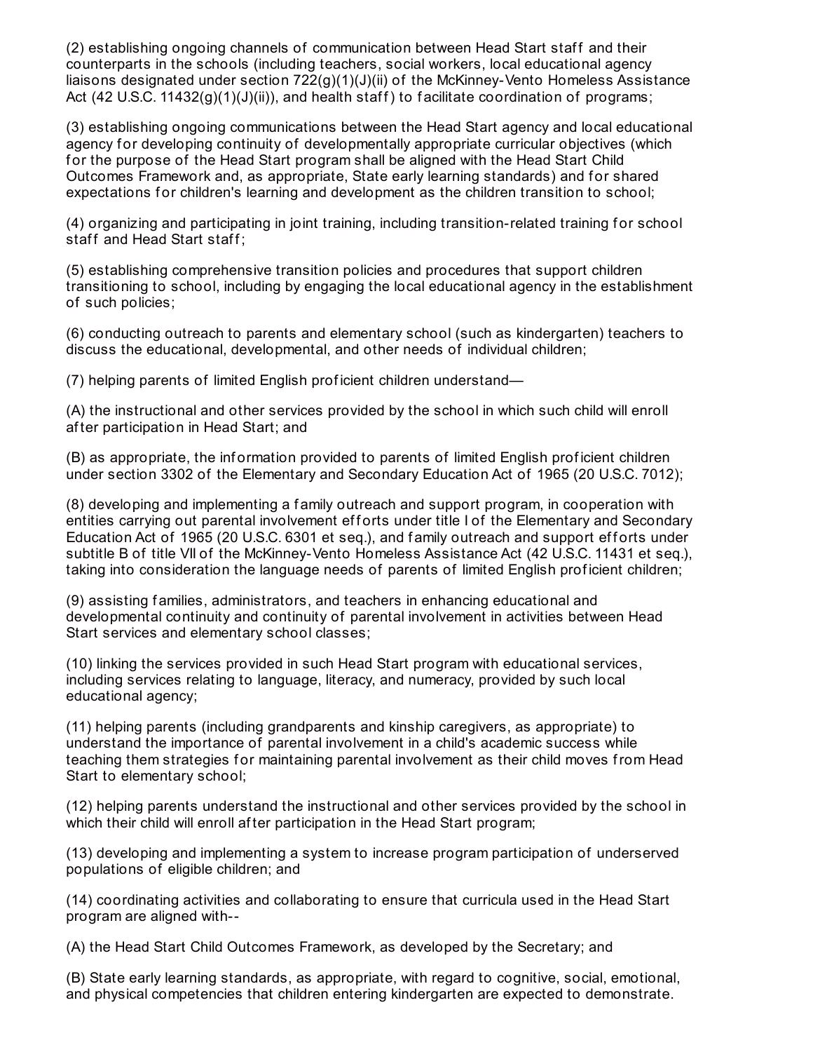(2) establishing ongoing channels of communication between Head Start staff and their counterparts in the schools (including teachers, social workers, local educational agency liaisons designated under section 722(g)(1)(J)(ii) of the McKinney-Vento Homeless Assistance Act (42 U.S.C. 11432(g)(1)(J)(ii)), and health staff) to facilitate coordination of programs;

(3) establishing ongoing communications between the Head Start agency and local educational agency for developing continuity of developmentally appropriate curricular objectives (which for the purpose of the Head Start program shall be aligned with the Head Start Child Outcomes Framework and, as appropriate, State early learning standards) and for shared expectations for children's learning and development as the children transition to school;

(4) organizing and participating in joint training, including transition-related training for school staff and Head Start staff;

(5) establishing comprehensive transition policies and procedures that support children transitioning to school, including by engaging the local educational agency in the establishment of such policies;

(6) conducting outreach to parents and elementary school (such as kindergarten) teachers to discuss the educational, developmental, and other needs of individual children;

(7) helping parents of limited English proficient children understand—

(A) the instructional and other services provided by the school in which such child will enroll after participation in Head Start; and

(B) as appropriate, the information provided to parents of limited English proficient children under section 3302 of the Elementary and Secondary Education Act of 1965 (20 U.S.C. 7012);

(8) developing and implementing a family outreach and support program, in cooperation with entities carrying out parental involvement efforts under title I of the Elementary and Secondary Education Act of 1965 (20 U.S.C. 6301 et seq.), and family outreach and support efforts under subtitle B of title VII of the McKinney-Vento Homeless Assistance Act (42 U.S.C. 11431 et seq.), taking into consideration the language needs of parents of limited English proficient children;

(9) assisting families, administrators, and teachers in enhancing educational and developmental continuity and continuity of parental involvement in activities between Head Start services and elementary school classes;

(10) linking the services provided in such Head Start program with educational services, including services relating to language, literacy, and numeracy, provided by such local educational agency;

(11) helping parents (including grandparents and kinship caregivers, as appropriate) to understand the importance of parental involvement in a child's academic success while teaching them strategies for maintaining parental involvement as their child moves from Head Start to elementary school;

(12) helping parents understand the instructional and other services provided by the school in which their child will enroll after participation in the Head Start program;

(13) developing and implementing a system to increase program participation of underserved populations of eligible children; and

(14) coordinating activities and collaborating to ensure that curricula used in the Head Start program are aligned with--

(A) the Head Start Child Outcomes Framework, as developed by the Secretary; and

(B) State early learning standards, as appropriate, with regard to cognitive, social, emotional, and physical competencies that children entering kindergarten are expected to demonstrate.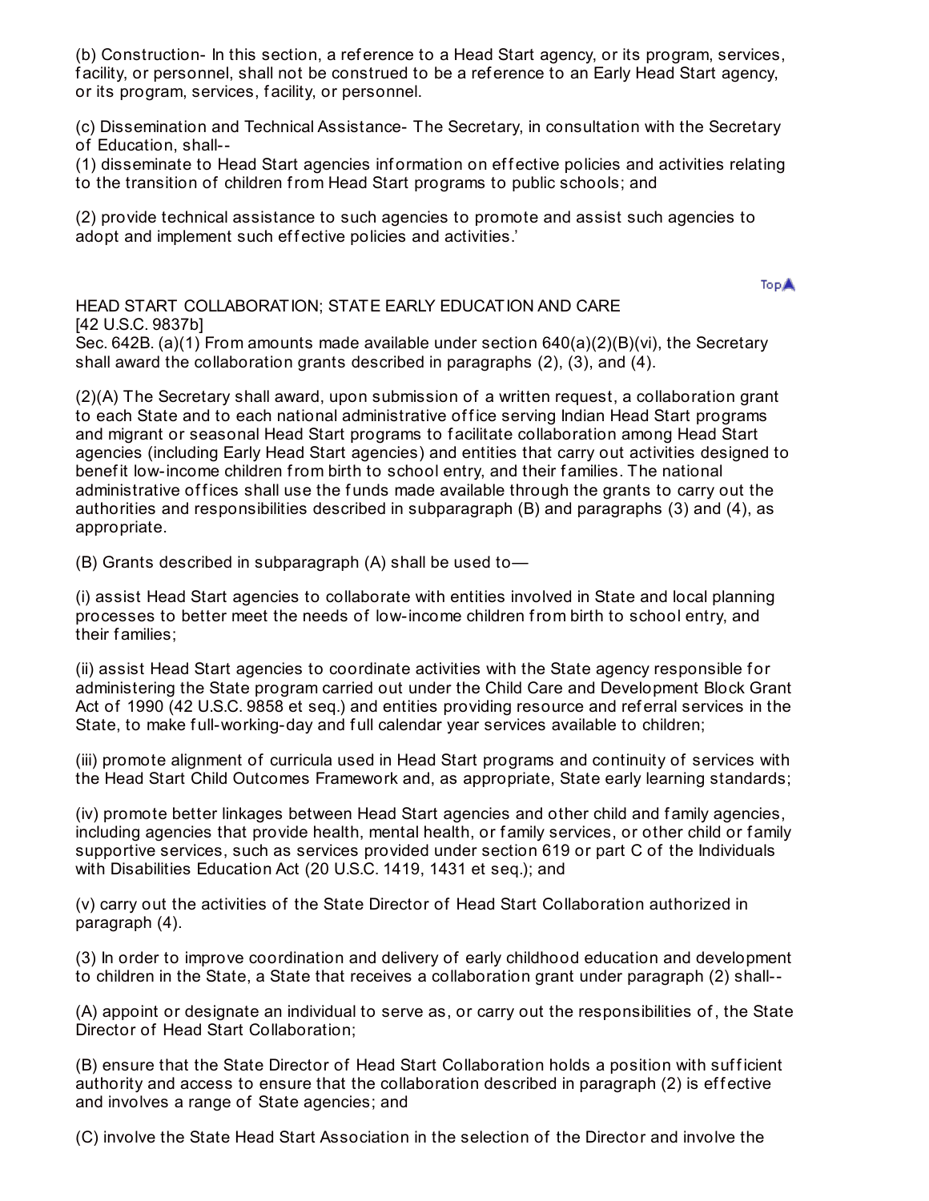(b) Construction- In this section, a reference to a Head Start agency, or its program, services, facility, or personnel, shall not be construed to be a reference to an Early Head Start agency, or its program, services, facility, or personnel.

(c) Dissemination and Technical Assistance- The Secretary, in consultation with the Secretary of Education, shall--
(1) disseminate to Head Start agencies information on effective policies and activities relating to the transition of children from Head Start programs to public schools; and

(2) provide technical assistance to such agencies to promote and assist such agencies to adopt and implement such effective policies and activities.'

Top

HEAD START COLLABORATION; STATE EARLY EDUCATION AND CARE
[42 U.S.C. 9837b]
Sec. 642B. (a)(1) From amounts made available under section 640(a)(2)(B)(vi), the Secretary shall award the collaboration grants described in paragraphs (2), (3), and (4).

(2)(A) The Secretary shall award, upon submission of a written request, a collaboration grant to each State and to each national administrative office serving Indian Head Start programs and migrant or seasonal Head Start programs to facilitate collaboration among Head Start agencies (including Early Head Start agencies) and entities that carry out activities designed to benefit low-income children from birth to school entry, and their families. The national administrative offices shall use the funds made available through the grants to carry out the authorities and responsibilities described in subparagraph (B) and paragraphs (3) and (4), as appropriate.

(B) Grants described in subparagraph (A) shall be used to—

(i) assist Head Start agencies to collaborate with entities involved in State and local planning processes to better meet the needs of low-income children from birth to school entry, and their families;

(ii) assist Head Start agencies to coordinate activities with the State agency responsible for administering the State program carried out under the Child Care and Development Block Grant Act of 1990 (42 U.S.C. 9858 et seq.) and entities providing resource and referral services in the State, to make full-working-day and full calendar year services available to children;

(iii) promote alignment of curricula used in Head Start programs and continuity of services with the Head Start Child Outcomes Framework and, as appropriate, State early learning standards;

(iv) promote better linkages between Head Start agencies and other child and family agencies, including agencies that provide health, mental health, or family services, or other child or family supportive services, such as services provided under section 619 or part C of the Individuals with Disabilities Education Act (20 U.S.C. 1419, 1431 et seq.); and

(v) carry out the activities of the State Director of Head Start Collaboration authorized in paragraph (4).

(3) In order to improve coordination and delivery of early childhood education and development to children in the State, a State that receives a collaboration grant under paragraph (2) shall--

(A) appoint or designate an individual to serve as, or carry out the responsibilities of, the State Director of Head Start Collaboration;

(B) ensure that the State Director of Head Start Collaboration holds a position with sufficient authority and access to ensure that the collaboration described in paragraph (2) is effective and involves a range of State agencies; and

(C) involve the State Head Start Association in the selection of the Director and involve the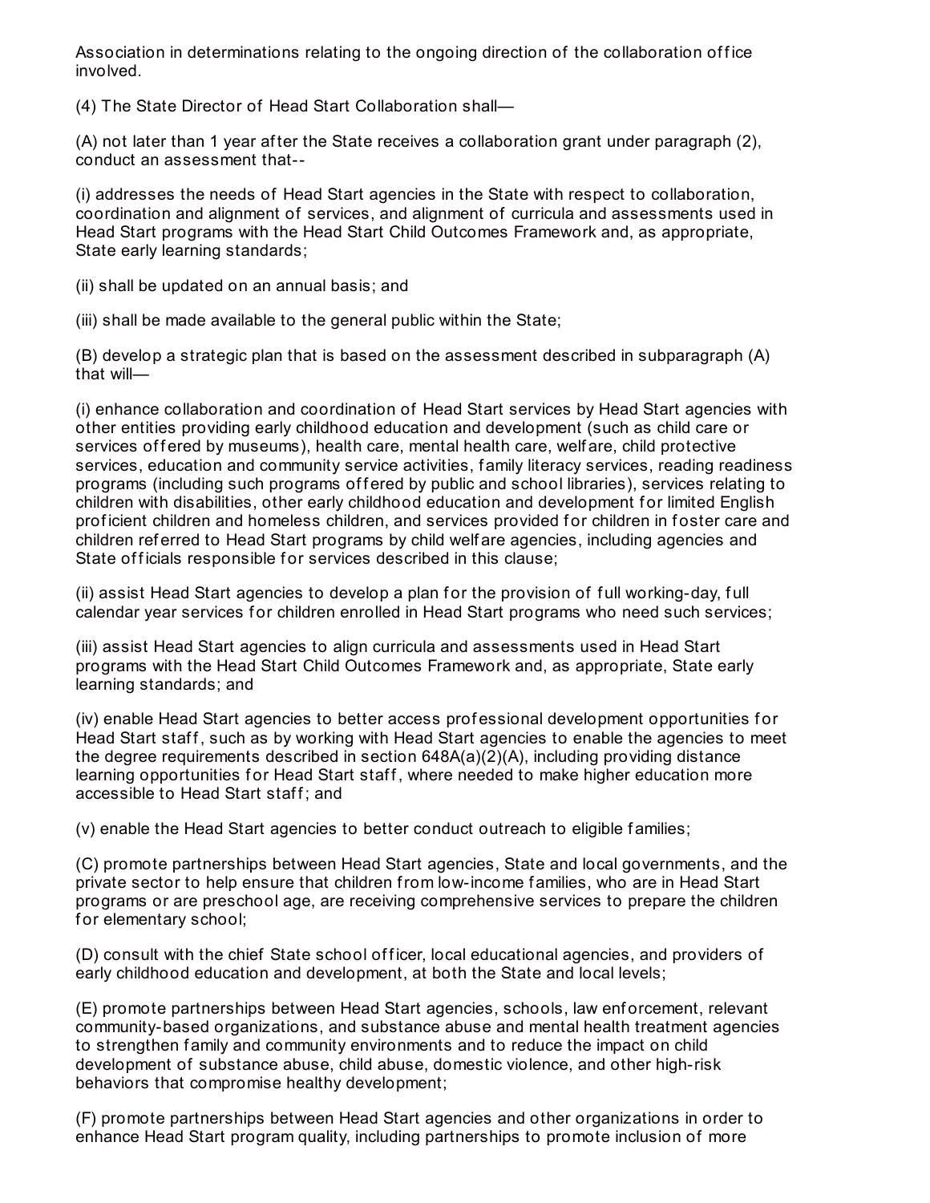Association in determinations relating to the ongoing direction of the collaboration office involved.

(4) The State Director of Head Start Collaboration shall—

(A) not later than 1 year after the State receives a collaboration grant under paragraph (2), conduct an assessment that--

(i) addresses the needs of Head Start agencies in the State with respect to collaboration, coordination and alignment of services, and alignment of curricula and assessments used in Head Start programs with the Head Start Child Outcomes Framework and, as appropriate, State early learning standards;

(ii) shall be updated on an annual basis; and

(iii) shall be made available to the general public within the State;

(B) develop a strategic plan that is based on the assessment described in subparagraph (A) that will—

(i) enhance collaboration and coordination of Head Start services by Head Start agencies with other entities providing early childhood education and development (such as child care or services offered by museums), health care, mental health care, welfare, child protective services, education and community service activities, family literacy services, reading readiness programs (including such programs offered by public and school libraries), services relating to children with disabilities, other early childhood education and development for limited English proficient children and homeless children, and services provided for children in foster care and children referred to Head Start programs by child welfare agencies, including agencies and State officials responsible for services described in this clause;

(ii) assist Head Start agencies to develop a plan for the provision of full working-day, full calendar year services for children enrolled in Head Start programs who need such services;

(iii) assist Head Start agencies to align curricula and assessments used in Head Start programs with the Head Start Child Outcomes Framework and, as appropriate, State early learning standards; and

(iv) enable Head Start agencies to better access professional development opportunities for Head Start staff, such as by working with Head Start agencies to enable the agencies to meet the degree requirements described in section 648A(a)(2)(A), including providing distance learning opportunities for Head Start staff, where needed to make higher education more accessible to Head Start staff; and

(v) enable the Head Start agencies to better conduct outreach to eligible families;

(C) promote partnerships between Head Start agencies, State and local governments, and the private sector to help ensure that children from low-income families, who are in Head Start programs or are preschool age, are receiving comprehensive services to prepare the children for elementary school;

(D) consult with the chief State school officer, local educational agencies, and providers of early childhood education and development, at both the State and local levels;

(E) promote partnerships between Head Start agencies, schools, law enforcement, relevant community-based organizations, and substance abuse and mental health treatment agencies to strengthen family and community environments and to reduce the impact on child development of substance abuse, child abuse, domestic violence, and other high-risk behaviors that compromise healthy development;

(F) promote partnerships between Head Start agencies and other organizations in order to enhance Head Start program quality, including partnerships to promote inclusion of more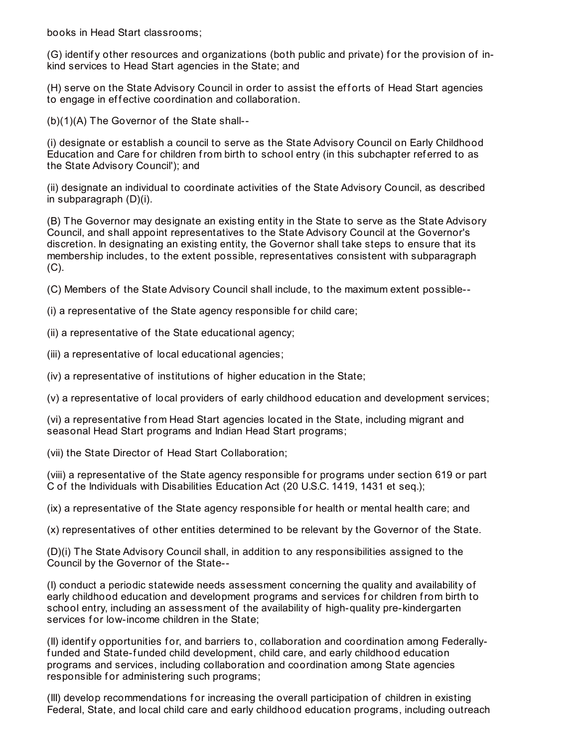books in Head Start classrooms;

(G) identify other resources and organizations (both public and private) for the provision of in-kind services to Head Start agencies in the State; and

(H) serve on the State Advisory Council in order to assist the efforts of Head Start agencies to engage in effective coordination and collaboration.

(b)(1)(A) The Governor of the State shall--

(i) designate or establish a council to serve as the State Advisory Council on Early Childhood Education and Care for children from birth to school entry (in this subchapter referred to as the State Advisory Council'); and

(ii) designate an individual to coordinate activities of the State Advisory Council, as described in subparagraph (D)(i).

(B) The Governor may designate an existing entity in the State to serve as the State Advisory Council, and shall appoint representatives to the State Advisory Council at the Governor's discretion. In designating an existing entity, the Governor shall take steps to ensure that its membership includes, to the extent possible, representatives consistent with subparagraph (C).

(C) Members of the State Advisory Council shall include, to the maximum extent possible--

(i) a representative of the State agency responsible for child care;

(ii) a representative of the State educational agency;

(iii) a representative of local educational agencies;

(iv) a representative of institutions of higher education in the State;

(v) a representative of local providers of early childhood education and development services;

(vi) a representative from Head Start agencies located in the State, including migrant and seasonal Head Start programs and Indian Head Start programs;

(vii) the State Director of Head Start Collaboration;

(viii) a representative of the State agency responsible for programs under section 619 or part C of the Individuals with Disabilities Education Act (20 U.S.C. 1419, 1431 et seq.);

(ix) a representative of the State agency responsible for health or mental health care; and

(x) representatives of other entities determined to be relevant by the Governor of the State.

(D)(i) The State Advisory Council shall, in addition to any responsibilities assigned to the Council by the Governor of the State--

(I) conduct a periodic statewide needs assessment concerning the quality and availability of early childhood education and development programs and services for children from birth to school entry, including an assessment of the availability of high-quality pre-kindergarten services for low-income children in the State;

(II) identify opportunities for, and barriers to, collaboration and coordination among Federally-funded and State-funded child development, child care, and early childhood education programs and services, including collaboration and coordination among State agencies responsible for administering such programs;

(III) develop recommendations for increasing the overall participation of children in existing Federal, State, and local child care and early childhood education programs, including outreach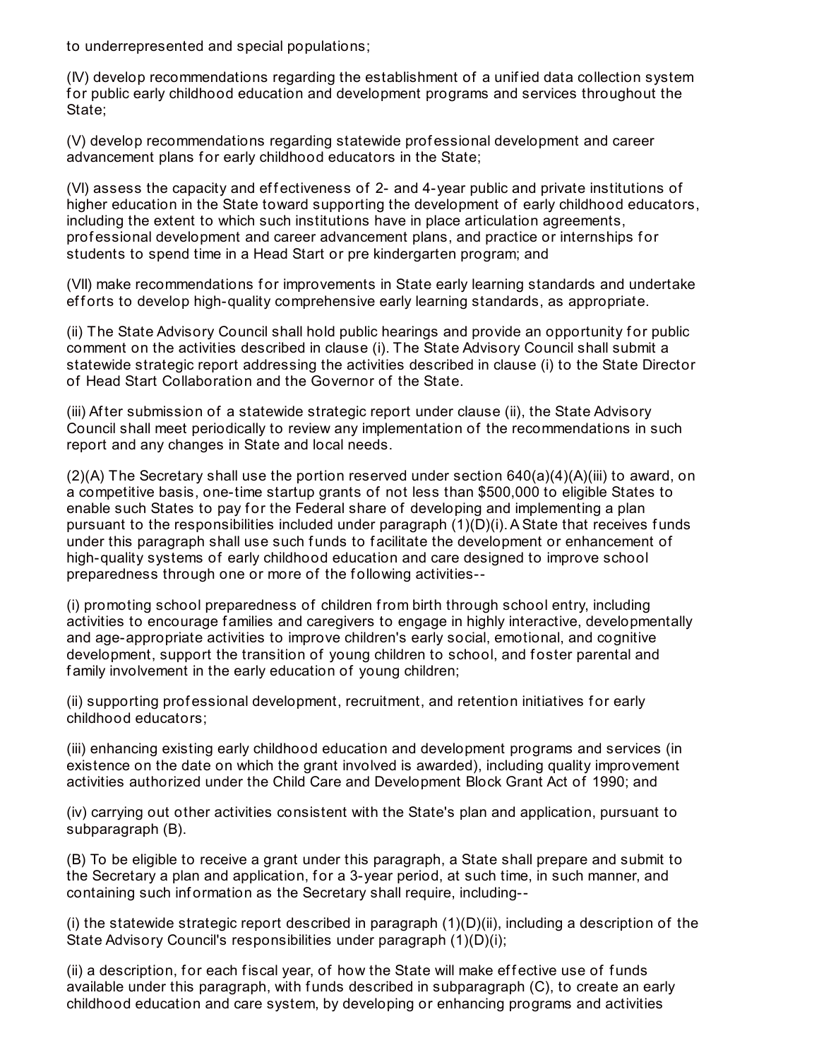to underrepresented and special populations;

(IV) develop recommendations regarding the establishment of a unified data collection system for public early childhood education and development programs and services throughout the State;

(V) develop recommendations regarding statewide professional development and career advancement plans for early childhood educators in the State;

(VI) assess the capacity and effectiveness of 2- and 4-year public and private institutions of higher education in the State toward supporting the development of early childhood educators, including the extent to which such institutions have in place articulation agreements, professional development and career advancement plans, and practice or internships for students to spend time in a Head Start or pre kindergarten program; and

(VII) make recommendations for improvements in State early learning standards and undertake efforts to develop high-quality comprehensive early learning standards, as appropriate.

(ii) The State Advisory Council shall hold public hearings and provide an opportunity for public comment on the activities described in clause (i). The State Advisory Council shall submit a statewide strategic report addressing the activities described in clause (i) to the State Director of Head Start Collaboration and the Governor of the State.

(iii) After submission of a statewide strategic report under clause (ii), the State Advisory Council shall meet periodically to review any implementation of the recommendations in such report and any changes in State and local needs.

(2)(A) The Secretary shall use the portion reserved under section 640(a)(4)(A)(iii) to award, on a competitive basis, one-time startup grants of not less than $500,000 to eligible States to enable such States to pay for the Federal share of developing and implementing a plan pursuant to the responsibilities included under paragraph (1)(D)(i). A State that receives funds under this paragraph shall use such funds to facilitate the development or enhancement of high-quality systems of early childhood education and care designed to improve school preparedness through one or more of the following activities--

(i) promoting school preparedness of children from birth through school entry, including activities to encourage families and caregivers to engage in highly interactive, developmentally and age-appropriate activities to improve children's early social, emotional, and cognitive development, support the transition of young children to school, and foster parental and family involvement in the early education of young children;

(ii) supporting professional development, recruitment, and retention initiatives for early childhood educators;

(iii) enhancing existing early childhood education and development programs and services (in existence on the date on which the grant involved is awarded), including quality improvement activities authorized under the Child Care and Development Block Grant Act of 1990; and

(iv) carrying out other activities consistent with the State's plan and application, pursuant to subparagraph (B).

(B) To be eligible to receive a grant under this paragraph, a State shall prepare and submit to the Secretary a plan and application, for a 3-year period, at such time, in such manner, and containing such information as the Secretary shall require, including--

(i) the statewide strategic report described in paragraph (1)(D)(ii), including a description of the State Advisory Council's responsibilities under paragraph (1)(D)(i);

(ii) a description, for each fiscal year, of how the State will make effective use of funds available under this paragraph, with funds described in subparagraph (C), to create an early childhood education and care system, by developing or enhancing programs and activities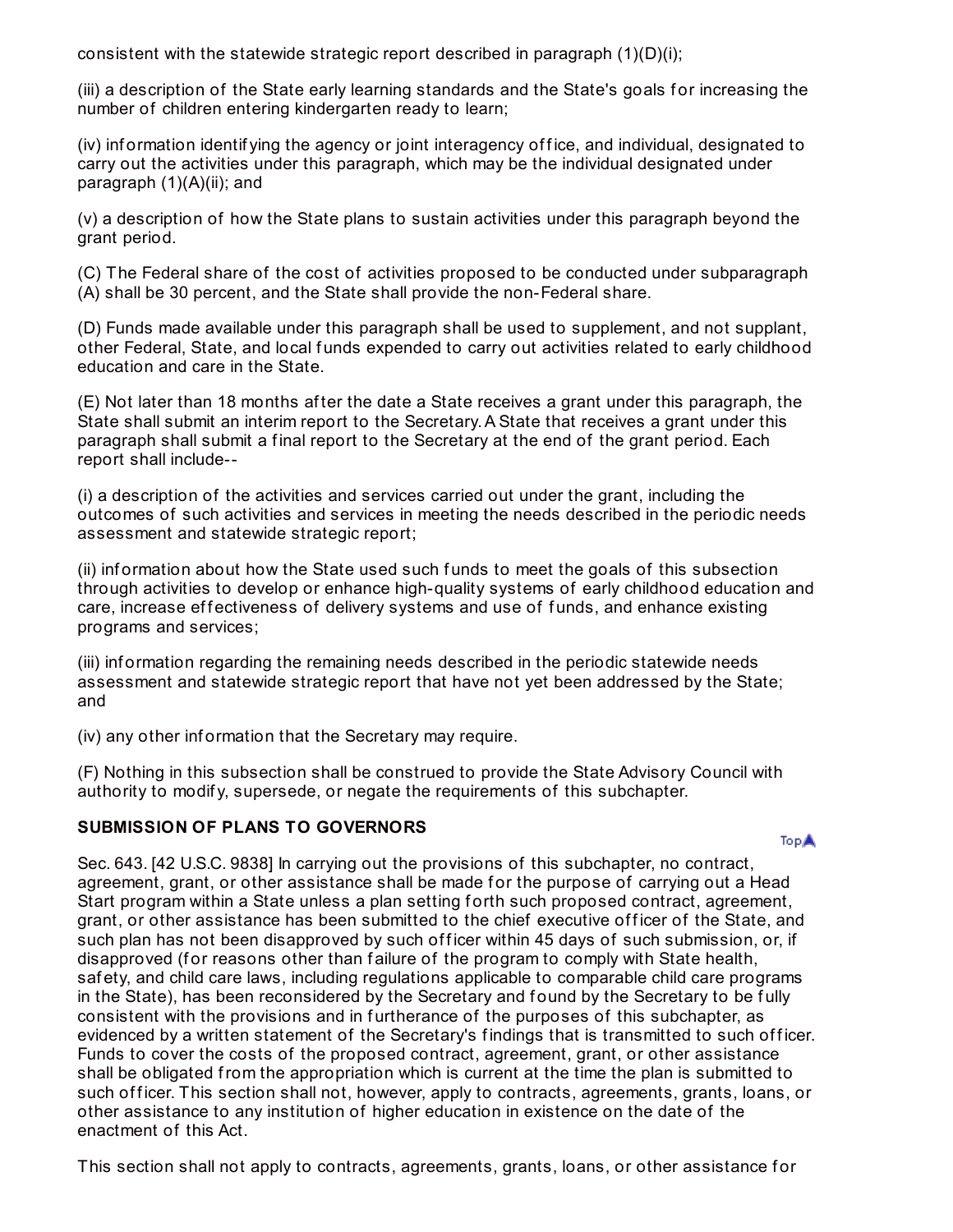consistent with the statewide strategic report described in paragraph (1)(D)(i);

(iii) a description of the State early learning standards and the State's goals for increasing the number of children entering kindergarten ready to learn;

(iv) information identifying the agency or joint interagency office, and individual, designated to carry out the activities under this paragraph, which may be the individual designated under paragraph (1)(A)(ii); and

(v) a description of how the State plans to sustain activities under this paragraph beyond the grant period.

(C) The Federal share of the cost of activities proposed to be conducted under subparagraph (A) shall be 30 percent, and the State shall provide the non-Federal share.

(D) Funds made available under this paragraph shall be used to supplement, and not supplant, other Federal, State, and local funds expended to carry out activities related to early childhood education and care in the State.

(E) Not later than 18 months after the date a State receives a grant under this paragraph, the State shall submit an interim report to the Secretary. A State that receives a grant under this paragraph shall submit a final report to the Secretary at the end of the grant period. Each report shall include--

(i) a description of the activities and services carried out under the grant, including the outcomes of such activities and services in meeting the needs described in the periodic needs assessment and statewide strategic report;

(ii) information about how the State used such funds to meet the goals of this subsection through activities to develop or enhance high-quality systems of early childhood education and care, increase effectiveness of delivery systems and use of funds, and enhance existing programs and services;

(iii) information regarding the remaining needs described in the periodic statewide needs assessment and statewide strategic report that have not yet been addressed by the State; and

(iv) any other information that the Secretary may require.

(F) Nothing in this subsection shall be construed to provide the State Advisory Council with authority to modify, supersede, or negate the requirements of this subchapter.

**SUBMISSION OF PLANS TO GOVERNORS**

Sec. 643. [42 U.S.C. 9838] In carrying out the provisions of this subchapter, no contract, agreement, grant, or other assistance shall be made for the purpose of carrying out a Head Start program within a State unless a plan setting forth such proposed contract, agreement, grant, or other assistance has been submitted to the chief executive officer of the State, and such plan has not been disapproved by such officer within 45 days of such submission, or, if disapproved (for reasons other than failure of the program to comply with State health, safety, and child care laws, including regulations applicable to comparable child care programs in the State), has been reconsidered by the Secretary and found by the Secretary to be fully consistent with the provisions and in furtherance of the purposes of this subchapter, as evidenced by a written statement of the Secretary's findings that is transmitted to such officer. Funds to cover the costs of the proposed contract, agreement, grant, or other assistance shall be obligated from the appropriation which is current at the time the plan is submitted to such officer. This section shall not, however, apply to contracts, agreements, grants, loans, or other assistance to any institution of higher education in existence on the date of the enactment of this Act.

This section shall not apply to contracts, agreements, grants, loans, or other assistance for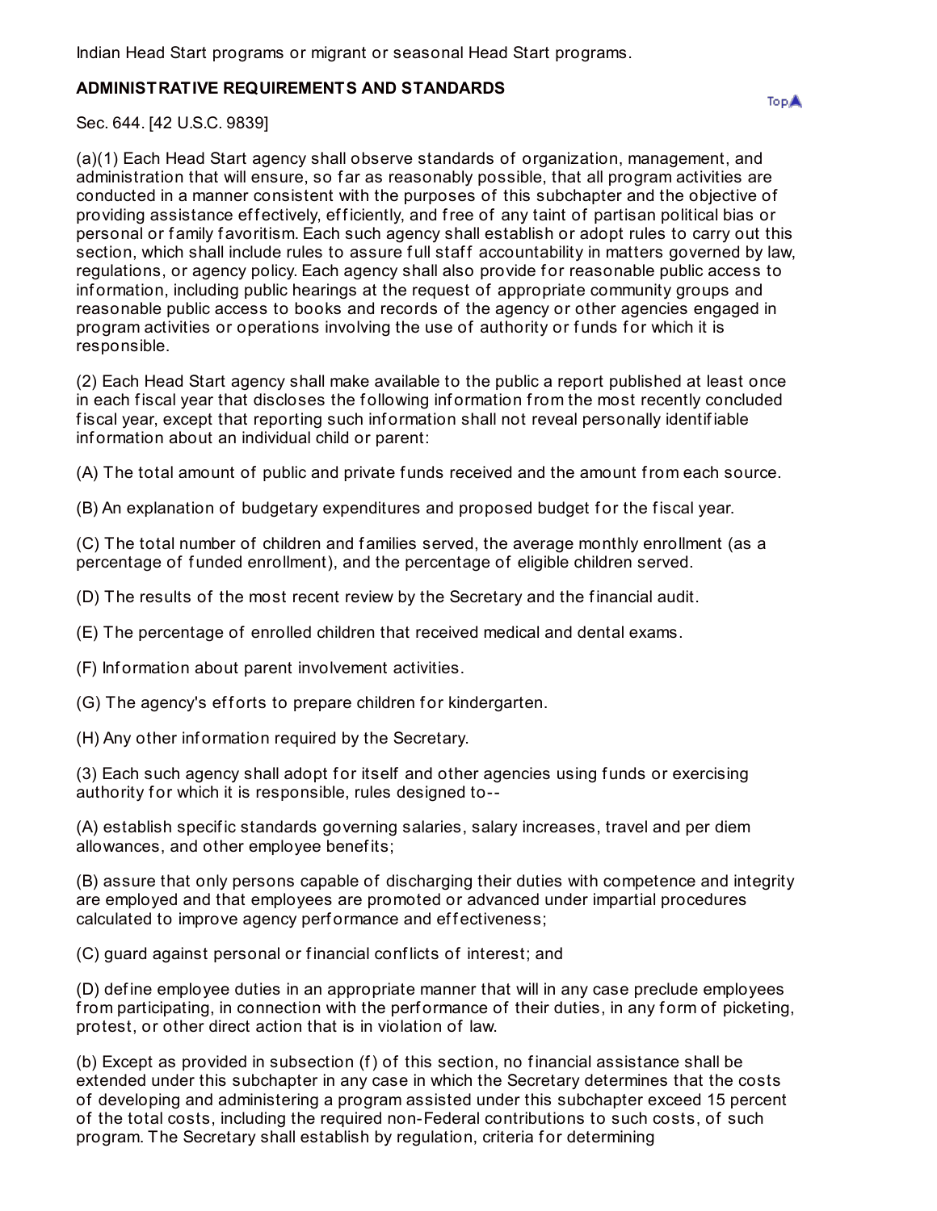Indian Head Start programs or migrant or seasonal Head Start programs.

## ADMINISTRATIVE REQUIREMENTS AND STANDARDS

Sec. 644. [42 U.S.C. 9839]

(a)(1) Each Head Start agency shall observe standards of organization, management, and administration that will ensure, so far as reasonably possible, that all program activities are conducted in a manner consistent with the purposes of this subchapter and the objective of providing assistance effectively, efficiently, and free of any taint of partisan political bias or personal or family favoritism. Each such agency shall establish or adopt rules to carry out this section, which shall include rules to assure full staff accountability in matters governed by law, regulations, or agency policy. Each agency shall also provide for reasonable public access to information, including public hearings at the request of appropriate community groups and reasonable public access to books and records of the agency or other agencies engaged in program activities or operations involving the use of authority or funds for which it is responsible.

(2) Each Head Start agency shall make available to the public a report published at least once in each fiscal year that discloses the following information from the most recently concluded fiscal year, except that reporting such information shall not reveal personally identifiable information about an individual child or parent:

(A) The total amount of public and private funds received and the amount from each source.

(B) An explanation of budgetary expenditures and proposed budget for the fiscal year.

(C) The total number of children and families served, the average monthly enrollment (as a percentage of funded enrollment), and the percentage of eligible children served.

(D) The results of the most recent review by the Secretary and the financial audit.

(E) The percentage of enrolled children that received medical and dental exams.

(F) Information about parent involvement activities.

(G) The agency's efforts to prepare children for kindergarten.

(H) Any other information required by the Secretary.

(3) Each such agency shall adopt for itself and other agencies using funds or exercising authority for which it is responsible, rules designed to--

(A) establish specific standards governing salaries, salary increases, travel and per diem allowances, and other employee benefits;

(B) assure that only persons capable of discharging their duties with competence and integrity are employed and that employees are promoted or advanced under impartial procedures calculated to improve agency performance and effectiveness;

(C) guard against personal or financial conflicts of interest; and

(D) define employee duties in an appropriate manner that will in any case preclude employees from participating, in connection with the performance of their duties, in any form of picketing, protest, or other direct action that is in violation of law.

(b) Except as provided in subsection (f) of this section, no financial assistance shall be extended under this subchapter in any case in which the Secretary determines that the costs of developing and administering a program assisted under this subchapter exceed 15 percent of the total costs, including the required non-Federal contributions to such costs, of such program. The Secretary shall establish by regulation, criteria for determining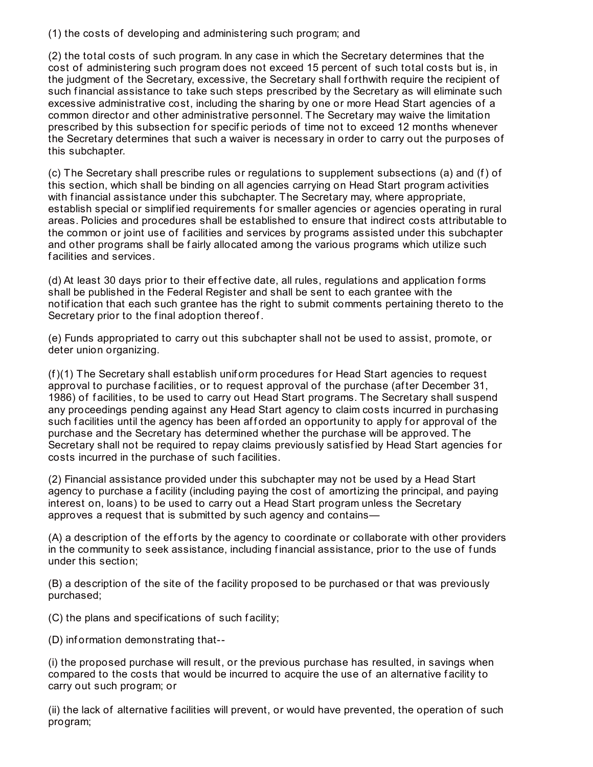(1) the costs of developing and administering such program; and

(2) the total costs of such program. In any case in which the Secretary determines that the cost of administering such program does not exceed 15 percent of such total costs but is, in the judgment of the Secretary, excessive, the Secretary shall forthwith require the recipient of such financial assistance to take such steps prescribed by the Secretary as will eliminate such excessive administrative cost, including the sharing by one or more Head Start agencies of a common director and other administrative personnel. The Secretary may waive the limitation prescribed by this subsection for specific periods of time not to exceed 12 months whenever the Secretary determines that such a waiver is necessary in order to carry out the purposes of this subchapter.

(c) The Secretary shall prescribe rules or regulations to supplement subsections (a) and (f) of this section, which shall be binding on all agencies carrying on Head Start program activities with financial assistance under this subchapter. The Secretary may, where appropriate, establish special or simplified requirements for smaller agencies or agencies operating in rural areas. Policies and procedures shall be established to ensure that indirect costs attributable to the common or joint use of facilities and services by programs assisted under this subchapter and other programs shall be fairly allocated among the various programs which utilize such facilities and services.

(d) At least 30 days prior to their effective date, all rules, regulations and application forms shall be published in the Federal Register and shall be sent to each grantee with the notification that each such grantee has the right to submit comments pertaining thereto to the Secretary prior to the final adoption thereof.

(e) Funds appropriated to carry out this subchapter shall not be used to assist, promote, or deter union organizing.

(f)(1) The Secretary shall establish uniform procedures for Head Start agencies to request approval to purchase facilities, or to request approval of the purchase (after December 31, 1986) of facilities, to be used to carry out Head Start programs. The Secretary shall suspend any proceedings pending against any Head Start agency to claim costs incurred in purchasing such facilities until the agency has been afforded an opportunity to apply for approval of the purchase and the Secretary has determined whether the purchase will be approved. The Secretary shall not be required to repay claims previously satisfied by Head Start agencies for costs incurred in the purchase of such facilities.

(2) Financial assistance provided under this subchapter may not be used by a Head Start agency to purchase a facility (including paying the cost of amortizing the principal, and paying interest on, loans) to be used to carry out a Head Start program unless the Secretary approves a request that is submitted by such agency and contains—

(A) a description of the efforts by the agency to coordinate or collaborate with other providers in the community to seek assistance, including financial assistance, prior to the use of funds under this section;

(B) a description of the site of the facility proposed to be purchased or that was previously purchased;

(C) the plans and specifications of such facility;

(D) information demonstrating that--

(i) the proposed purchase will result, or the previous purchase has resulted, in savings when compared to the costs that would be incurred to acquire the use of an alternative facility to carry out such program; or

(ii) the lack of alternative facilities will prevent, or would have prevented, the operation of such program;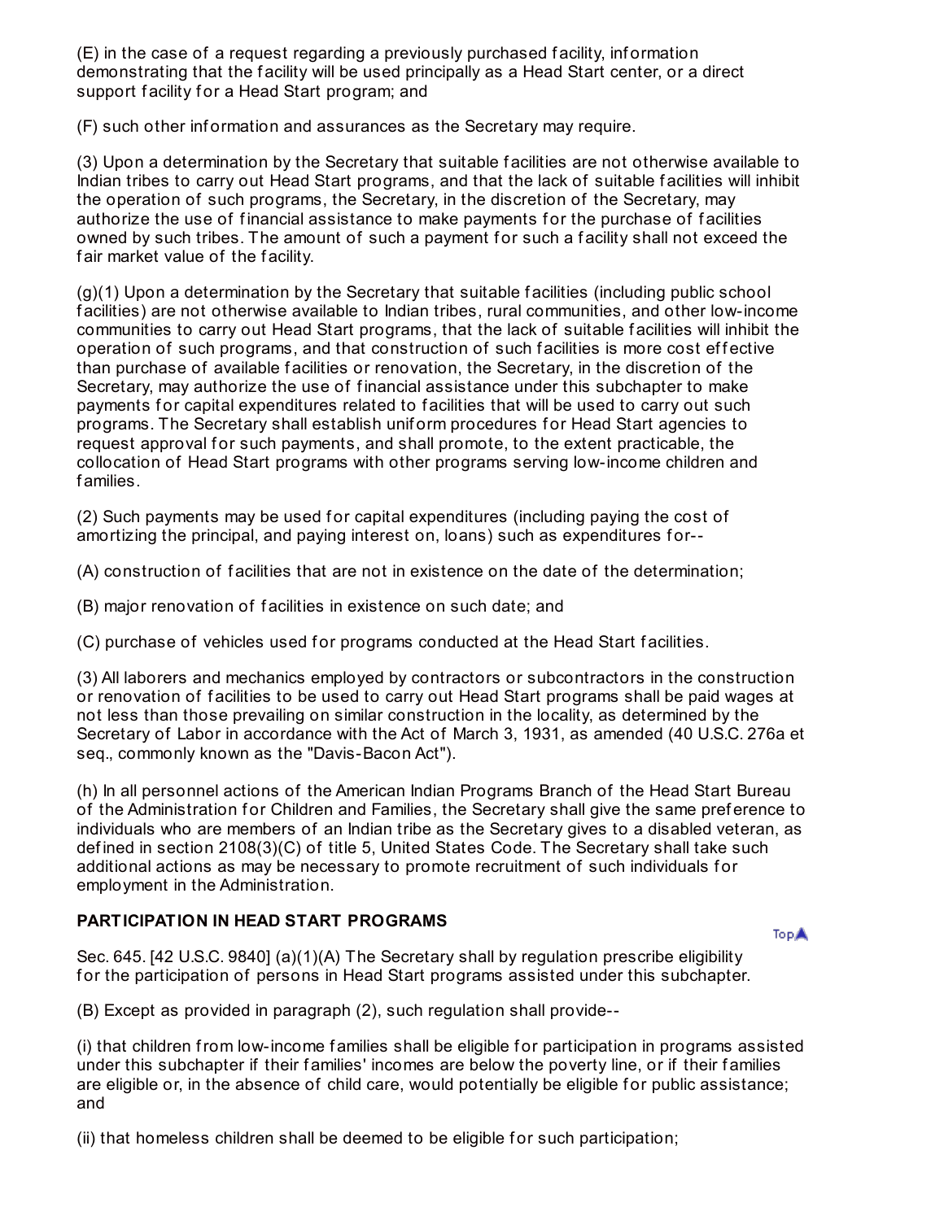(E) in the case of a request regarding a previously purchased facility, information demonstrating that the facility will be used principally as a Head Start center, or a direct support facility for a Head Start program; and

(F) such other information and assurances as the Secretary may require.

(3) Upon a determination by the Secretary that suitable facilities are not otherwise available to Indian tribes to carry out Head Start programs, and that the lack of suitable facilities will inhibit the operation of such programs, the Secretary, in the discretion of the Secretary, may authorize the use of financial assistance to make payments for the purchase of facilities owned by such tribes. The amount of such a payment for such a facility shall not exceed the fair market value of the facility.

(g)(1) Upon a determination by the Secretary that suitable facilities (including public school facilities) are not otherwise available to Indian tribes, rural communities, and other low-income communities to carry out Head Start programs, that the lack of suitable facilities will inhibit the operation of such programs, and that construction of such facilities is more cost effective than purchase of available facilities or renovation, the Secretary, in the discretion of the Secretary, may authorize the use of financial assistance under this subchapter to make payments for capital expenditures related to facilities that will be used to carry out such programs. The Secretary shall establish uniform procedures for Head Start agencies to request approval for such payments, and shall promote, to the extent practicable, the collocation of Head Start programs with other programs serving low-income children and families.

(2) Such payments may be used for capital expenditures (including paying the cost of amortizing the principal, and paying interest on, loans) such as expenditures for--

(A) construction of facilities that are not in existence on the date of the determination;

(B) major renovation of facilities in existence on such date; and

(C) purchase of vehicles used for programs conducted at the Head Start facilities.

(3) All laborers and mechanics employed by contractors or subcontractors in the construction or renovation of facilities to be used to carry out Head Start programs shall be paid wages at not less than those prevailing on similar construction in the locality, as determined by the Secretary of Labor in accordance with the Act of March 3, 1931, as amended (40 U.S.C. 276a et seq., commonly known as the "Davis-Bacon Act").

(h) In all personnel actions of the American Indian Programs Branch of the Head Start Bureau of the Administration for Children and Families, the Secretary shall give the same preference to individuals who are members of an Indian tribe as the Secretary gives to a disabled veteran, as defined in section 2108(3)(C) of title 5, United States Code. The Secretary shall take such additional actions as may be necessary to promote recruitment of such individuals for employment in the Administration.

**PARTICIPATION IN HEAD START PROGRAMS**

Sec. 645. [42 U.S.C. 9840] (a)(1)(A) The Secretary shall by regulation prescribe eligibility for the participation of persons in Head Start programs assisted under this subchapter.

(B) Except as provided in paragraph (2), such regulation shall provide--

(i) that children from low-income families shall be eligible for participation in programs assisted under this subchapter if their families' incomes are below the poverty line, or if their families are eligible or, in the absence of child care, would potentially be eligible for public assistance; and

(ii) that homeless children shall be deemed to be eligible for such participation;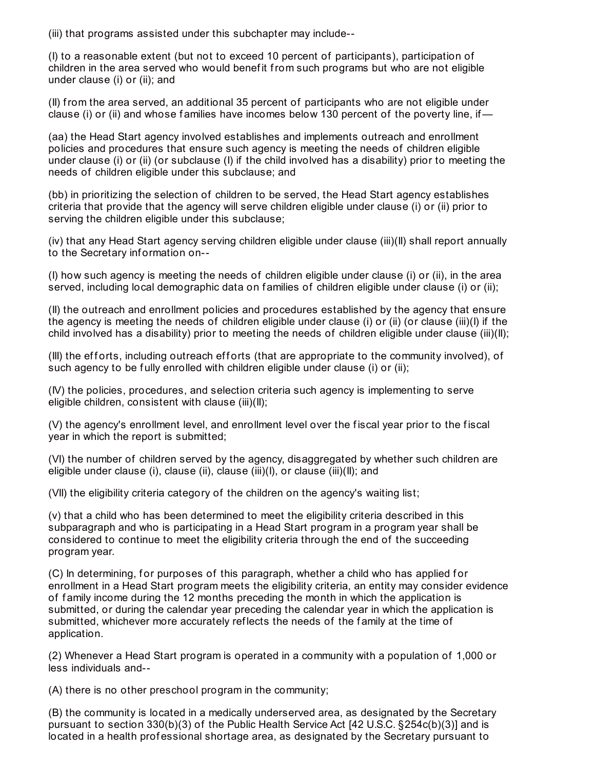(iii) that programs assisted under this subchapter may include--

(I) to a reasonable extent (but not to exceed 10 percent of participants), participation of children in the area served who would benefit from such programs but who are not eligible under clause (i) or (ii); and

(II) from the area served, an additional 35 percent of participants who are not eligible under clause (i) or (ii) and whose families have incomes below 130 percent of the poverty line, if—

(aa) the Head Start agency involved establishes and implements outreach and enrollment policies and procedures that ensure such agency is meeting the needs of children eligible under clause (i) or (ii) (or subclause (I) if the child involved has a disability) prior to meeting the needs of children eligible under this subclause; and

(bb) in prioritizing the selection of children to be served, the Head Start agency establishes criteria that provide that the agency will serve children eligible under clause (i) or (ii) prior to serving the children eligible under this subclause;

(iv) that any Head Start agency serving children eligible under clause (iii)(II) shall report annually to the Secretary information on--

(I) how such agency is meeting the needs of children eligible under clause (i) or (ii), in the area served, including local demographic data on families of children eligible under clause (i) or (ii);

(II) the outreach and enrollment policies and procedures established by the agency that ensure the agency is meeting the needs of children eligible under clause (i) or (ii) (or clause (iii)(I) if the child involved has a disability) prior to meeting the needs of children eligible under clause (iii)(II);

(III) the efforts, including outreach efforts (that are appropriate to the community involved), of such agency to be fully enrolled with children eligible under clause (i) or (ii);

(IV) the policies, procedures, and selection criteria such agency is implementing to serve eligible children, consistent with clause (iii)(II);

(V) the agency's enrollment level, and enrollment level over the fiscal year prior to the fiscal year in which the report is submitted;

(VI) the number of children served by the agency, disaggregated by whether such children are eligible under clause (i), clause (ii), clause (iii)(I), or clause (iii)(II); and

(VII) the eligibility criteria category of the children on the agency's waiting list;

(v) that a child who has been determined to meet the eligibility criteria described in this subparagraph and who is participating in a Head Start program in a program year shall be considered to continue to meet the eligibility criteria through the end of the succeeding program year.

(C) In determining, for purposes of this paragraph, whether a child who has applied for enrollment in a Head Start program meets the eligibility criteria, an entity may consider evidence of family income during the 12 months preceding the month in which the application is submitted, or during the calendar year preceding the calendar year in which the application is submitted, whichever more accurately reflects the needs of the family at the time of application.

(2) Whenever a Head Start program is operated in a community with a population of 1,000 or less individuals and--

(A) there is no other preschool program in the community;

(B) the community is located in a medically underserved area, as designated by the Secretary pursuant to section 330(b)(3) of the Public Health Service Act [42 U.S.C. §254c(b)(3)] and is located in a health professional shortage area, as designated by the Secretary pursuant to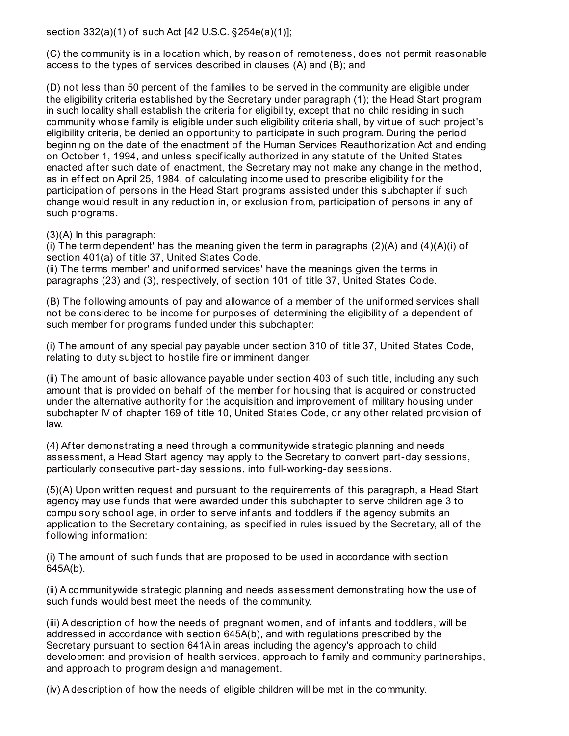section 332(a)(1) of such Act [42 U.S.C. §254e(a)(1)];

(C) the community is in a location which, by reason of remoteness, does not permit reasonable access to the types of services described in clauses (A) and (B); and

(D) not less than 50 percent of the families to be served in the community are eligible under the eligibility criteria established by the Secretary under paragraph (1); the Head Start program in such locality shall establish the criteria for eligibility, except that no child residing in such community whose family is eligible under such eligibility criteria shall, by virtue of such project's eligibility criteria, be denied an opportunity to participate in such program. During the period beginning on the date of the enactment of the Human Services Reauthorization Act and ending on October 1, 1994, and unless specifically authorized in any statute of the United States enacted after such date of enactment, the Secretary may not make any change in the method, as in effect on April 25, 1984, of calculating income used to prescribe eligibility for the participation of persons in the Head Start programs assisted under this subchapter if such change would result in any reduction in, or exclusion from, participation of persons in any of such programs.

(3)(A) In this paragraph:
(i) The term dependent' has the meaning given the term in paragraphs (2)(A) and (4)(A)(i) of section 401(a) of title 37, United States Code.
(ii) The terms member' and uniformed services' have the meanings given the terms in paragraphs (23) and (3), respectively, of section 101 of title 37, United States Code.

(B) The following amounts of pay and allowance of a member of the uniformed services shall not be considered to be income for purposes of determining the eligibility of a dependent of such member for programs funded under this subchapter:

(i) The amount of any special pay payable under section 310 of title 37, United States Code, relating to duty subject to hostile fire or imminent danger.

(ii) The amount of basic allowance payable under section 403 of such title, including any such amount that is provided on behalf of the member for housing that is acquired or constructed under the alternative authority for the acquisition and improvement of military housing under subchapter IV of chapter 169 of title 10, United States Code, or any other related provision of law.

(4) After demonstrating a need through a communitywide strategic planning and needs assessment, a Head Start agency may apply to the Secretary to convert part-day sessions, particularly consecutive part-day sessions, into full-working-day sessions.

(5)(A) Upon written request and pursuant to the requirements of this paragraph, a Head Start agency may use funds that were awarded under this subchapter to serve children age 3 to compulsory school age, in order to serve infants and toddlers if the agency submits an application to the Secretary containing, as specified in rules issued by the Secretary, all of the following information:

(i) The amount of such funds that are proposed to be used in accordance with section 645A(b).

(ii) A communitywide strategic planning and needs assessment demonstrating how the use of such funds would best meet the needs of the community.

(iii) A description of how the needs of pregnant women, and of infants and toddlers, will be addressed in accordance with section 645A(b), and with regulations prescribed by the Secretary pursuant to section 641A in areas including the agency's approach to child development and provision of health services, approach to family and community partnerships, and approach to program design and management.

(iv) A description of how the needs of eligible children will be met in the community.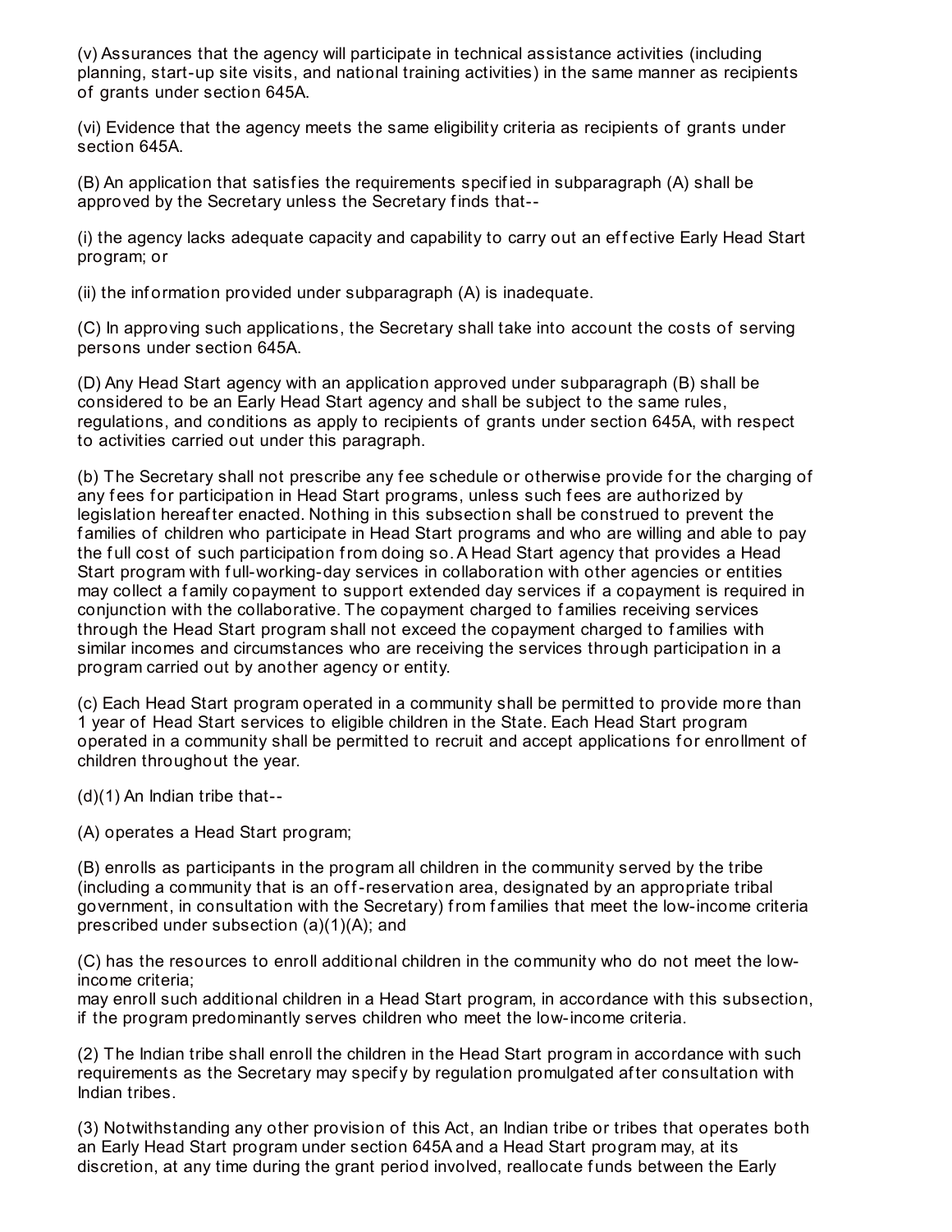(v) Assurances that the agency will participate in technical assistance activities (including planning, start-up site visits, and national training activities) in the same manner as recipients of grants under section 645A.

(vi) Evidence that the agency meets the same eligibility criteria as recipients of grants under section 645A.

(B) An application that satisfies the requirements specified in subparagraph (A) shall be approved by the Secretary unless the Secretary finds that--

(i) the agency lacks adequate capacity and capability to carry out an effective Early Head Start program; or

(ii) the information provided under subparagraph (A) is inadequate.

(C) In approving such applications, the Secretary shall take into account the costs of serving persons under section 645A.

(D) Any Head Start agency with an application approved under subparagraph (B) shall be considered to be an Early Head Start agency and shall be subject to the same rules, regulations, and conditions as apply to recipients of grants under section 645A, with respect to activities carried out under this paragraph.

(b) The Secretary shall not prescribe any fee schedule or otherwise provide for the charging of any fees for participation in Head Start programs, unless such fees are authorized by legislation hereafter enacted. Nothing in this subsection shall be construed to prevent the families of children who participate in Head Start programs and who are willing and able to pay the full cost of such participation from doing so. A Head Start agency that provides a Head Start program with full-working-day services in collaboration with other agencies or entities may collect a family copayment to support extended day services if a copayment is required in conjunction with the collaborative. The copayment charged to families receiving services through the Head Start program shall not exceed the copayment charged to families with similar incomes and circumstances who are receiving the services through participation in a program carried out by another agency or entity.

(c) Each Head Start program operated in a community shall be permitted to provide more than 1 year of Head Start services to eligible children in the State. Each Head Start program operated in a community shall be permitted to recruit and accept applications for enrollment of children throughout the year.

(d)(1) An Indian tribe that--

(A) operates a Head Start program;

(B) enrolls as participants in the program all children in the community served by the tribe (including a community that is an off-reservation area, designated by an appropriate tribal government, in consultation with the Secretary) from families that meet the low-income criteria prescribed under subsection (a)(1)(A); and

(C) has the resources to enroll additional children in the community who do not meet the low-income criteria;
may enroll such additional children in a Head Start program, in accordance with this subsection, if the program predominantly serves children who meet the low-income criteria.

(2) The Indian tribe shall enroll the children in the Head Start program in accordance with such requirements as the Secretary may specify by regulation promulgated after consultation with Indian tribes.

(3) Notwithstanding any other provision of this Act, an Indian tribe or tribes that operates both an Early Head Start program under section 645A and a Head Start program may, at its discretion, at any time during the grant period involved, reallocate funds between the Early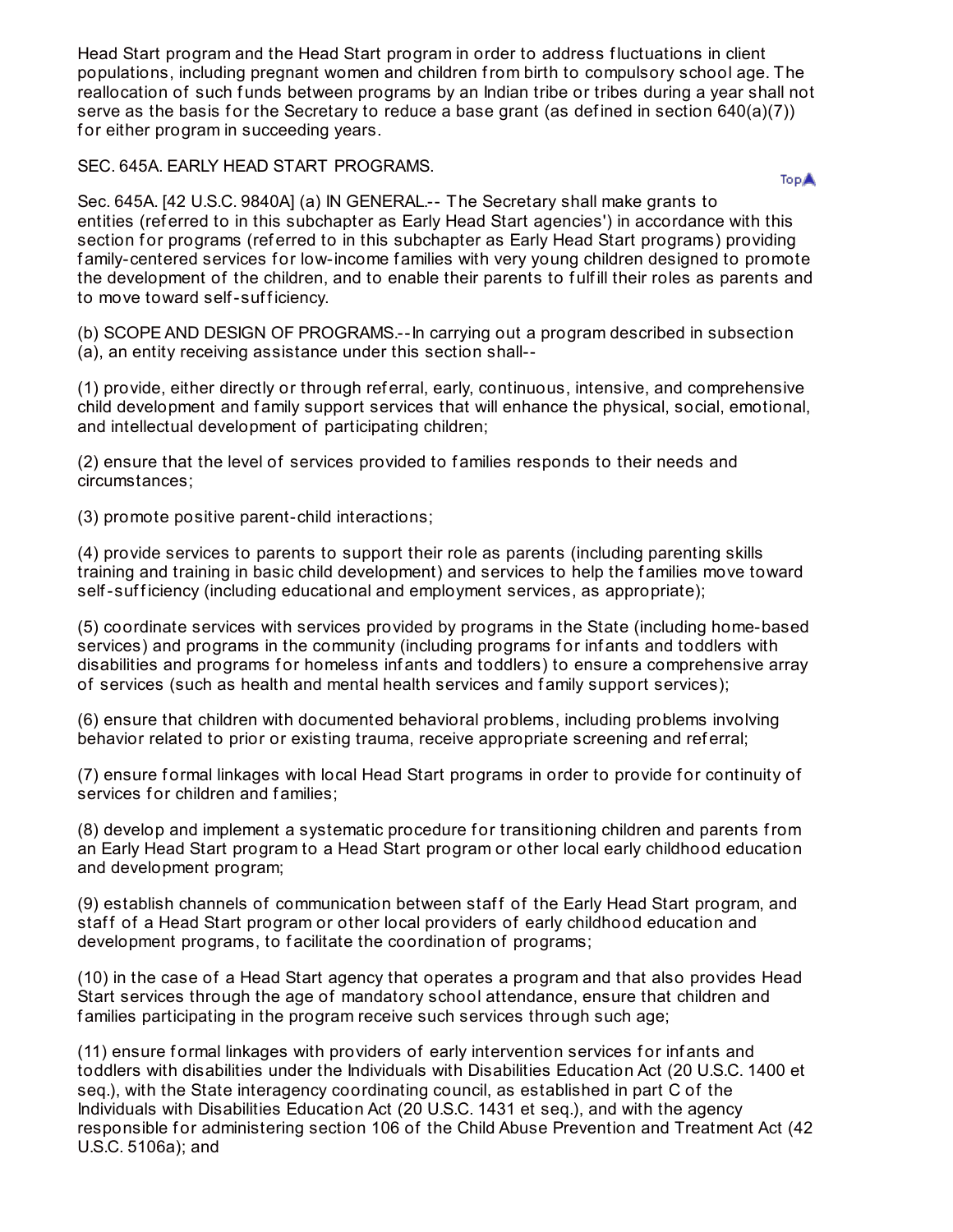Head Start program and the Head Start program in order to address fluctuations in client populations, including pregnant women and children from birth to compulsory school age. The reallocation of such funds between programs by an Indian tribe or tribes during a year shall not serve as the basis for the Secretary to reduce a base grant (as defined in section 640(a)(7)) for either program in succeeding years.

SEC. 645A. EARLY HEAD START PROGRAMS.

Sec. 645A. [42 U.S.C. 9840A] (a) IN GENERAL.-- The Secretary shall make grants to entities (referred to in this subchapter as Early Head Start agencies') in accordance with this section for programs (referred to in this subchapter as Early Head Start programs) providing family-centered services for low-income families with very young children designed to promote the development of the children, and to enable their parents to fulfill their roles as parents and to move toward self-sufficiency.

(b) SCOPE AND DESIGN OF PROGRAMS.--In carrying out a program described in subsection (a), an entity receiving assistance under this section shall--

(1) provide, either directly or through referral, early, continuous, intensive, and comprehensive child development and family support services that will enhance the physical, social, emotional, and intellectual development of participating children;

(2) ensure that the level of services provided to families responds to their needs and circumstances;

(3) promote positive parent-child interactions;

(4) provide services to parents to support their role as parents (including parenting skills training and training in basic child development) and services to help the families move toward self-sufficiency (including educational and employment services, as appropriate);

(5) coordinate services with services provided by programs in the State (including home-based services) and programs in the community (including programs for infants and toddlers with disabilities and programs for homeless infants and toddlers) to ensure a comprehensive array of services (such as health and mental health services and family support services);

(6) ensure that children with documented behavioral problems, including problems involving behavior related to prior or existing trauma, receive appropriate screening and referral;

(7) ensure formal linkages with local Head Start programs in order to provide for continuity of services for children and families;

(8) develop and implement a systematic procedure for transitioning children and parents from an Early Head Start program to a Head Start program or other local early childhood education and development program;

(9) establish channels of communication between staff of the Early Head Start program, and staff of a Head Start program or other local providers of early childhood education and development programs, to facilitate the coordination of programs;

(10) in the case of a Head Start agency that operates a program and that also provides Head Start services through the age of mandatory school attendance, ensure that children and families participating in the program receive such services through such age;

(11) ensure formal linkages with providers of early intervention services for infants and toddlers with disabilities under the Individuals with Disabilities Education Act (20 U.S.C. 1400 et seq.), with the State interagency coordinating council, as established in part C of the Individuals with Disabilities Education Act (20 U.S.C. 1431 et seq.), and with the agency responsible for administering section 106 of the Child Abuse Prevention and Treatment Act (42 U.S.C. 5106a); and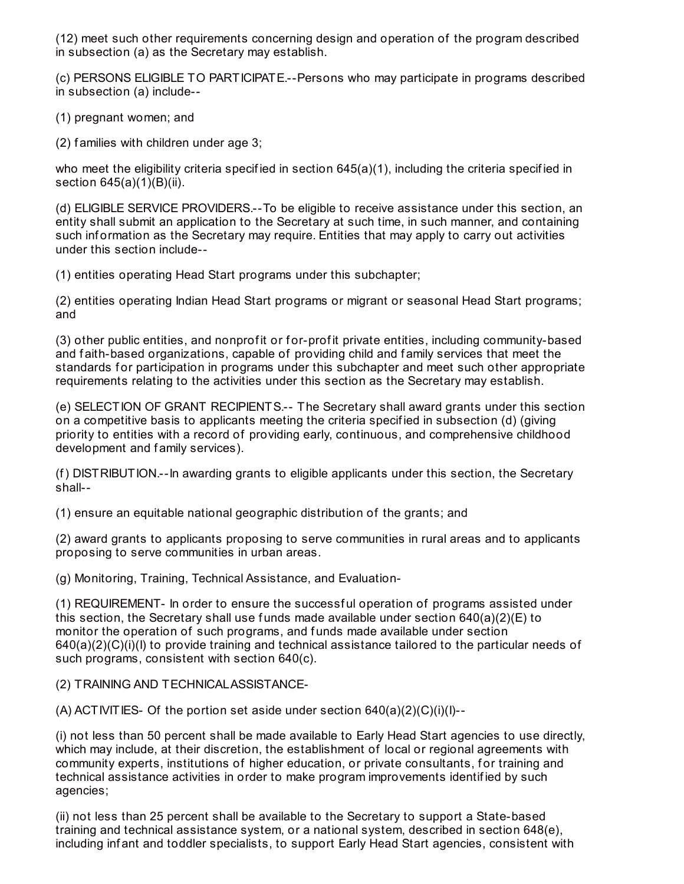(12) meet such other requirements concerning design and operation of the program described in subsection (a) as the Secretary may establish.

(c) PERSONS ELIGIBLE TO PARTICIPATE.--Persons who may participate in programs described in subsection (a) include--

(1) pregnant women; and

(2) families with children under age 3;

who meet the eligibility criteria specified in section 645(a)(1), including the criteria specified in section 645(a)(1)(B)(ii).

(d) ELIGIBLE SERVICE PROVIDERS.--To be eligible to receive assistance under this section, an entity shall submit an application to the Secretary at such time, in such manner, and containing such information as the Secretary may require. Entities that may apply to carry out activities under this section include--

(1) entities operating Head Start programs under this subchapter;

(2) entities operating Indian Head Start programs or migrant or seasonal Head Start programs; and

(3) other public entities, and nonprofit or for-profit private entities, including community-based and faith-based organizations, capable of providing child and family services that meet the standards for participation in programs under this subchapter and meet such other appropriate requirements relating to the activities under this section as the Secretary may establish.

(e) SELECTION OF GRANT RECIPIENTS.-- The Secretary shall award grants under this section on a competitive basis to applicants meeting the criteria specified in subsection (d) (giving priority to entities with a record of providing early, continuous, and comprehensive childhood development and family services).

(f) DISTRIBUTION.--In awarding grants to eligible applicants under this section, the Secretary shall--

(1) ensure an equitable national geographic distribution of the grants; and

(2) award grants to applicants proposing to serve communities in rural areas and to applicants proposing to serve communities in urban areas.

(g) Monitoring, Training, Technical Assistance, and Evaluation-

(1) REQUIREMENT- In order to ensure the successful operation of programs assisted under this section, the Secretary shall use funds made available under section 640(a)(2)(E) to monitor the operation of such programs, and funds made available under section 640(a)(2)(C)(i)(I) to provide training and technical assistance tailored to the particular needs of such programs, consistent with section 640(c).

(2) TRAINING AND TECHNICAL ASSISTANCE-

(A) ACTIVITIES- Of the portion set aside under section 640(a)(2)(C)(i)(I)--

(i) not less than 50 percent shall be made available to Early Head Start agencies to use directly, which may include, at their discretion, the establishment of local or regional agreements with community experts, institutions of higher education, or private consultants, for training and technical assistance activities in order to make program improvements identified by such agencies;

(ii) not less than 25 percent shall be available to the Secretary to support a State-based training and technical assistance system, or a national system, described in section 648(e), including infant and toddler specialists, to support Early Head Start agencies, consistent with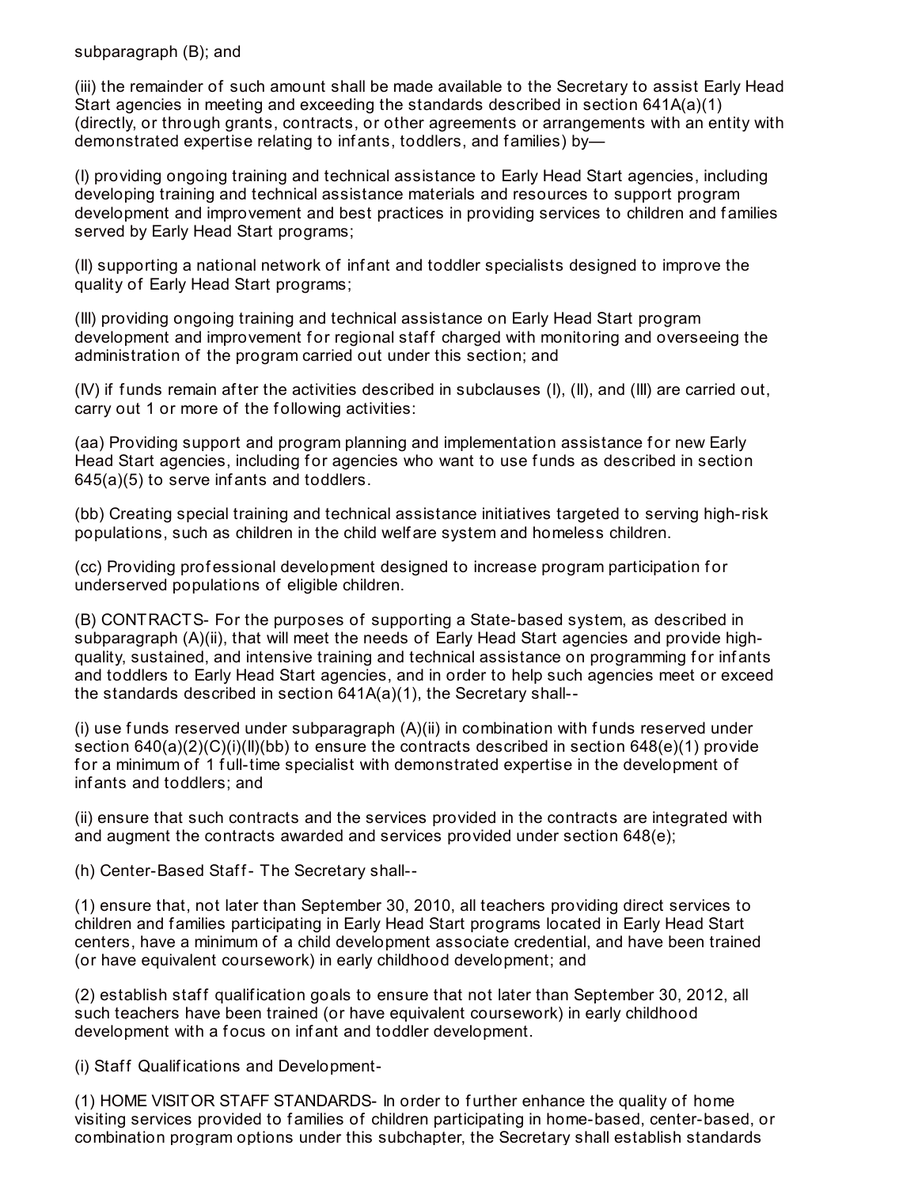subparagraph (B); and

(iii) the remainder of such amount shall be made available to the Secretary to assist Early Head Start agencies in meeting and exceeding the standards described in section 641A(a)(1) (directly, or through grants, contracts, or other agreements or arrangements with an entity with demonstrated expertise relating to infants, toddlers, and families) by—

(I) providing ongoing training and technical assistance to Early Head Start agencies, including developing training and technical assistance materials and resources to support program development and improvement and best practices in providing services to children and families served by Early Head Start programs;

(II) supporting a national network of infant and toddler specialists designed to improve the quality of Early Head Start programs;

(III) providing ongoing training and technical assistance on Early Head Start program development and improvement for regional staff charged with monitoring and overseeing the administration of the program carried out under this section; and

(IV) if funds remain after the activities described in subclauses (I), (II), and (III) are carried out, carry out 1 or more of the following activities:

(aa) Providing support and program planning and implementation assistance for new Early Head Start agencies, including for agencies who want to use funds as described in section 645(a)(5) to serve infants and toddlers.

(bb) Creating special training and technical assistance initiatives targeted to serving high-risk populations, such as children in the child welfare system and homeless children.

(cc) Providing professional development designed to increase program participation for underserved populations of eligible children.

(B) CONTRACTS- For the purposes of supporting a State-based system, as described in subparagraph (A)(ii), that will meet the needs of Early Head Start agencies and provide high-quality, sustained, and intensive training and technical assistance on programming for infants and toddlers to Early Head Start agencies, and in order to help such agencies meet or exceed the standards described in section 641A(a)(1), the Secretary shall--

(i) use funds reserved under subparagraph (A)(ii) in combination with funds reserved under section 640(a)(2)(C)(i)(II)(bb) to ensure the contracts described in section 648(e)(1) provide for a minimum of 1 full-time specialist with demonstrated expertise in the development of infants and toddlers; and

(ii) ensure that such contracts and the services provided in the contracts are integrated with and augment the contracts awarded and services provided under section 648(e);

(h) Center-Based Staff- The Secretary shall--

(1) ensure that, not later than September 30, 2010, all teachers providing direct services to children and families participating in Early Head Start programs located in Early Head Start centers, have a minimum of a child development associate credential, and have been trained (or have equivalent coursework) in early childhood development; and

(2) establish staff qualification goals to ensure that not later than September 30, 2012, all such teachers have been trained (or have equivalent coursework) in early childhood development with a focus on infant and toddler development.

(i) Staff Qualifications and Development-

(1) HOME VISITOR STAFF STANDARDS- In order to further enhance the quality of home visiting services provided to families of children participating in home-based, center-based, or combination program options under this subchapter, the Secretary shall establish standards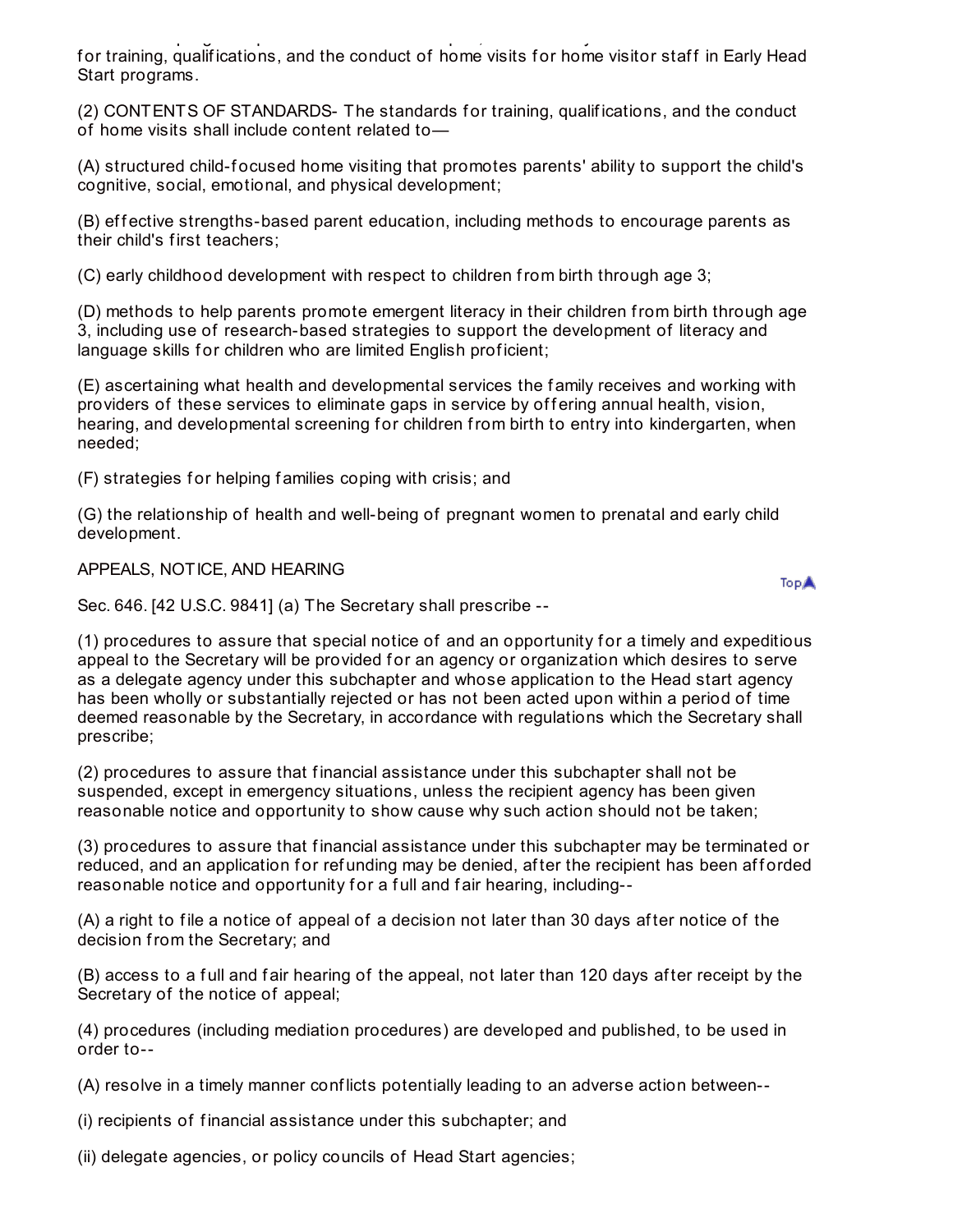for training, qualifications, and the conduct of home visits for home visitor staff in Early Head Start programs.

(2) CONTENTS OF STANDARDS- The standards for training, qualifications, and the conduct of home visits shall include content related to—

(A) structured child-focused home visiting that promotes parents' ability to support the child's cognitive, social, emotional, and physical development;

(B) effective strengths-based parent education, including methods to encourage parents as their child's first teachers;

(C) early childhood development with respect to children from birth through age 3;

(D) methods to help parents promote emergent literacy in their children from birth through age 3, including use of research-based strategies to support the development of literacy and language skills for children who are limited English proficient;

(E) ascertaining what health and developmental services the family receives and working with providers of these services to eliminate gaps in service by offering annual health, vision, hearing, and developmental screening for children from birth to entry into kindergarten, when needed;

(F) strategies for helping families coping with crisis; and

(G) the relationship of health and well-being of pregnant women to prenatal and early child development.

## APPEALS, NOTICE, AND HEARING

Sec. 646. [42 U.S.C. 9841] (a) The Secretary shall prescribe --

(1) procedures to assure that special notice of and an opportunity for a timely and expeditious appeal to the Secretary will be provided for an agency or organization which desires to serve as a delegate agency under this subchapter and whose application to the Head start agency has been wholly or substantially rejected or has not been acted upon within a period of time deemed reasonable by the Secretary, in accordance with regulations which the Secretary shall prescribe;

(2) procedures to assure that financial assistance under this subchapter shall not be suspended, except in emergency situations, unless the recipient agency has been given reasonable notice and opportunity to show cause why such action should not be taken;

(3) procedures to assure that financial assistance under this subchapter may be terminated or reduced, and an application for refunding may be denied, after the recipient has been afforded reasonable notice and opportunity for a full and fair hearing, including--

(A) a right to file a notice of appeal of a decision not later than 30 days after notice of the decision from the Secretary; and

(B) access to a full and fair hearing of the appeal, not later than 120 days after receipt by the Secretary of the notice of appeal;

(4) procedures (including mediation procedures) are developed and published, to be used in order to--

(A) resolve in a timely manner conflicts potentially leading to an adverse action between--

(i) recipients of financial assistance under this subchapter; and

(ii) delegate agencies, or policy councils of Head Start agencies;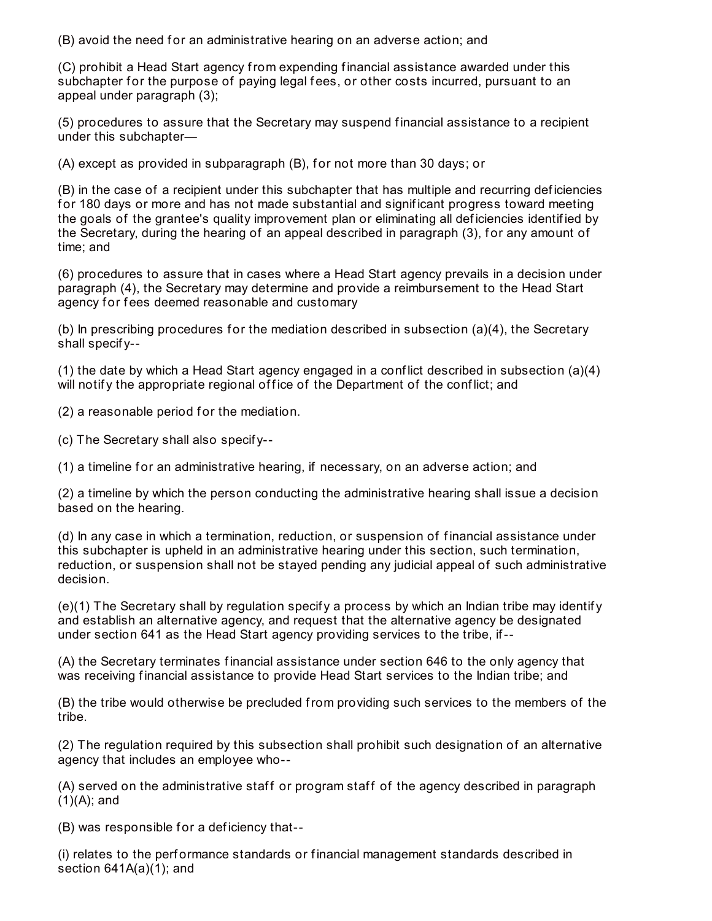(B) avoid the need for an administrative hearing on an adverse action; and

(C) prohibit a Head Start agency from expending financial assistance awarded under this subchapter for the purpose of paying legal fees, or other costs incurred, pursuant to an appeal under paragraph (3);

(5) procedures to assure that the Secretary may suspend financial assistance to a recipient under this subchapter—

(A) except as provided in subparagraph (B), for not more than 30 days; or

(B) in the case of a recipient under this subchapter that has multiple and recurring deficiencies for 180 days or more and has not made substantial and significant progress toward meeting the goals of the grantee's quality improvement plan or eliminating all deficiencies identified by the Secretary, during the hearing of an appeal described in paragraph (3), for any amount of time; and

(6) procedures to assure that in cases where a Head Start agency prevails in a decision under paragraph (4), the Secretary may determine and provide a reimbursement to the Head Start agency for fees deemed reasonable and customary

(b) In prescribing procedures for the mediation described in subsection (a)(4), the Secretary shall specify--

(1) the date by which a Head Start agency engaged in a conflict described in subsection (a)(4) will notify the appropriate regional office of the Department of the conflict; and

(2) a reasonable period for the mediation.

(c) The Secretary shall also specify--

(1) a timeline for an administrative hearing, if necessary, on an adverse action; and

(2) a timeline by which the person conducting the administrative hearing shall issue a decision based on the hearing.

(d) In any case in which a termination, reduction, or suspension of financial assistance under this subchapter is upheld in an administrative hearing under this section, such termination, reduction, or suspension shall not be stayed pending any judicial appeal of such administrative decision.

(e)(1) The Secretary shall by regulation specify a process by which an Indian tribe may identify and establish an alternative agency, and request that the alternative agency be designated under section 641 as the Head Start agency providing services to the tribe, if--

(A) the Secretary terminates financial assistance under section 646 to the only agency that was receiving financial assistance to provide Head Start services to the Indian tribe; and

(B) the tribe would otherwise be precluded from providing such services to the members of the tribe.

(2) The regulation required by this subsection shall prohibit such designation of an alternative agency that includes an employee who--

(A) served on the administrative staff or program staff of the agency described in paragraph (1)(A); and

(B) was responsible for a deficiency that--

(i) relates to the performance standards or financial management standards described in section 641A(a)(1); and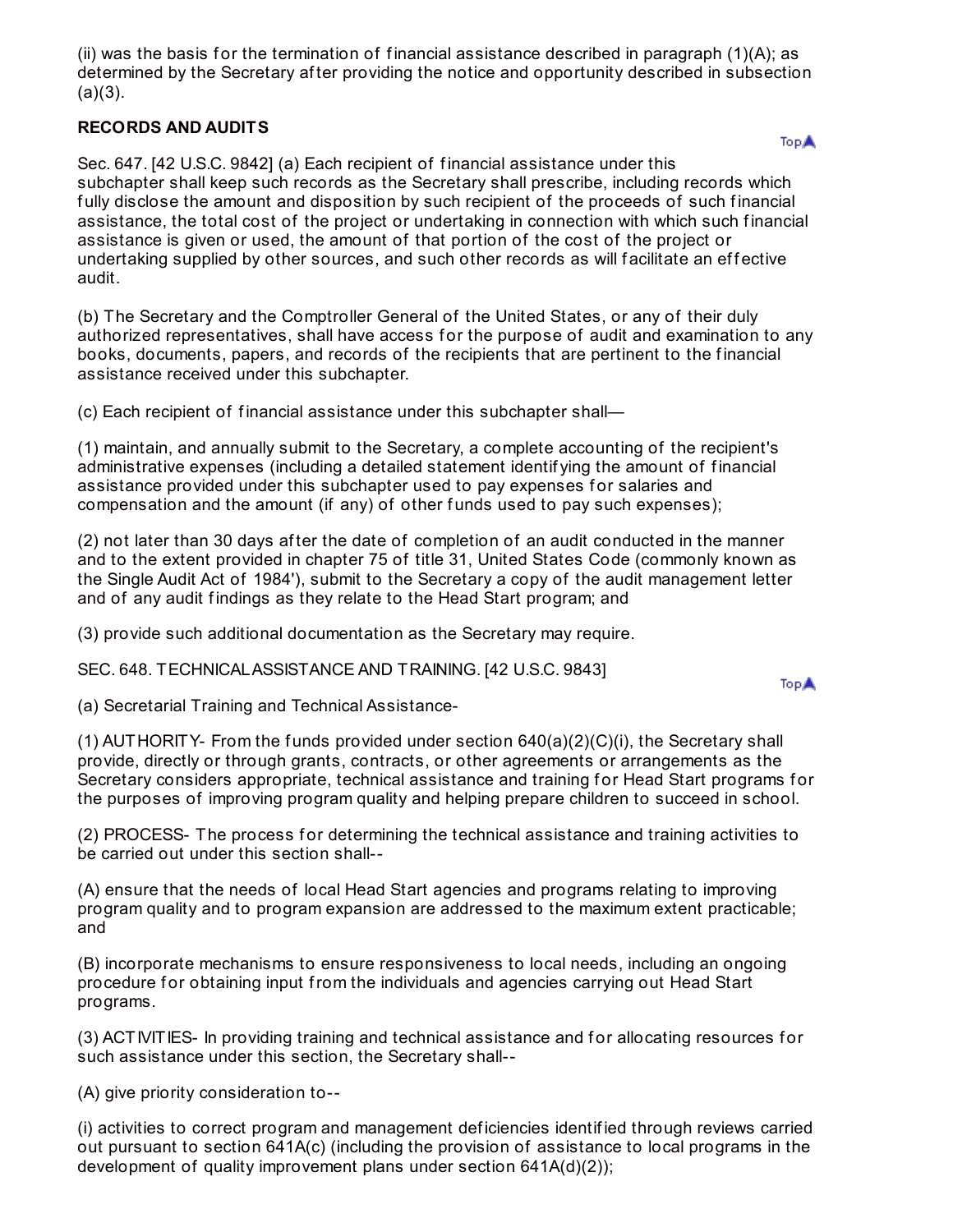(ii) was the basis for the termination of financial assistance described in paragraph (1)(A); as determined by the Secretary after providing the notice and opportunity described in subsection (a)(3).

**RECORDS AND AUDITS**

Sec. 647. [42 U.S.C. 9842] (a) Each recipient of financial assistance under this subchapter shall keep such records as the Secretary shall prescribe, including records which fully disclose the amount and disposition by such recipient of the proceeds of such financial assistance, the total cost of the project or undertaking in connection with which such financial assistance is given or used, the amount of that portion of the cost of the project or undertaking supplied by other sources, and such other records as will facilitate an effective audit.

(b) The Secretary and the Comptroller General of the United States, or any of their duly authorized representatives, shall have access for the purpose of audit and examination to any books, documents, papers, and records of the recipients that are pertinent to the financial assistance received under this subchapter.

(c) Each recipient of financial assistance under this subchapter shall—

(1) maintain, and annually submit to the Secretary, a complete accounting of the recipient's administrative expenses (including a detailed statement identifying the amount of financial assistance provided under this subchapter used to pay expenses for salaries and compensation and the amount (if any) of other funds used to pay such expenses);

(2) not later than 30 days after the date of completion of an audit conducted in the manner and to the extent provided in chapter 75 of title 31, United States Code (commonly known as the Single Audit Act of 1984'), submit to the Secretary a copy of the audit management letter and of any audit findings as they relate to the Head Start program; and

(3) provide such additional documentation as the Secretary may require.

SEC. 648. TECHNICAL ASSISTANCE AND TRAINING. [42 U.S.C. 9843]

(a) Secretarial Training and Technical Assistance-

(1) AUTHORITY- From the funds provided under section 640(a)(2)(C)(i), the Secretary shall provide, directly or through grants, contracts, or other agreements or arrangements as the Secretary considers appropriate, technical assistance and training for Head Start programs for the purposes of improving program quality and helping prepare children to succeed in school.

(2) PROCESS- The process for determining the technical assistance and training activities to be carried out under this section shall--

(A) ensure that the needs of local Head Start agencies and programs relating to improving program quality and to program expansion are addressed to the maximum extent practicable; and

(B) incorporate mechanisms to ensure responsiveness to local needs, including an ongoing procedure for obtaining input from the individuals and agencies carrying out Head Start programs.

(3) ACTIVITIES- In providing training and technical assistance and for allocating resources for such assistance under this section, the Secretary shall--

(A) give priority consideration to--

(i) activities to correct program and management deficiencies identified through reviews carried out pursuant to section 641A(c) (including the provision of assistance to local programs in the development of quality improvement plans under section 641A(d)(2));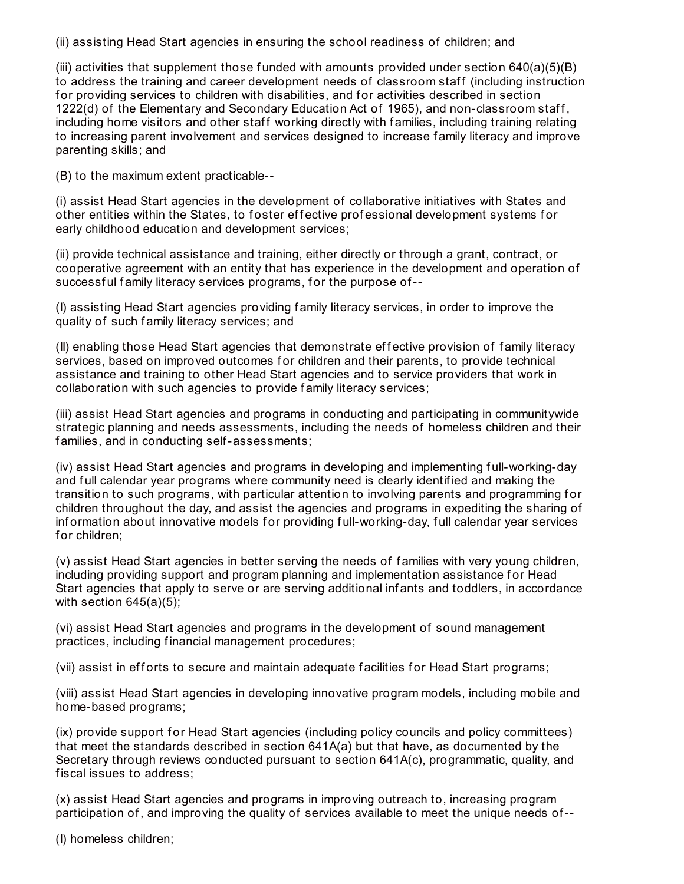(ii) assisting Head Start agencies in ensuring the school readiness of children; and

(iii) activities that supplement those funded with amounts provided under section 640(a)(5)(B) to address the training and career development needs of classroom staff (including instruction for providing services to children with disabilities, and for activities described in section 1222(d) of the Elementary and Secondary Education Act of 1965), and non-classroom staff, including home visitors and other staff working directly with families, including training relating to increasing parent involvement and services designed to increase family literacy and improve parenting skills; and

(B) to the maximum extent practicable--

(i) assist Head Start agencies in the development of collaborative initiatives with States and other entities within the States, to foster effective professional development systems for early childhood education and development services;

(ii) provide technical assistance and training, either directly or through a grant, contract, or cooperative agreement with an entity that has experience in the development and operation of successful family literacy services programs, for the purpose of--

(I) assisting Head Start agencies providing family literacy services, in order to improve the quality of such family literacy services; and

(II) enabling those Head Start agencies that demonstrate effective provision of family literacy services, based on improved outcomes for children and their parents, to provide technical assistance and training to other Head Start agencies and to service providers that work in collaboration with such agencies to provide family literacy services;

(iii) assist Head Start agencies and programs in conducting and participating in communitywide strategic planning and needs assessments, including the needs of homeless children and their families, and in conducting self-assessments;

(iv) assist Head Start agencies and programs in developing and implementing full-working-day and full calendar year programs where community need is clearly identified and making the transition to such programs, with particular attention to involving parents and programming for children throughout the day, and assist the agencies and programs in expediting the sharing of information about innovative models for providing full-working-day, full calendar year services for children;

(v) assist Head Start agencies in better serving the needs of families with very young children, including providing support and program planning and implementation assistance for Head Start agencies that apply to serve or are serving additional infants and toddlers, in accordance with section 645(a)(5);

(vi) assist Head Start agencies and programs in the development of sound management practices, including financial management procedures;

(vii) assist in efforts to secure and maintain adequate facilities for Head Start programs;

(viii) assist Head Start agencies in developing innovative program models, including mobile and home-based programs;

(ix) provide support for Head Start agencies (including policy councils and policy committees) that meet the standards described in section 641A(a) but that have, as documented by the Secretary through reviews conducted pursuant to section 641A(c), programmatic, quality, and fiscal issues to address;

(x) assist Head Start agencies and programs in improving outreach to, increasing program participation of, and improving the quality of services available to meet the unique needs of--

(I) homeless children;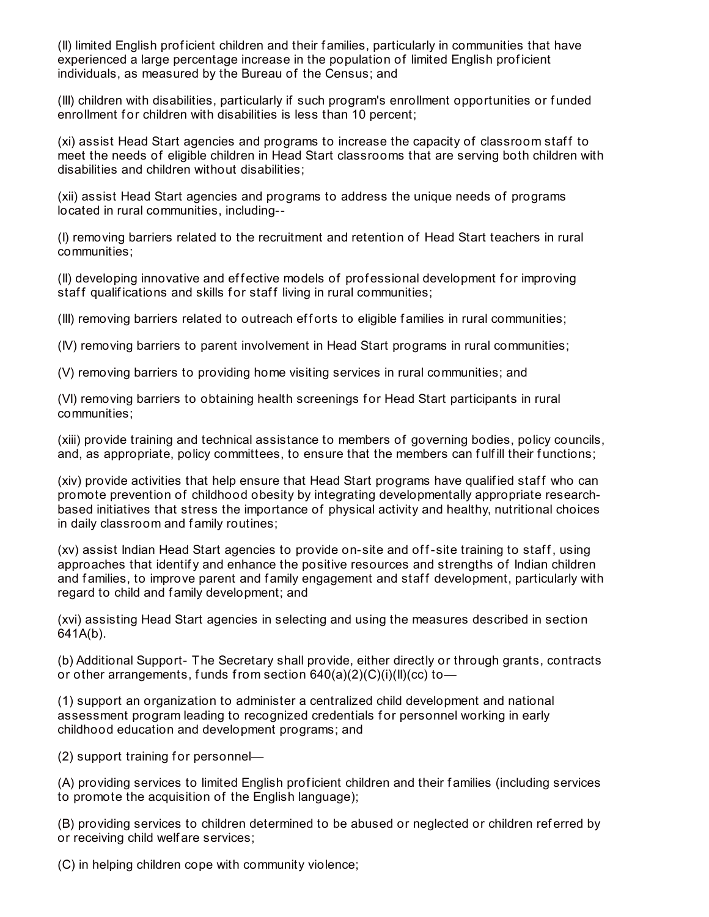(II) limited English proficient children and their families, particularly in communities that have experienced a large percentage increase in the population of limited English proficient individuals, as measured by the Bureau of the Census; and

(III) children with disabilities, particularly if such program's enrollment opportunities or funded enrollment for children with disabilities is less than 10 percent;

(xi) assist Head Start agencies and programs to increase the capacity of classroom staff to meet the needs of eligible children in Head Start classrooms that are serving both children with disabilities and children without disabilities;

(xii) assist Head Start agencies and programs to address the unique needs of programs located in rural communities, including--

(I) removing barriers related to the recruitment and retention of Head Start teachers in rural communities;

(II) developing innovative and effective models of professional development for improving staff qualifications and skills for staff living in rural communities;

(III) removing barriers related to outreach efforts to eligible families in rural communities;

(IV) removing barriers to parent involvement in Head Start programs in rural communities;

(V) removing barriers to providing home visiting services in rural communities; and

(VI) removing barriers to obtaining health screenings for Head Start participants in rural communities;

(xiii) provide training and technical assistance to members of governing bodies, policy councils, and, as appropriate, policy committees, to ensure that the members can fulfill their functions;

(xiv) provide activities that help ensure that Head Start programs have qualified staff who can promote prevention of childhood obesity by integrating developmentally appropriate research-based initiatives that stress the importance of physical activity and healthy, nutritional choices in daily classroom and family routines;

(xv) assist Indian Head Start agencies to provide on-site and off-site training to staff, using approaches that identify and enhance the positive resources and strengths of Indian children and families, to improve parent and family engagement and staff development, particularly with regard to child and family development; and

(xvi) assisting Head Start agencies in selecting and using the measures described in section 641A(b).

(b) Additional Support- The Secretary shall provide, either directly or through grants, contracts or other arrangements, funds from section 640(a)(2)(C)(i)(II)(cc) to—

(1) support an organization to administer a centralized child development and national assessment program leading to recognized credentials for personnel working in early childhood education and development programs; and

(2) support training for personnel—

(A) providing services to limited English proficient children and their families (including services to promote the acquisition of the English language);

(B) providing services to children determined to be abused or neglected or children referred by or receiving child welfare services;

(C) in helping children cope with community violence;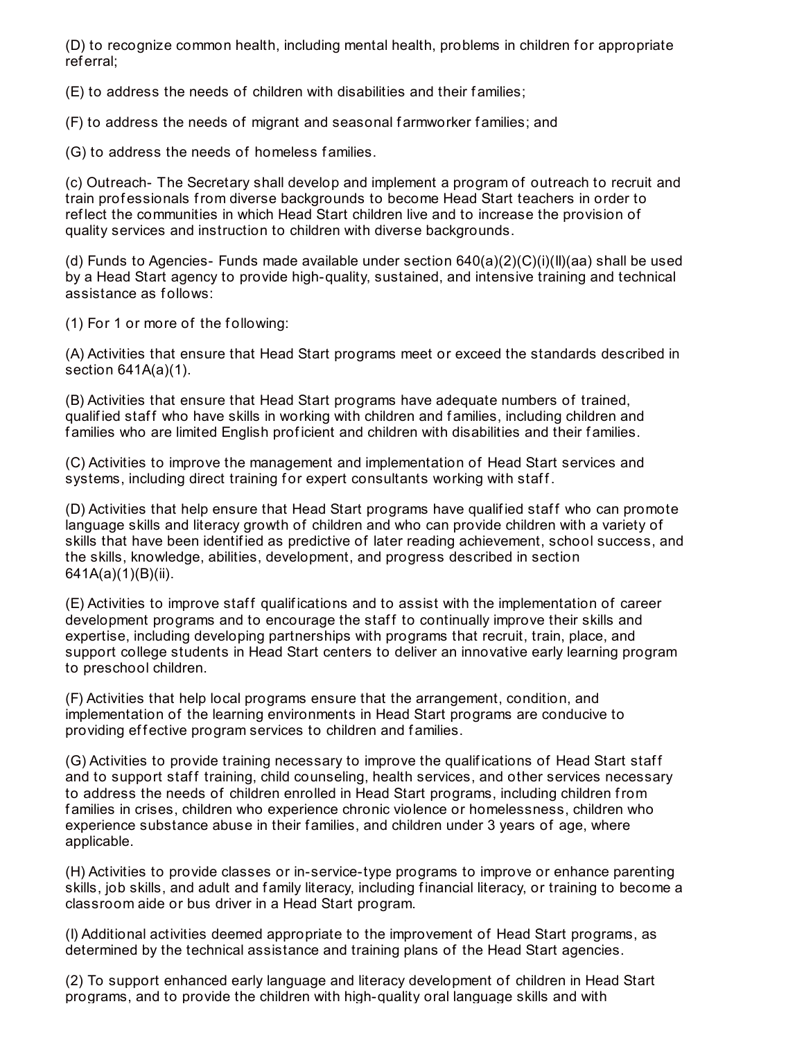(D) to recognize common health, including mental health, problems in children for appropriate referral;

(E) to address the needs of children with disabilities and their families;

(F) to address the needs of migrant and seasonal farmworker families; and

(G) to address the needs of homeless families.

(c) Outreach- The Secretary shall develop and implement a program of outreach to recruit and train professionals from diverse backgrounds to become Head Start teachers in order to reflect the communities in which Head Start children live and to increase the provision of quality services and instruction to children with diverse backgrounds.

(d) Funds to Agencies- Funds made available under section 640(a)(2)(C)(i)(II)(aa) shall be used by a Head Start agency to provide high-quality, sustained, and intensive training and technical assistance as follows:

(1) For 1 or more of the following:

(A) Activities that ensure that Head Start programs meet or exceed the standards described in section 641A(a)(1).

(B) Activities that ensure that Head Start programs have adequate numbers of trained, qualified staff who have skills in working with children and families, including children and families who are limited English proficient and children with disabilities and their families.

(C) Activities to improve the management and implementation of Head Start services and systems, including direct training for expert consultants working with staff.

(D) Activities that help ensure that Head Start programs have qualified staff who can promote language skills and literacy growth of children and who can provide children with a variety of skills that have been identified as predictive of later reading achievement, school success, and the skills, knowledge, abilities, development, and progress described in section 641A(a)(1)(B)(ii).

(E) Activities to improve staff qualifications and to assist with the implementation of career development programs and to encourage the staff to continually improve their skills and expertise, including developing partnerships with programs that recruit, train, place, and support college students in Head Start centers to deliver an innovative early learning program to preschool children.

(F) Activities that help local programs ensure that the arrangement, condition, and implementation of the learning environments in Head Start programs are conducive to providing effective program services to children and families.

(G) Activities to provide training necessary to improve the qualifications of Head Start staff and to support staff training, child counseling, health services, and other services necessary to address the needs of children enrolled in Head Start programs, including children from families in crises, children who experience chronic violence or homelessness, children who experience substance abuse in their families, and children under 3 years of age, where applicable.

(H) Activities to provide classes or in-service-type programs to improve or enhance parenting skills, job skills, and adult and family literacy, including financial literacy, or training to become a classroom aide or bus driver in a Head Start program.

(I) Additional activities deemed appropriate to the improvement of Head Start programs, as determined by the technical assistance and training plans of the Head Start agencies.

(2) To support enhanced early language and literacy development of children in Head Start programs, and to provide the children with high-quality oral language skills and with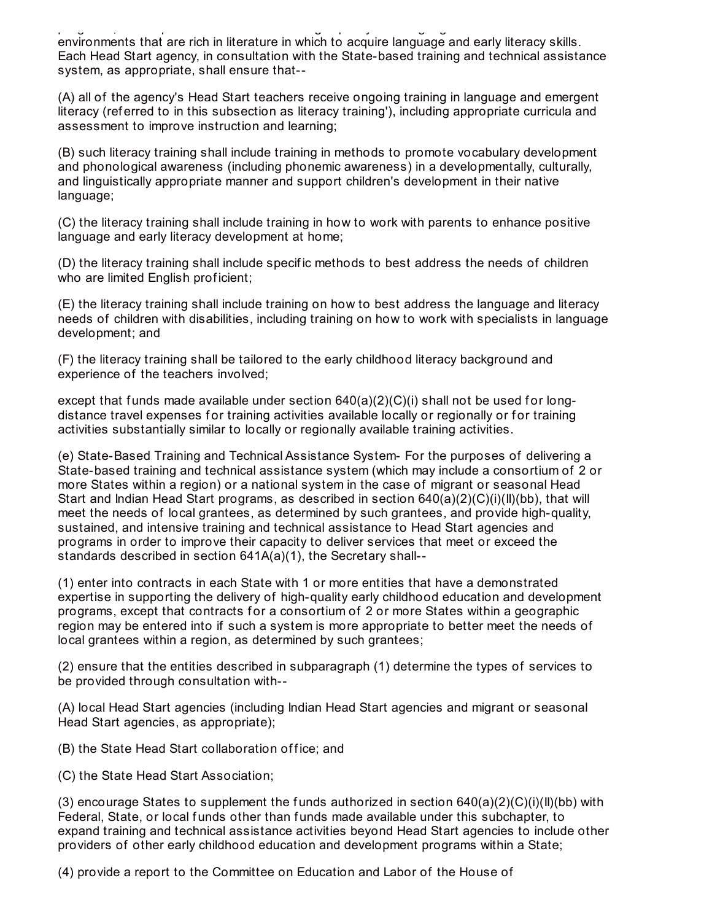environments that are rich in literature in which to acquire language and early literacy skills. Each Head Start agency, in consultation with the State-based training and technical assistance system, as appropriate, shall ensure that--

(A) all of the agency's Head Start teachers receive ongoing training in language and emergent literacy (referred to in this subsection as literacy training'), including appropriate curricula and assessment to improve instruction and learning;

(B) such literacy training shall include training in methods to promote vocabulary development and phonological awareness (including phonemic awareness) in a developmentally, culturally, and linguistically appropriate manner and support children's development in their native language;

(C) the literacy training shall include training in how to work with parents to enhance positive language and early literacy development at home;

(D) the literacy training shall include specific methods to best address the needs of children who are limited English proficient;

(E) the literacy training shall include training on how to best address the language and literacy needs of children with disabilities, including training on how to work with specialists in language development; and

(F) the literacy training shall be tailored to the early childhood literacy background and experience of the teachers involved;

except that funds made available under section 640(a)(2)(C)(i) shall not be used for long-distance travel expenses for training activities available locally or regionally or for training activities substantially similar to locally or regionally available training activities.

(e) State-Based Training and Technical Assistance System- For the purposes of delivering a State-based training and technical assistance system (which may include a consortium of 2 or more States within a region) or a national system in the case of migrant or seasonal Head Start and Indian Head Start programs, as described in section 640(a)(2)(C)(i)(II)(bb), that will meet the needs of local grantees, as determined by such grantees, and provide high-quality, sustained, and intensive training and technical assistance to Head Start agencies and programs in order to improve their capacity to deliver services that meet or exceed the standards described in section 641A(a)(1), the Secretary shall--

(1) enter into contracts in each State with 1 or more entities that have a demonstrated expertise in supporting the delivery of high-quality early childhood education and development programs, except that contracts for a consortium of 2 or more States within a geographic region may be entered into if such a system is more appropriate to better meet the needs of local grantees within a region, as determined by such grantees;

(2) ensure that the entities described in subparagraph (1) determine the types of services to be provided through consultation with--

(A) local Head Start agencies (including Indian Head Start agencies and migrant or seasonal Head Start agencies, as appropriate);

(B) the State Head Start collaboration office; and

(C) the State Head Start Association;

(3) encourage States to supplement the funds authorized in section 640(a)(2)(C)(i)(II)(bb) with Federal, State, or local funds other than funds made available under this subchapter, to expand training and technical assistance activities beyond Head Start agencies to include other providers of other early childhood education and development programs within a State;

(4) provide a report to the Committee on Education and Labor of the House of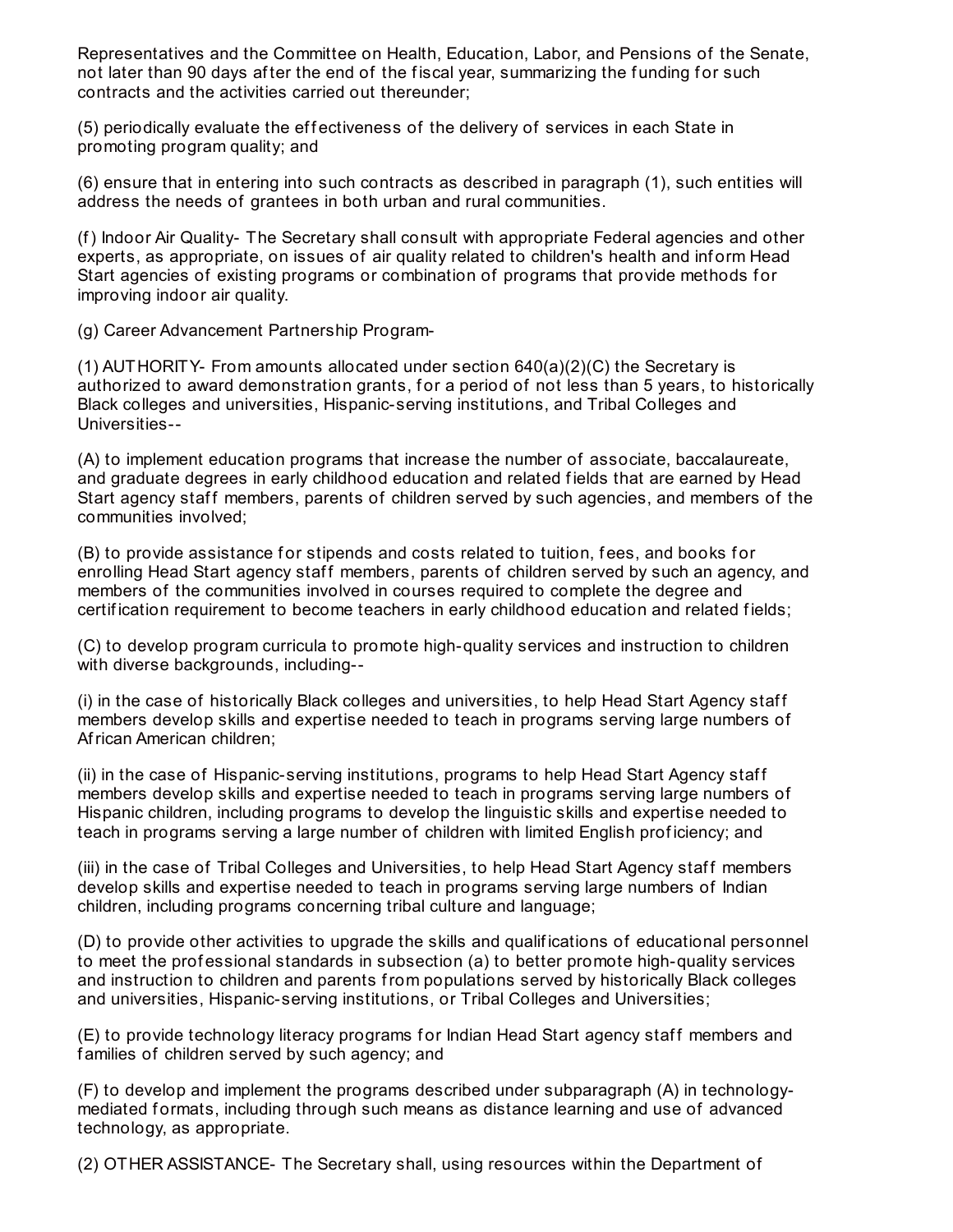Representatives and the Committee on Health, Education, Labor, and Pensions of the Senate, not later than 90 days after the end of the fiscal year, summarizing the funding for such contracts and the activities carried out thereunder;

(5) periodically evaluate the effectiveness of the delivery of services in each State in promoting program quality; and

(6) ensure that in entering into such contracts as described in paragraph (1), such entities will address the needs of grantees in both urban and rural communities.

(f) Indoor Air Quality- The Secretary shall consult with appropriate Federal agencies and other experts, as appropriate, on issues of air quality related to children's health and inform Head Start agencies of existing programs or combination of programs that provide methods for improving indoor air quality.

(g) Career Advancement Partnership Program-

(1) AUTHORITY- From amounts allocated under section 640(a)(2)(C) the Secretary is authorized to award demonstration grants, for a period of not less than 5 years, to historically Black colleges and universities, Hispanic-serving institutions, and Tribal Colleges and Universities--

(A) to implement education programs that increase the number of associate, baccalaureate, and graduate degrees in early childhood education and related fields that are earned by Head Start agency staff members, parents of children served by such agencies, and members of the communities involved;

(B) to provide assistance for stipends and costs related to tuition, fees, and books for enrolling Head Start agency staff members, parents of children served by such an agency, and members of the communities involved in courses required to complete the degree and certification requirement to become teachers in early childhood education and related fields;

(C) to develop program curricula to promote high-quality services and instruction to children with diverse backgrounds, including--

(i) in the case of historically Black colleges and universities, to help Head Start Agency staff members develop skills and expertise needed to teach in programs serving large numbers of African American children;

(ii) in the case of Hispanic-serving institutions, programs to help Head Start Agency staff members develop skills and expertise needed to teach in programs serving large numbers of Hispanic children, including programs to develop the linguistic skills and expertise needed to teach in programs serving a large number of children with limited English proficiency; and

(iii) in the case of Tribal Colleges and Universities, to help Head Start Agency staff members develop skills and expertise needed to teach in programs serving large numbers of Indian children, including programs concerning tribal culture and language;

(D) to provide other activities to upgrade the skills and qualifications of educational personnel to meet the professional standards in subsection (a) to better promote high-quality services and instruction to children and parents from populations served by historically Black colleges and universities, Hispanic-serving institutions, or Tribal Colleges and Universities;

(E) to provide technology literacy programs for Indian Head Start agency staff members and families of children served by such agency; and

(F) to develop and implement the programs described under subparagraph (A) in technology-mediated formats, including through such means as distance learning and use of advanced technology, as appropriate.

(2) OTHER ASSISTANCE- The Secretary shall, using resources within the Department of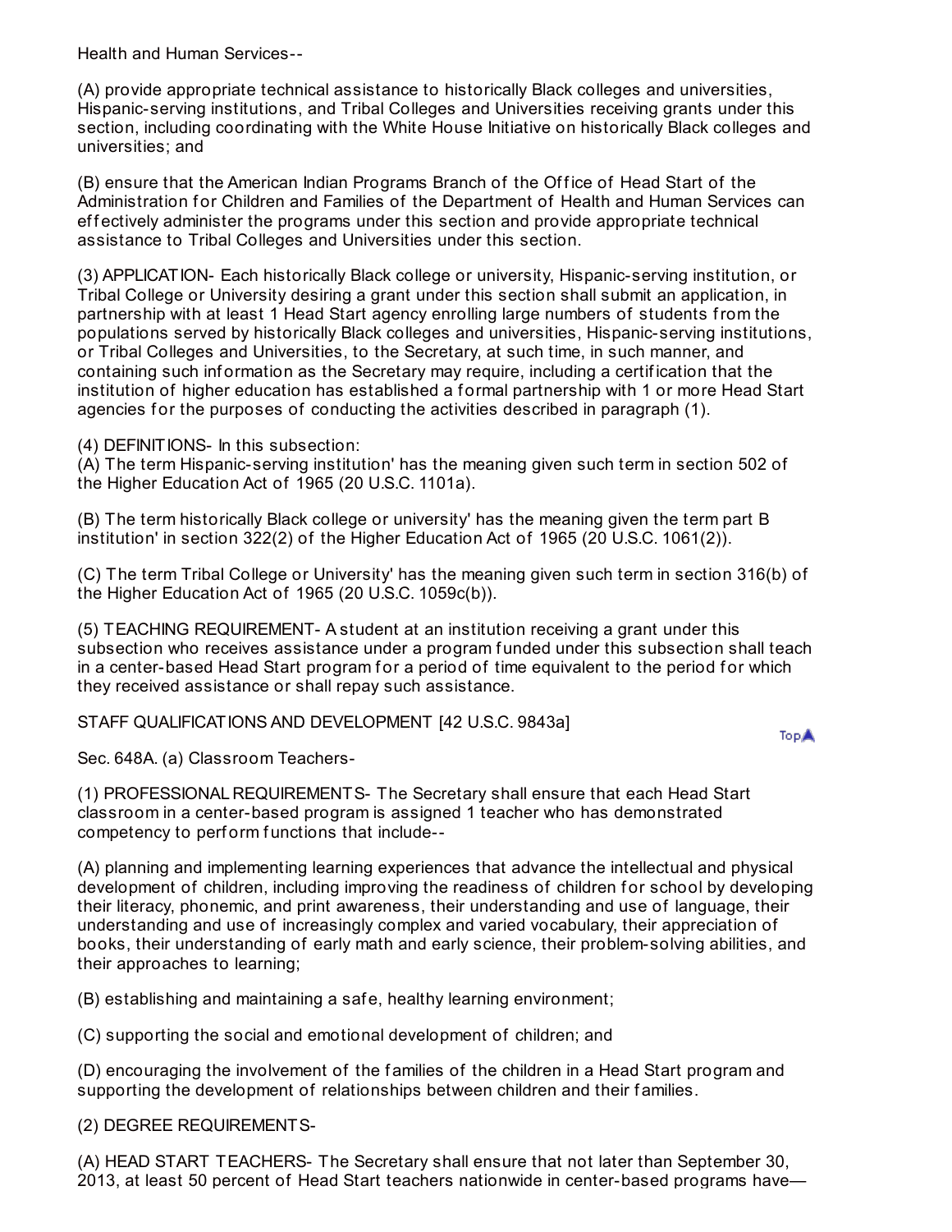Health and Human Services--

(A) provide appropriate technical assistance to historically Black colleges and universities, Hispanic-serving institutions, and Tribal Colleges and Universities receiving grants under this section, including coordinating with the White House Initiative on historically Black colleges and universities; and

(B) ensure that the American Indian Programs Branch of the Office of Head Start of the Administration for Children and Families of the Department of Health and Human Services can effectively administer the programs under this section and provide appropriate technical assistance to Tribal Colleges and Universities under this section.

(3) APPLICATION- Each historically Black college or university, Hispanic-serving institution, or Tribal College or University desiring a grant under this section shall submit an application, in partnership with at least 1 Head Start agency enrolling large numbers of students from the populations served by historically Black colleges and universities, Hispanic-serving institutions, or Tribal Colleges and Universities, to the Secretary, at such time, in such manner, and containing such information as the Secretary may require, including a certification that the institution of higher education has established a formal partnership with 1 or more Head Start agencies for the purposes of conducting the activities described in paragraph (1).

(4) DEFINITIONS- In this subsection:
(A) The term Hispanic-serving institution' has the meaning given such term in section 502 of the Higher Education Act of 1965 (20 U.S.C. 1101a).

(B) The term historically Black college or university' has the meaning given the term part B institution' in section 322(2) of the Higher Education Act of 1965 (20 U.S.C. 1061(2)).

(C) The term Tribal College or University' has the meaning given such term in section 316(b) of the Higher Education Act of 1965 (20 U.S.C. 1059c(b)).

(5) TEACHING REQUIREMENT- A student at an institution receiving a grant under this subsection who receives assistance under a program funded under this subsection shall teach in a center-based Head Start program for a period of time equivalent to the period for which they received assistance or shall repay such assistance.

STAFF QUALIFICATIONS AND DEVELOPMENT [42 U.S.C. 9843a]

Sec. 648A. (a) Classroom Teachers-

(1) PROFESSIONAL REQUIREMENTS- The Secretary shall ensure that each Head Start classroom in a center-based program is assigned 1 teacher who has demonstrated competency to perform functions that include--

(A) planning and implementing learning experiences that advance the intellectual and physical development of children, including improving the readiness of children for school by developing their literacy, phonemic, and print awareness, their understanding and use of language, their understanding and use of increasingly complex and varied vocabulary, their appreciation of books, their understanding of early math and early science, their problem-solving abilities, and their approaches to learning;

(B) establishing and maintaining a safe, healthy learning environment;

(C) supporting the social and emotional development of children; and

(D) encouraging the involvement of the families of the children in a Head Start program and supporting the development of relationships between children and their families.

(2) DEGREE REQUIREMENTS-

(A) HEAD START TEACHERS- The Secretary shall ensure that not later than September 30, 2013, at least 50 percent of Head Start teachers nationwide in center-based programs have—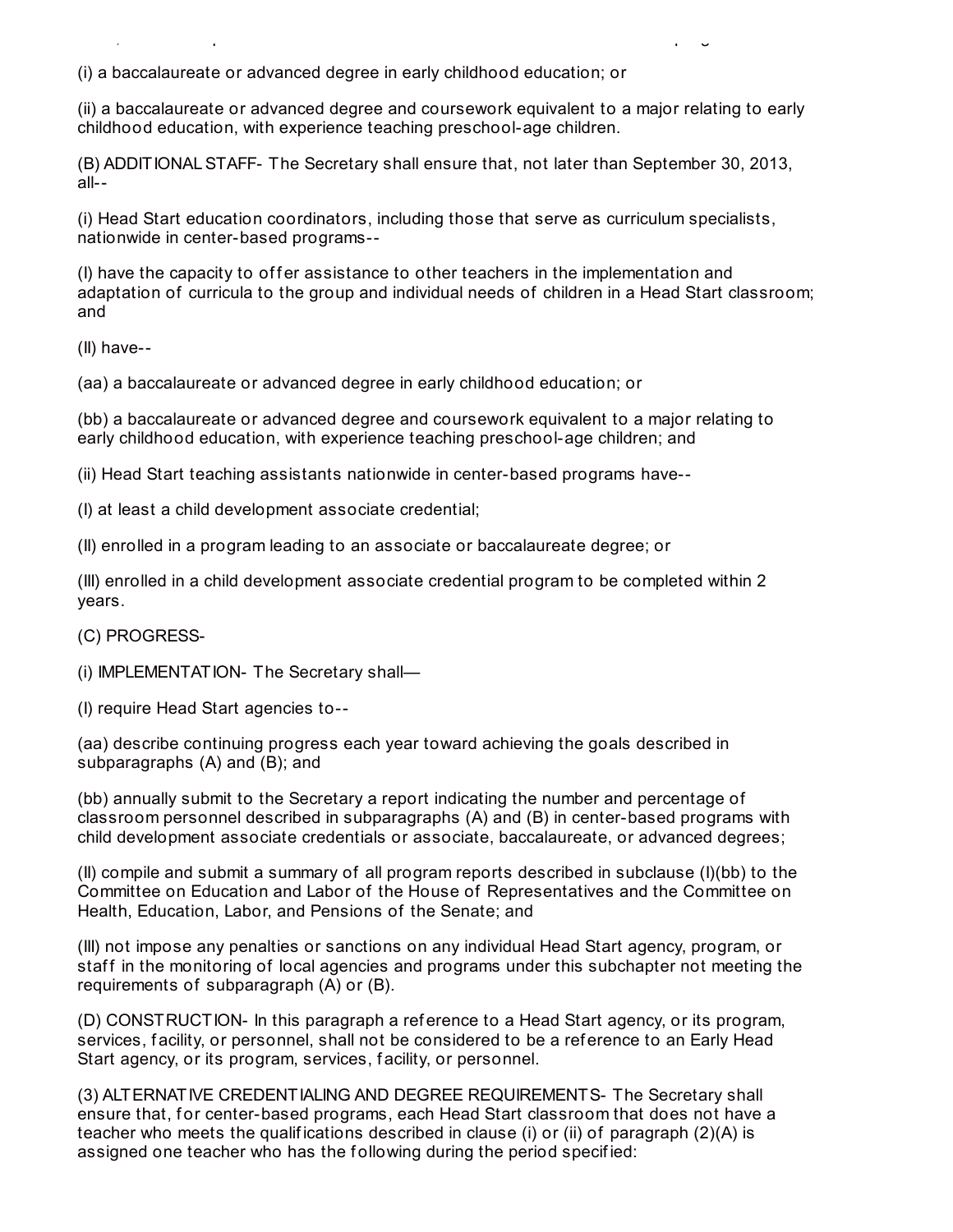(i) a baccalaureate or advanced degree in early childhood education; or

(ii) a baccalaureate or advanced degree and coursework equivalent to a major relating to early childhood education, with experience teaching preschool-age children.

(B) ADDITIONAL STAFF- The Secretary shall ensure that, not later than September 30, 2013, all--

(i) Head Start education coordinators, including those that serve as curriculum specialists, nationwide in center-based programs--

(I) have the capacity to offer assistance to other teachers in the implementation and adaptation of curricula to the group and individual needs of children in a Head Start classroom; and

(II) have--

(aa) a baccalaureate or advanced degree in early childhood education; or

(bb) a baccalaureate or advanced degree and coursework equivalent to a major relating to early childhood education, with experience teaching preschool-age children; and

(ii) Head Start teaching assistants nationwide in center-based programs have--

(I) at least a child development associate credential;

(II) enrolled in a program leading to an associate or baccalaureate degree; or

(III) enrolled in a child development associate credential program to be completed within 2 years.

(C) PROGRESS-

(i) IMPLEMENTATION- The Secretary shall—

(I) require Head Start agencies to--

(aa) describe continuing progress each year toward achieving the goals described in subparagraphs (A) and (B); and

(bb) annually submit to the Secretary a report indicating the number and percentage of classroom personnel described in subparagraphs (A) and (B) in center-based programs with child development associate credentials or associate, baccalaureate, or advanced degrees;

(II) compile and submit a summary of all program reports described in subclause (I)(bb) to the Committee on Education and Labor of the House of Representatives and the Committee on Health, Education, Labor, and Pensions of the Senate; and

(III) not impose any penalties or sanctions on any individual Head Start agency, program, or staff in the monitoring of local agencies and programs under this subchapter not meeting the requirements of subparagraph (A) or (B).

(D) CONSTRUCTION- In this paragraph a reference to a Head Start agency, or its program, services, facility, or personnel, shall not be considered to be a reference to an Early Head Start agency, or its program, services, facility, or personnel.

(3) ALTERNATIVE CREDENTIALING AND DEGREE REQUIREMENTS- The Secretary shall ensure that, for center-based programs, each Head Start classroom that does not have a teacher who meets the qualifications described in clause (i) or (ii) of paragraph (2)(A) is assigned one teacher who has the following during the period specified: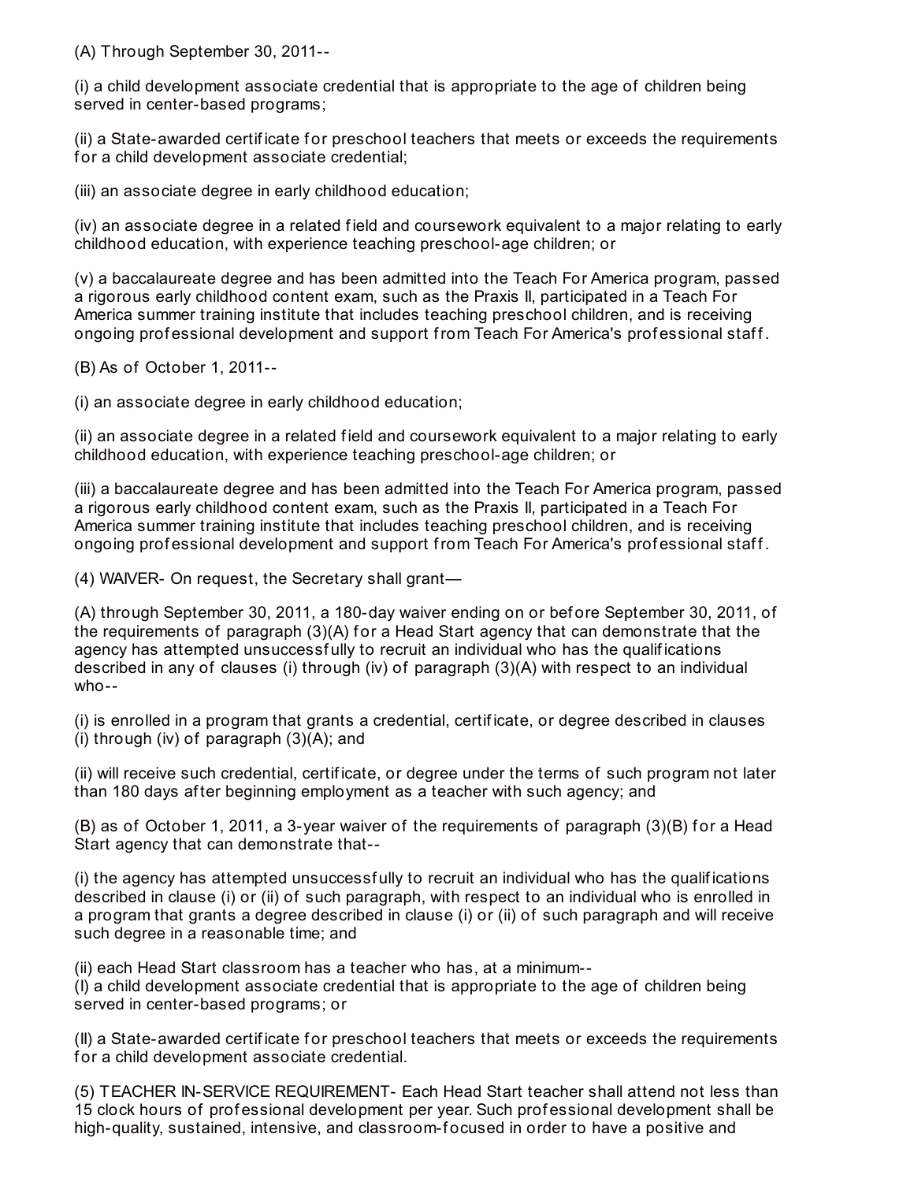(A) Through September 30, 2011--

(i) a child development associate credential that is appropriate to the age of children being served in center-based programs;

(ii) a State-awarded certificate for preschool teachers that meets or exceeds the requirements for a child development associate credential;

(iii) an associate degree in early childhood education;

(iv) an associate degree in a related field and coursework equivalent to a major relating to early childhood education, with experience teaching preschool-age children; or

(v) a baccalaureate degree and has been admitted into the Teach For America program, passed a rigorous early childhood content exam, such as the Praxis II, participated in a Teach For America summer training institute that includes teaching preschool children, and is receiving ongoing professional development and support from Teach For America's professional staff.

(B) As of October 1, 2011--

(i) an associate degree in early childhood education;

(ii) an associate degree in a related field and coursework equivalent to a major relating to early childhood education, with experience teaching preschool-age children; or

(iii) a baccalaureate degree and has been admitted into the Teach For America program, passed a rigorous early childhood content exam, such as the Praxis II, participated in a Teach For America summer training institute that includes teaching preschool children, and is receiving ongoing professional development and support from Teach For America's professional staff.

(4) WAIVER- On request, the Secretary shall grant—

(A) through September 30, 2011, a 180-day waiver ending on or before September 30, 2011, of the requirements of paragraph (3)(A) for a Head Start agency that can demonstrate that the agency has attempted unsuccessfully to recruit an individual who has the qualifications described in any of clauses (i) through (iv) of paragraph (3)(A) with respect to an individual who--

(i) is enrolled in a program that grants a credential, certificate, or degree described in clauses (i) through (iv) of paragraph (3)(A); and

(ii) will receive such credential, certificate, or degree under the terms of such program not later than 180 days after beginning employment as a teacher with such agency; and

(B) as of October 1, 2011, a 3-year waiver of the requirements of paragraph (3)(B) for a Head Start agency that can demonstrate that--

(i) the agency has attempted unsuccessfully to recruit an individual who has the qualifications described in clause (i) or (ii) of such paragraph, with respect to an individual who is enrolled in a program that grants a degree described in clause (i) or (ii) of such paragraph and will receive such degree in a reasonable time; and

(ii) each Head Start classroom has a teacher who has, at a minimum--

(I) a child development associate credential that is appropriate to the age of children being served in center-based programs; or

(II) a State-awarded certificate for preschool teachers that meets or exceeds the requirements for a child development associate credential.

(5) TEACHER IN-SERVICE REQUIREMENT- Each Head Start teacher shall attend not less than 15 clock hours of professional development per year. Such professional development shall be high-quality, sustained, intensive, and classroom-focused in order to have a positive and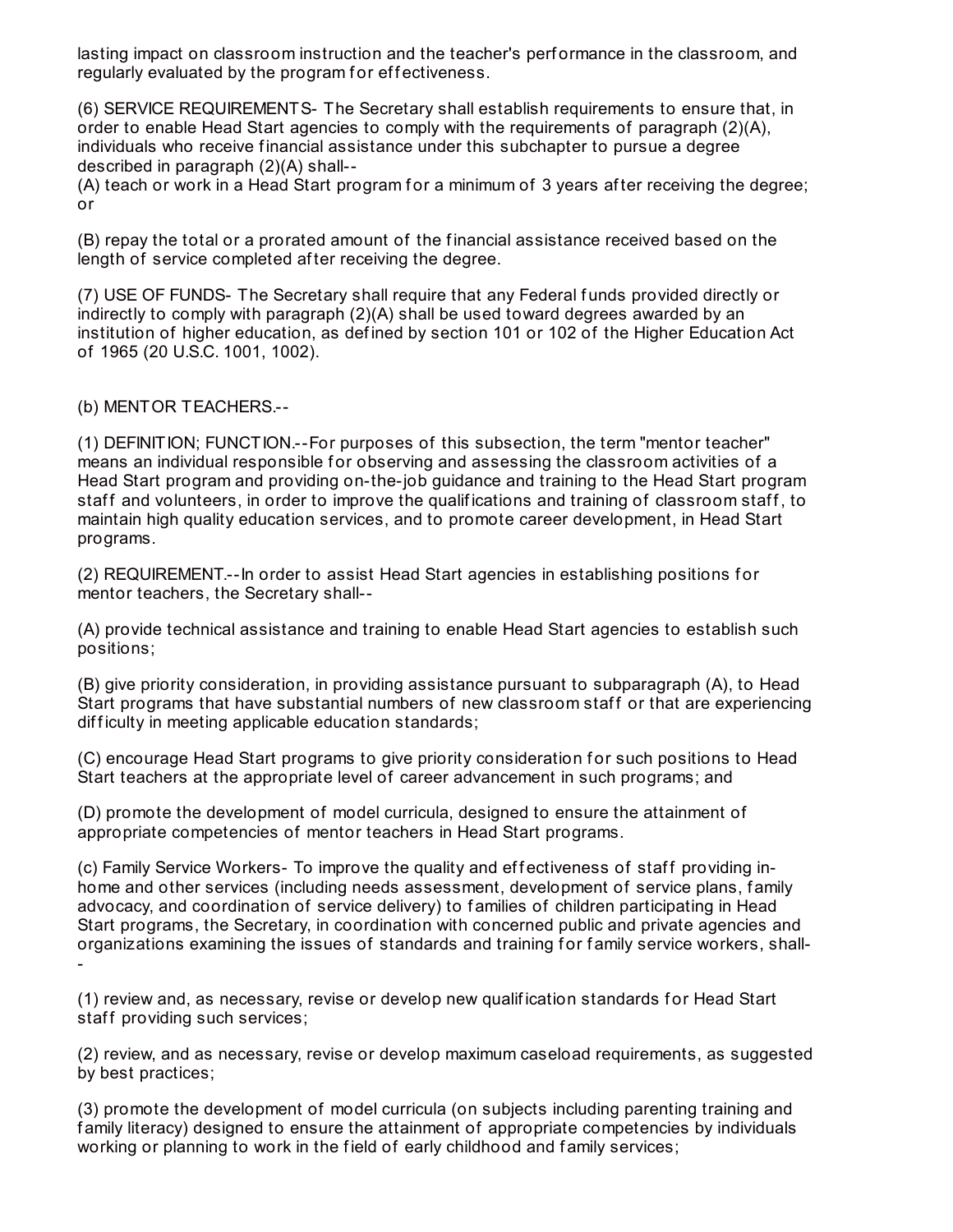lasting impact on classroom instruction and the teacher's performance in the classroom, and regularly evaluated by the program for effectiveness.

(6) SERVICE REQUIREMENTS- The Secretary shall establish requirements to ensure that, in order to enable Head Start agencies to comply with the requirements of paragraph (2)(A), individuals who receive financial assistance under this subchapter to pursue a degree described in paragraph (2)(A) shall--

(A) teach or work in a Head Start program for a minimum of 3 years after receiving the degree; or

(B) repay the total or a prorated amount of the financial assistance received based on the length of service completed after receiving the degree.

(7) USE OF FUNDS- The Secretary shall require that any Federal funds provided directly or indirectly to comply with paragraph (2)(A) shall be used toward degrees awarded by an institution of higher education, as defined by section 101 or 102 of the Higher Education Act of 1965 (20 U.S.C. 1001, 1002).

(b) MENTOR TEACHERS.--

(1) DEFINITION; FUNCTION.--For purposes of this subsection, the term "mentor teacher" means an individual responsible for observing and assessing the classroom activities of a Head Start program and providing on-the-job guidance and training to the Head Start program staff and volunteers, in order to improve the qualifications and training of classroom staff, to maintain high quality education services, and to promote career development, in Head Start programs.

(2) REQUIREMENT.--In order to assist Head Start agencies in establishing positions for mentor teachers, the Secretary shall--

(A) provide technical assistance and training to enable Head Start agencies to establish such positions;

(B) give priority consideration, in providing assistance pursuant to subparagraph (A), to Head Start programs that have substantial numbers of new classroom staff or that are experiencing difficulty in meeting applicable education standards;

(C) encourage Head Start programs to give priority consideration for such positions to Head Start teachers at the appropriate level of career advancement in such programs; and

(D) promote the development of model curricula, designed to ensure the attainment of appropriate competencies of mentor teachers in Head Start programs.

(c) Family Service Workers- To improve the quality and effectiveness of staff providing in-home and other services (including needs assessment, development of service plans, family advocacy, and coordination of service delivery) to families of children participating in Head Start programs, the Secretary, in coordination with concerned public and private agencies and organizations examining the issues of standards and training for family service workers, shall--

(1) review and, as necessary, revise or develop new qualification standards for Head Start staff providing such services;

(2) review, and as necessary, revise or develop maximum caseload requirements, as suggested by best practices;

(3) promote the development of model curricula (on subjects including parenting training and family literacy) designed to ensure the attainment of appropriate competencies by individuals working or planning to work in the field of early childhood and family services;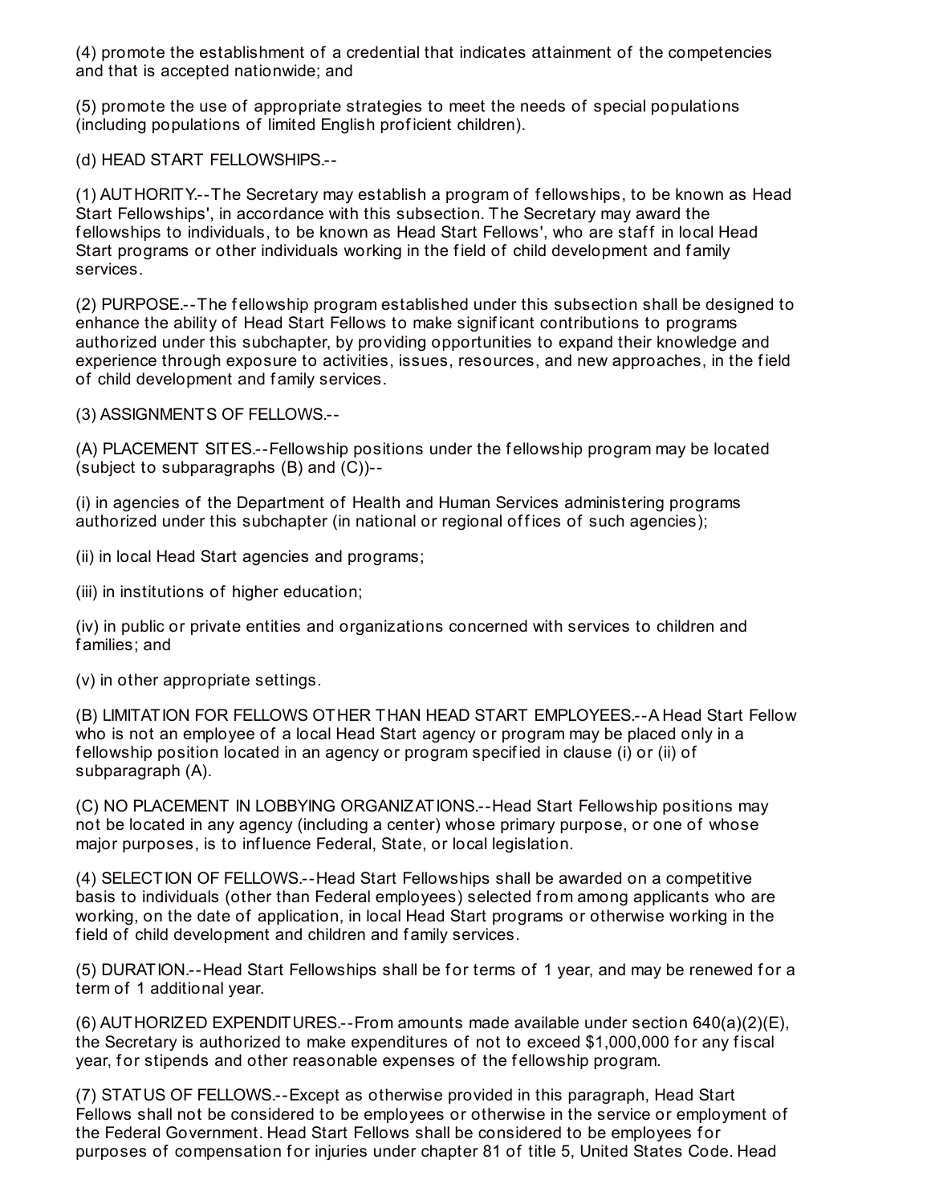(4) promote the establishment of a credential that indicates attainment of the competencies and that is accepted nationwide; and

(5) promote the use of appropriate strategies to meet the needs of special populations (including populations of limited English proficient children).

(d) HEAD START FELLOWSHIPS.--

(1) AUTHORITY.--The Secretary may establish a program of fellowships, to be known as Head Start Fellowships', in accordance with this subsection. The Secretary may award the fellowships to individuals, to be known as Head Start Fellows', who are staff in local Head Start programs or other individuals working in the field of child development and family services.

(2) PURPOSE.--The fellowship program established under this subsection shall be designed to enhance the ability of Head Start Fellows to make significant contributions to programs authorized under this subchapter, by providing opportunities to expand their knowledge and experience through exposure to activities, issues, resources, and new approaches, in the field of child development and family services.

(3) ASSIGNMENTS OF FELLOWS.--

(A) PLACEMENT SITES.--Fellowship positions under the fellowship program may be located (subject to subparagraphs (B) and (C))--

(i) in agencies of the Department of Health and Human Services administering programs authorized under this subchapter (in national or regional offices of such agencies);

(ii) in local Head Start agencies and programs;

(iii) in institutions of higher education;

(iv) in public or private entities and organizations concerned with services to children and families; and

(v) in other appropriate settings.

(B) LIMITATION FOR FELLOWS OTHER THAN HEAD START EMPLOYEES.--A Head Start Fellow who is not an employee of a local Head Start agency or program may be placed only in a fellowship position located in an agency or program specified in clause (i) or (ii) of subparagraph (A).

(C) NO PLACEMENT IN LOBBYING ORGANIZATIONS.--Head Start Fellowship positions may not be located in any agency (including a center) whose primary purpose, or one of whose major purposes, is to influence Federal, State, or local legislation.

(4) SELECTION OF FELLOWS.--Head Start Fellowships shall be awarded on a competitive basis to individuals (other than Federal employees) selected from among applicants who are working, on the date of application, in local Head Start programs or otherwise working in the field of child development and children and family services.

(5) DURATION.--Head Start Fellowships shall be for terms of 1 year, and may be renewed for a term of 1 additional year.

(6) AUTHORIZED EXPENDITURES.--From amounts made available under section 640(a)(2)(E), the Secretary is authorized to make expenditures of not to exceed $1,000,000 for any fiscal year, for stipends and other reasonable expenses of the fellowship program.

(7) STATUS OF FELLOWS.--Except as otherwise provided in this paragraph, Head Start Fellows shall not be considered to be employees or otherwise in the service or employment of the Federal Government. Head Start Fellows shall be considered to be employees for purposes of compensation for injuries under chapter 81 of title 5, United States Code. Head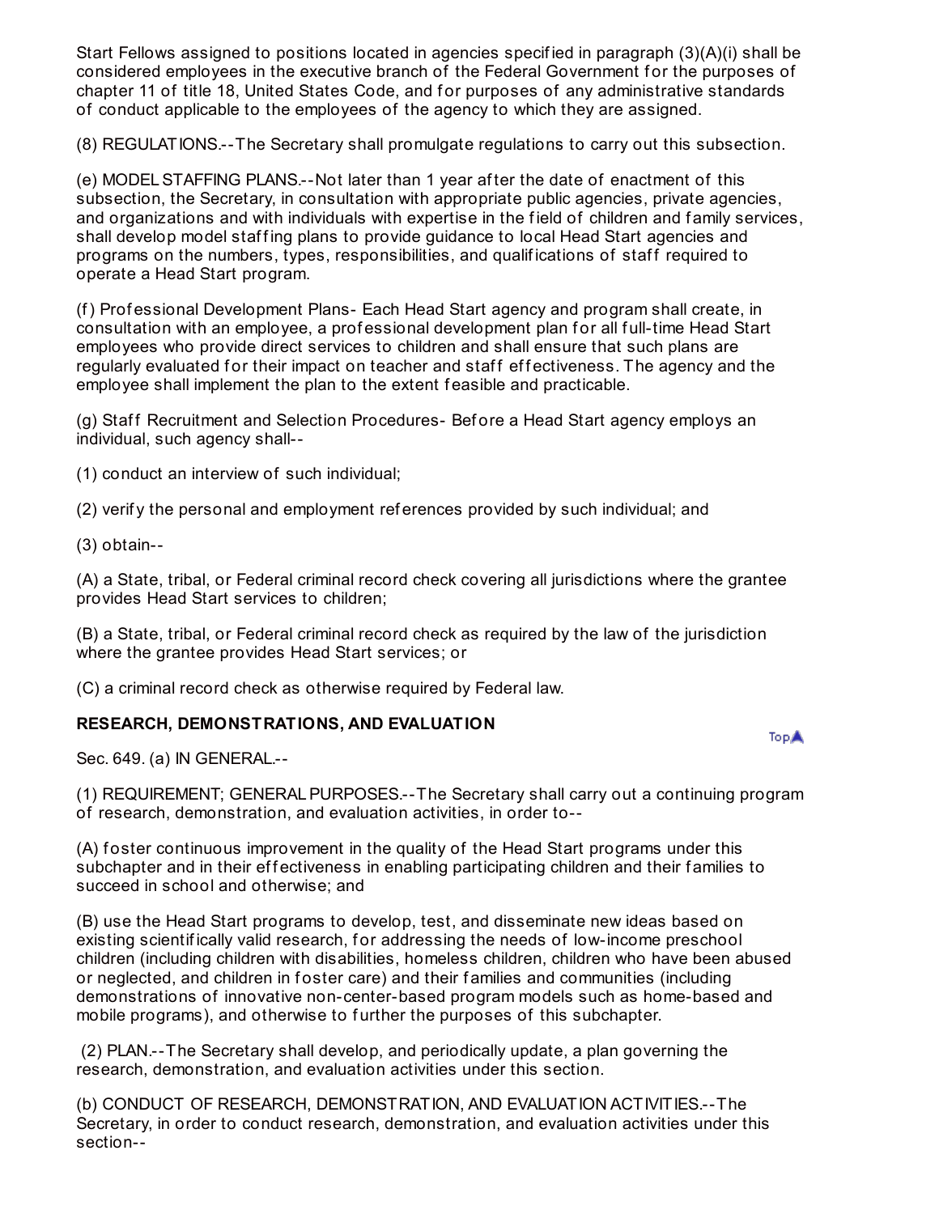Start Fellows assigned to positions located in agencies specified in paragraph (3)(A)(i) shall be considered employees in the executive branch of the Federal Government for the purposes of chapter 11 of title 18, United States Code, and for purposes of any administrative standards of conduct applicable to the employees of the agency to which they are assigned.

(8) REGULATIONS.--The Secretary shall promulgate regulations to carry out this subsection.

(e) MODEL STAFFING PLANS.--Not later than 1 year after the date of enactment of this subsection, the Secretary, in consultation with appropriate public agencies, private agencies, and organizations and with individuals with expertise in the field of children and family services, shall develop model staffing plans to provide guidance to local Head Start agencies and programs on the numbers, types, responsibilities, and qualifications of staff required to operate a Head Start program.

(f) Professional Development Plans- Each Head Start agency and program shall create, in consultation with an employee, a professional development plan for all full-time Head Start employees who provide direct services to children and shall ensure that such plans are regularly evaluated for their impact on teacher and staff effectiveness. The agency and the employee shall implement the plan to the extent feasible and practicable.

(g) Staff Recruitment and Selection Procedures- Before a Head Start agency employs an individual, such agency shall--

(1) conduct an interview of such individual;

(2) verify the personal and employment references provided by such individual; and

(3) obtain--

(A) a State, tribal, or Federal criminal record check covering all jurisdictions where the grantee provides Head Start services to children;

(B) a State, tribal, or Federal criminal record check as required by the law of the jurisdiction where the grantee provides Head Start services; or

(C) a criminal record check as otherwise required by Federal law.

**RESEARCH, DEMONSTRATIONS, AND EVALUATION**

Sec. 649. (a) IN GENERAL.--

(1) REQUIREMENT; GENERAL PURPOSES.--The Secretary shall carry out a continuing program of research, demonstration, and evaluation activities, in order to--

(A) foster continuous improvement in the quality of the Head Start programs under this subchapter and in their effectiveness in enabling participating children and their families to succeed in school and otherwise; and

(B) use the Head Start programs to develop, test, and disseminate new ideas based on existing scientifically valid research, for addressing the needs of low-income preschool children (including children with disabilities, homeless children, children who have been abused or neglected, and children in foster care) and their families and communities (including demonstrations of innovative non-center-based program models such as home-based and mobile programs), and otherwise to further the purposes of this subchapter.

(2) PLAN.--The Secretary shall develop, and periodically update, a plan governing the research, demonstration, and evaluation activities under this section.

(b) CONDUCT OF RESEARCH, DEMONSTRATION, AND EVALUATION ACTIVITIES.--The Secretary, in order to conduct research, demonstration, and evaluation activities under this section--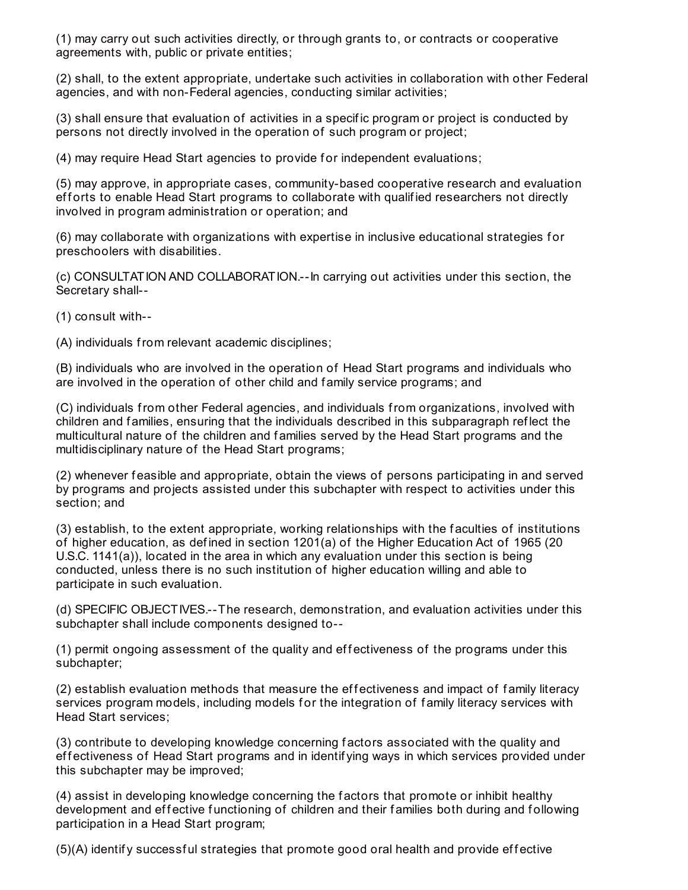(1) may carry out such activities directly, or through grants to, or contracts or cooperative agreements with, public or private entities;

(2) shall, to the extent appropriate, undertake such activities in collaboration with other Federal agencies, and with non-Federal agencies, conducting similar activities;

(3) shall ensure that evaluation of activities in a specific program or project is conducted by persons not directly involved in the operation of such program or project;

(4) may require Head Start agencies to provide for independent evaluations;

(5) may approve, in appropriate cases, community-based cooperative research and evaluation efforts to enable Head Start programs to collaborate with qualified researchers not directly involved in program administration or operation; and

(6) may collaborate with organizations with expertise in inclusive educational strategies for preschoolers with disabilities.

(c) CONSULTATION AND COLLABORATION.--In carrying out activities under this section, the Secretary shall--

(1) consult with--

(A) individuals from relevant academic disciplines;

(B) individuals who are involved in the operation of Head Start programs and individuals who are involved in the operation of other child and family service programs; and

(C) individuals from other Federal agencies, and individuals from organizations, involved with children and families, ensuring that the individuals described in this subparagraph reflect the multicultural nature of the children and families served by the Head Start programs and the multidisciplinary nature of the Head Start programs;

(2) whenever feasible and appropriate, obtain the views of persons participating in and served by programs and projects assisted under this subchapter with respect to activities under this section; and

(3) establish, to the extent appropriate, working relationships with the faculties of institutions of higher education, as defined in section 1201(a) of the Higher Education Act of 1965 (20 U.S.C. 1141(a)), located in the area in which any evaluation under this section is being conducted, unless there is no such institution of higher education willing and able to participate in such evaluation.

(d) SPECIFIC OBJECTIVES.--The research, demonstration, and evaluation activities under this subchapter shall include components designed to--

(1) permit ongoing assessment of the quality and effectiveness of the programs under this subchapter;

(2) establish evaluation methods that measure the effectiveness and impact of family literacy services program models, including models for the integration of family literacy services with Head Start services;

(3) contribute to developing knowledge concerning factors associated with the quality and effectiveness of Head Start programs and in identifying ways in which services provided under this subchapter may be improved;

(4) assist in developing knowledge concerning the factors that promote or inhibit healthy development and effective functioning of children and their families both during and following participation in a Head Start program;

(5)(A) identify successful strategies that promote good oral health and provide effective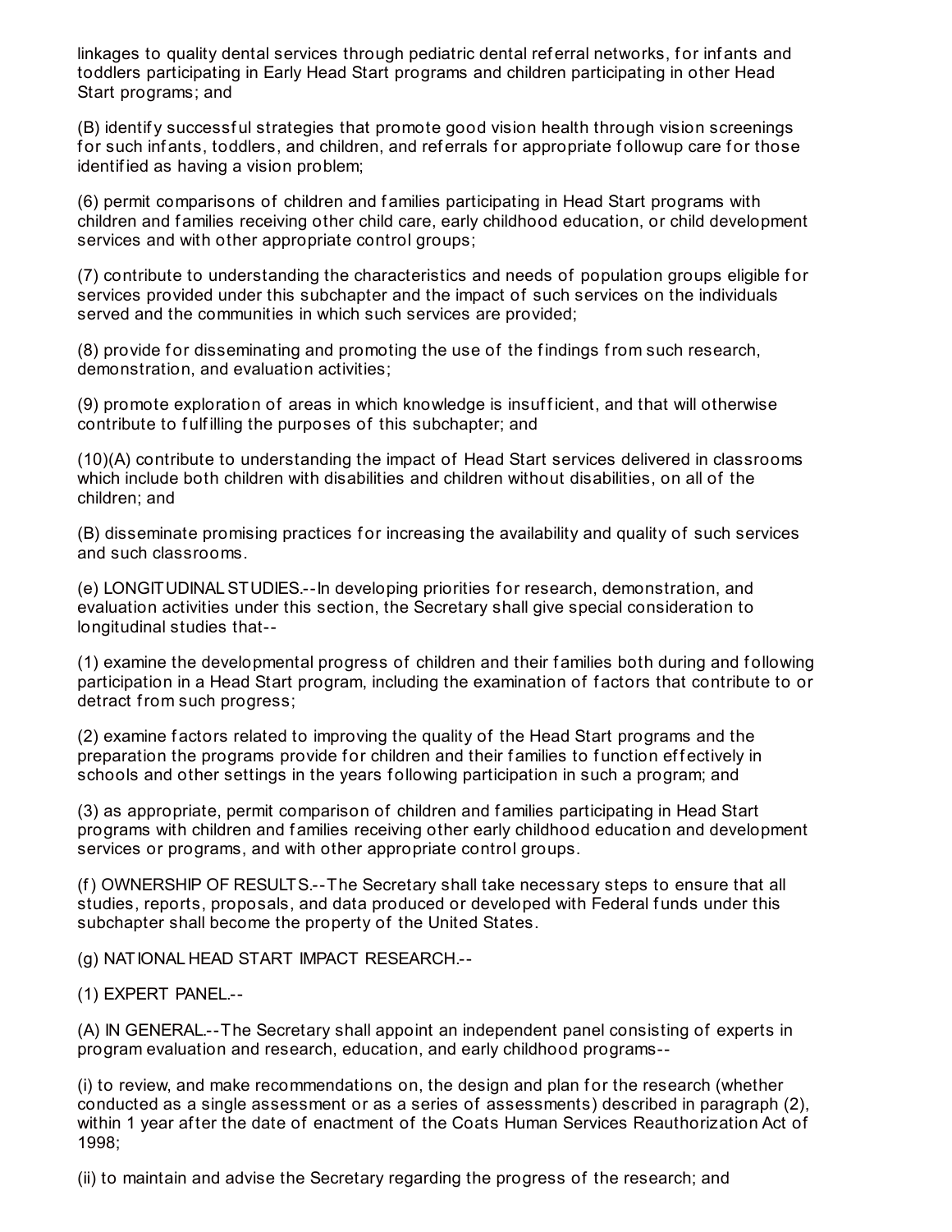linkages to quality dental services through pediatric dental referral networks, for infants and toddlers participating in Early Head Start programs and children participating in other Head Start programs; and

(B) identify successful strategies that promote good vision health through vision screenings for such infants, toddlers, and children, and referrals for appropriate followup care for those identified as having a vision problem;

(6) permit comparisons of children and families participating in Head Start programs with children and families receiving other child care, early childhood education, or child development services and with other appropriate control groups;

(7) contribute to understanding the characteristics and needs of population groups eligible for services provided under this subchapter and the impact of such services on the individuals served and the communities in which such services are provided;

(8) provide for disseminating and promoting the use of the findings from such research, demonstration, and evaluation activities;

(9) promote exploration of areas in which knowledge is insufficient, and that will otherwise contribute to fulfilling the purposes of this subchapter; and

(10)(A) contribute to understanding the impact of Head Start services delivered in classrooms which include both children with disabilities and children without disabilities, on all of the children; and

(B) disseminate promising practices for increasing the availability and quality of such services and such classrooms.

(e) LONGITUDINAL STUDIES.--In developing priorities for research, demonstration, and evaluation activities under this section, the Secretary shall give special consideration to longitudinal studies that--

(1) examine the developmental progress of children and their families both during and following participation in a Head Start program, including the examination of factors that contribute to or detract from such progress;

(2) examine factors related to improving the quality of the Head Start programs and the preparation the programs provide for children and their families to function effectively in schools and other settings in the years following participation in such a program; and

(3) as appropriate, permit comparison of children and families participating in Head Start programs with children and families receiving other early childhood education and development services or programs, and with other appropriate control groups.

(f) OWNERSHIP OF RESULTS.--The Secretary shall take necessary steps to ensure that all studies, reports, proposals, and data produced or developed with Federal funds under this subchapter shall become the property of the United States.

(g) NATIONAL HEAD START IMPACT RESEARCH.--

(1) EXPERT PANEL.--

(A) IN GENERAL.--The Secretary shall appoint an independent panel consisting of experts in program evaluation and research, education, and early childhood programs--

(i) to review, and make recommendations on, the design and plan for the research (whether conducted as a single assessment or as a series of assessments) described in paragraph (2), within 1 year after the date of enactment of the Coats Human Services Reauthorization Act of 1998;

(ii) to maintain and advise the Secretary regarding the progress of the research; and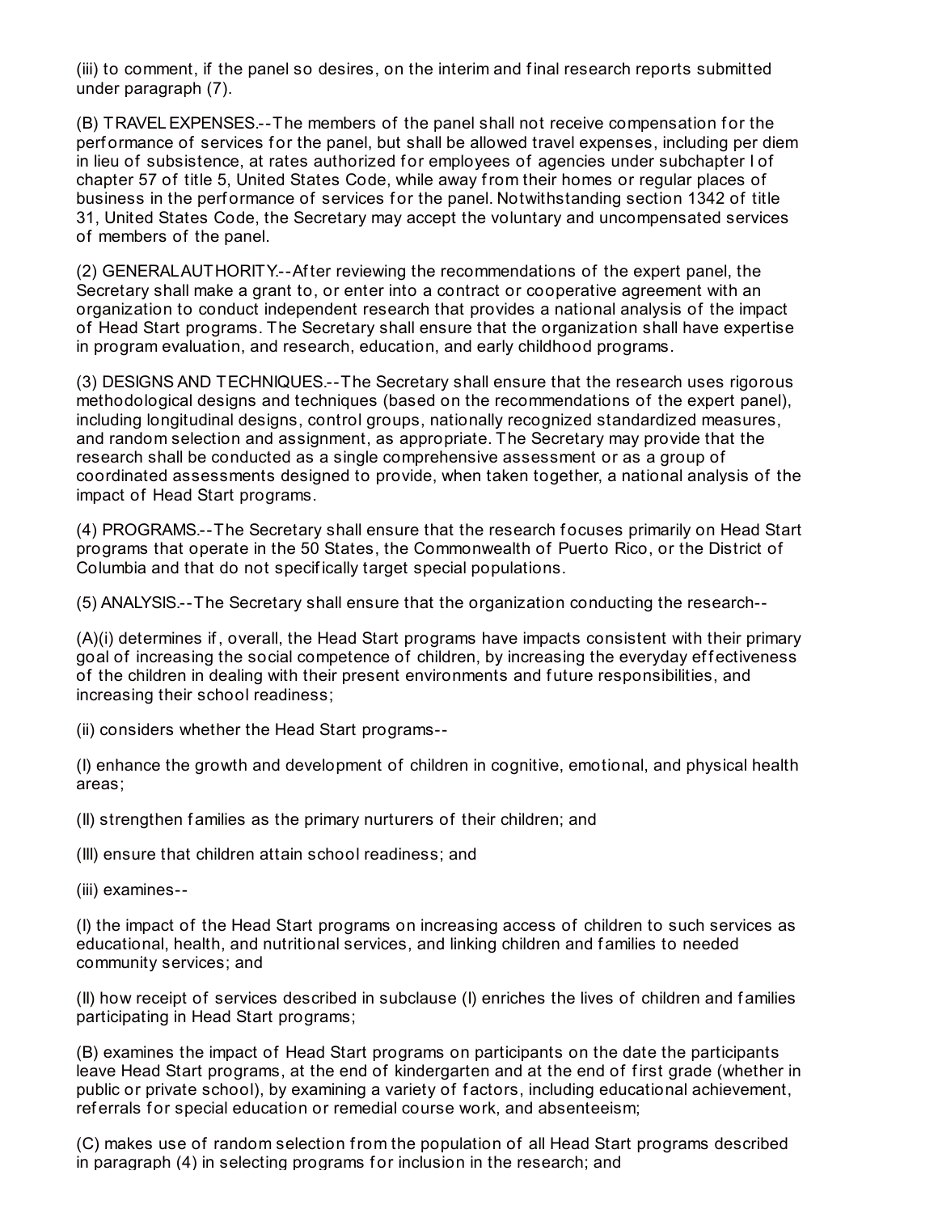(iii) to comment, if the panel so desires, on the interim and final research reports submitted under paragraph (7).

(B) TRAVEL EXPENSES.--The members of the panel shall not receive compensation for the performance of services for the panel, but shall be allowed travel expenses, including per diem in lieu of subsistence, at rates authorized for employees of agencies under subchapter I of chapter 57 of title 5, United States Code, while away from their homes or regular places of business in the performance of services for the panel. Notwithstanding section 1342 of title 31, United States Code, the Secretary may accept the voluntary and uncompensated services of members of the panel.

(2) GENERAL AUTHORITY.--After reviewing the recommendations of the expert panel, the Secretary shall make a grant to, or enter into a contract or cooperative agreement with an organization to conduct independent research that provides a national analysis of the impact of Head Start programs. The Secretary shall ensure that the organization shall have expertise in program evaluation, and research, education, and early childhood programs.

(3) DESIGNS AND TECHNIQUES.--The Secretary shall ensure that the research uses rigorous methodological designs and techniques (based on the recommendations of the expert panel), including longitudinal designs, control groups, nationally recognized standardized measures, and random selection and assignment, as appropriate. The Secretary may provide that the research shall be conducted as a single comprehensive assessment or as a group of coordinated assessments designed to provide, when taken together, a national analysis of the impact of Head Start programs.

(4) PROGRAMS.--The Secretary shall ensure that the research focuses primarily on Head Start programs that operate in the 50 States, the Commonwealth of Puerto Rico, or the District of Columbia and that do not specifically target special populations.

(5) ANALYSIS.--The Secretary shall ensure that the organization conducting the research--

(A)(i) determines if, overall, the Head Start programs have impacts consistent with their primary goal of increasing the social competence of children, by increasing the everyday effectiveness of the children in dealing with their present environments and future responsibilities, and increasing their school readiness;

(ii) considers whether the Head Start programs--

(I) enhance the growth and development of children in cognitive, emotional, and physical health areas;

(II) strengthen families as the primary nurturers of their children; and

(III) ensure that children attain school readiness; and

(iii) examines--

(I) the impact of the Head Start programs on increasing access of children to such services as educational, health, and nutritional services, and linking children and families to needed community services; and

(II) how receipt of services described in subclause (I) enriches the lives of children and families participating in Head Start programs;

(B) examines the impact of Head Start programs on participants on the date the participants leave Head Start programs, at the end of kindergarten and at the end of first grade (whether in public or private school), by examining a variety of factors, including educational achievement, referrals for special education or remedial course work, and absenteeism;

(C) makes use of random selection from the population of all Head Start programs described in paragraph (4) in selecting programs for inclusion in the research; and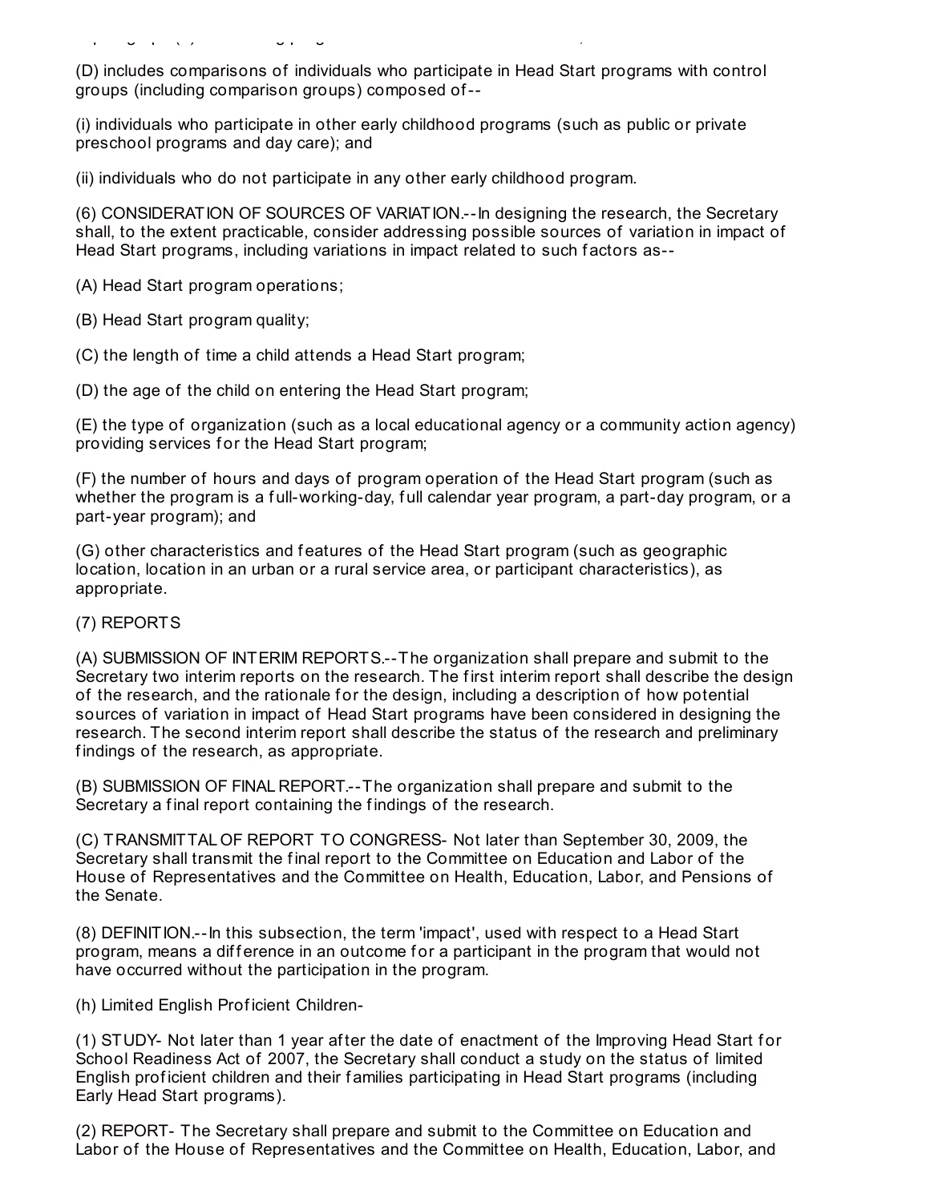(D) includes comparisons of individuals who participate in Head Start programs with control groups (including comparison groups) composed of--

(i) individuals who participate in other early childhood programs (such as public or private preschool programs and day care); and

(ii) individuals who do not participate in any other early childhood program.

(6) CONSIDERATION OF SOURCES OF VARIATION.--In designing the research, the Secretary shall, to the extent practicable, consider addressing possible sources of variation in impact of Head Start programs, including variations in impact related to such factors as--

(A) Head Start program operations;

(B) Head Start program quality;

(C) the length of time a child attends a Head Start program;

(D) the age of the child on entering the Head Start program;

(E) the type of organization (such as a local educational agency or a community action agency) providing services for the Head Start program;

(F) the number of hours and days of program operation of the Head Start program (such as whether the program is a full-working-day, full calendar year program, a part-day program, or a part-year program); and

(G) other characteristics and features of the Head Start program (such as geographic location, location in an urban or a rural service area, or participant characteristics), as appropriate.

(7) REPORTS

(A) SUBMISSION OF INTERIM REPORTS.--The organization shall prepare and submit to the Secretary two interim reports on the research. The first interim report shall describe the design of the research, and the rationale for the design, including a description of how potential sources of variation in impact of Head Start programs have been considered in designing the research. The second interim report shall describe the status of the research and preliminary findings of the research, as appropriate.

(B) SUBMISSION OF FINAL REPORT.--The organization shall prepare and submit to the Secretary a final report containing the findings of the research.

(C) TRANSMITTAL OF REPORT TO CONGRESS- Not later than September 30, 2009, the Secretary shall transmit the final report to the Committee on Education and Labor of the House of Representatives and the Committee on Health, Education, Labor, and Pensions of the Senate.

(8) DEFINITION.--In this subsection, the term 'impact', used with respect to a Head Start program, means a difference in an outcome for a participant in the program that would not have occurred without the participation in the program.

(h) Limited English Proficient Children-

(1) STUDY- Not later than 1 year after the date of enactment of the Improving Head Start for School Readiness Act of 2007, the Secretary shall conduct a study on the status of limited English proficient children and their families participating in Head Start programs (including Early Head Start programs).

(2) REPORT- The Secretary shall prepare and submit to the Committee on Education and Labor of the House of Representatives and the Committee on Health, Education, Labor, and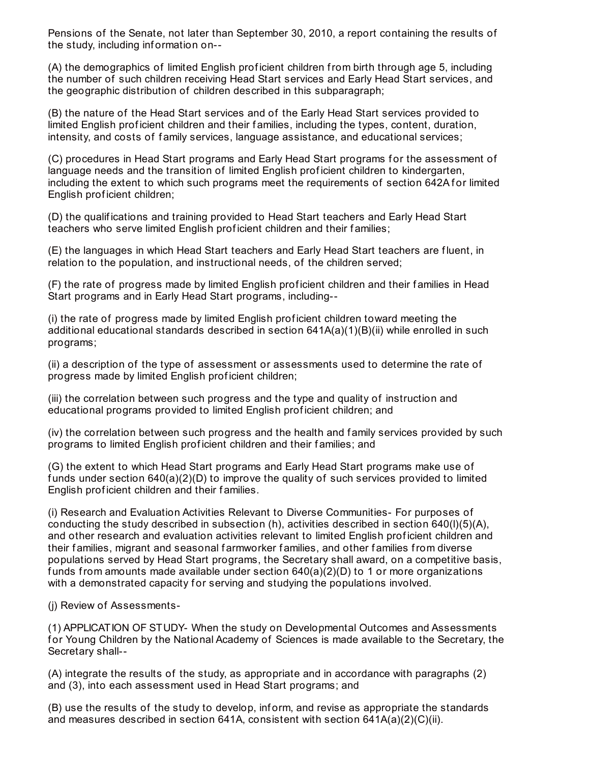Pensions of the Senate, not later than September 30, 2010, a report containing the results of the study, including information on--

(A) the demographics of limited English proficient children from birth through age 5, including the number of such children receiving Head Start services and Early Head Start services, and the geographic distribution of children described in this subparagraph;

(B) the nature of the Head Start services and of the Early Head Start services provided to limited English proficient children and their families, including the types, content, duration, intensity, and costs of family services, language assistance, and educational services;

(C) procedures in Head Start programs and Early Head Start programs for the assessment of language needs and the transition of limited English proficient children to kindergarten, including the extent to which such programs meet the requirements of section 642A for limited English proficient children;

(D) the qualifications and training provided to Head Start teachers and Early Head Start teachers who serve limited English proficient children and their families;

(E) the languages in which Head Start teachers and Early Head Start teachers are fluent, in relation to the population, and instructional needs, of the children served;

(F) the rate of progress made by limited English proficient children and their families in Head Start programs and in Early Head Start programs, including--

(i) the rate of progress made by limited English proficient children toward meeting the additional educational standards described in section 641A(a)(1)(B)(ii) while enrolled in such programs;

(ii) a description of the type of assessment or assessments used to determine the rate of progress made by limited English proficient children;

(iii) the correlation between such progress and the type and quality of instruction and educational programs provided to limited English proficient children; and

(iv) the correlation between such progress and the health and family services provided by such programs to limited English proficient children and their families; and

(G) the extent to which Head Start programs and Early Head Start programs make use of funds under section 640(a)(2)(D) to improve the quality of such services provided to limited English proficient children and their families.

(i) Research and Evaluation Activities Relevant to Diverse Communities- For purposes of conducting the study described in subsection (h), activities described in section 640(l)(5)(A), and other research and evaluation activities relevant to limited English proficient children and their families, migrant and seasonal farmworker families, and other families from diverse populations served by Head Start programs, the Secretary shall award, on a competitive basis, funds from amounts made available under section 640(a)(2)(D) to 1 or more organizations with a demonstrated capacity for serving and studying the populations involved.

(j) Review of Assessments-

(1) APPLICATION OF STUDY- When the study on Developmental Outcomes and Assessments for Young Children by the National Academy of Sciences is made available to the Secretary, the Secretary shall--

(A) integrate the results of the study, as appropriate and in accordance with paragraphs (2) and (3), into each assessment used in Head Start programs; and

(B) use the results of the study to develop, inform, and revise as appropriate the standards and measures described in section 641A, consistent with section 641A(a)(2)(C)(ii).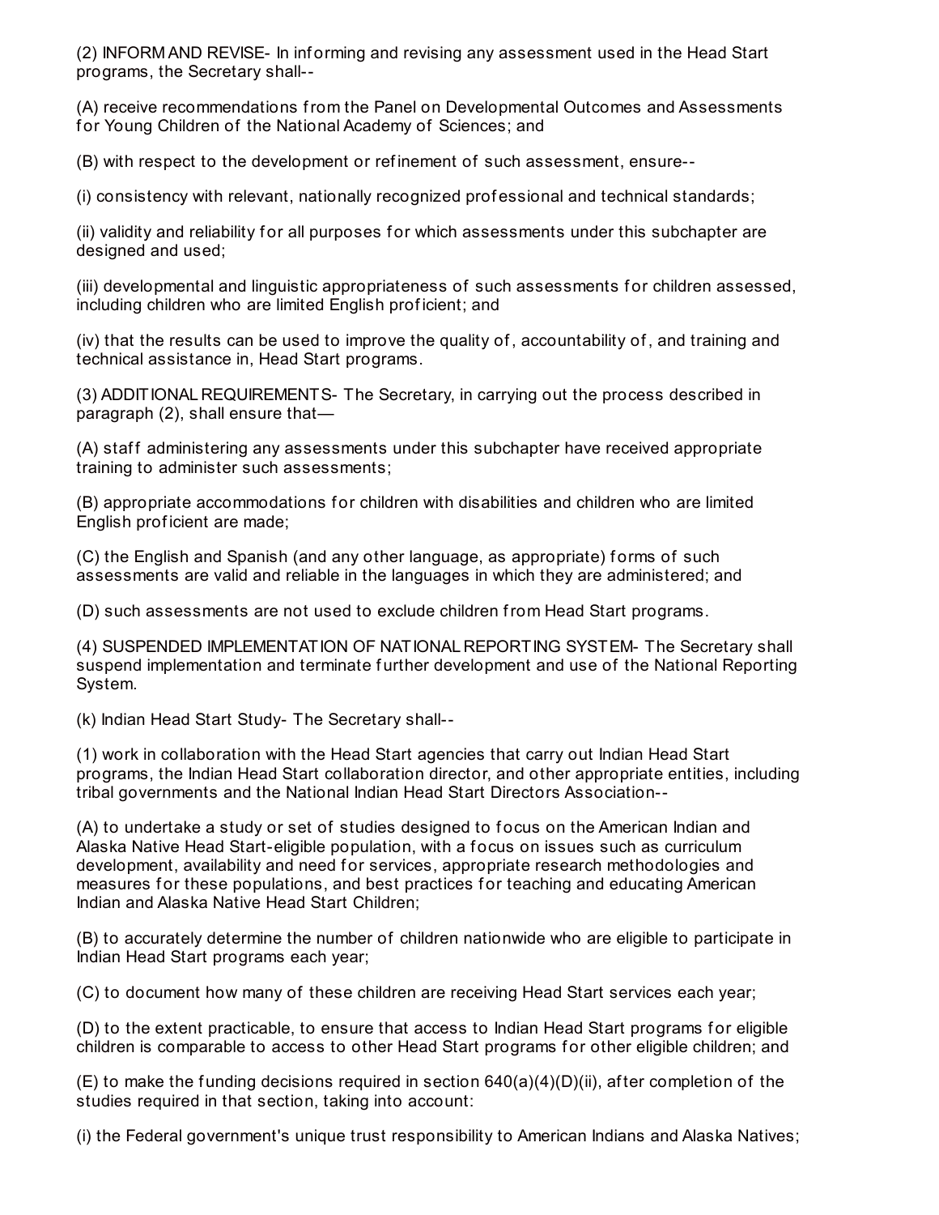(2) INFORM AND REVISE- In informing and revising any assessment used in the Head Start programs, the Secretary shall--

(A) receive recommendations from the Panel on Developmental Outcomes and Assessments for Young Children of the National Academy of Sciences; and

(B) with respect to the development or refinement of such assessment, ensure--

(i) consistency with relevant, nationally recognized professional and technical standards;

(ii) validity and reliability for all purposes for which assessments under this subchapter are designed and used;

(iii) developmental and linguistic appropriateness of such assessments for children assessed, including children who are limited English proficient; and

(iv) that the results can be used to improve the quality of, accountability of, and training and technical assistance in, Head Start programs.

(3) ADDITIONAL REQUIREMENTS- The Secretary, in carrying out the process described in paragraph (2), shall ensure that—

(A) staff administering any assessments under this subchapter have received appropriate training to administer such assessments;

(B) appropriate accommodations for children with disabilities and children who are limited English proficient are made;

(C) the English and Spanish (and any other language, as appropriate) forms of such assessments are valid and reliable in the languages in which they are administered; and

(D) such assessments are not used to exclude children from Head Start programs.

(4) SUSPENDED IMPLEMENTATION OF NATIONAL REPORTING SYSTEM- The Secretary shall suspend implementation and terminate further development and use of the National Reporting System.

(k) Indian Head Start Study- The Secretary shall--

(1) work in collaboration with the Head Start agencies that carry out Indian Head Start programs, the Indian Head Start collaboration director, and other appropriate entities, including tribal governments and the National Indian Head Start Directors Association--

(A) to undertake a study or set of studies designed to focus on the American Indian and Alaska Native Head Start-eligible population, with a focus on issues such as curriculum development, availability and need for services, appropriate research methodologies and measures for these populations, and best practices for teaching and educating American Indian and Alaska Native Head Start Children;

(B) to accurately determine the number of children nationwide who are eligible to participate in Indian Head Start programs each year;

(C) to document how many of these children are receiving Head Start services each year;

(D) to the extent practicable, to ensure that access to Indian Head Start programs for eligible children is comparable to access to other Head Start programs for other eligible children; and

(E) to make the funding decisions required in section 640(a)(4)(D)(ii), after completion of the studies required in that section, taking into account:

(i) the Federal government's unique trust responsibility to American Indians and Alaska Natives;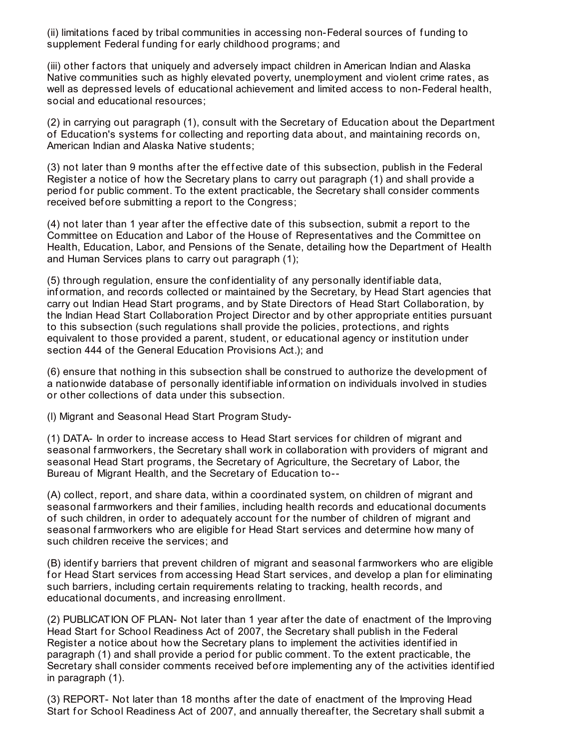(ii) limitations faced by tribal communities in accessing non-Federal sources of funding to supplement Federal funding for early childhood programs; and

(iii) other factors that uniquely and adversely impact children in American Indian and Alaska Native communities such as highly elevated poverty, unemployment and violent crime rates, as well as depressed levels of educational achievement and limited access to non-Federal health, social and educational resources;

(2) in carrying out paragraph (1), consult with the Secretary of Education about the Department of Education's systems for collecting and reporting data about, and maintaining records on, American Indian and Alaska Native students;

(3) not later than 9 months after the effective date of this subsection, publish in the Federal Register a notice of how the Secretary plans to carry out paragraph (1) and shall provide a period for public comment. To the extent practicable, the Secretary shall consider comments received before submitting a report to the Congress;

(4) not later than 1 year after the effective date of this subsection, submit a report to the Committee on Education and Labor of the House of Representatives and the Committee on Health, Education, Labor, and Pensions of the Senate, detailing how the Department of Health and Human Services plans to carry out paragraph (1);

(5) through regulation, ensure the confidentiality of any personally identifiable data, information, and records collected or maintained by the Secretary, by Head Start agencies that carry out Indian Head Start programs, and by State Directors of Head Start Collaboration, by the Indian Head Start Collaboration Project Director and by other appropriate entities pursuant to this subsection (such regulations shall provide the policies, protections, and rights equivalent to those provided a parent, student, or educational agency or institution under section 444 of the General Education Provisions Act.); and

(6) ensure that nothing in this subsection shall be construed to authorize the development of a nationwide database of personally identifiable information on individuals involved in studies or other collections of data under this subsection.

(l) Migrant and Seasonal Head Start Program Study-

(1) DATA- In order to increase access to Head Start services for children of migrant and seasonal farmworkers, the Secretary shall work in collaboration with providers of migrant and seasonal Head Start programs, the Secretary of Agriculture, the Secretary of Labor, the Bureau of Migrant Health, and the Secretary of Education to--

(A) collect, report, and share data, within a coordinated system, on children of migrant and seasonal farmworkers and their families, including health records and educational documents of such children, in order to adequately account for the number of children of migrant and seasonal farmworkers who are eligible for Head Start services and determine how many of such children receive the services; and

(B) identify barriers that prevent children of migrant and seasonal farmworkers who are eligible for Head Start services from accessing Head Start services, and develop a plan for eliminating such barriers, including certain requirements relating to tracking, health records, and educational documents, and increasing enrollment.

(2) PUBLICATION OF PLAN- Not later than 1 year after the date of enactment of the Improving Head Start for School Readiness Act of 2007, the Secretary shall publish in the Federal Register a notice about how the Secretary plans to implement the activities identified in paragraph (1) and shall provide a period for public comment. To the extent practicable, the Secretary shall consider comments received before implementing any of the activities identified in paragraph (1).

(3) REPORT- Not later than 18 months after the date of enactment of the Improving Head Start for School Readiness Act of 2007, and annually thereafter, the Secretary shall submit a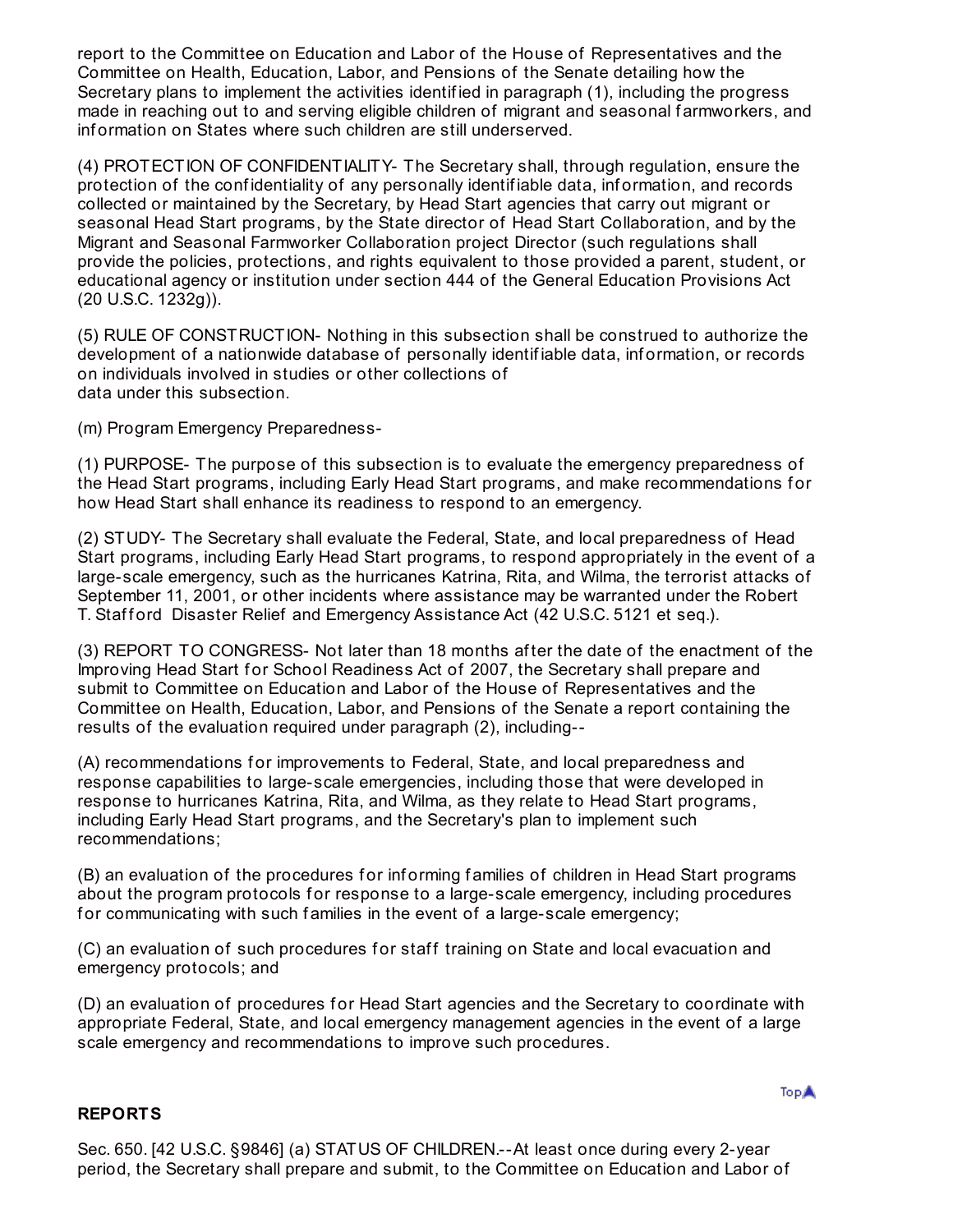report to the Committee on Education and Labor of the House of Representatives and the Committee on Health, Education, Labor, and Pensions of the Senate detailing how the Secretary plans to implement the activities identified in paragraph (1), including the progress made in reaching out to and serving eligible children of migrant and seasonal farmworkers, and information on States where such children are still underserved.

(4) PROTECTION OF CONFIDENTIALITY- The Secretary shall, through regulation, ensure the protection of the confidentiality of any personally identifiable data, information, and records collected or maintained by the Secretary, by Head Start agencies that carry out migrant or seasonal Head Start programs, by the State director of Head Start Collaboration, and by the Migrant and Seasonal Farmworker Collaboration project Director (such regulations shall provide the policies, protections, and rights equivalent to those provided a parent, student, or educational agency or institution under section 444 of the General Education Provisions Act (20 U.S.C. 1232g)).

(5) RULE OF CONSTRUCTION- Nothing in this subsection shall be construed to authorize the development of a nationwide database of personally identifiable data, information, or records on individuals involved in studies or other collections of data under this subsection.

(m) Program Emergency Preparedness-

(1) PURPOSE- The purpose of this subsection is to evaluate the emergency preparedness of the Head Start programs, including Early Head Start programs, and make recommendations for how Head Start shall enhance its readiness to respond to an emergency.

(2) STUDY- The Secretary shall evaluate the Federal, State, and local preparedness of Head Start programs, including Early Head Start programs, to respond appropriately in the event of a large-scale emergency, such as the hurricanes Katrina, Rita, and Wilma, the terrorist attacks of September 11, 2001, or other incidents where assistance may be warranted under the Robert T. Stafford Disaster Relief and Emergency Assistance Act (42 U.S.C. 5121 et seq.).

(3) REPORT TO CONGRESS- Not later than 18 months after the date of the enactment of the Improving Head Start for School Readiness Act of 2007, the Secretary shall prepare and submit to Committee on Education and Labor of the House of Representatives and the Committee on Health, Education, Labor, and Pensions of the Senate a report containing the results of the evaluation required under paragraph (2), including--

(A) recommendations for improvements to Federal, State, and local preparedness and response capabilities to large-scale emergencies, including those that were developed in response to hurricanes Katrina, Rita, and Wilma, as they relate to Head Start programs, including Early Head Start programs, and the Secretary's plan to implement such recommendations;

(B) an evaluation of the procedures for informing families of children in Head Start programs about the program protocols for response to a large-scale emergency, including procedures for communicating with such families in the event of a large-scale emergency;

(C) an evaluation of such procedures for staff training on State and local evacuation and emergency protocols; and

(D) an evaluation of procedures for Head Start agencies and the Secretary to coordinate with appropriate Federal, State, and local emergency management agencies in the event of a large scale emergency and recommendations to improve such procedures.

**REPORTS**

Sec. 650. [42 U.S.C. §9846] (a) STATUS OF CHILDREN.--At least once during every 2-year period, the Secretary shall prepare and submit, to the Committee on Education and Labor of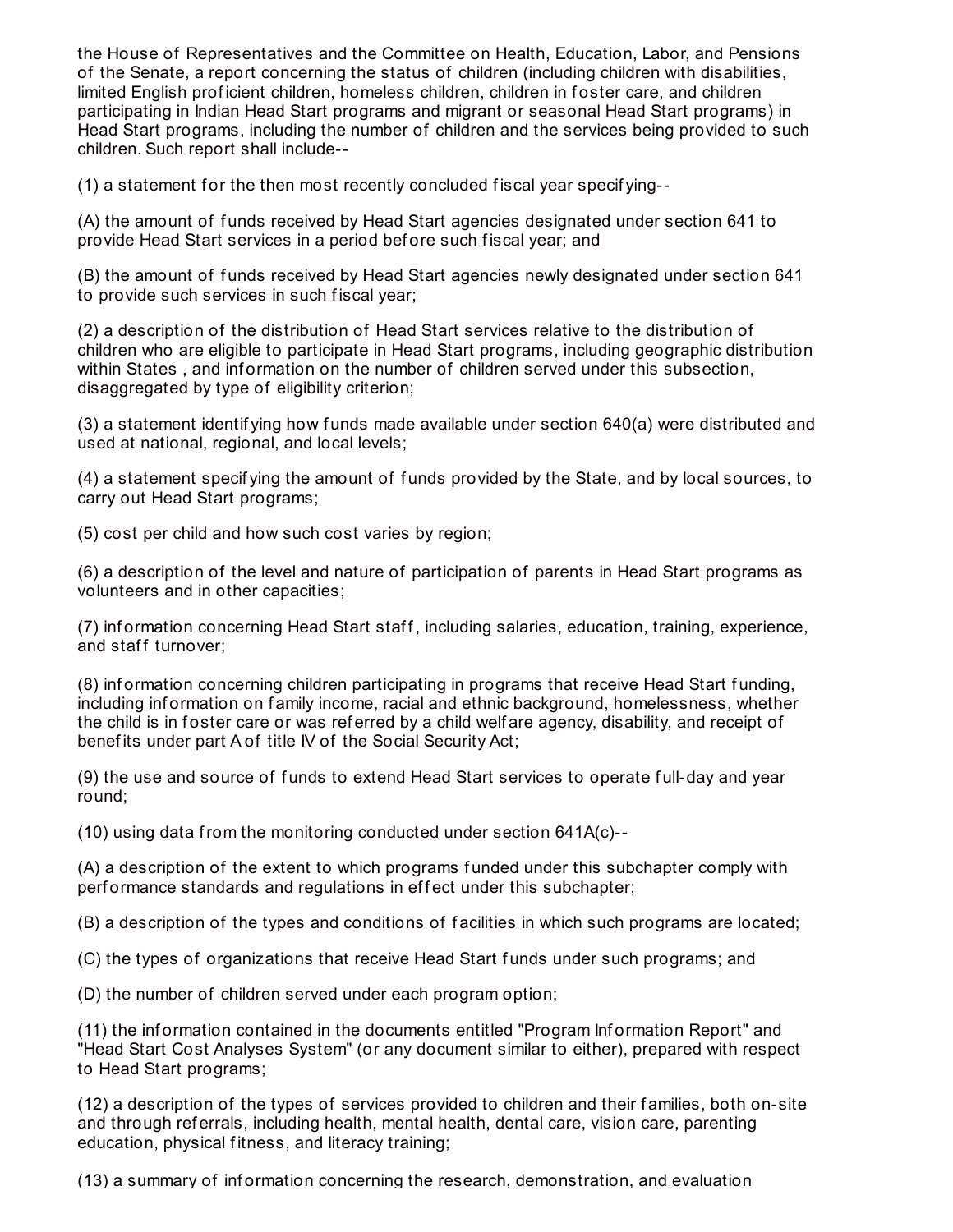the House of Representatives and the Committee on Health, Education, Labor, and Pensions of the Senate, a report concerning the status of children (including children with disabilities, limited English proficient children, homeless children, children in foster care, and children participating in Indian Head Start programs and migrant or seasonal Head Start programs) in Head Start programs, including the number of children and the services being provided to such children. Such report shall include--

(1) a statement for the then most recently concluded fiscal year specifying--

(A) the amount of funds received by Head Start agencies designated under section 641 to provide Head Start services in a period before such fiscal year; and

(B) the amount of funds received by Head Start agencies newly designated under section 641 to provide such services in such fiscal year;

(2) a description of the distribution of Head Start services relative to the distribution of children who are eligible to participate in Head Start programs, including geographic distribution within States , and information on the number of children served under this subsection, disaggregated by type of eligibility criterion;

(3) a statement identifying how funds made available under section 640(a) were distributed and used at national, regional, and local levels;

(4) a statement specifying the amount of funds provided by the State, and by local sources, to carry out Head Start programs;

(5) cost per child and how such cost varies by region;

(6) a description of the level and nature of participation of parents in Head Start programs as volunteers and in other capacities;

(7) information concerning Head Start staff, including salaries, education, training, experience, and staff turnover;

(8) information concerning children participating in programs that receive Head Start funding, including information on family income, racial and ethnic background, homelessness, whether the child is in foster care or was referred by a child welfare agency, disability, and receipt of benefits under part A of title IV of the Social Security Act;

(9) the use and source of funds to extend Head Start services to operate full-day and year round;

(10) using data from the monitoring conducted under section 641A(c)--

(A) a description of the extent to which programs funded under this subchapter comply with performance standards and regulations in effect under this subchapter;

(B) a description of the types and conditions of facilities in which such programs are located;

(C) the types of organizations that receive Head Start funds under such programs; and

(D) the number of children served under each program option;

(11) the information contained in the documents entitled "Program Information Report" and "Head Start Cost Analyses System" (or any document similar to either), prepared with respect to Head Start programs;

(12) a description of the types of services provided to children and their families, both on-site and through referrals, including health, mental health, dental care, vision care, parenting education, physical fitness, and literacy training;

(13) a summary of information concerning the research, demonstration, and evaluation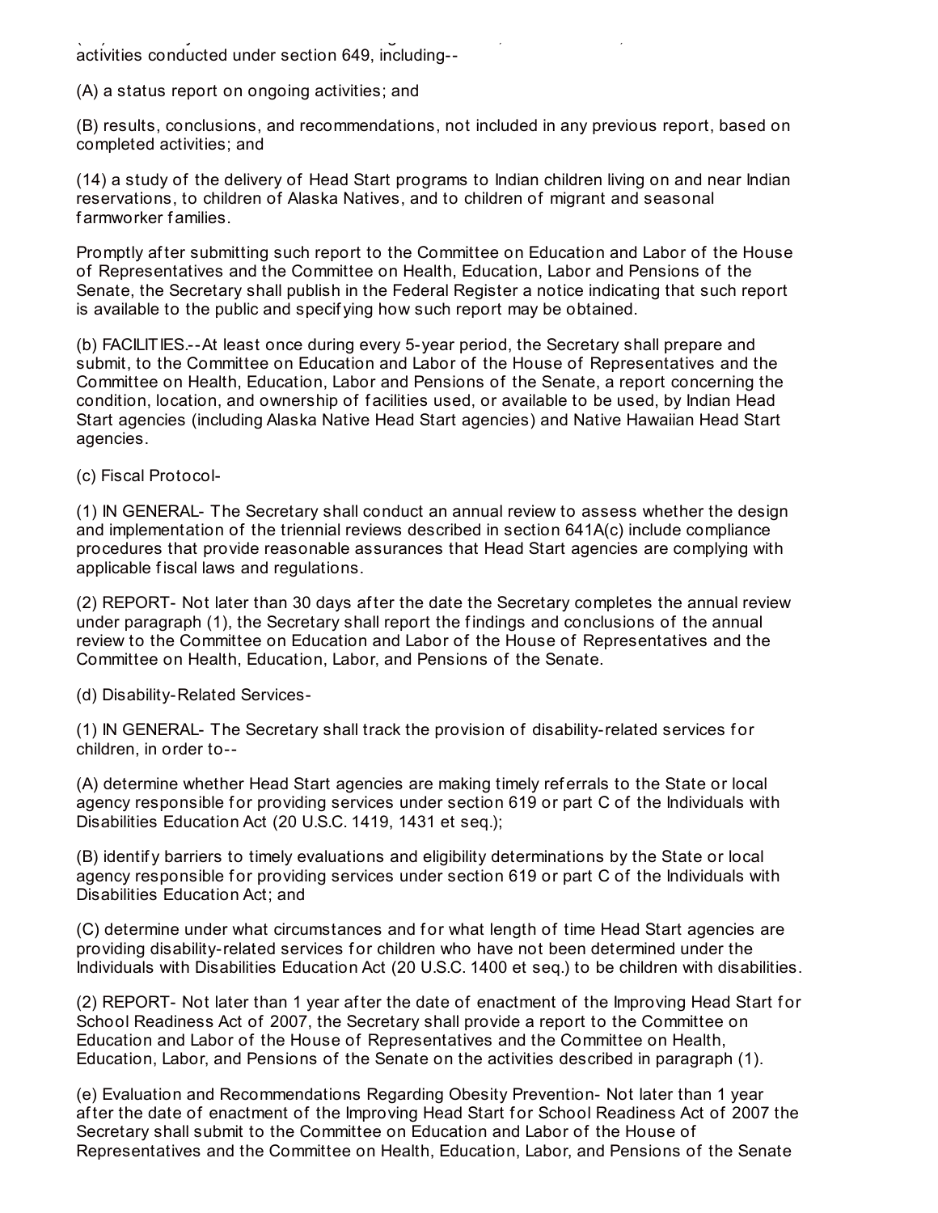activities conducted under section 649, including--

(A) a status report on ongoing activities; and

(B) results, conclusions, and recommendations, not included in any previous report, based on completed activities; and

(14) a study of the delivery of Head Start programs to Indian children living on and near Indian reservations, to children of Alaska Natives, and to children of migrant and seasonal farmworker families.

Promptly after submitting such report to the Committee on Education and Labor of the House of Representatives and the Committee on Health, Education, Labor and Pensions of the Senate, the Secretary shall publish in the Federal Register a notice indicating that such report is available to the public and specifying how such report may be obtained.

(b) FACILITIES.--At least once during every 5-year period, the Secretary shall prepare and submit, to the Committee on Education and Labor of the House of Representatives and the Committee on Health, Education, Labor and Pensions of the Senate, a report concerning the condition, location, and ownership of facilities used, or available to be used, by Indian Head Start agencies (including Alaska Native Head Start agencies) and Native Hawaiian Head Start agencies.

(c) Fiscal Protocol-

(1) IN GENERAL- The Secretary shall conduct an annual review to assess whether the design and implementation of the triennial reviews described in section 641A(c) include compliance procedures that provide reasonable assurances that Head Start agencies are complying with applicable fiscal laws and regulations.

(2) REPORT- Not later than 30 days after the date the Secretary completes the annual review under paragraph (1), the Secretary shall report the findings and conclusions of the annual review to the Committee on Education and Labor of the House of Representatives and the Committee on Health, Education, Labor, and Pensions of the Senate.

(d) Disability-Related Services-

(1) IN GENERAL- The Secretary shall track the provision of disability-related services for children, in order to--

(A) determine whether Head Start agencies are making timely referrals to the State or local agency responsible for providing services under section 619 or part C of the Individuals with Disabilities Education Act (20 U.S.C. 1419, 1431 et seq.);

(B) identify barriers to timely evaluations and eligibility determinations by the State or local agency responsible for providing services under section 619 or part C of the Individuals with Disabilities Education Act; and

(C) determine under what circumstances and for what length of time Head Start agencies are providing disability-related services for children who have not been determined under the Individuals with Disabilities Education Act (20 U.S.C. 1400 et seq.) to be children with disabilities.

(2) REPORT- Not later than 1 year after the date of enactment of the Improving Head Start for School Readiness Act of 2007, the Secretary shall provide a report to the Committee on Education and Labor of the House of Representatives and the Committee on Health, Education, Labor, and Pensions of the Senate on the activities described in paragraph (1).

(e) Evaluation and Recommendations Regarding Obesity Prevention- Not later than 1 year after the date of enactment of the Improving Head Start for School Readiness Act of 2007 the Secretary shall submit to the Committee on Education and Labor of the House of Representatives and the Committee on Health, Education, Labor, and Pensions of the Senate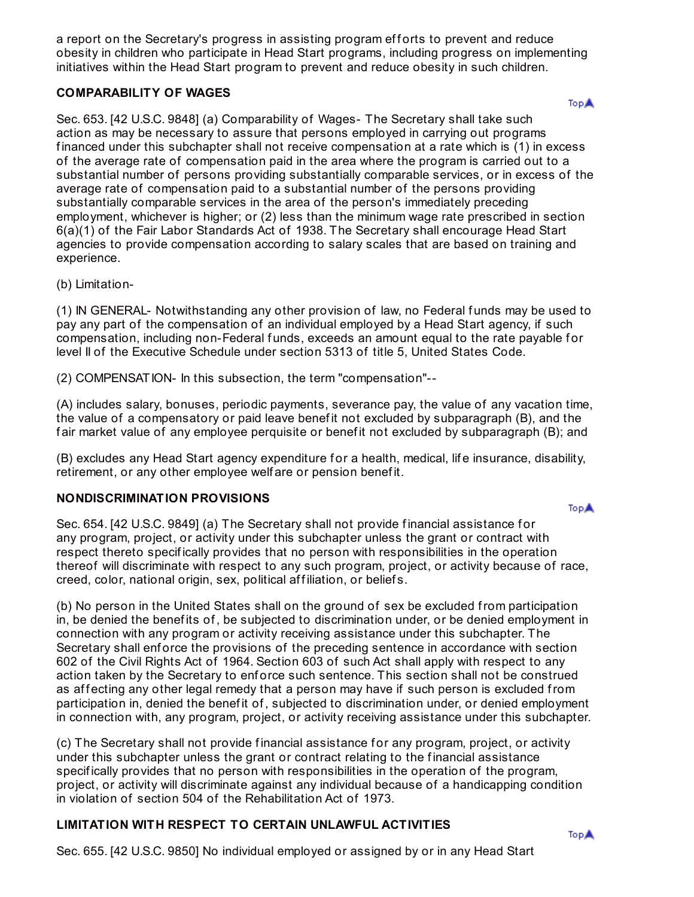a report on the Secretary's progress in assisting program efforts to prevent and reduce obesity in children who participate in Head Start programs, including progress on implementing initiatives within the Head Start program to prevent and reduce obesity in such children.

### COMPARABILITY OF WAGES

Sec. 653. [42 U.S.C. 9848] (a) Comparability of Wages- The Secretary shall take such action as may be necessary to assure that persons employed in carrying out programs financed under this subchapter shall not receive compensation at a rate which is (1) in excess of the average rate of compensation paid in the area where the program is carried out to a substantial number of persons providing substantially comparable services, or in excess of the average rate of compensation paid to a substantial number of the persons providing substantially comparable services in the area of the person's immediately preceding employment, whichever is higher; or (2) less than the minimum wage rate prescribed in section 6(a)(1) of the Fair Labor Standards Act of 1938. The Secretary shall encourage Head Start agencies to provide compensation according to salary scales that are based on training and experience.

(b) Limitation-

(1) IN GENERAL- Notwithstanding any other provision of law, no Federal funds may be used to pay any part of the compensation of an individual employed by a Head Start agency, if such compensation, including non-Federal funds, exceeds an amount equal to the rate payable for level II of the Executive Schedule under section 5313 of title 5, United States Code.

(2) COMPENSATION- In this subsection, the term "compensation"--

(A) includes salary, bonuses, periodic payments, severance pay, the value of any vacation time, the value of a compensatory or paid leave benefit not excluded by subparagraph (B), and the fair market value of any employee perquisite or benefit not excluded by subparagraph (B); and

(B) excludes any Head Start agency expenditure for a health, medical, life insurance, disability, retirement, or any other employee welfare or pension benefit.

### NONDISCRIMINATION PROVISIONS

Sec. 654. [42 U.S.C. 9849] (a) The Secretary shall not provide financial assistance for any program, project, or activity under this subchapter unless the grant or contract with respect thereto specifically provides that no person with responsibilities in the operation thereof will discriminate with respect to any such program, project, or activity because of race, creed, color, national origin, sex, political affiliation, or beliefs.

(b) No person in the United States shall on the ground of sex be excluded from participation in, be denied the benefits of, be subjected to discrimination under, or be denied employment in connection with any program or activity receiving assistance under this subchapter. The Secretary shall enforce the provisions of the preceding sentence in accordance with section 602 of the Civil Rights Act of 1964. Section 603 of such Act shall apply with respect to any action taken by the Secretary to enforce such sentence. This section shall not be construed as affecting any other legal remedy that a person may have if such person is excluded from participation in, denied the benefit of, subjected to discrimination under, or denied employment in connection with, any program, project, or activity receiving assistance under this subchapter.

(c) The Secretary shall not provide financial assistance for any program, project, or activity under this subchapter unless the grant or contract relating to the financial assistance specifically provides that no person with responsibilities in the operation of the program, project, or activity will discriminate against any individual because of a handicapping condition in violation of section 504 of the Rehabilitation Act of 1973.

### LIMITATION WITH RESPECT TO CERTAIN UNLAWFUL ACTIVITIES

Sec. 655. [42 U.S.C. 9850] No individual employed or assigned by or in any Head Start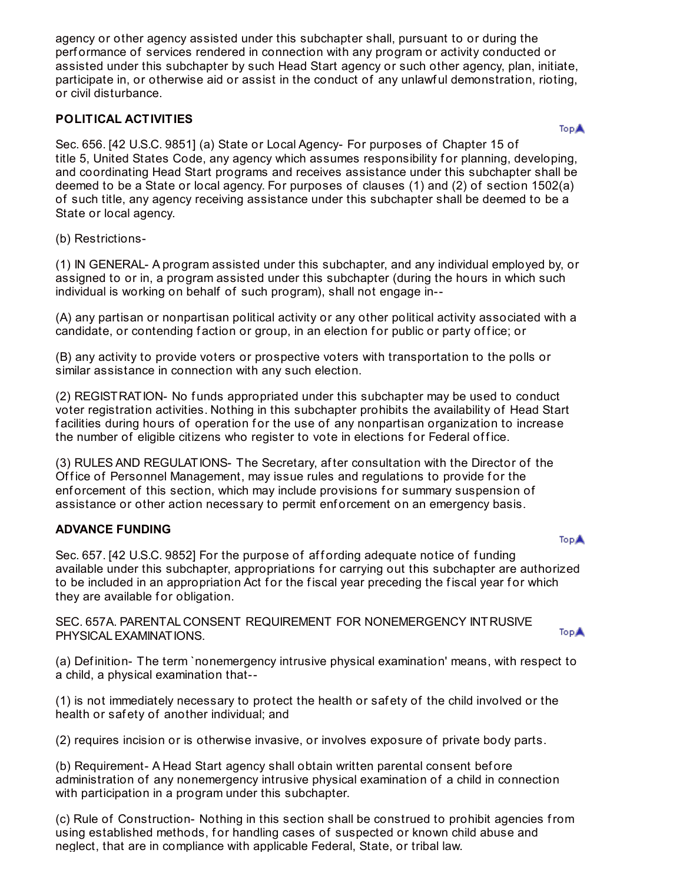agency or other agency assisted under this subchapter shall, pursuant to or during the performance of services rendered in connection with any program or activity conducted or assisted under this subchapter by such Head Start agency or such other agency, plan, initiate, participate in, or otherwise aid or assist in the conduct of any unlawful demonstration, rioting, or civil disturbance.

**POLITICAL ACTIVITIES**

Sec. 656. [42 U.S.C. 9851] (a) State or Local Agency- For purposes of Chapter 15 of title 5, United States Code, any agency which assumes responsibility for planning, developing, and coordinating Head Start programs and receives assistance under this subchapter shall be deemed to be a State or local agency. For purposes of clauses (1) and (2) of section 1502(a) of such title, any agency receiving assistance under this subchapter shall be deemed to be a State or local agency.

(b) Restrictions-

(1) IN GENERAL- A program assisted under this subchapter, and any individual employed by, or assigned to or in, a program assisted under this subchapter (during the hours in which such individual is working on behalf of such program), shall not engage in--

(A) any partisan or nonpartisan political activity or any other political activity associated with a candidate, or contending faction or group, in an election for public or party office; or

(B) any activity to provide voters or prospective voters with transportation to the polls or similar assistance in connection with any such election.

(2) REGISTRATION- No funds appropriated under this subchapter may be used to conduct voter registration activities. Nothing in this subchapter prohibits the availability of Head Start facilities during hours of operation for the use of any nonpartisan organization to increase the number of eligible citizens who register to vote in elections for Federal office.

(3) RULES AND REGULATIONS- The Secretary, after consultation with the Director of the Office of Personnel Management, may issue rules and regulations to provide for the enforcement of this section, which may include provisions for summary suspension of assistance or other action necessary to permit enforcement on an emergency basis.

**ADVANCE FUNDING**

Sec. 657. [42 U.S.C. 9852] For the purpose of affording adequate notice of funding available under this subchapter, appropriations for carrying out this subchapter are authorized to be included in an appropriation Act for the fiscal year preceding the fiscal year for which they are available for obligation.

SEC. 657A. PARENTAL CONSENT REQUIREMENT FOR NONEMERGENCY INTRUSIVE PHYSICAL EXAMINATIONS.

(a) Definition- The term `nonemergency intrusive physical examination' means, with respect to a child, a physical examination that--

(1) is not immediately necessary to protect the health or safety of the child involved or the health or safety of another individual; and

(2) requires incision or is otherwise invasive, or involves exposure of private body parts.

(b) Requirement- A Head Start agency shall obtain written parental consent before administration of any nonemergency intrusive physical examination of a child in connection with participation in a program under this subchapter.

(c) Rule of Construction- Nothing in this section shall be construed to prohibit agencies from using established methods, for handling cases of suspected or known child abuse and neglect, that are in compliance with applicable Federal, State, or tribal law.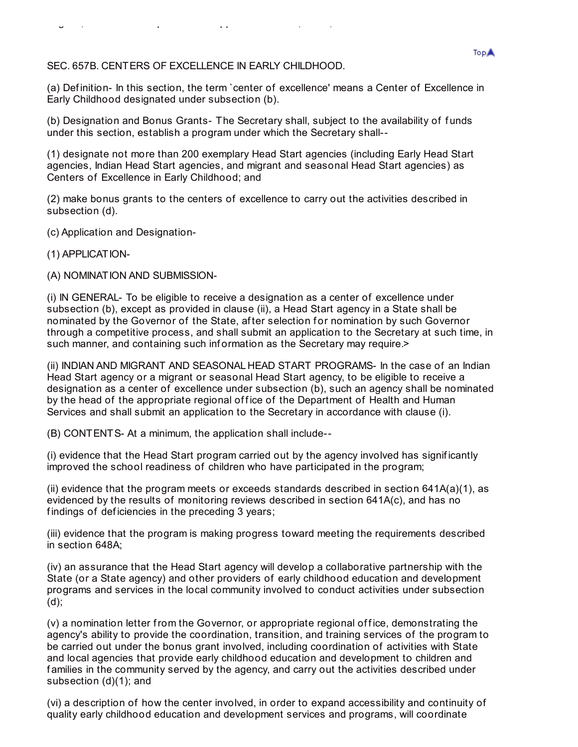## SEC. 657B. CENTERS OF EXCELLENCE IN EARLY CHILDHOOD.

(a) Definition- In this section, the term `center of excellence' means a Center of Excellence in Early Childhood designated under subsection (b).

(b) Designation and Bonus Grants- The Secretary shall, subject to the availability of funds under this section, establish a program under which the Secretary shall--

(1) designate not more than 200 exemplary Head Start agencies (including Early Head Start agencies, Indian Head Start agencies, and migrant and seasonal Head Start agencies) as Centers of Excellence in Early Childhood; and

(2) make bonus grants to the centers of excellence to carry out the activities described in subsection (d).

(c) Application and Designation-

(1) APPLICATION-

(A) NOMINATION AND SUBMISSION-

(i) IN GENERAL- To be eligible to receive a designation as a center of excellence under subsection (b), except as provided in clause (ii), a Head Start agency in a State shall be nominated by the Governor of the State, after selection for nomination by such Governor through a competitive process, and shall submit an application to the Secretary at such time, in such manner, and containing such information as the Secretary may require.>

(ii) INDIAN AND MIGRANT AND SEASONAL HEAD START PROGRAMS- In the case of an Indian Head Start agency or a migrant or seasonal Head Start agency, to be eligible to receive a designation as a center of excellence under subsection (b), such an agency shall be nominated by the head of the appropriate regional office of the Department of Health and Human Services and shall submit an application to the Secretary in accordance with clause (i).

(B) CONTENTS- At a minimum, the application shall include--

(i) evidence that the Head Start program carried out by the agency involved has significantly improved the school readiness of children who have participated in the program;

(ii) evidence that the program meets or exceeds standards described in section 641A(a)(1), as evidenced by the results of monitoring reviews described in section 641A(c), and has no findings of deficiencies in the preceding 3 years;

(iii) evidence that the program is making progress toward meeting the requirements described in section 648A;

(iv) an assurance that the Head Start agency will develop a collaborative partnership with the State (or a State agency) and other providers of early childhood education and development programs and services in the local community involved to conduct activities under subsection (d);

(v) a nomination letter from the Governor, or appropriate regional office, demonstrating the agency's ability to provide the coordination, transition, and training services of the program to be carried out under the bonus grant involved, including coordination of activities with State and local agencies that provide early childhood education and development to children and families in the community served by the agency, and carry out the activities described under subsection (d)(1); and

(vi) a description of how the center involved, in order to expand accessibility and continuity of quality early childhood education and development services and programs, will coordinate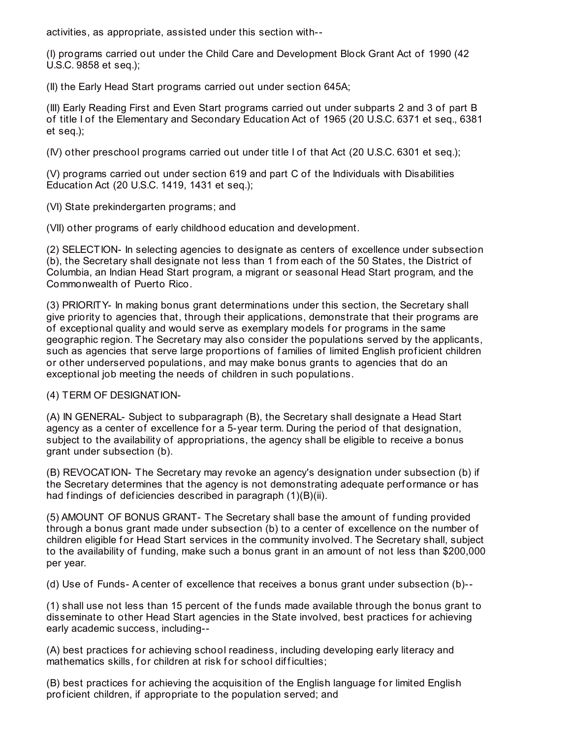activities, as appropriate, assisted under this section with--

(I) programs carried out under the Child Care and Development Block Grant Act of 1990 (42 U.S.C. 9858 et seq.);

(II) the Early Head Start programs carried out under section 645A;

(III) Early Reading First and Even Start programs carried out under subparts 2 and 3 of part B of title I of the Elementary and Secondary Education Act of 1965 (20 U.S.C. 6371 et seq., 6381 et seq.);

(IV) other preschool programs carried out under title I of that Act (20 U.S.C. 6301 et seq.);

(V) programs carried out under section 619 and part C of the Individuals with Disabilities Education Act (20 U.S.C. 1419, 1431 et seq.);

(VI) State prekindergarten programs; and

(VII) other programs of early childhood education and development.

(2) SELECTION- In selecting agencies to designate as centers of excellence under subsection (b), the Secretary shall designate not less than 1 from each of the 50 States, the District of Columbia, an Indian Head Start program, a migrant or seasonal Head Start program, and the Commonwealth of Puerto Rico.

(3) PRIORITY- In making bonus grant determinations under this section, the Secretary shall give priority to agencies that, through their applications, demonstrate that their programs are of exceptional quality and would serve as exemplary models for programs in the same geographic region. The Secretary may also consider the populations served by the applicants, such as agencies that serve large proportions of families of limited English proficient children or other underserved populations, and may make bonus grants to agencies that do an exceptional job meeting the needs of children in such populations.

(4) TERM OF DESIGNATION-

(A) IN GENERAL- Subject to subparagraph (B), the Secretary shall designate a Head Start agency as a center of excellence for a 5-year term. During the period of that designation, subject to the availability of appropriations, the agency shall be eligible to receive a bonus grant under subsection (b).

(B) REVOCATION- The Secretary may revoke an agency's designation under subsection (b) if the Secretary determines that the agency is not demonstrating adequate performance or has had findings of deficiencies described in paragraph (1)(B)(ii).

(5) AMOUNT OF BONUS GRANT- The Secretary shall base the amount of funding provided through a bonus grant made under subsection (b) to a center of excellence on the number of children eligible for Head Start services in the community involved. The Secretary shall, subject to the availability of funding, make such a bonus grant in an amount of not less than $200,000 per year.

(d) Use of Funds- A center of excellence that receives a bonus grant under subsection (b)--

(1) shall use not less than 15 percent of the funds made available through the bonus grant to disseminate to other Head Start agencies in the State involved, best practices for achieving early academic success, including--

(A) best practices for achieving school readiness, including developing early literacy and mathematics skills, for children at risk for school difficulties;

(B) best practices for achieving the acquisition of the English language for limited English proficient children, if appropriate to the population served; and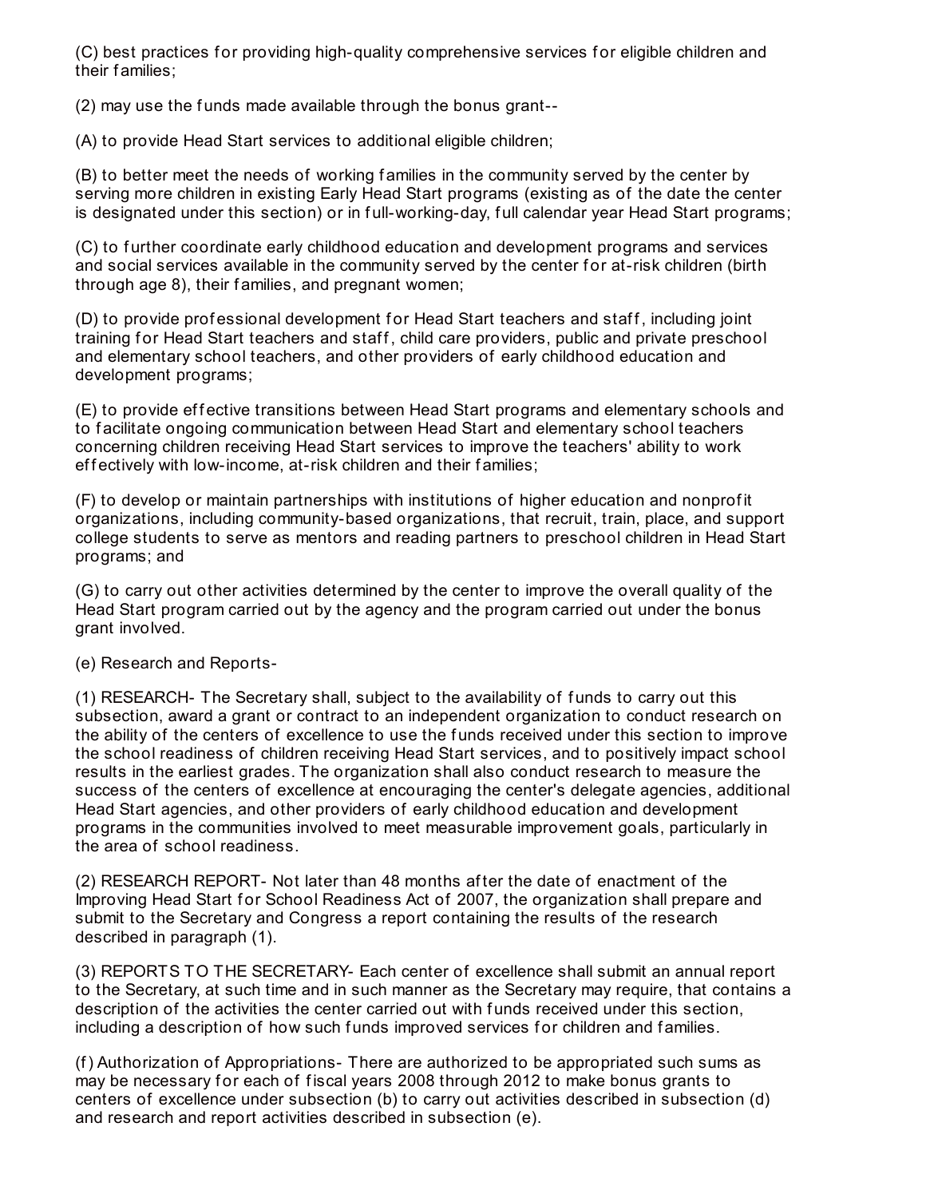(C) best practices for providing high-quality comprehensive services for eligible children and their families;

(2) may use the funds made available through the bonus grant--

(A) to provide Head Start services to additional eligible children;

(B) to better meet the needs of working families in the community served by the center by serving more children in existing Early Head Start programs (existing as of the date the center is designated under this section) or in full-working-day, full calendar year Head Start programs;

(C) to further coordinate early childhood education and development programs and services and social services available in the community served by the center for at-risk children (birth through age 8), their families, and pregnant women;

(D) to provide professional development for Head Start teachers and staff, including joint training for Head Start teachers and staff, child care providers, public and private preschool and elementary school teachers, and other providers of early childhood education and development programs;

(E) to provide effective transitions between Head Start programs and elementary schools and to facilitate ongoing communication between Head Start and elementary school teachers concerning children receiving Head Start services to improve the teachers' ability to work effectively with low-income, at-risk children and their families;

(F) to develop or maintain partnerships with institutions of higher education and nonprofit organizations, including community-based organizations, that recruit, train, place, and support college students to serve as mentors and reading partners to preschool children in Head Start programs; and

(G) to carry out other activities determined by the center to improve the overall quality of the Head Start program carried out by the agency and the program carried out under the bonus grant involved.

(e) Research and Reports-

(1) RESEARCH- The Secretary shall, subject to the availability of funds to carry out this subsection, award a grant or contract to an independent organization to conduct research on the ability of the centers of excellence to use the funds received under this section to improve the school readiness of children receiving Head Start services, and to positively impact school results in the earliest grades. The organization shall also conduct research to measure the success of the centers of excellence at encouraging the center's delegate agencies, additional Head Start agencies, and other providers of early childhood education and development programs in the communities involved to meet measurable improvement goals, particularly in the area of school readiness.

(2) RESEARCH REPORT- Not later than 48 months after the date of enactment of the Improving Head Start for School Readiness Act of 2007, the organization shall prepare and submit to the Secretary and Congress a report containing the results of the research described in paragraph (1).

(3) REPORTS TO THE SECRETARY- Each center of excellence shall submit an annual report to the Secretary, at such time and in such manner as the Secretary may require, that contains a description of the activities the center carried out with funds received under this section, including a description of how such funds improved services for children and families.

(f) Authorization of Appropriations- There are authorized to be appropriated such sums as may be necessary for each of fiscal years 2008 through 2012 to make bonus grants to centers of excellence under subsection (b) to carry out activities described in subsection (d) and research and report activities described in subsection (e).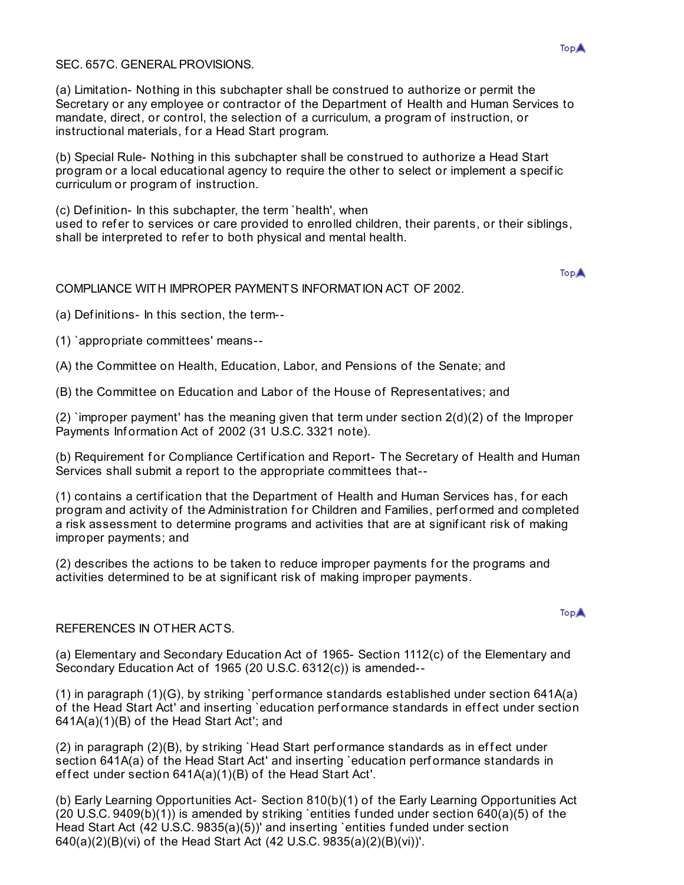SEC. 657C. GENERAL PROVISIONS.

(a) Limitation- Nothing in this subchapter shall be construed to authorize or permit the Secretary or any employee or contractor of the Department of Health and Human Services to mandate, direct, or control, the selection of a curriculum, a program of instruction, or instructional materials, for a Head Start program.

(b) Special Rule- Nothing in this subchapter shall be construed to authorize a Head Start program or a local educational agency to require the other to select or implement a specific curriculum or program of instruction.

(c) Definition- In this subchapter, the term `health', when used to refer to services or care provided to enrolled children, their parents, or their siblings, shall be interpreted to refer to both physical and mental health.

COMPLIANCE WITH IMPROPER PAYMENTS INFORMATION ACT OF 2002.

(a) Definitions- In this section, the term--

(1) `appropriate committees' means--

(A) the Committee on Health, Education, Labor, and Pensions of the Senate; and

(B) the Committee on Education and Labor of the House of Representatives; and

(2) `improper payment' has the meaning given that term under section 2(d)(2) of the Improper Payments Information Act of 2002 (31 U.S.C. 3321 note).

(b) Requirement for Compliance Certification and Report- The Secretary of Health and Human Services shall submit a report to the appropriate committees that--

(1) contains a certification that the Department of Health and Human Services has, for each program and activity of the Administration for Children and Families, performed and completed a risk assessment to determine programs and activities that are at significant risk of making improper payments; and

(2) describes the actions to be taken to reduce improper payments for the programs and activities determined to be at significant risk of making improper payments.

REFERENCES IN OTHER ACTS.

(a) Elementary and Secondary Education Act of 1965- Section 1112(c) of the Elementary and Secondary Education Act of 1965 (20 U.S.C. 6312(c)) is amended--

(1) in paragraph (1)(G), by striking `performance standards established under section 641A(a) of the Head Start Act' and inserting `education performance standards in effect under section 641A(a)(1)(B) of the Head Start Act'; and

(2) in paragraph (2)(B), by striking `Head Start performance standards as in effect under section 641A(a) of the Head Start Act' and inserting `education performance standards in effect under section 641A(a)(1)(B) of the Head Start Act'.

(b) Early Learning Opportunities Act- Section 810(b)(1) of the Early Learning Opportunities Act (20 U.S.C. 9409(b)(1)) is amended by striking `entities funded under section 640(a)(5) of the Head Start Act (42 U.S.C. 9835(a)(5))' and inserting `entities funded under section 640(a)(2)(B)(vi) of the Head Start Act (42 U.S.C. 9835(a)(2)(B)(vi))'.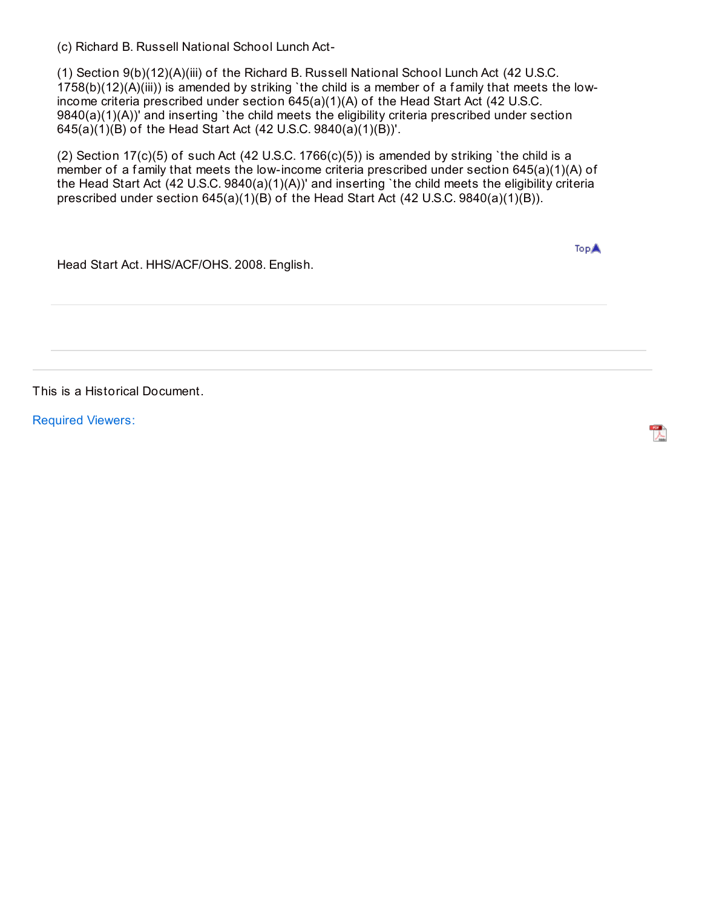(c) Richard B. Russell National School Lunch Act-

(1) Section 9(b)(12)(A)(iii) of the Richard B. Russell National School Lunch Act (42 U.S.C. 1758(b)(12)(A)(iii)) is amended by striking `the child is a member of a family that meets the low-income criteria prescribed under section 645(a)(1)(A) of the Head Start Act (42 U.S.C. 9840(a)(1)(A))' and inserting `the child meets the eligibility criteria prescribed under section 645(a)(1)(B) of the Head Start Act (42 U.S.C. 9840(a)(1)(B))'.

(2) Section 17(c)(5) of such Act (42 U.S.C. 1766(c)(5)) is amended by striking `the child is a member of a family that meets the low-income criteria prescribed under section 645(a)(1)(A) of the Head Start Act (42 U.S.C. 9840(a)(1)(A))' and inserting `the child meets the eligibility criteria prescribed under section 645(a)(1)(B) of the Head Start Act (42 U.S.C. 9840(a)(1)(B)).

Top

Head Start Act. HHS/ACF/OHS. 2008. English.

This is a Historical Document.

Required Viewers: